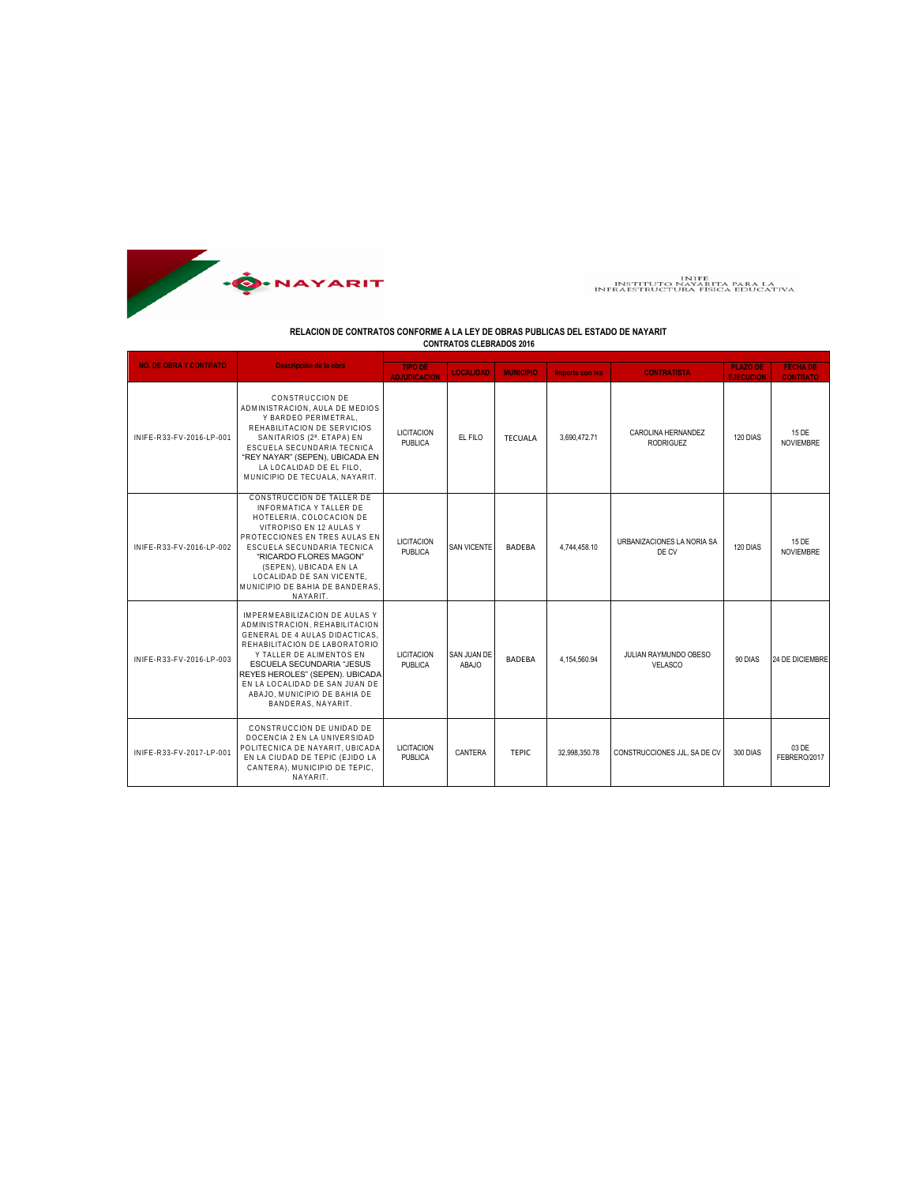NAYARIT

INIFE
INSTITUTO NAYARITA PARA LA
INFRAESTRUCTURA FISICA EDUCATIVA

**RELACION DE CONTRATOS CONFORME A LA LEY DE OBRAS PUBLICAS DEL ESTADO DE NAYARIT**
**CONTRATOS CLEBRADOS 2016**

| NO. DE OBRA Y CONTRATO | Descripcion de la obra | TIPO DE ADJUDICACION | LOCALIDAD | MUNICIPIO | Importe con iva | CONTRATISTA | PLAZO DE EJECUCION | FECHA DE CONTRATO |
|---|---|---|---|---|---|---|---|---|
| INIFE-R33-FV-2016-LP-001 | CONSTRUCCION DE ADMINISTRACION, AULA DE MEDIOS Y BARDEO PERIMETRAL, REHABILITACION DE SERVICIOS SANITARIOS (2ª. ETAPA) EN ESCUELA SECUNDARIA TECNICA "REY NAYAR" (SEPEN), UBICADA EN LA LOCALIDAD DE EL FILO, MUNICIPIO DE TECUALA, NAYARIT. | LICITACION PUBLICA | EL FILO | TECUALA | 3,690,472.71 | CAROLINA HERNANDEZ RODRIGUEZ | 120 DIAS | 15 DE NOVIEMBRE |
| INIFE-R33-FV-2016-LP-002 | CONSTRUCCION DE TALLER DE INFORMATICA Y TALLER DE HOTELERIA, COLOCACION DE VITROPISO EN 12 AULAS Y PROTECCIONES EN TRES AULAS EN ESCUELA SECUNDARIA TECNICA "RICARDO FLORES MAGON" (SEPEN), UBICADA EN LA LOCALIDAD DE SAN VICENTE, MUNICIPIO DE BAHIA DE BANDERAS, NAYARIT. | LICITACION PUBLICA | SAN VICENTE | BADEBA | 4,744,458.10 | URBANIZACIONES LA NORIA SA DE CV | 120 DIAS | 15 DE NOVIEMBRE |
| INIFE-R33-FV-2016-LP-003 | IMPERMEABILIZACION DE AULAS Y ADMINISTRACION, REHABILITACION GENERAL DE 4 AULAS DIDACTICAS, REHABILITACION DE LABORATORIO Y TALLER DE ALIMENTOS EN ESCUELA SECUNDARIA "JESUS REYES HEROLES" (SEPEN), UBICADA EN LA LOCALIDAD DE SAN JUAN DE ABAJO, MUNICIPIO DE BAHIA DE BANDERAS, NAYARIT. | LICITACION PUBLICA | SAN JUAN DE ABAJO | BADEBA | 4,154,560.94 | JULIAN RAYMUNDO OBESO VELASCO | 90 DIAS | 24 DE DICIEMBRE |
| INIFE-R33-FV-2017-LP-001 | CONSTRUCCION DE UNIDAD DE DOCENCIA 2 EN LA UNIVERSIDAD POLITECNICA DE NAYARIT, UBICADA EN LA CIUDAD DE TEPIC (EJIDO LA CANTERA), MUNICIPIO DE TEPIC, NAYARIT. | LICITACION PUBLICA | CANTERA | TEPIC | 32,998,350.78 | CONSTRUCCIONES JJL, SA DE CV | 300 DIAS | 03 DE FEBRERO/2017 |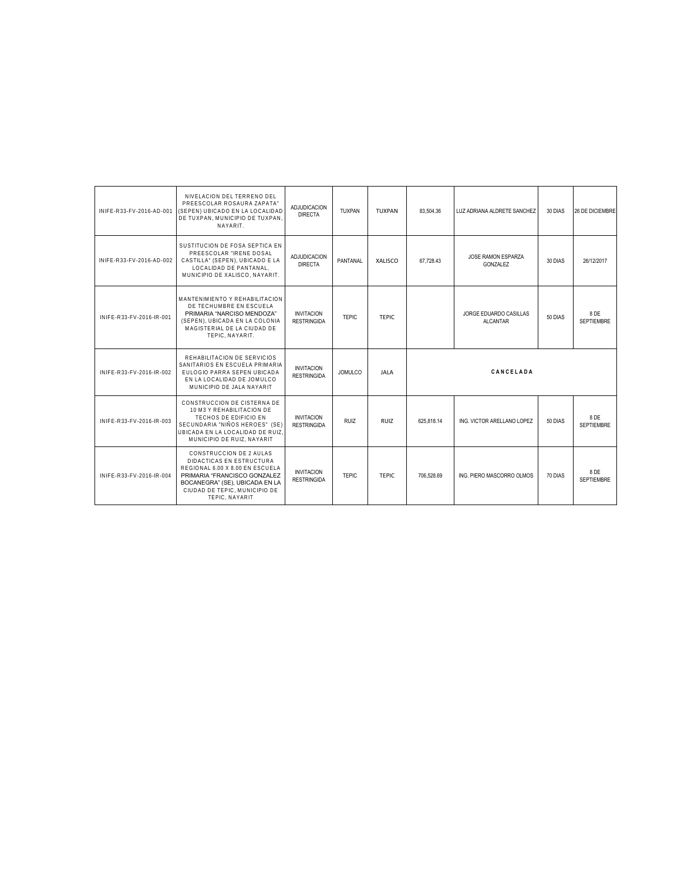| | | | | | | | | |
|---|---|---|---|---|---|---|---|---|
| INIFE-R33-FV-2016-AD-001 | NIVELACION DEL TERRENO DEL PREESCOLAR ROSAURA ZAPATA" (SEPEN) UBICADO EN LA LOCALIDAD DE TUXPAN, MUNICIPIO DE TUXPAN, NAYARIT. | ADJUDICACION DIRECTA | TUXPAN | TUXPAN | 83,504.36 | LUZ ADRIANA ALDRETE SANCHEZ | 30 DIAS | 26 DE DICIEMBRE |
| INIFE-R33-FV-2016-AD-002 | SUSTITUCION DE FOSA SEPTICA EN PREESCOLAR "IRENE DOSAL CASTILLA" (SEPEN), UBICADO E LA LOCALIDAD DE PANTANAL, MUNICIPIO DE XALISCO, NAYARIT. | ADJUDICACION DIRECTA | PANTANAL | XALISCO | 67,728.43 | JOSE RAMON ESPARZA GONZALEZ | 30 DIAS | 26/12/2017 |
| INIFE-R33-FV-2016-IR-001 | MANTENIMIENTO Y REHABILITACION DE TECHUMBRE EN ESCUELA PRIMARIA "NARCISO MENDOZA" (SEPEN), UBICADA EN LA COLONIA MAGISTERIAL DE LA CIUDAD DE TEPIC, NAYARIT. | INVITACION RESTRINGIDA | TEPIC | TEPIC | | JORGE EDUARDO CASILLAS ALCANTAR | 50 DIAS | 8 DE SEPTIEMBRE |
| INIFE-R33-FV-2016-IR-002 | REHABILITACION DE SERVICIOS SANITARIOS EN ESCUELA PRIMARIA EULOGIO PARRA SEPEN UBICADA EN LA LOCALIDAD DE JOMULCO MUNICIPIO DE JALA NAYARIT | INVITACION RESTRINGIDA | JOMULCO | JALA | CANCELADA | | | |
| INIFE-R33-FV-2016-IR-003 | CONSTRUCCION DE CISTERNA DE 10 M3 Y REHABILITACION DE TECHOS DE EDIFICIO EN SECUNDARIA "NIÑOS HEROES" (SE) UBICADA EN LA LOCALIDAD DE RUIZ, MUNICIPIO DE RUIZ, NAYARIT | INVITACION RESTRINGIDA | RUIZ | RUIZ | 625,818.14 | ING. VICTOR ARELLANO LOPEZ | 50 DIAS | 8 DE SEPTIEMBRE |
| INIFE-R33-FV-2016-IR-004 | CONSTRUCCION DE 2 AULAS DIDACTICAS EN ESTRUCTURA REGIONAL 6.00 X 8.00 EN ESCUELA PRIMARIA "FRANCISCO GONZALEZ BOCANEGRA" (SE), UBICADA EN LA CIUDAD DE TEPIC, MUNICIPIO DE TEPIC, NAYARIT | INVITACION RESTRINGIDA | TEPIC | TEPIC | 706,528.69 | ING. PIERO MASCORRO OLMOS | 70 DIAS | 8 DE SEPTIEMBRE |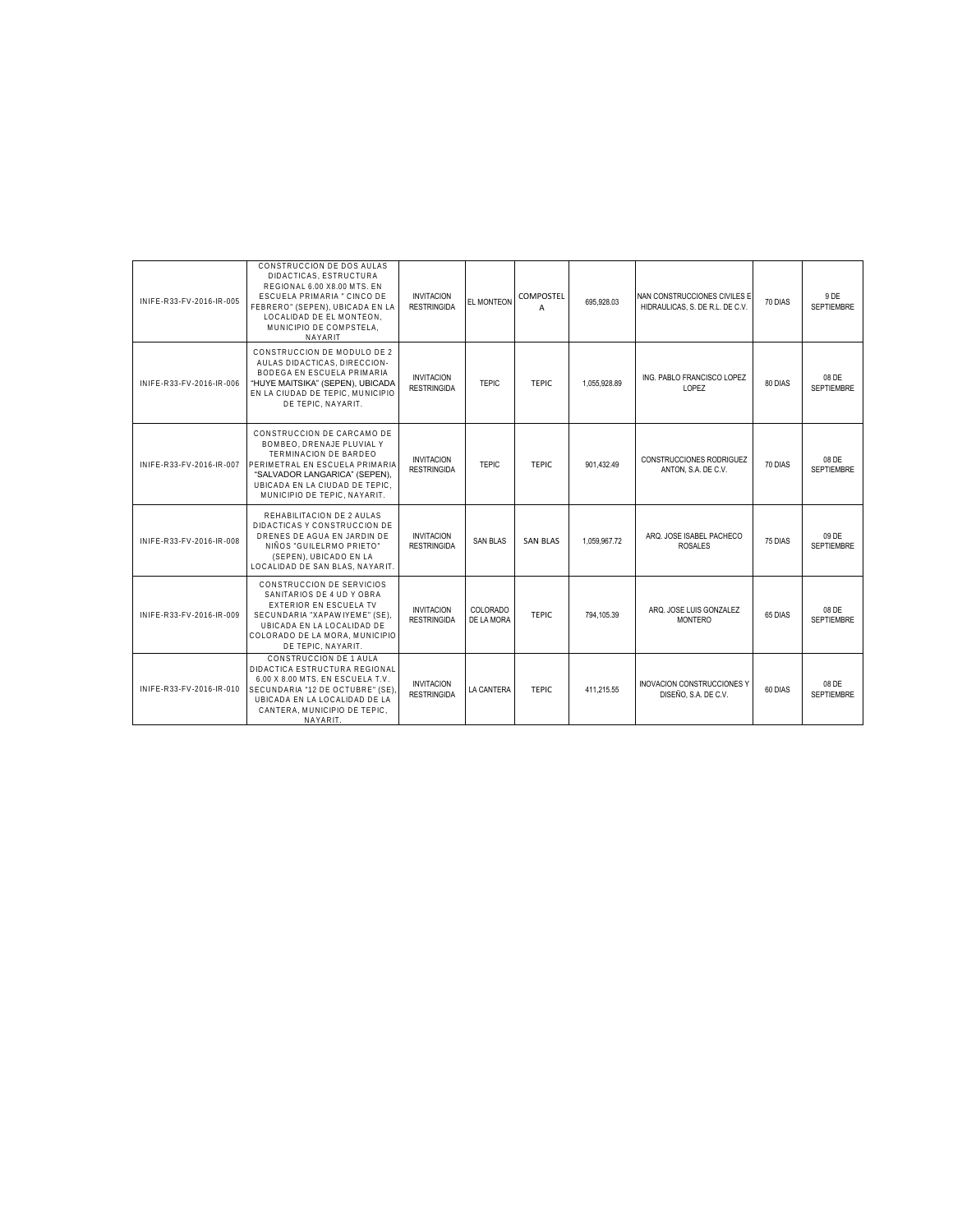| | | | | | | | | |
|---|---|---|---|---|---|---|---|---|
| INIFE-R33-FV-2016-IR-005 | CONSTRUCCION DE DOS AULAS DIDACTICAS, ESTRUCTURA REGIONAL 6.00 X8.00 MTS. EN ESCUELA PRIMARIA " CINCO DE FEBRERO" (SEPEN), UBICADA EN LA LOCALIDAD DE EL MONTEON, MUNICIPIO DE COMPSTELA, NAYARIT | INVITACION RESTRINGIDA | EL MONTEON | COMPOSTELA | 695,928.03 | NAN CONSTRUCCIONES CIVILES E HIDRAULICAS, S. DE R.L. DE C.V. | 70 DIAS | 9 DE SEPTIEMBRE |
| INIFE-R33-FV-2016-IR-006 | CONSTRUCCION DE MODULO DE 2 AULAS DIDACTICAS, DIRECCION-BODEGA EN ESCUELA PRIMARIA "HUYE MAITSIKA" (SEPEN), UBICADA EN LA CIUDAD DE TEPIC, MUNICIPIO DE TEPIC, NAYARIT. | INVITACION RESTRINGIDA | TEPIC | TEPIC | 1,055,928.89 | ING. PABLO FRANCISCO LOPEZ LOPEZ | 80 DIAS | 08 DE SEPTIEMBRE |
| INIFE-R33-FV-2016-IR-007 | CONSTRUCCION DE CARCAMO DE BOMBEO, DRENAJE PLUVIAL Y TERMINACION DE BARDEO PERIMETRAL EN ESCUELA PRIMARIA "SALVADOR LANGARICA" (SEPEN), UBICADA EN LA CIUDAD DE TEPIC, MUNICIPIO DE TEPIC, NAYARIT. | INVITACION RESTRINGIDA | TEPIC | TEPIC | 901,432.49 | CONSTRUCCIONES RODRIGUEZ ANTON, S.A. DE C.V. | 70 DIAS | 08 DE SEPTIEMBRE |
| INIFE-R33-FV-2016-IR-008 | REHABILITACION DE 2 AULAS DIDACTICAS Y CONSTRUCCION DE DRENES DE AGUA EN JARDIN DE NIÑOS "GUILELRMO PRIETO" (SEPEN), UBICADO EN LA LOCALIDAD DE SAN BLAS, NAYARIT. | INVITACION RESTRINGIDA | SAN BLAS | SAN BLAS | 1,059,967.72 | ARQ. JOSE ISABEL PACHECO ROSALES | 75 DIAS | 09 DE SEPTIEMBRE |
| INIFE-R33-FV-2016-IR-009 | CONSTRUCCION DE SERVICIOS SANITARIOS DE 4 UD Y OBRA EXTERIOR EN ESCUELA TV SECUNDARIA "XAPAWIYEME" (SE), UBICADA EN LA LOCALIDAD DE COLORADO DE LA MORA, MUNICIPIO DE TEPIC, NAYARIT. | INVITACION RESTRINGIDA | COLORADO DE LA MORA | TEPIC | 794,105.39 | ARQ. JOSE LUIS GONZALEZ MONTERO | 65 DIAS | 08 DE SEPTIEMBRE |
| INIFE-R33-FV-2016-IR-010 | CONSTRUCCION DE 1 AULA DIDACTICA ESTRUCTURA REGIONAL 6.00 X 8.00 MTS. EN ESCUELA T.V. SECUNDARIA "12 DE OCTUBRE" (SE), UBICADA EN LA LOCALIDAD DE LA CANTERA, MUNICIPIO DE TEPIC, NAYARIT. | INVITACION RESTRINGIDA | LA CANTERA | TEPIC | 411,215.55 | INOVACION CONSTRUCCIONES Y DISEÑO, S.A. DE C.V. | 60 DIAS | 08 DE SEPTIEMBRE |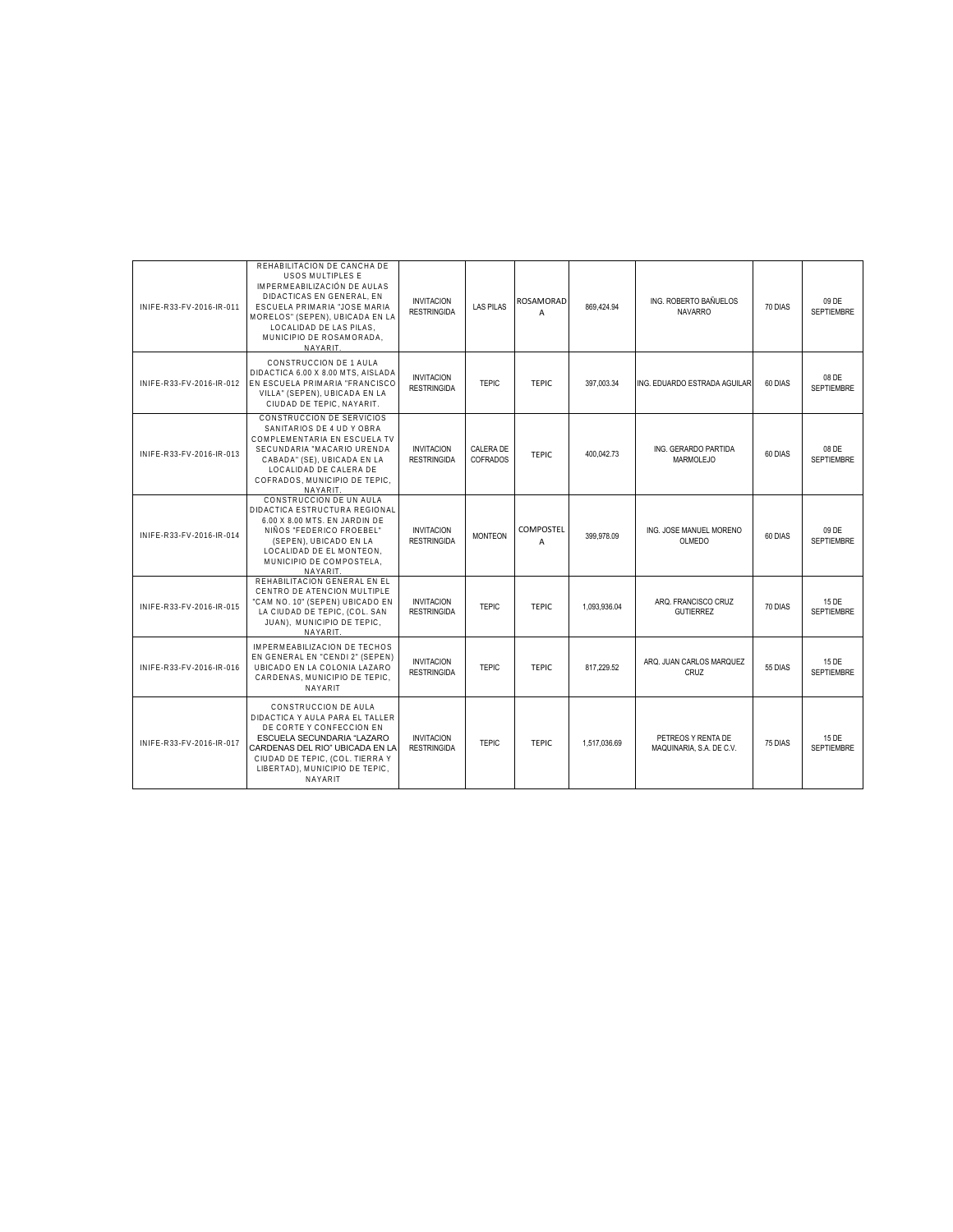| | | | | | | | | |
|---|---|---|---|---|---|---|---|---|
| INIFE-R33-FV-2016-IR-011 | REHABILITACION DE CANCHA DE USOS MULTIPLES E IMPERMEABILIZACIÓN DE AULAS DIDACTICAS EN GENERAL, EN ESCUELA PRIMARIA "JOSE MARIA MORELOS" (SEPEN), UBICADA EN LA LOCALIDAD DE LAS PILAS, MUNICIPIO DE ROSAMORADA, NAYARIT. | INVITACION RESTRINGIDA | LAS PILAS | ROSAMORADA | 869,424.94 | ING. ROBERTO BAÑUELOS NAVARRO | 70 DIAS | 09 DE SEPTIEMBRE |
| INIFE-R33-FV-2016-IR-012 | CONSTRUCCION DE 1 AULA DIDACTICA 6.00 X 8.00 MTS, AISLADA EN ESCUELA PRIMARIA "FRANCISCO VILLA" (SEPEN), UBICADA EN LA CIUDAD DE TEPIC, NAYARIT. | INVITACION RESTRINGIDA | TEPIC | TEPIC | 397,003.34 | ING. EDUARDO ESTRADA AGUILAR | 60 DIAS | 08 DE SEPTIEMBRE |
| INIFE-R33-FV-2016-IR-013 | CONSTRUCCION DE SERVICIOS SANITARIOS DE 4 UD Y OBRA COMPLEMENTARIA EN ESCUELA TV SECUNDARIA "MACARIO URENDA CABADA" (SE), UBICADA EN LA LOCALIDAD DE CALERA DE COFRADOS, MUNICIPIO DE TEPIC, NAYARIT. | INVITACION RESTRINGIDA | CALERA DE COFRADOS | TEPIC | 400,042.73 | ING. GERARDO PARTIDA MARMOLEJO | 60 DIAS | 08 DE SEPTIEMBRE |
| INIFE-R33-FV-2016-IR-014 | CONSTRUCCION DE UN AULA DIDACTICA ESTRUCTURA REGIONAL 6.00 X 8.00 MTS. EN JARDIN DE NIÑOS "FEDERICO FROEBEL" (SEPEN), UBICADO EN LA LOCALIDAD DE EL MONTEON, MUNICIPIO DE COMPOSTELA, NAYARIT. | INVITACION RESTRINGIDA | MONTEON | COMPOSTELA | 399,978.09 | ING. JOSE MANUEL MORENO OLMEDO | 60 DIAS | 09 DE SEPTIEMBRE |
| INIFE-R33-FV-2016-IR-015 | REHABILITACION GENERAL EN EL CENTRO DE ATENCION MULTIPLE "CAM NO. 10" (SEPEN) UBICADO EN LA CIUDAD DE TEPIC, (COL. SAN JUAN), MUNICIPIO DE TEPIC, NAYARIT. | INVITACION RESTRINGIDA | TEPIC | TEPIC | 1,093,936.04 | ARQ. FRANCISCO CRUZ GUTIERREZ | 70 DIAS | 15 DE SEPTIEMBRE |
| INIFE-R33-FV-2016-IR-016 | IMPERMEABILIZACION DE TECHOS EN GENERAL EN "CENDI 2" (SEPEN) UBICADO EN LA COLONIA LAZARO CARDENAS, MUNICIPIO DE TEPIC, NAYARIT | INVITACION RESTRINGIDA | TEPIC | TEPIC | 817,229.52 | ARQ. JUAN CARLOS MARQUEZ CRUZ | 55 DIAS | 15 DE SEPTIEMBRE |
| INIFE-R33-FV-2016-IR-017 | CONSTRUCCION DE AULA DIDACTICA Y AULA PARA EL TALLER DE CORTE Y CONFECCION EN ESCUELA SECUNDARIA "LAZARO CARDENAS DEL RIO" UBICADA EN LA CIUDAD DE TEPIC, (COL. TIERRA Y LIBERTAD), MUNICIPIO DE TEPIC, NAYARIT | INVITACION RESTRINGIDA | TEPIC | TEPIC | 1,517,036.69 | PETREOS Y RENTA DE MAQUINARIA, S.A. DE C.V. | 75 DIAS | 15 DE SEPTIEMBRE |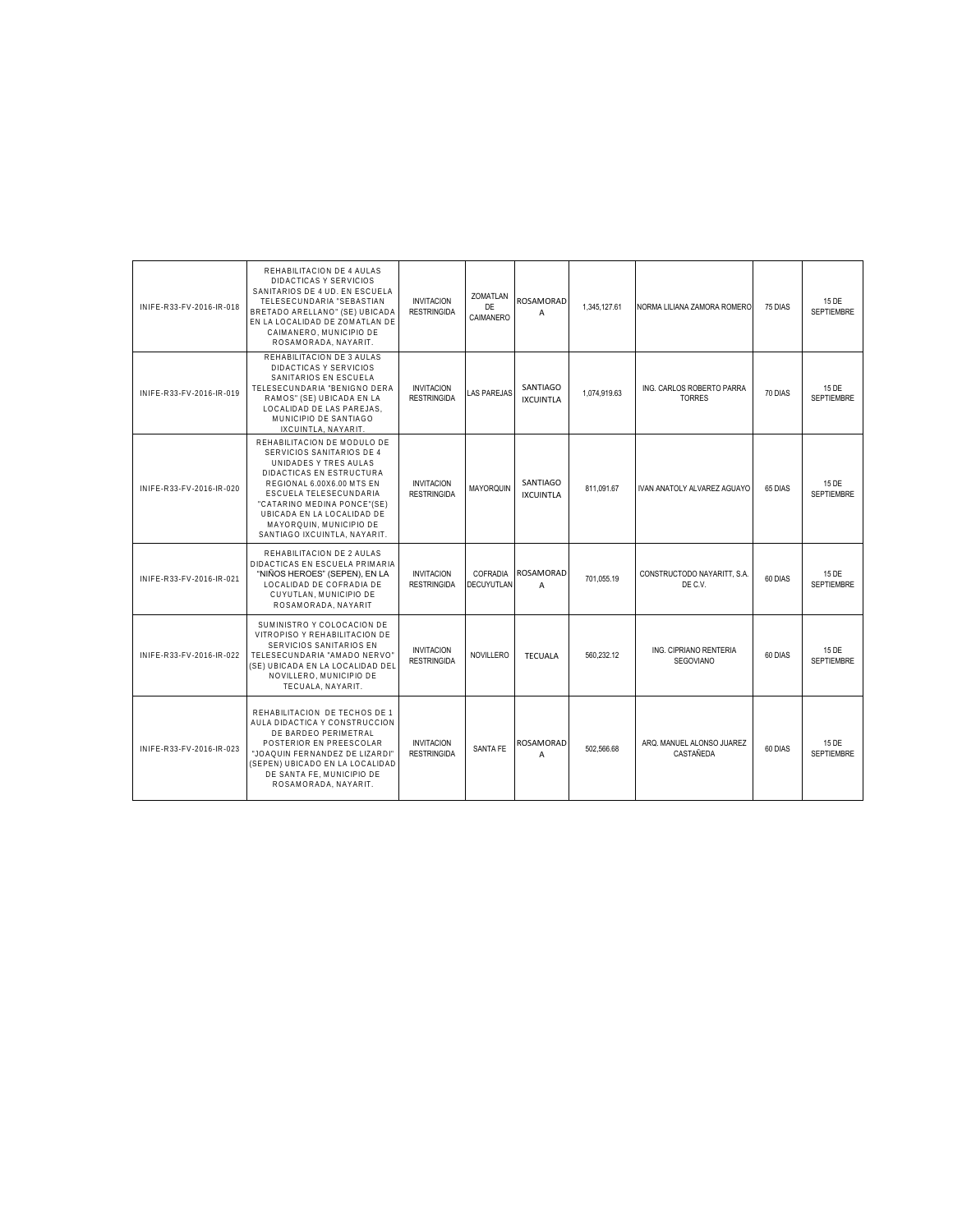| | | | | | | | | |
|---|---|---|---|---|---|---|---|---|
| INIFE-R33-FV-2016-IR-018 | REHABILITACION DE 4 AULAS DIDACTICAS Y SERVICIOS SANITARIOS DE 4 UD. EN ESCUELA TELESECUNDARIA "SEBASTIAN BRETADO ARELLANO" (SE) UBICADA EN LA LOCALIDAD DE ZOMATLAN DE CAIMANERO, MUNICIPIO DE ROSAMORADA, NAYARIT. | INVITACION RESTRINGIDA | ZOMATLAN DE CAIMANERO | ROSAMORADA | 1,345,127.61 | NORMA LILIANA ZAMORA ROMERO | 75 DIAS | 15 DE SEPTIEMBRE |
| INIFE-R33-FV-2016-IR-019 | REHABILITACION DE 3 AULAS DIDACTICAS Y SERVICIOS SANITARIOS EN ESCUELA TELESECUNDARIA "BENIGNO DERA RAMOS" (SE) UBICADA EN LA LOCALIDAD DE LAS PAREJAS, MUNICIPIO DE SANTIAGO IXCUINTLA, NAYARIT. | INVITACION RESTRINGIDA | LAS PAREJAS | SANTIAGO IXCUINTLA | 1,074,919.63 | ING. CARLOS ROBERTO PARRA TORRES | 70 DIAS | 15 DE SEPTIEMBRE |
| INIFE-R33-FV-2016-IR-020 | REHABILITACION DE MODULO DE SERVICIOS SANITARIOS DE 4 UNIDADES Y TRES AULAS DIDACTICAS EN ESTRUCTURA REGIONAL 6.00X6.00 MTS EN ESCUELA TELESECUNDARIA "CATARINO MEDINA PONCE"(SE) UBICADA EN LA LOCALIDAD DE MAYORQUIN, MUNICIPIO DE SANTIAGO IXCUINTLA, NAYARIT. | INVITACION RESTRINGIDA | MAYORQUIN | SANTIAGO IXCUINTLA | 811,091.67 | IVAN ANATOLY ALVAREZ AGUAYO | 65 DIAS | 15 DE SEPTIEMBRE |
| INIFE-R33-FV-2016-IR-021 | REHABILITACION DE 2 AULAS DIDACTICAS EN ESCUELA PRIMARIA "NIÑOS HEROES" (SEPEN), EN LA LOCALIDAD DE COFRADIA DE CUYUTLAN, MUNICIPIO DE ROSAMORADA, NAYARIT | INVITACION RESTRINGIDA | COFRADIA DECUYUTLAN | ROSAMORADA | 701,055.19 | CONSTRUCTODO NAYARITT, S.A. DE C.V. | 60 DIAS | 15 DE SEPTIEMBRE |
| INIFE-R33-FV-2016-IR-022 | SUMINISTRO Y COLOCACION DE VITROPISO Y REHABILITACION DE SERVICIOS SANITARIOS EN TELESECUNDARIA "AMADO NERVO" (SE) UBICADA EN LA LOCALIDAD DEL NOVILLERO, MUNICIPIO DE TECUALA, NAYARIT. | INVITACION RESTRINGIDA | NOVILLERO | TECUALA | 560,232.12 | ING. CIPRIANO RENTERIA SEGOVIANO | 60 DIAS | 15 DE SEPTIEMBRE |
| INIFE-R33-FV-2016-IR-023 | REHABILITACION DE TECHOS DE 1 AULA DIDACTICA Y CONSTRUCCION DE BARDEO PERIMETRAL POSTERIOR EN PREESCOLAR "JOAQUIN FERNANDEZ DE LIZARDI" (SEPEN) UBICADO EN LA LOCALIDAD DE SANTA FE, MUNICIPIO DE ROSAMORADA, NAYARIT. | INVITACION RESTRINGIDA | SANTA FE | ROSAMORADA | 502,566.68 | ARQ. MANUEL ALONSO JUAREZ CASTAÑEDA | 60 DIAS | 15 DE SEPTIEMBRE |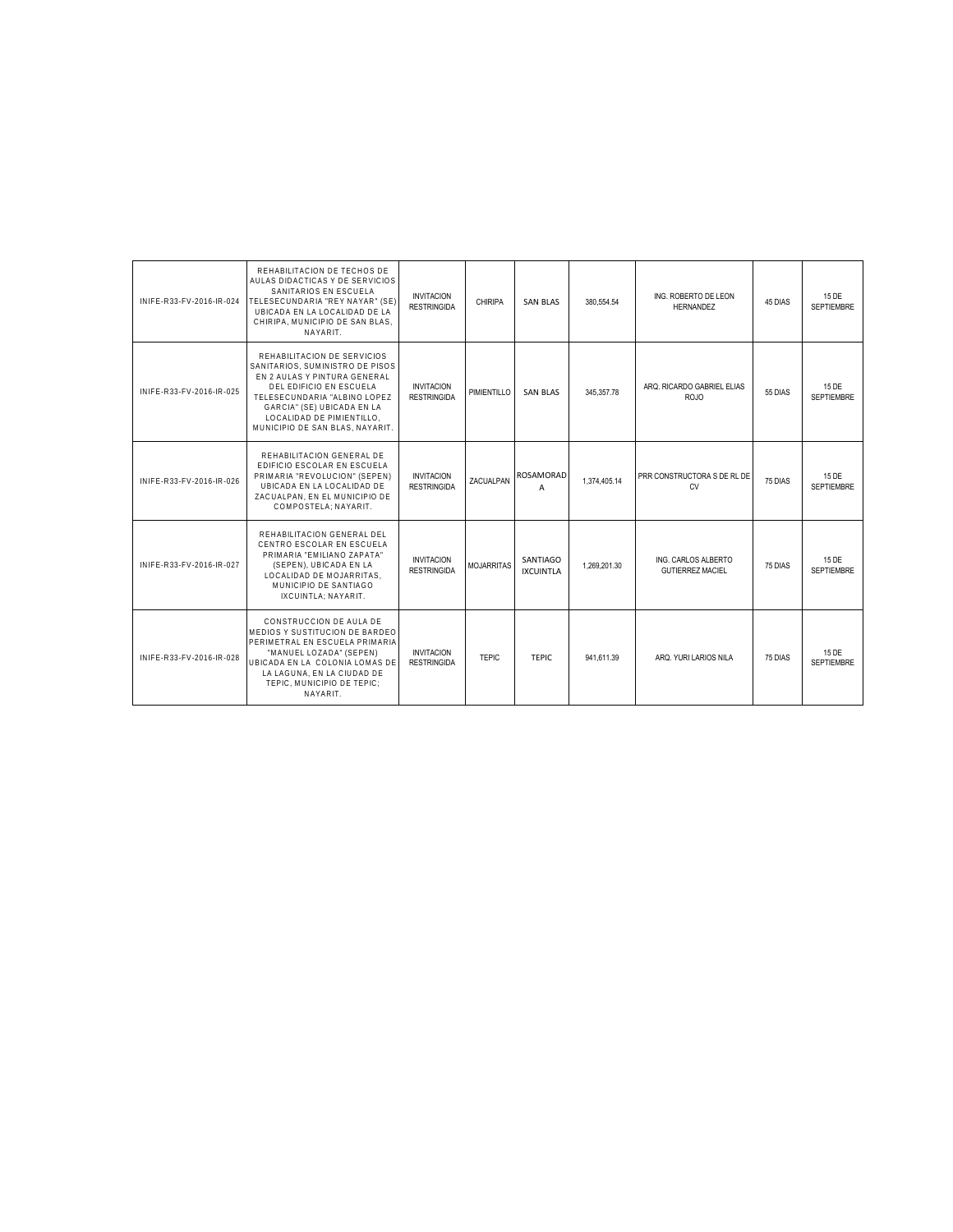| | | | | | | | | |
|---|---|---|---|---|---|---|---|---|
| INIFE-R33-FV-2016-IR-024 | REHABILITACION DE TECHOS DE AULAS DIDACTICAS Y DE SERVICIOS SANITARIOS EN ESCUELA TELESECUNDARIA "REY NAYAR" (SE) UBICADA EN LA LOCALIDAD DE LA CHIRIPA, MUNICIPIO DE SAN BLAS, NAYARIT. | INVITACION RESTRINGIDA | CHIRIPA | SAN BLAS | 380,554.54 | ING. ROBERTO DE LEON HERNANDEZ | 45 DIAS | 15 DE SEPTIEMBRE |
| INIFE-R33-FV-2016-IR-025 | REHABILITACION DE SERVICIOS SANITARIOS, SUMINISTRO DE PISOS EN 2 AULAS Y PINTURA GENERAL DEL EDIFICIO EN ESCUELA TELESECUNDARIA "ALBINO LOPEZ GARCIA" (SE) UBICADA EN LA LOCALIDAD DE PIMIENTILLO, MUNICIPIO DE SAN BLAS, NAYARIT. | INVITACION RESTRINGIDA | PIMIENTILLO | SAN BLAS | 345,357.78 | ARQ. RICARDO GABRIEL ELIAS ROJO | 55 DIAS | 15 DE SEPTIEMBRE |
| INIFE-R33-FV-2016-IR-026 | REHABILITACION GENERAL DE EDIFICIO ESCOLAR EN ESCUELA PRIMARIA "REVOLUCION" (SEPEN) UBICADA EN LA LOCALIDAD DE ZACUALPAN, EN EL MUNICIPIO DE COMPOSTELA; NAYARIT. | INVITACION RESTRINGIDA | ZACUALPAN | ROSAMORADA | 1,374,405.14 | PRR CONSTRUCTORA S DE RL DE CV | 75 DIAS | 15 DE SEPTIEMBRE |
| INIFE-R33-FV-2016-IR-027 | REHABILITACION GENERAL DEL CENTRO ESCOLAR EN ESCUELA PRIMARIA "EMILIANO ZAPATA" (SEPEN), UBICADA EN LA LOCALIDAD DE MOJARRITAS, MUNICIPIO DE SANTIAGO IXCUINTLA; NAYARIT. | INVITACION RESTRINGIDA | MOJARRITAS | SANTIAGO IXCUINTLA | 1,269,201.30 | ING. CARLOS ALBERTO GUTIERREZ MACIEL | 75 DIAS | 15 DE SEPTIEMBRE |
| INIFE-R33-FV-2016-IR-028 | CONSTRUCCION DE AULA DE MEDIOS Y SUSTITUCION DE BARDEO PERIMETRAL EN ESCUELA PRIMARIA "MANUEL LOZADA" (SEPEN) UBICADA EN LA COLONIA LOMAS DE LA LAGUNA, EN LA CIUDAD DE TEPIC, MUNICIPIO DE TEPIC; NAYARIT. | INVITACION RESTRINGIDA | TEPIC | TEPIC | 941,611.39 | ARQ. YURI LARIOS NILA | 75 DIAS | 15 DE SEPTIEMBRE |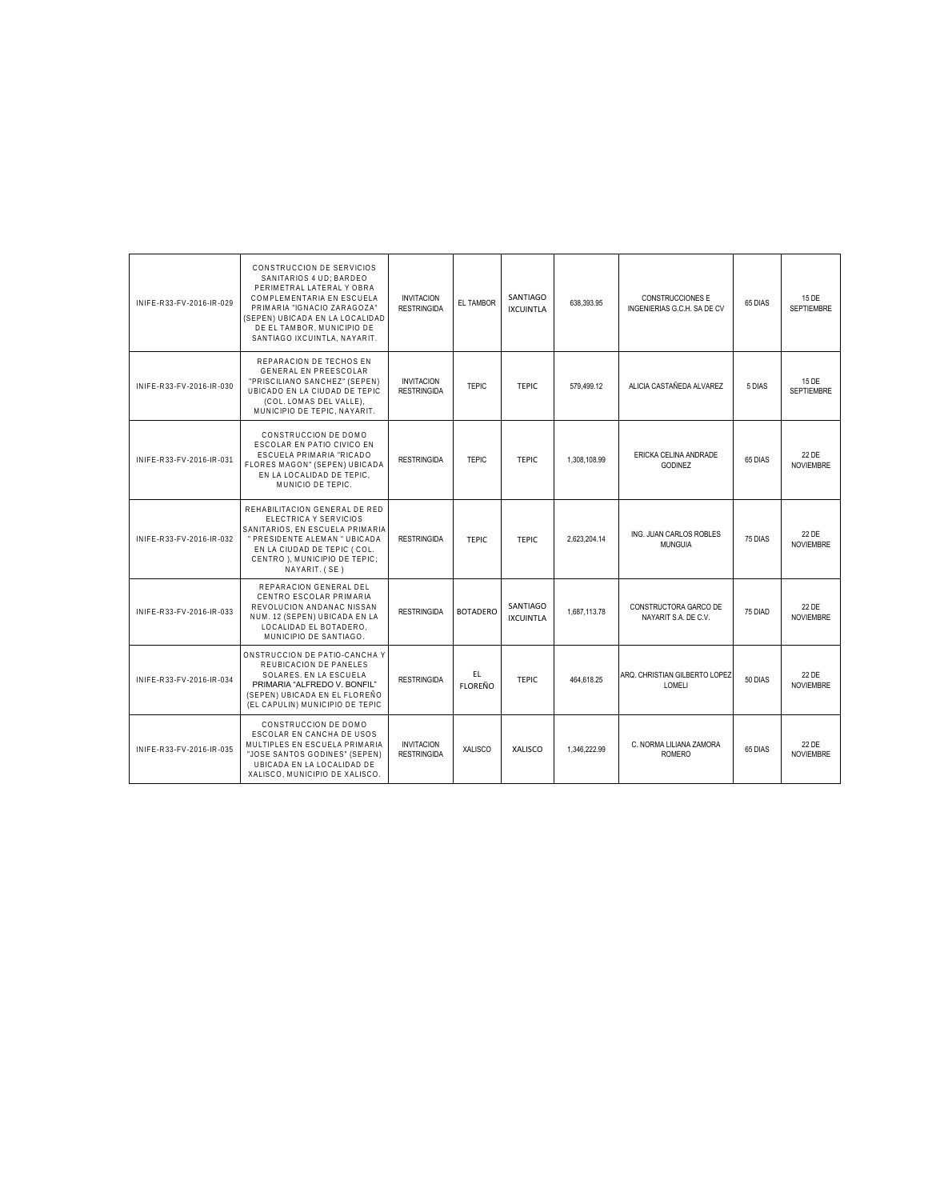| | | | | | | | | |
|---|---|---|---|---|---|---|---|---|
| INIFE-R33-FV-2016-IR-029 | CONSTRUCCION DE SERVICIOS SANITARIOS 4 UD; BARDEO PERIMETRAL LATERAL Y OBRA COMPLEMENTARIA EN ESCUELA PRIMARIA "IGNACIO ZARAGOZA" (SEPEN) UBICADA EN LA LOCALIDAD DE EL TAMBOR, MUNICIPIO DE SANTIAGO IXCUINTLA, NAYARIT. | INVITACION RESTRINGIDA | EL TAMBOR | SANTIAGO IXCUINTLA | 638,393.95 | CONSTRUCCIONES E INGENIERIAS G.C.H. SA DE CV | 65 DIAS | 15 DE SEPTIEMBRE |
| INIFE-R33-FV-2016-IR-030 | REPARACION DE TECHOS EN GENERAL EN PREESCOLAR "PRISCILIANO SANCHEZ" (SEPEN) UBICADO EN LA CIUDAD DE TEPIC (COL. LOMAS DEL VALLE), MUNICIPIO DE TEPIC, NAYARIT. | INVITACION RESTRINGIDA | TEPIC | TEPIC | 579,499.12 | ALICIA CASTAÑEDA ALVAREZ | 5 DIAS | 15 DE SEPTIEMBRE |
| INIFE-R33-FV-2016-IR-031 | CONSTRUCCION DE DOMO ESCOLAR EN PATIO CIVICO EN ESCUELA PRIMARIA "RICADO FLORES MAGON" (SEPEN) UBICADA EN LA LOCALIDAD DE TEPIC, MUNICIO DE TEPIC. | RESTRINGIDA | TEPIC | TEPIC | 1,308,108.99 | ERICKA CELINA ANDRADE GODINEZ | 65 DIAS | 22 DE NOVIEMBRE |
| INIFE-R33-FV-2016-IR-032 | REHABILITACION GENERAL DE RED ELECTRICA Y SERVICIOS SANITARIOS, EN ESCUELA PRIMARIA " PRESIDENTE ALEMAN " UBICADA EN LA CIUDAD DE TEPIC ( COL. CENTRO ), MUNICIPIO DE TEPIC; NAYARIT. ( SE ) | RESTRINGIDA | TEPIC | TEPIC | 2,623,204.14 | ING. JUAN CARLOS ROBLES MUNGUIA | 75 DIAS | 22 DE NOVIEMBRE |
| INIFE-R33-FV-2016-IR-033 | REPARACION GENERAL DEL CENTRO ESCOLAR PRIMARIA REVOLUCION ANDANAC NISSAN NUM. 12 (SEPEN) UBICADA EN LA LOCALIDAD EL BOTADERO, MUNICIPIO DE SANTIAGO. | RESTRINGIDA | BOTADERO | SANTIAGO IXCUINTLA | 1,687,113.78 | CONSTRUCTORA GARCO DE NAYARIT S.A. DE C.V. | 75 DIAD | 22 DE NOVIEMBRE |
| INIFE-R33-FV-2016-IR-034 | ONSTRUCCION DE PATIO-CANCHA Y REUBICACION DE PANELES SOLARES. EN LA ESCUELA PRIMARIA "ALFREDO V. BONFIL" (SEPEN) UBICADA EN EL FLOREÑO (EL CAPULIN) MUNICIPIO DE TEPIC | RESTRINGIDA | EL FLOREÑO | TEPIC | 464,618.25 | ARQ. CHRISTIAN GILBERTO LOPEZ LOMELI | 50 DIAS | 22 DE NOVIEMBRE |
| INIFE-R33-FV-2016-IR-035 | CONSTRUCCION DE DOMO ESCOLAR EN CANCHA DE USOS MULTIPLES EN ESCUELA PRIMARIA "JOSE SANTOS GODINES" (SEPEN) UBICADA EN LA LOCALIDAD DE XALISCO, MUNICIPIO DE XALISCO. | INVITACION RESTRINGIDA | XALISCO | XALISCO | 1,346,222.99 | C. NORMA LILIANA ZAMORA ROMERO | 65 DIAS | 22 DE NOVIEMBRE |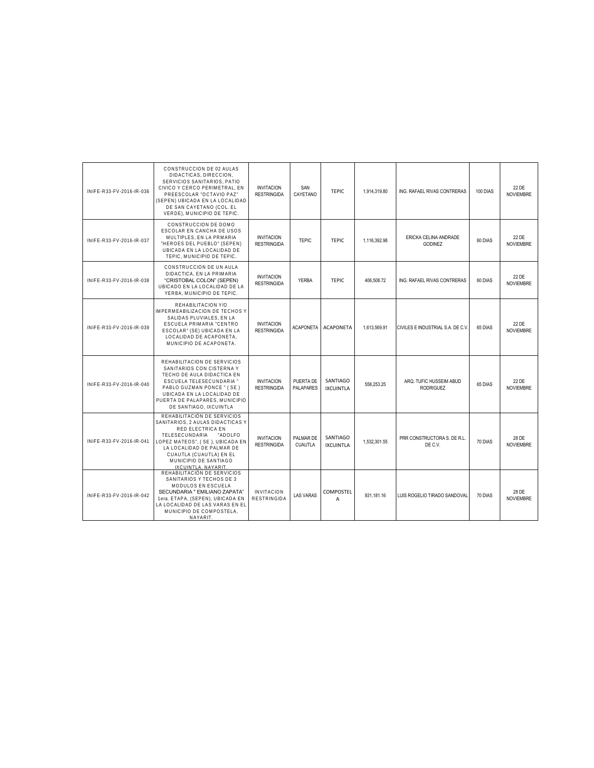| | | | | | | | | |
|---|---|---|---|---|---|---|---|---|
| INIFE-R33-FV-2016-IR-036 | CONSTRUCCION DE 02 AULAS DIDACTICAS, DIRECCION, SERVICIOS SANITARIOS, PATIO CIVICO Y CERCO PERIMETRAL, EN PREESCOLAR "OCTAVIO PAZ" (SEPEN) UBICADA EN LA LOCALIDAD DE SAN CAYETANO (COL. EL VERDE), MUNICIPIO DE TEPIC. | INVITACION RESTRINGIDA | SAN CAYETANO | TEPIC | 1,914,319.80 | ING. RAFAEL RIVAS CONTRERAS | 100 DIAS | 22 DE NOVIEMBRE |
| INIFE-R33-FV-2016-IR-037 | CONSTRUCCION DE DOMO ESCOLAR EN CANCHA DE USOS MULTIPLES, EN LA PRMARIA "HEROES DEL PUEBLO" (SEPEN) UBICADA EN LA LOCALIDAD DE TEPIC, MUNICIPIO DE TEPIC. | INVITACION RESTRINGIDA | TEPIC | TEPIC | 1,116,392.98 | ERICKA CELINA ANDRADE GODINEZ | 60 DIAS | 22 DE NOVIEMBRE |
| INIFE-R33-FV-2016-IR-038 | CONSTRUCCION DE UN AULA DIDACTICA, EN LA PRIMARIA "CRISTOBAL COLON" (SEPEN) UBICADO EN LA LOCALIDAD DE LA YERBA, MUNICIPIO DE TEPIC. | INVITACION RESTRINGIDA | YERBA | TEPIC | 406,508.72 | ING. RAFAEL RIVAS CONTRERAS | 60 DIAS | 22 DE NOVIEMBRE |
| INIFE-R33-FV-2016-IR-039 | REHABILITACION Y/O IMPERMEABILIZACION DE TECHOS Y SALIDAS PLUVIALES, EN LA ESCUELA PRIMARIA "CENTRO ESCOLAR" (SE) UBICADA EN LA LOCALIDAD DE ACAPONETA, MUNICIPIO DE ACAPONETA. | INVITACION RESTRINGIDA | ACAPONETA | ACAPONETA | 1,613,569.91 | CIVILES E INDUSTRIAL S.A. DE C.V. | 65 DIAS | 22 DE NOVIEMBRE |
| INIFE-R33-FV-2016-IR-040 | REHABILITACION DE SERVICIOS SANITARIOS CON CISTERNA Y TECHO DE AULA DIDACTICA EN ESCUELA TELESECUNDARIA " PABLO GUZMAN PONCE " ( SE ) UBICADA EN LA LOCALIDAD DE PUERTA DE PALAPARES, MUNICIPIO DE SANTIAGO, IXCUINTLA | INVITACION RESTRINGIDA | PUERTA DE PALAPARES | SANTIAGO IXCUINTLA | 558,253.25 | ARQ. TUFIC HUSSEIM ABUD RODRIGUEZ | 65 DIAS | 22 DE NOVIEMBRE |
| INIFE-R33-FV-2016-IR-041 | REHABILITACIÓN DE SERVICIOS SANITARIOS, 2 AULAS DIDACTICAS Y RED ELECTRICA EN TELESECUNDARIA "ADOLFO LOPEZ MATEOS", ( SE ), UBICADA EN LA LOCALIDAD DE PALMAR DE CUAUTLA (CUAUTLA) EN EL MUNICIPIO DE SANTIAGO IXCUINTLA, NAYARIT. | INVITACION RESTRINGIDA | PALMAR DE CUAUTLA | SANTIAGO IXCUINTLA | 1,532,301.55 | PRR CONSTRUCTORA S. DE R.L. DE C.V. | 70 DIAS | 28 DE NOVIEMBRE |
| INIFE-R33-FV-2016-IR-042 | REHABILITACIÓN DE SERVICIOS SANITARIOS Y TECHOS DE 3 MODULOS EN ESCUELA SECUNDARIA " EMILIANO ZAPATA" 1era. ETAPA, (SEPEN), UBICADA EN LA LOCALIDAD DE LAS VARAS EN EL MUNICIPIO DE COMPOSTELA, NAYARIT. | INVITACION RESTRINGIDA | LAS VARAS | COMPOSTELA | 931,181.16 | LUIS ROGELIO TIRADO SANDOVAL | 70 DIAS | 28 DE NOVIEMBRE |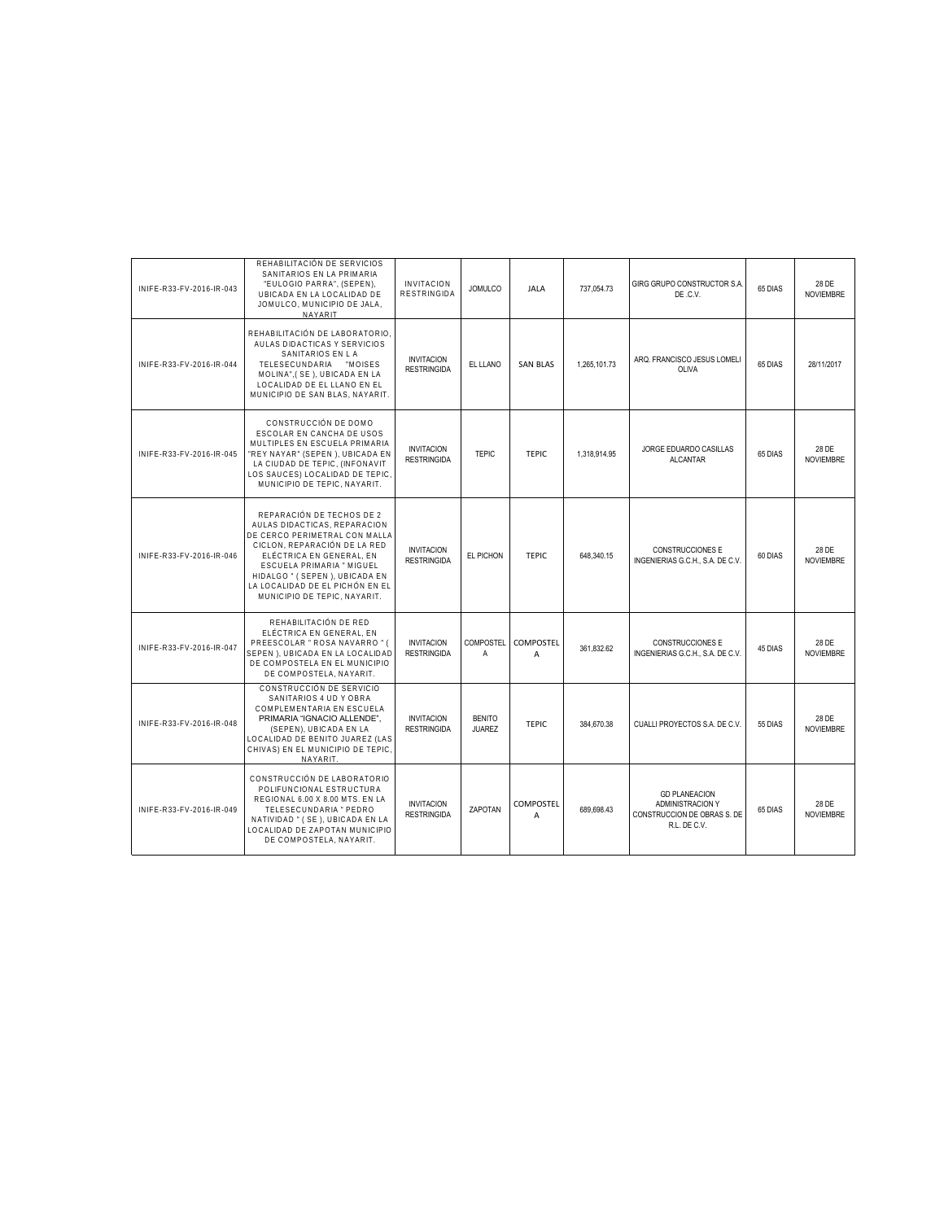| | | | | | | | | |
|---|---|---|---|---|---|---|---|---|
| INIFE-R33-FV-2016-IR-043 | REHABILITACIÓN DE SERVICIOS SANITARIOS EN LA PRIMARIA "EULOGIO PARRA", (SEPEN), UBICADA EN LA LOCALIDAD DE JOMULCO, MUNICIPIO DE JALA, NAYARIT | INVITACION RESTRINGIDA | JOMULCO | JALA | 737,054.73 | GIRG GRUPO CONSTRUCTOR S.A. DE .C.V. | 65 DIAS | 28 DE NOVIEMBRE |
| INIFE-R33-FV-2016-IR-044 | REHABILITACIÓN DE LABORATORIO, AULAS DIDACTICAS Y SERVICIOS SANITARIOS EN L A TELESECUNDARIA "MOISES MOLINA",( SE ), UBICADA EN LA LOCALIDAD DE EL LLANO EN EL MUNICIPIO DE SAN BLAS, NAYARIT. | INVITACION RESTRINGIDA | EL LLANO | SAN BLAS | 1,265,101.73 | ARQ. FRANCISCO JESUS LOMELI OLIVA | 65 DIAS | 28/11/2017 |
| INIFE-R33-FV-2016-IR-045 | CONSTRUCCIÓN DE DOMO ESCOLAR EN CANCHA DE USOS MULTIPLES EN ESCUELA PRIMARIA "REY NAYAR" (SEPEN ), UBICADA EN LA CIUDAD DE TEPIC, (INFONAVIT LOS SAUCES) LOCALIDAD DE TEPIC, MUNICIPIO DE TEPIC, NAYARIT. | INVITACION RESTRINGIDA | TEPIC | TEPIC | 1,318,914.95 | JORGE EDUARDO CASILLAS ALCANTAR | 65 DIAS | 28 DE NOVIEMBRE |
| INIFE-R33-FV-2016-IR-046 | REPARACIÓN DE TECHOS DE 2 AULAS DIDACTICAS, REPARACION DE CERCO PERIMETRAL CON MALLA CICLON, REPARACIÓN DE LA RED ELÉCTRICA EN GENERAL, EN ESCUELA PRIMARIA " MIGUEL HIDALGO " ( SEPEN ), UBICADA EN LA LOCALIDAD DE EL PICHÓN EN EL MUNICIPIO DE TEPIC, NAYARIT. | INVITACION RESTRINGIDA | EL PICHON | TEPIC | 648,340.15 | CONSTRUCCIONES E INGENIERIAS G.C.H., S.A. DE C.V. | 60 DIAS | 28 DE NOVIEMBRE |
| INIFE-R33-FV-2016-IR-047 | REHABILITACIÓN DE RED ELÉCTRICA EN GENERAL, EN PREESCOLAR " ROSA NAVARRO " ( SEPEN ), UBICADA EN LA LOCALIDAD DE COMPOSTELA EN EL MUNICIPIO DE COMPOSTELA, NAYARIT. | INVITACION RESTRINGIDA | COMPOSTELA | COMPOSTELA | 361,832.62 | CONSTRUCCIONES E INGENIERIAS G.C.H., S.A. DE C.V. | 45 DIAS | 28 DE NOVIEMBRE |
| INIFE-R33-FV-2016-IR-048 | CONSTRUCCIÓN DE SERVICIO SANITARIOS 4 UD Y OBRA COMPLEMENTARIA EN ESCUELA PRIMARIA "IGNACIO ALLENDE", (SEPEN), UBICADA EN LA LOCALIDAD DE BENITO JUAREZ (LAS CHIVAS) EN EL MUNICIPIO DE TEPIC, NAYARIT. | INVITACION RESTRINGIDA | BENITO JUAREZ | TEPIC | 384,670.38 | CUALLI PROYECTOS S.A. DE C.V. | 55 DIAS | 28 DE NOVIEMBRE |
| INIFE-R33-FV-2016-IR-049 | CONSTRUCCIÓN DE LABORATORIO POLIFUNCIONAL ESTRUCTURA REGIONAL 6.00 X 8.00 MTS. EN LA TELESECUNDARIA " PEDRO NATIVIDAD " ( SE ), UBICADA EN LA LOCALIDAD DE ZAPOTAN MUNICIPIO DE COMPOSTELA, NAYARIT. | INVITACION RESTRINGIDA | ZAPOTAN | COMPOSTELA | 689,698.43 | GD PLANEACION ADMINISTRACION Y CONSTRUCCION DE OBRAS S. DE R.L. DE C.V. | 65 DIAS | 28 DE NOVIEMBRE |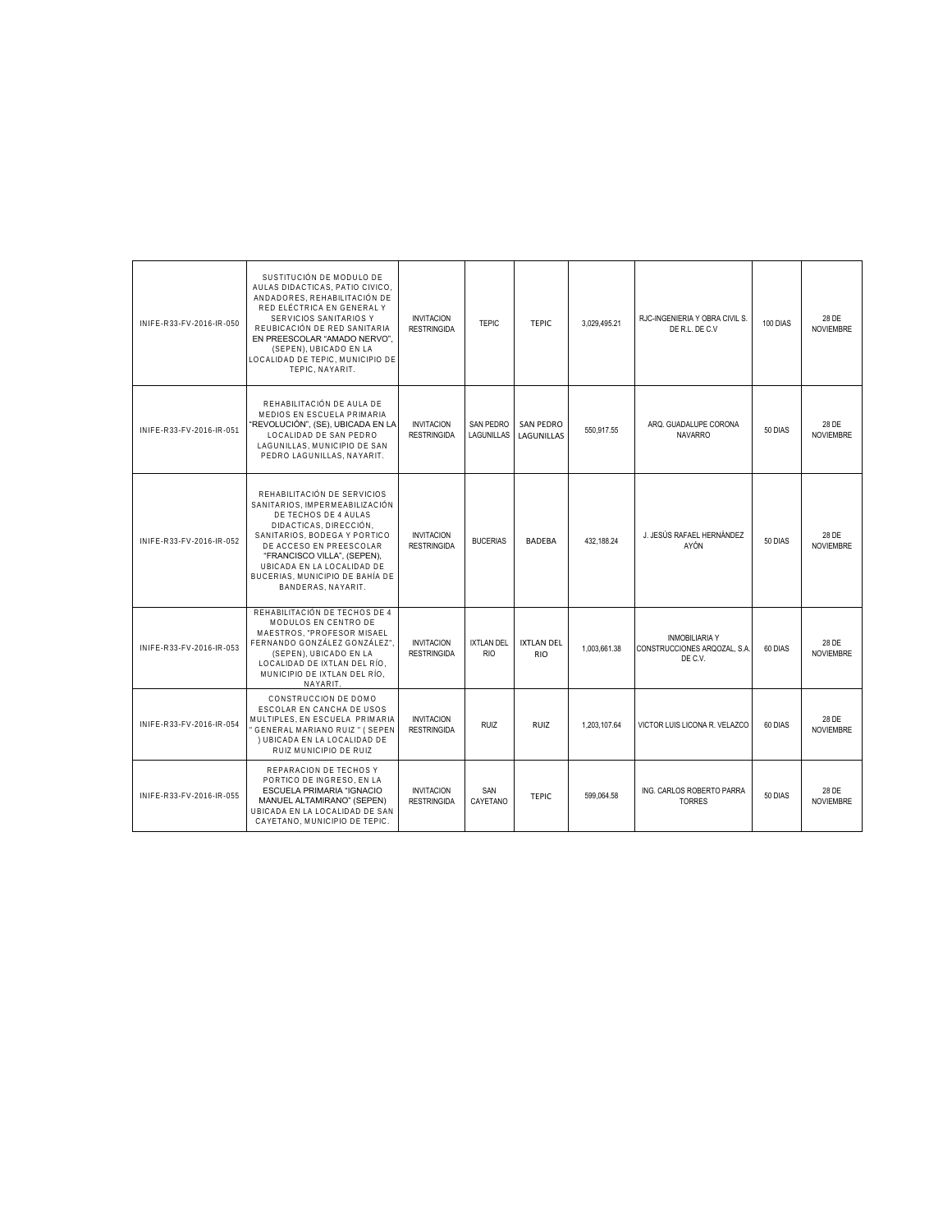| | | | | | | | | |
|---|---|---|---|---|---|---|---|---|
| INIFE-R33-FV-2016-IR-050 | SUSTITUCIÓN DE MODULO DE AULAS DIDACTICAS, PATIO CIVICO, ANDADORES, REHABILITACIÓN DE RED ELÉCTRICA EN GENERAL Y SERVICIOS SANITARIOS Y REUBICACIÓN DE RED SANITARIA EN PREESCOLAR "AMADO NERVO", (SEPEN), UBICADO EN LA LOCALIDAD DE TEPIC, MUNICIPIO DE TEPIC, NAYARIT. | INVITACION RESTRINGIDA | TEPIC | TEPIC | 3,029,495.21 | RJC-INGENIERIA Y OBRA CIVIL S. DE R.L. DE C.V | 100 DIAS | 28 DE NOVIEMBRE |
| INIFE-R33-FV-2016-IR-051 | REHABILITACIÓN DE AULA DE MEDIOS EN ESCUELA PRIMARIA "REVOLUCIÓN", (SE), UBICADA EN LA LOCALIDAD DE SAN PEDRO LAGUNILLAS, MUNICIPIO DE SAN PEDRO LAGUNILLAS, NAYARIT. | INVITACION RESTRINGIDA | SAN PEDRO LAGUNILLAS | SAN PEDRO LAGUNILLAS | 550,917.55 | ARQ. GUADALUPE CORONA NAVARRO | 50 DIAS | 28 DE NOVIEMBRE |
| INIFE-R33-FV-2016-IR-052 | REHABILITACIÓN DE SERVICIOS SANITARIOS, IMPERMEABILIZACIÓN DE TECHOS DE 4 AULAS DIDACTICAS, DIRECCIÓN, SANITARIOS, BODEGA Y PORTICO DE ACCESO EN PREESCOLAR "FRANCISCO VILLA", (SEPEN), UBICADA EN LA LOCALIDAD DE BUCERIAS, MUNICIPIO DE BAHÍA DE BANDERAS, NAYARIT. | INVITACION RESTRINGIDA | BUCERIAS | BADEBA | 432,188.24 | J. JESÚS RAFAEL HERNÁNDEZ AYÓN | 50 DIAS | 28 DE NOVIEMBRE |
| INIFE-R33-FV-2016-IR-053 | REHABILITACIÓN DE TECHOS DE 4 MODULOS EN CENTRO DE MAESTROS, "PROFESOR MISAEL FERNANDO GONZÁLEZ GONZÁLEZ", (SEPEN), UBICADO EN LA LOCALIDAD DE IXTLAN DEL RÍO, MUNICIPIO DE IXTLAN DEL RÍO, NAYARIT. | INVITACION RESTRINGIDA | IXTLAN DEL RIO | IXTLAN DEL RIO | 1,003,661.38 | INMOBILIARIA Y CONSTRUCCIONES ARQOZAL, S.A. DE C.V. | 60 DIAS | 28 DE NOVIEMBRE |
| INIFE-R33-FV-2016-IR-054 | CONSTRUCCION DE DOMO ESCOLAR EN CANCHA DE USOS MULTIPLES, EN ESCUELA PRIMARIA " GENERAL MARIANO RUIZ " ( SEPEN ) UBICADA EN LA LOCALIDAD DE RUIZ MUNICIPIO DE RUIZ | INVITACION RESTRINGIDA | RUIZ | RUIZ | 1,203,107.64 | VICTOR LUIS LICONA R. VELAZCO | 60 DIAS | 28 DE NOVIEMBRE |
| INIFE-R33-FV-2016-IR-055 | REPARACION DE TECHOS Y PORTICO DE INGRESO, EN LA ESCUELA PRIMARIA "IGNACIO MANUEL ALTAMIRANO" (SEPEN) UBICADA EN LA LOCALIDAD DE SAN CAYETANO, MUNICIPIO DE TEPIC. | INVITACION RESTRINGIDA | SAN CAYETANO | TEPIC | 599,064.58 | ING. CARLOS ROBERTO PARRA TORRES | 50 DIAS | 28 DE NOVIEMBRE |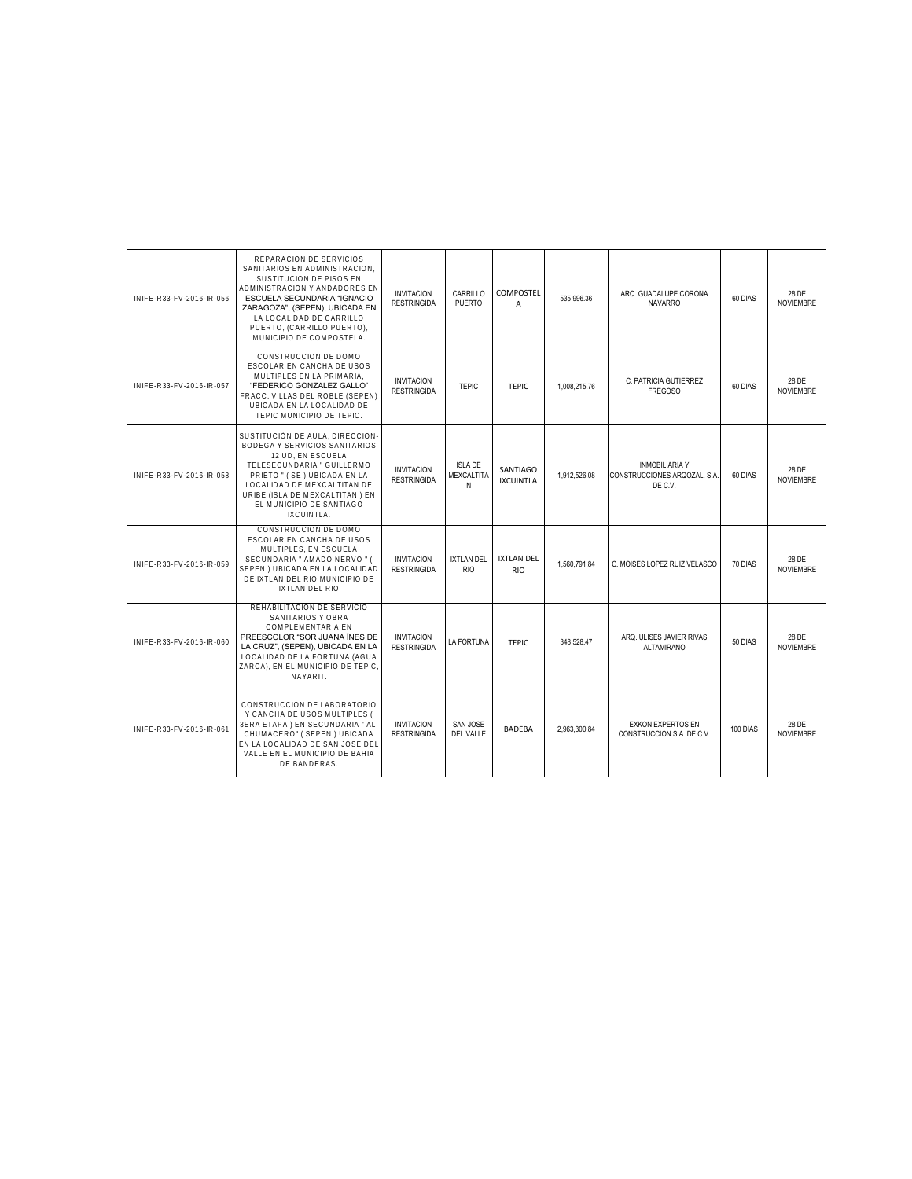| | | | | | | | | |
|---|---|---|---|---|---|---|---|---|
| INIFE-R33-FV-2016-IR-056 | REPARACION DE SERVICIOS SANITARIOS EN ADMINISTRACION, SUSTITUCION DE PISOS EN ADMINISTRACION Y ANDADORES EN ESCUELA SECUNDARIA "IGNACIO ZARAGOZA", (SEPEN), UBICADA EN LA LOCALIDAD DE CARRILLO PUERTO, (CARRILLO PUERTO), MUNICIPIO DE COMPOSTELA. | INVITACION RESTRINGIDA | CARRILLO PUERTO | COMPOSTELA | 535,996.36 | ARQ. GUADALUPE CORONA NAVARRO | 60 DIAS | 28 DE NOVIEMBRE |
| INIFE-R33-FV-2016-IR-057 | CONSTRUCCION DE DOMO ESCOLAR EN CANCHA DE USOS MULTIPLES EN LA PRIMARIA, "FEDERICO GONZALEZ GALLO" FRACC. VILLAS DEL ROBLE (SEPEN) UBICADA EN LA LOCALIDAD DE TEPIC MUNICIPIO DE TEPIC. | INVITACION RESTRINGIDA | TEPIC | TEPIC | 1,008,215.76 | C. PATRICIA GUTIERREZ FREGOSO | 60 DIAS | 28 DE NOVIEMBRE |
| INIFE-R33-FV-2016-IR-058 | SUSTITUCIÓN DE AULA, DIRECCION-BODEGA Y SERVICIOS SANITARIOS 12 UD, EN ESCUELA TELESECUNDARIA " GUILLERMO PRIETO " ( SE ) UBICADA EN LA LOCALIDAD DE MEXCALTITAN DE URIBE (ISLA DE MEXCALTITAN ) EN EL MUNICIPIO DE SANTIAGO IXCUINTLA. | INVITACION RESTRINGIDA | ISLA DE MEXCALTITAN | SANTIAGO IXCUINTLA | 1,912,526.08 | INMOBILIARIA Y CONSTRUCCIONES ARQOZAL, S.A. DE C.V. | 60 DIAS | 28 DE NOVIEMBRE |
| INIFE-R33-FV-2016-IR-059 | CONSTRUCCION DE DOMO ESCOLAR EN CANCHA DE USOS MULTIPLES, EN ESCUELA SECUNDARIA " AMADO NERVO " ( SEPEN ) UBICADA EN LA LOCALIDAD DE IXTLAN DEL RIO MUNICIPIO DE IXTLAN DEL RIO | INVITACION RESTRINGIDA | IXTLAN DEL RIO | IXTLAN DEL RIO | 1,560,791.84 | C. MOISES LOPEZ RUIZ VELASCO | 70 DIAS | 28 DE NOVIEMBRE |
| INIFE-R33-FV-2016-IR-060 | REHABILITACION DE SERVICIO SANITARIOS Y OBRA COMPLEMENTARIA EN PREESCOLOR "SOR JUANA ÍNES DE LA CRUZ", (SEPEN), UBICADA EN LA LOCALIDAD DE LA FORTUNA (AGUA ZARCA), EN EL MUNICIPIO DE TEPIC, NAYARIT. | INVITACION RESTRINGIDA | LA FORTUNA | TEPIC | 348,528.47 | ARQ. ULISES JAVIER RIVAS ALTAMIRANO | 50 DIAS | 28 DE NOVIEMBRE |
| INIFE-R33-FV-2016-IR-061 | CONSTRUCCION DE LABORATORIO Y CANCHA DE USOS MULTIPLES ( 3ERA ETAPA ) EN SECUNDARIA " ALI CHUMACERO" ( SEPEN ) UBICADA EN LA LOCALIDAD DE SAN JOSE DEL VALLE EN EL MUNICIPIO DE BAHIA DE BANDERAS. | INVITACION RESTRINGIDA | SAN JOSE DEL VALLE | BADEBA | 2,963,300.84 | EXKON EXPERTOS EN CONSTRUCCION S.A. DE C.V. | 100 DIAS | 28 DE NOVIEMBRE |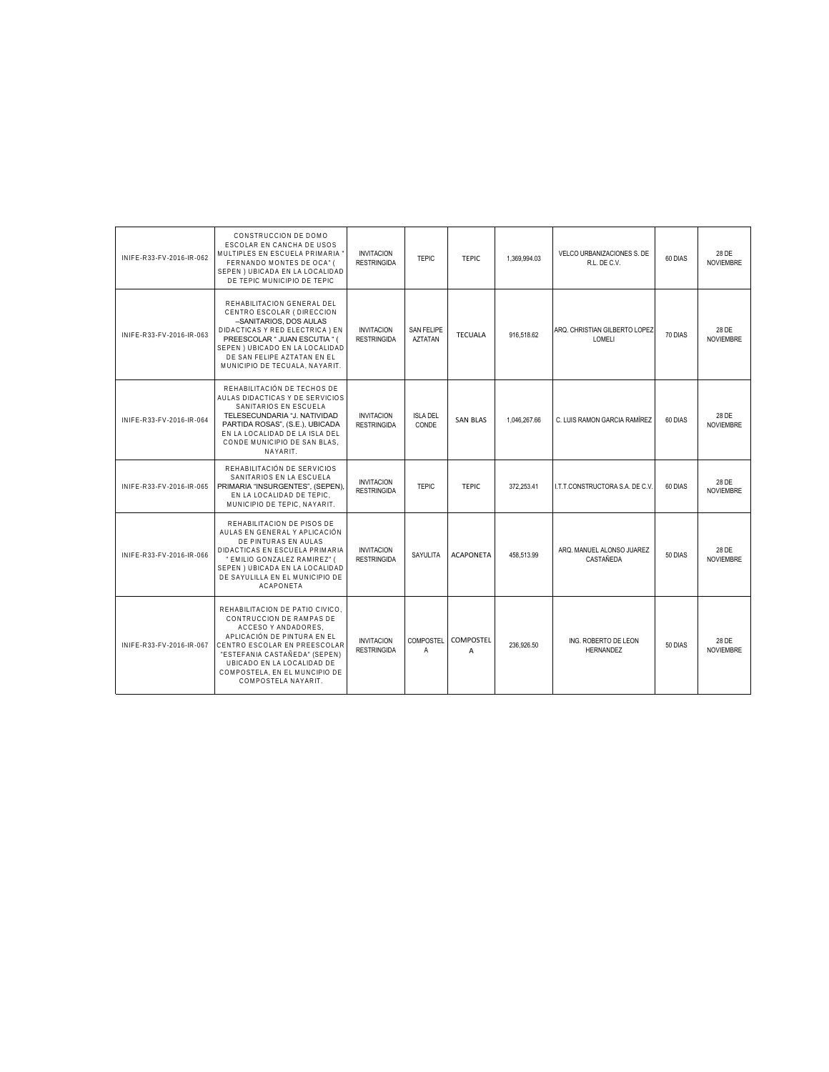| | | | | | | | | |
|---|---|---|---|---|---|---|---|---|
| INIFE-R33-FV-2016-IR-062 | CONSTRUCCION DE DOMO ESCOLAR EN CANCHA DE USOS MULTIPLES EN ESCUELA PRIMARIA " FERNANDO MONTES DE OCA" ( SEPEN ) UBICADA EN LA LOCALIDAD DE TEPIC MUNICIPIO DE TEPIC | INVITACION RESTRINGIDA | TEPIC | TEPIC | 1,369,994.03 | VELCO URBANIZACIONES S. DE R.L. DE C.V. | 60 DIAS | 28 DE NOVIEMBRE |
| INIFE-R33-FV-2016-IR-063 | REHABILITACION GENERAL DEL CENTRO ESCOLAR ( DIRECCION –SANITARIOS, DOS AULAS DIDACTICAS Y RED ELECTRICA ) EN PREESCOLAR " JUAN ESCUTIA " ( SEPEN ) UBICADO EN LA LOCALIDAD DE SAN FELIPE AZTATAN EN EL MUNICIPIO DE TECUALA, NAYARIT. | INVITACION RESTRINGIDA | SAN FELIPE AZTATAN | TECUALA | 916,518.62 | ARQ. CHRISTIAN GILBERTO LOPEZ LOMELI | 70 DIAS | 28 DE NOVIEMBRE |
| INIFE-R33-FV-2016-IR-064 | REHABILITACIÓN DE TECHOS DE AULAS DIDACTICAS Y DE SERVICIOS SANITARIOS EN ESCUELA TELESECUNDARIA "J. NATIVIDAD PARTIDA ROSAS", (S.E.), UBICADA EN LA LOCALIDAD DE LA ISLA DEL CONDE MUNICIPIO DE SAN BLAS, NAYARIT. | INVITACION RESTRINGIDA | ISLA DEL CONDE | SAN BLAS | 1,046,267.66 | C. LUIS RAMON GARCIA RAMÍREZ | 60 DIAS | 28 DE NOVIEMBRE |
| INIFE-R33-FV-2016-IR-065 | REHABILITACIÓN DE SERVICIOS SANITARIOS EN LA ESCUELA PRIMARIA "INSURGENTES", (SEPEN), EN LA LOCALIDAD DE TEPIC, MUNICIPIO DE TEPIC, NAYARIT. | INVITACION RESTRINGIDA | TEPIC | TEPIC | 372,253.41 | I.T.T.CONSTRUCTORA S.A. DE C.V. | 60 DIAS | 28 DE NOVIEMBRE |
| INIFE-R33-FV-2016-IR-066 | REHABILITACION DE PISOS DE AULAS EN GENERAL Y APLICACIÓN DE PINTURAS EN AULAS DIDACTICAS EN ESCUELA PRIMARIA " EMILIO GONZALEZ RAMIREZ" ( SEPEN ) UBICADA EN LA LOCALIDAD DE SAYULILLA EN EL MUNICIPIO DE ACAPONETA | INVITACION RESTRINGIDA | SAYULITA | ACAPONETA | 458,513.99 | ARQ. MANUEL ALONSO JUAREZ CASTAÑEDA | 50 DIAS | 28 DE NOVIEMBRE |
| INIFE-R33-FV-2016-IR-067 | REHABILITACION DE PATIO CIVICO, CONTRUCCION DE RAMPAS DE ACCESO Y ANDADORES, APLICACIÓN DE PINTURA EN EL CENTRO ESCOLAR EN PREESCOLAR "ESTEFANIA CASTAÑEDA" (SEPEN) UBICADO EN LA LOCALIDAD DE COMPOSTELA, EN EL MUNCIPIO DE COMPOSTELA NAYARIT. | INVITACION RESTRINGIDA | COMPOSTELA | COMPOSTELA | 236,926.50 | ING. ROBERTO DE LEON HERNANDEZ | 50 DIAS | 28 DE NOVIEMBRE |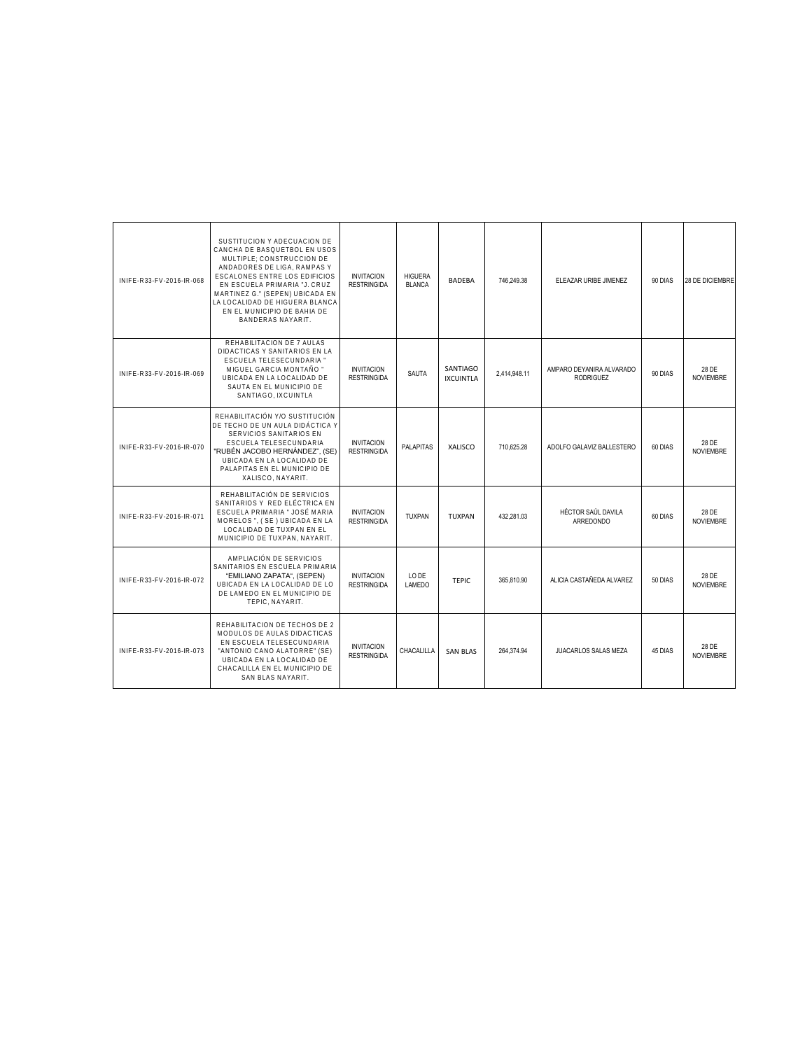| | | | | | | | | |
|---|---|---|---|---|---|---|---|---|
| INIFE-R33-FV-2016-IR-068 | SUSTITUCION Y ADECUACION DE CANCHA DE BASQUETBOL EN USOS MULTIPLE; CONSTRUCCION DE ANDADORES DE LIGA, RAMPAS Y ESCALONES ENTRE LOS EDIFICIOS EN ESCUELA PRIMARIA "J. CRUZ MARTINEZ G." (SEPEN) UBICADA EN LA LOCALIDAD DE HIGUERA BLANCA EN EL MUNICIPIO DE BAHIA DE BANDERAS NAYARIT. | INVITACION RESTRINGIDA | HIGUERA BLANCA | BADEBA | 746,249.38 | ELEAZAR URIBE JIMENEZ | 90 DIAS | 28 DE DICIEMBRE |
| INIFE-R33-FV-2016-IR-069 | REHABILITACION DE 7 AULAS DIDACTICAS Y SANITARIOS EN LA ESCUELA TELESECUNDARIA " MIGUEL GARCIA MONTAÑO " UBICADA EN LA LOCALIDAD DE SAUTA EN EL MUNICIPIO DE SANTIAGO, IXCUINTLA | INVITACION RESTRINGIDA | SAUTA | SANTIAGO IXCUINTLA | 2,414,948.11 | AMPARO DEYANIRA ALVARADO RODRIGUEZ | 90 DIAS | 28 DE NOVIEMBRE |
| INIFE-R33-FV-2016-IR-070 | REHABILITACIÓN Y/O SUSTITUCIÓN DE TECHO DE UN AULA DIDÁCTICA Y SERVICIOS SANITARIOS EN ESCUELA TELESECUNDARIA "RUBÉN JACOBO HERNÁNDEZ", (SE) UBICADA EN LA LOCALIDAD DE PALAPITAS EN EL MUNICIPIO DE XALISCO, NAYARIT. | INVITACION RESTRINGIDA | PALAPITAS | XALISCO | 710,625.28 | ADOLFO GALAVIZ BALLESTERO | 60 DIAS | 28 DE NOVIEMBRE |
| INIFE-R33-FV-2016-IR-071 | REHABILITACIÓN DE SERVICIOS SANITARIOS Y RED ELÉCTRICA EN ESCUELA PRIMARIA " JOSÉ MARIA MORELOS ", ( SE ) UBICADA EN LA LOCALIDAD DE TUXPAN EN EL MUNICIPIO DE TUXPAN, NAYARIT. | INVITACION RESTRINGIDA | TUXPAN | TUXPAN | 432,281.03 | HÉCTOR SAÚL DAVILA ARREDONDO | 60 DIAS | 28 DE NOVIEMBRE |
| INIFE-R33-FV-2016-IR-072 | AMPLIACIÓN DE SERVICIOS SANITARIOS EN ESCUELA PRIMARIA "EMILIANO ZAPATA", (SEPEN) UBICADA EN LA LOCALIDAD DE LO DE LAMEDO EN EL MUNICIPIO DE TEPIC, NAYARIT. | INVITACION RESTRINGIDA | LO DE LAMEDO | TEPIC | 365,810.90 | ALICIA CASTAÑEDA ALVAREZ | 50 DIAS | 28 DE NOVIEMBRE |
| INIFE-R33-FV-2016-IR-073 | REHABILITACION DE TECHOS DE 2 MODULOS DE AULAS DIDACTICAS EN ESCUELA TELESECUNDARIA "ANTONIO CANO ALATORRE" (SE) UBICADA EN LA LOCALIDAD DE CHACALILLA EN EL MUNICIPIO DE SAN BLAS NAYARIT. | INVITACION RESTRINGIDA | CHACALILLA | SAN BLAS | 264,374.94 | JUACARLOS SALAS MEZA | 45 DIAS | 28 DE NOVIEMBRE |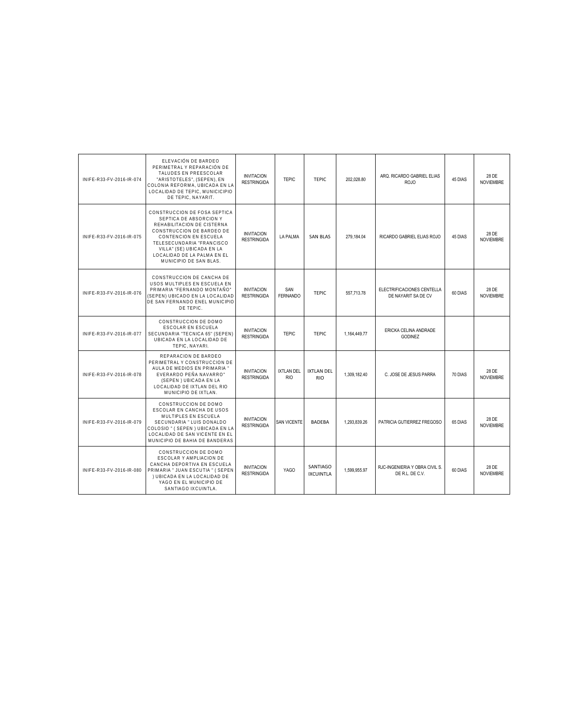| | | | | | | | | |
|---|---|---|---|---|---|---|---|---|
| INIFE-R33-FV-2016-IR-074 | ELEVACIÓN DE BARDEO PERIMETRAL Y REPARACIÓN DE TALUDES EN PREESCOLAR "ARISTOTELES", (SEPEN), EN COLONIA REFORMA, UBICADA EN LA LOCALIDAD DE TEPIC, MUNICICIPIO DE TEPIC, NAYARIT. | INVITACION RESTRINGIDA | TEPIC | TEPIC | 202,028.80 | ARQ. RICARDO GABRIEL ELIAS ROJO | 45 DIAS | 28 DE NOVIEMBRE |
| INIFE-R33-FV-2016-IR-075 | CONSTRUCCION DE FOSA SEPTICA SEPTICA DE ABSORCION Y REHABILITACION DE CISTERNA CONSTRUCCION DE BARDEO DE CONTENCION EN ESCUELA TELESECUNDARIA "FRANCISCO VILLA" (SE) UBICADA EN LA LOCALIDAD DE LA PALMA EN EL MUNICIPIO DE SAN BLAS. | INVITACION RESTRINGIDA | LA PALMA | SAN BLAS | 279,184.04 | RICARDO GABRIEL ELIAS ROJO | 45 DIAS | 28 DE NOVIEMBRE |
| INIFE-R33-FV-2016-IR-076 | CONSTRUCCION DE CANCHA DE USOS MULTIPLES EN ESCUELA EN PRIMARIA "FERNANDO MONTAÑO" (SEPEN) UBICADO EN LA LOCALIDAD DE SAN FERNANDO ENEL MUNICIPIO DE TEPIC. | INVITACION RESTRINGIDA | SAN FERNANDO | TEPIC | 557,713.78 | ELECTRIFICACIONES CENTELLA DE NAYARIT SA DE CV | 60 DIAS | 28 DE NOVIEMBRE |
| INIFE-R33-FV-2016-IR-077 | CONSTRUCCION DE DOMO ESCOLAR EN ESCUELA SECUNDARIA "TECNICA 65" (SEPEN) UBICADA EN LA LOCALIDAD DE TEPIC, NAYARI. | INVITACION RESTRINGIDA | TEPIC | TEPIC | 1,164,449.77 | ERICKA CELINA ANDRADE GODINEZ | | |
| INIFE-R33-FV-2016-IR-078 | REPARACION DE BARDEO PERIMETRAL Y CONSTRUCCION DE AULA DE MEDIOS EN PRIMARIA " EVERARDO PEÑA NAVARRO" (SEPEN ) UBICADA EN LA LOCALIDAD DE IXTLAN DEL RIO MUNICIPIO DE IXTLAN. | INVITACION RESTRINGIDA | IXTLAN DEL RIO | IXTLAN DEL RIO | 1,309,182.40 | C. JOSE DE JESUS PARRA | 70 DIAS | 28 DE NOVIEMBRE |
| INIFE-R33-FV-2016-IR-079 | CONSTRUCCION DE DOMO ESCOLAR EN CANCHA DE USOS MULTIPLES EN ESCUELA SECUNDARIA " LUIS DONALDO COLOSIO " ( SEPEN ) UBICADA EN LA LOCALIDAD DE SAN VICENTE EN EL MUNICIPIO DE BAHIA DE BANDERAS | INVITACION RESTRINGIDA | SAN VICENTE | BADEBA | 1,293,839.26 | PATRICIA GUTIERREZ FREGOSO | 65 DIAS | 28 DE NOVIEMBRE |
| INIFE-R33-FV-2016-IR-080 | CONSTRUCCION DE DOMO ESCOLAR Y AMPLIACION DE CANCHA DEPORTIVA EN ESCUELA PRIMARIA " JUAN ESCUTIA " ( SEPEN ) UBICADA EN LA LOCALIDAD DE YAGO EN EL MUNICIPIO DE SANTIAGO IXCUINTLA. | INVITACION RESTRINGIDA | YAGO | SANTIAGO IXCUINTLA | 1,599,955.97 | RJC-INGENIERIA Y OBRA CIVIL S. DE R.L. DE C.V. | 60 DIAS | 28 DE NOVIEMBRE |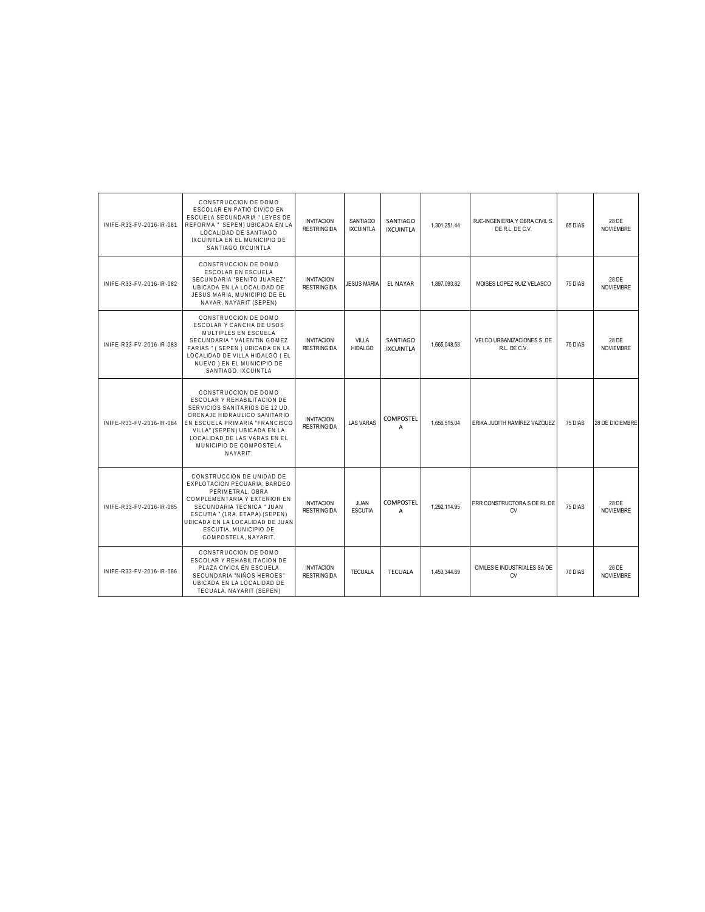| | | | | | | | | |
|---|---|---|---|---|---|---|---|---|
| INIFE-R33-FV-2016-IR-081 | CONSTRUCCION DE DOMO ESCOLAR EN PATIO CIVICO EN ESCUELA SECUNDARIA " LEYES DE REFORMA " SEPEN) UBICADA EN LA LOCALIDAD DE SANTIAGO IXCUINTLA EN EL MUNICIPIO DE SANTIAGO IXCUINTLA | INVITACION RESTRINGIDA | SANTIAGO IXCUINTLA | SANTIAGO IXCUINTLA | 1,301,251.44 | RJC-INGENIERIA Y OBRA CIVIL S. DE R.L. DE C.V. | 65 DIAS | 28 DE NOVIEMBRE |
| INIFE-R33-FV-2016-IR-082 | CONSTRUCCION DE DOMO ESCOLAR EN ESCUELA SECUNDARIA "BENITO JUAREZ" UBICADA EN LA LOCALIDAD DE JESUS MARIA, MUNICIPIO DE EL NAYAR, NAYARIT (SEPEN) | INVITACION RESTRINGIDA | JESUS MARIA | EL NAYAR | 1,897,093.82 | MOISES LOPEZ RUIZ VELASCO | 75 DIAS | 28 DE NOVIEMBRE |
| INIFE-R33-FV-2016-IR-083 | CONSTRUCCION DE DOMO ESCOLAR Y CANCHA DE USOS MULTIPLES EN ESCUELA SECUNDARIA " VALENTIN GOMEZ FARIAS " ( SEPEN ) UBICADA EN LA LOCALIDAD DE VILLA HIDALGO ( EL NUEVO ) EN EL MUNICIPIO DE SANTIAGO, IXCUINTLA | INVITACION RESTRINGIDA | VILLA HIDALGO | SANTIAGO IXCUINTLA | 1,665,048.58 | VELCO URBANIZACIONES S. DE R.L. DE C.V. | 75 DIAS | 28 DE NOVIEMBRE |
| INIFE-R33-FV-2016-IR-084 | CONSTRUCCION DE DOMO ESCOLAR Y REHABILITACION DE SERVICIOS SANITARIOS DE 12 UD, DRENAJE HIDRAULICO SANITARIO EN ESCUELA PRIMARIA "FRANCISCO VILLA" (SEPEN) UBICADA EN LA LOCALIDAD DE LAS VARAS EN EL MUNICIPIO DE COMPOSTELA NAYARIT. | INVITACION RESTRINGIDA | LAS VARAS | COMPOSTELA | 1,656,515.04 | ERIKA JUDITH RAMÍREZ VAZQUEZ | 75 DIAS | 28 DE DICIEMBRE |
| INIFE-R33-FV-2016-IR-085 | CONSTRUCCION DE UNIDAD DE EXPLOTACION PECUARIA, BARDEO PERIMETRAL, OBRA COMPLEMENTARIA Y EXTERIOR EN SECUNDARIA TECNICA " JUAN ESCUTIA " (1RA. ETAPA) (SEPEN) UBICADA EN LA LOCALIDAD DE JUAN ESCUTIA, MUNICIPIO DE COMPOSTELA, NAYARIT. | INVITACION RESTRINGIDA | JUAN ESCUTIA | COMPOSTELA | 1,292,114.95 | PRR CONSTRUCTORA S DE RL DE CV | 75 DIAS | 28 DE NOVIEMBRE |
| INIFE-R33-FV-2016-IR-086 | CONSTRUCCION DE DOMO ESCOLAR Y REHABILITACION DE PLAZA CIVICA EN ESCUELA SECUNDARIA "NIÑOS HEROES" UBICADA EN LA LOCALIDAD DE TECUALA, NAYARIT (SEPEN) | INVITACION RESTRINGIDA | TECUALA | TECUALA | 1,453,344.69 | CIVILES E INDUSTRIALES SA DE CV | 70 DIAS | 28 DE NOVIEMBRE |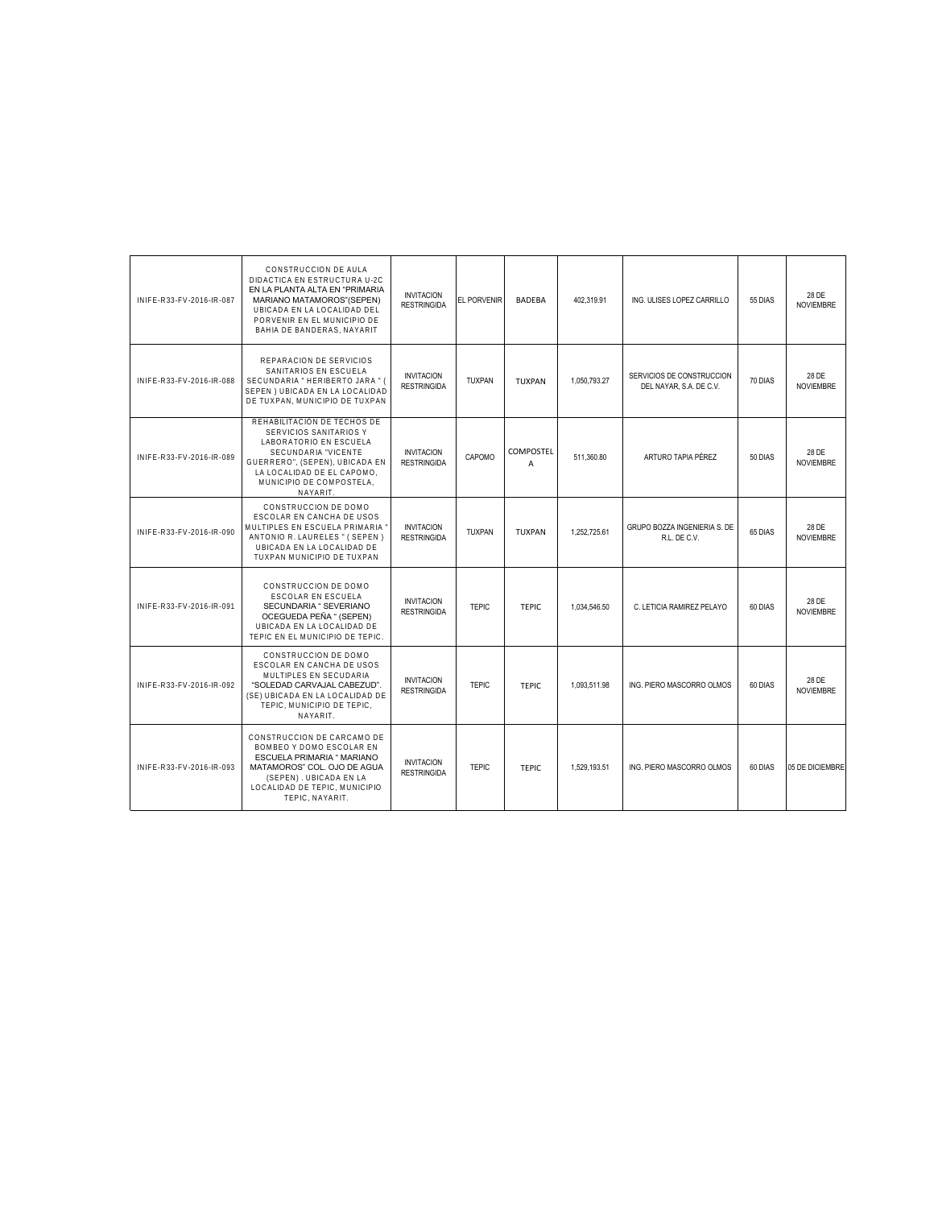| | | | | | | | | |
|---|---|---|---|---|---|---|---|---|
| INIFE-R33-FV-2016-IR-087 | CONSTRUCCION DE AULA DIDACTICA EN ESTRUCTURA U-2C EN LA PLANTA ALTA EN "PRIMARIA MARIANO MATAMOROS"(SEPEN) UBICADA EN LA LOCALIDAD DEL PORVENIR EN EL MUNICIPIO DE BAHIA DE BANDERAS, NAYARIT | INVITACION RESTRINGIDA | EL PORVENIR | BADEBA | 402,319.91 | ING. ULISES LOPEZ CARRILLO | 55 DIAS | 28 DE NOVIEMBRE |
| INIFE-R33-FV-2016-IR-088 | REPARACION DE SERVICIOS SANITARIOS EN ESCUELA SECUNDARIA " HERIBERTO JARA " ( SEPEN ) UBICADA EN LA LOCALIDAD DE TUXPAN, MUNICIPIO DE TUXPAN | INVITACION RESTRINGIDA | TUXPAN | TUXPAN | 1,050,793.27 | SERVICIOS DE CONSTRUCCION DEL NAYAR, S.A. DE C.V. | 70 DIAS | 28 DE NOVIEMBRE |
| INIFE-R33-FV-2016-IR-089 | REHABILITACION DE TECHOS DE SERVICIOS SANITARIOS Y LABORATORIO EN ESCUELA SECUNDARIA "VICENTE GUERRERO", (SEPEN), UBICADA EN LA LOCALIDAD DE EL CAPOMO, MUNICIPIO DE COMPOSTELA, NAYARIT. | INVITACION RESTRINGIDA | CAPOMO | COMPOSTELA | 511,360.80 | ARTURO TAPIA PÉREZ | 50 DIAS | 28 DE NOVIEMBRE |
| INIFE-R33-FV-2016-IR-090 | CONSTRUCCION DE DOMO ESCOLAR EN CANCHA DE USOS MULTIPLES EN ESCUELA PRIMARIA " ANTONIO R. LAURELES " ( SEPEN ) UBICADA EN LA LOCALIDAD DE TUXPAN MUNICIPIO DE TUXPAN | INVITACION RESTRINGIDA | TUXPAN | TUXPAN | 1,252,725.61 | GRUPO BOZZA INGENIERIA S. DE R.L. DE C.V. | 65 DIAS | 28 DE NOVIEMBRE |
| INIFE-R33-FV-2016-IR-091 | CONSTRUCCION DE DOMO ESCOLAR EN ESCUELA SECUNDARIA " SEVERIANO OCEGUEDA PEÑA " (SEPEN) UBICADA EN LA LOCALIDAD DE TEPIC EN EL MUNICIPIO DE TEPIC. | INVITACION RESTRINGIDA | TEPIC | TEPIC | 1,034,546.50 | C. LETICIA RAMIREZ PELAYO | 60 DIAS | 28 DE NOVIEMBRE |
| INIFE-R33-FV-2016-IR-092 | CONSTRUCCION DE DOMO ESCOLAR EN CANCHA DE USOS MULTIPLES EN SECUDARIA "SOLEDAD CARVAJAL CABEZUD". (SE) UBICADA EN LA LOCALIDAD DE TEPIC, MUNICIPIO DE TEPIC, NAYARIT. | INVITACION RESTRINGIDA | TEPIC | TEPIC | 1,093,511.98 | ING. PIERO MASCORRO OLMOS | 60 DIAS | 28 DE NOVIEMBRE |
| INIFE-R33-FV-2016-IR-093 | CONSTRUCCION DE CARCAMO DE BOMBEO Y DOMO ESCOLAR EN ESCUELA PRIMARIA " MARIANO MATAMOROS" COL. OJO DE AGUA (SEPEN) . UBICADA EN LA LOCALIDAD DE TEPIC, MUNICIPIO TEPIC, NAYARIT. | INVITACION RESTRINGIDA | TEPIC | TEPIC | 1,529,193.51 | ING. PIERO MASCORRO OLMOS | 60 DIAS | 05 DE DICIEMBRE |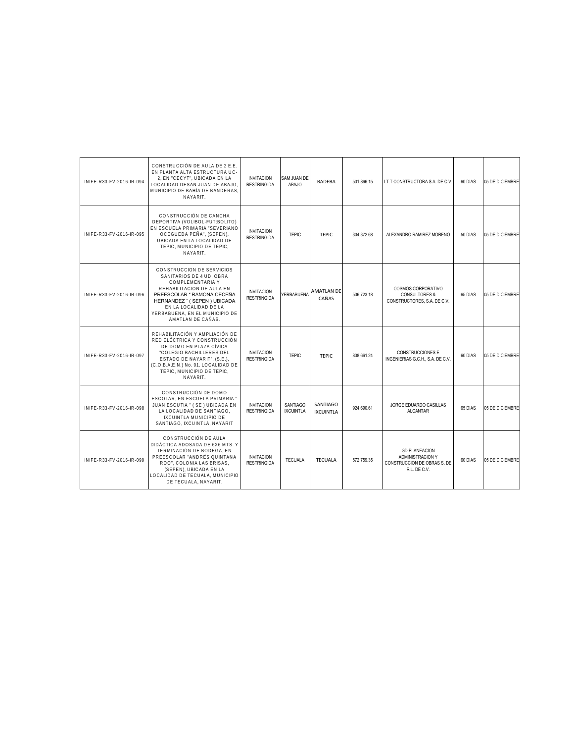| | | | | | | | | |
|---|---|---|---|---|---|---|---|---|
| INIFE-R33-FV-2016-IR-094 | CONSTRUCCIÓN DE AULA DE 2 E.E. EN PLANTA ALTA ESTRUCTURA UC-2, EN "CECYT", UBICADA EN LA LOCALIDAD DESAN JUAN DE ABAJO, MUNICIPIO DE BAHÍA DE BANDERAS, NAYARIT. | INVITACION RESTRINGIDA | SAM JUAN DE ABAJO | BADEBA | 531,866.15 | I.T.T.CONSTRUCTORA S.A. DE C.V. | 60 DIAS | 05 DE DICIEMBRE |
| INIFE-R33-FV-2016-IR-095 | CONSTRUCCIÓN DE CANCHA DEPORTIVA (VOLIBOL-FUT:BOLITO) EN ESCUELA PRIMARIA "SEVERIANO OCEGUEDA PEÑA", (SEPEN), UBICADA EN LA LOCALIDAD DE TEPIC, MUNICIPIO DE TEPIC, NAYARIT. | INVITACION RESTRINGIDA | TEPIC | TEPIC | 304,372.68 | ALEXANDRO RAMIREZ MORENO | 50 DIAS | 05 DE DICIEMBRE |
| INIFE-R33-FV-2016-IR-096 | CONSTRUCCION DE SERVICIOS SANITARIOS DE 4 UD. OBRA COMPLEMENTARIA Y REHABILITACION DE AULA EN PREESCOLAR " RAMONA CECEÑA HERNANDEZ " ( SEPEN ) UBICADA EN LA LOCALIDAD DE LA YERBABUENA, EN EL MUNICIPIO DE AMATLAN DE CAÑAS. | INVITACION RESTRINGIDA | YERBABUENA | AMATLAN DE CAÑAS | 536,723.18 | COSMOS CORPORATIVO CONSULTORES & CONSTRUCTORES, S.A. DE C.V. | 65 DIAS | 05 DE DICIEMBRE |
| INIFE-R33-FV-2016-IR-097 | REHABILITACIÓN Y AMPLIACIÓN DE RED ELÉCTRICA Y CONSTRUCCIÓN DE DOMO EN PLAZA CÍVICA "COLEGIO BACHILLERES DEL ESTADO DE NAYARIT", (S.E.), (C.O.B.A.E.N.) No. 01. LOCALIDAD DE TEPIC, MUNICIPIO DE TEPIC, NAYARIT. | INVITACION RESTRINGIDA | TEPIC | TEPIC | 838,661.24 | CONSTRUCCIONES E INGENIERIAS G.C.H., S.A. DE C.V. | 60 DIAS | 05 DE DICIEMBRE |
| INIFE-R33-FV-2016-IR-098 | CONSTRUCCIÓN DE DOMO ESCOLAR, EN ESCUELA PRIMARIA " JUAN ESCUTIA " ( SE ) UBICADA EN LA LOCALIDAD DE SANTIAGO, IXCUINTLA MUNICIPIO DE SANTIAGO, IXCUINTLA, NAYARIT | INVITACION RESTRINGIDA | SANTIAGO IXCUINTLA | SANTIAGO IXCUINTLA | 924,690.61 | JORGE EDUARDO CASILLAS ALCANTAR | 65 DIAS | 05 DE DICIEMBRE |
| INIFE-R33-FV-2016-IR-099 | CONSTRUCCIÓN DE AULA DIDÁCTICA ADOSADA DE 6X6 MTS. Y TERMINACIÓN DE BODEGA, EN PREESCOLAR "ANDRÉS QUINTANA ROO", COLONIA LAS BRISAS, (SEPEN), UBICADA EN LA LOCALIDAD DE TECUALA, MUNICIPIO DE TECUALA, NAYARIT. | INVITACION RESTRINGIDA | TECUALA | TECUALA | 572,759.35 | GD PLANEACION ADMINISTRACION Y CONSTRUCCION DE OBRAS S. DE R.L. DE C.V. | 60 DIAS | 05 DE DICIEMBRE |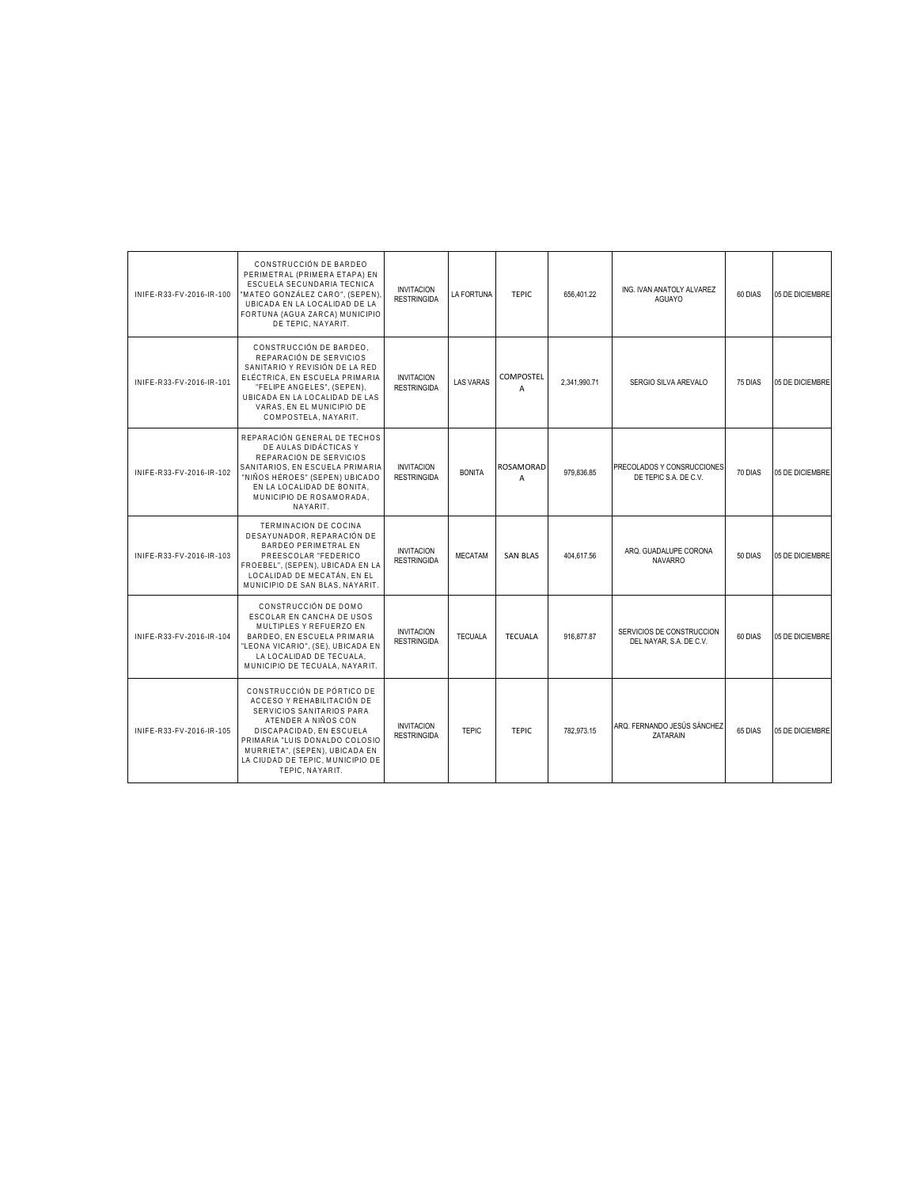| | | | | | | | | |
|---|---|---|---|---|---|---|---|---|
| INIFE-R33-FV-2016-IR-100 | CONSTRUCCIÓN DE BARDEO PERIMETRAL (PRIMERA ETAPA) EN ESCUELA SECUNDARIA TECNICA "MATEO GONZÁLEZ CARO", (SEPEN), UBICADA EN LA LOCALIDAD DE LA FORTUNA (AGUA ZARCA) MUNICIPIO DE TEPIC, NAYARIT. | INVITACION RESTRINGIDA | LA FORTUNA | TEPIC | 656,401.22 | ING. IVAN ANATOLY ALVAREZ AGUAYO | 60 DIAS | 05 DE DICIEMBRE |
| INIFE-R33-FV-2016-IR-101 | CONSTRUCCIÓN DE BARDEO, REPARACIÓN DE SERVICIOS SANITARIO Y REVISIÓN DE LA RED ELÉCTRICA, EN ESCUELA PRIMARIA "FELIPE ANGELES", (SEPEN), UBICADA EN LA LOCALIDAD DE LAS VARAS, EN EL MUNICIPIO DE COMPOSTELA, NAYARIT. | INVITACION RESTRINGIDA | LAS VARAS | COMPOSTELA | 2,341,990.71 | SERGIO SILVA AREVALO | 75 DIAS | 05 DE DICIEMBRE |
| INIFE-R33-FV-2016-IR-102 | REPARACIÓN GENERAL DE TECHOS DE AULAS DIDÁCTICAS Y REPARACION DE SERVICIOS SANITARIOS, EN ESCUELA PRIMARIA "NIÑOS HÉROES" (SEPEN) UBICADO EN LA LOCALIDAD DE BONITA, MUNICIPIO DE ROSAMORADA, NAYARIT. | INVITACION RESTRINGIDA | BONITA | ROSAMORADA | 979,836.85 | PRECOLADOS Y CONSRUCCIONES DE TEPIC S.A. DE C.V. | 70 DIAS | 05 DE DICIEMBRE |
| INIFE-R33-FV-2016-IR-103 | TERMINACION DE COCINA DESAYUNADOR, REPARACIÓN DE BARDEO PERIMETRAL EN PREESCOLAR "FEDERICO FROEBEL", (SEPEN), UBICADA EN LA LOCALIDAD DE MECATÁN, EN EL MUNICIPIO DE SAN BLAS, NAYARIT. | INVITACION RESTRINGIDA | MECATAM | SAN BLAS | 404,617.56 | ARQ. GUADALUPE CORONA NAVARRO | 50 DIAS | 05 DE DICIEMBRE |
| INIFE-R33-FV-2016-IR-104 | CONSTRUCCIÓN DE DOMO ESCOLAR EN CANCHA DE USOS MULTIPLES Y REFUERZO EN BARDEO, EN ESCUELA PRIMARIA "LEONA VICARIO", (SE), UBICADA EN LA LOCALIDAD DE TECUALA, MUNICIPIO DE TECUALA, NAYARIT. | INVITACION RESTRINGIDA | TECUALA | TECUALA | 916,877.87 | SERVICIOS DE CONSTRUCCION DEL NAYAR, S.A. DE C.V. | 60 DIAS | 05 DE DICIEMBRE |
| INIFE-R33-FV-2016-IR-105 | CONSTRUCCIÓN DE PÓRTICO DE ACCESO Y REHABILITACIÓN DE SERVICIOS SANITARIOS PARA ATENDER A NIÑOS CON DISCAPACIDAD, EN ESCUELA PRIMARIA "LUIS DONALDO COLOSIO MURRIETA", (SEPEN), UBICADA EN LA CIUDAD DE TEPIC, MUNICIPIO DE TEPIC, NAYARIT. | INVITACION RESTRINGIDA | TEPIC | TEPIC | 782,973.15 | ARQ. FERNANDO JESÚS SÁNCHEZ ZATARAIN | 65 DIAS | 05 DE DICIEMBRE |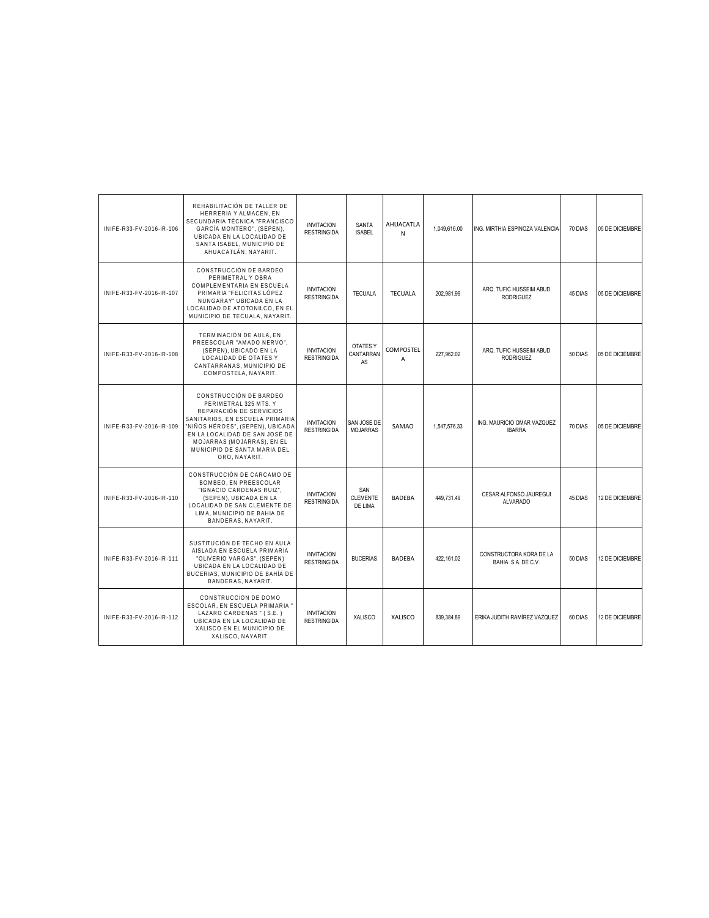| | | | | | | | | |
|---|---|---|---|---|---|---|---|---|
| INIFE-R33-FV-2016-IR-106 | REHABILITACIÓN DE TALLER DE HERRERIA Y ALMACEN, EN SECUNDARIA TÉCNICA "FRANCISCO GARCÍA MONTERO", (SEPEN), UBICADA EN LA LOCALIDAD DE SANTA ISABEL, MUNICIPIO DE AHUACATLÁN, NAYARIT. | INVITACION RESTRINGIDA | SANTA ISABEL | AHUACATLAN | 1,049,616.00 | ING. MIRTHIA ESPINOZA VALENCIA | 70 DIAS | 05 DE DICIEMBRE |
| INIFE-R33-FV-2016-IR-107 | CONSTRUCCIÓN DE BARDEO PERIMETRAL Y OBRA COMPLEMENTARIA EN ESCUELA PRIMARIA "FELICITAS LÓPEZ NUNGARAY" UBICADA EN LA LOCALIDAD DE ATOTONILCO, EN EL MUNICIPIO DE TECUALA, NAYARIT. | INVITACION RESTRINGIDA | TECUALA | TECUALA | 202,981.99 | ARQ. TUFIC HUSSEIM ABUD RODRIGUEZ | 45 DIAS | 05 DE DICIEMBRE |
| INIFE-R33-FV-2016-IR-108 | TERMINACIÓN DE AULA, EN PREESCOLAR "AMADO NERVO", (SEPEN), UBICADO EN LA LOCALIDAD DE OTATES Y CANTARRANAS, MUNICIPIO DE COMPOSTELA, NAYARIT. | INVITACION RESTRINGIDA | OTATES Y CANTARRANAS | COMPOSTELA | 227,962.02 | ARQ. TUFIC HUSSEIM ABUD RODRIGUEZ | 50 DIAS | 05 DE DICIEMBRE |
| INIFE-R33-FV-2016-IR-109 | CONSTRUCCIÓN DE BARDEO PERIMETRAL 325 MTS. Y REPARACIÓN DE SERVICIOS SANITARIOS, EN ESCUELA PRIMARIA "NIÑOS HÉROES", (SEPEN), UBICADA EN LA LOCALIDAD DE SAN JOSÉ DE MOJARRAS (MOJARRAS), EN EL MUNICIPIO DE SANTA MARIA DEL ORO, NAYARIT. | INVITACION RESTRINGIDA | SAN JOSE DE MOJARRAS | SAMAO | 1,547,576.33 | ING. MAURICIO OMAR VAZQUEZ IBARRA | 70 DIAS | 05 DE DICIEMBRE |
| INIFE-R33-FV-2016-IR-110 | CONSTRUCCIÓN DE CARCAMO DE BOMBEO, EN PREESCOLAR "IGNACIO CARDENAS RUIZ", (SEPEN), UBICADA EN LA LOCALIDAD DE SAN CLEMENTE DE LIMA, MUNICIPIO DE BAHIA DE BANDERAS, NAYARIT. | INVITACION RESTRINGIDA | SAN CLEMENTE DE LIMA | BADEBA | 449,731.49 | CESAR ALFONSO JAUREGUI ALVARADO | 45 DIAS | 12 DE DICIEMBRE |
| INIFE-R33-FV-2016-IR-111 | SUSTITUCIÓN DE TECHO EN AULA AISLADA EN ESCUELA PRIMARIA "OLIVERIO VARGAS", (SEPEN) UBICADA EN LA LOCALIDAD DE BUCERIAS, MUNICIPIO DE BAHÍA DE BANDERAS, NAYARIT. | INVITACION RESTRINGIDA | BUCERIAS | BADEBA | 422,161.02 | CONSTRUCTORA KORA DE LA BAHIA S.A. DE C.V. | 50 DIAS | 12 DE DICIEMBRE |
| INIFE-R33-FV-2016-IR-112 | CONSTRUCCION DE DOMO ESCOLAR, EN ESCUELA PRIMARIA " LAZARO CARDENAS " ( S.E. ) UBICADA EN LA LOCALIDAD DE XALISCO EN EL MUNICIPIO DE XALISCO, NAYARIT. | INVITACION RESTRINGIDA | XALISCO | XALISCO | 839,384.89 | ERIKA JUDITH RAMÍREZ VAZQUEZ | 60 DIAS | 12 DE DICIEMBRE |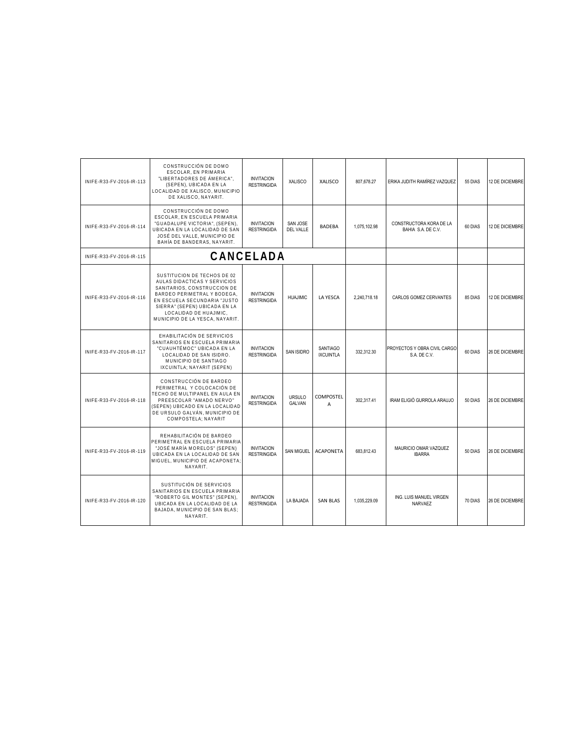| | | | | | | | | |
|---|---|---|---|---|---|---|---|---|
| INIFE-R33-FV-2016-IR-113 | CONSTRUCCIÓN DE DOMO ESCOLAR, EN PRIMARIA "LIBERTADORES DE ÁMERICA", (SEPEN), UBICADA EN LA LOCALIDAD DE XALISCO, MUNICIPIO DE XALISCO, NAYARIT. | INVITACION RESTRINGIDA | XALISCO | XALISCO | 807,678.27 | ERIKA JUDITH RAMÍREZ VAZQUEZ | 55 DIAS | 12 DE DICIEMBRE |
| INIFE-R33-FV-2016-IR-114 | CONSTRUCCIÓN DE DOMO ESCOLAR, EN ESCUELA PRIMARIA "GUADALUPE VICTORIA", (SEPEN), UBICADA EN LA LOCALIDAD DE SAN JOSÉ DEL VALLE, MUNICIPIO DE BAHÍA DE BANDERAS, NAYARIT. | INVITACION RESTRINGIDA | SAN JOSE DEL VALLE | BADEBA | 1,075,102.98 | CONSTRUCTORA KORA DE LA BAHIA S.A. DE C.V. | 60 DIAS | 12 DE DICIEMBRE |
| INIFE-R33-FV-2016-IR-115 | **CANCELADA** | | | | | | | |
| INIFE-R33-FV-2016-IR-116 | SUSTITUCION DE TECHOS DE 02 AULAS DIDACTICAS Y SERVICIOS SANITARIOS, CONSTRUCCION DE BARDEO PERIMETRAL Y BODEGA, EN ESCUELA SECUNDARIA "JUSTO SIERRA" (SEPEN) UBICADA EN LA LOCALIDAD DE HUAJIMIC, MUNICIPIO DE LA YESCA, NAYARIT. | INVITACION RESTRINGIDA | HUAJIMIC | LA YESCA | 2,240,718.18 | CARLOS GOMEZ CERVANTES | 85 DIAS | 12 DE DICIEMBRE |
| INIFE-R33-FV-2016-IR-117 | EHABILITACIÓN DE SERVICIOS SANITARIOS EN ESCUELA PRIMARIA "CUAUHTÉMOC" UBICADA EN LA LOCALIDAD DE SAN ISIDRO. MUNICIPIO DE SANTIAGO IXCUINTLA; NAYARIT (SEPEN) | INVITACION RESTRINGIDA | SAN ISIDRO | SANTIAGO IXCUINTLA | 332,312.30 | PROYECTOS Y OBRA CIVIL CARGO S.A. DE C.V. | 60 DIAS | 26 DE DICIEMBRE |
| INIFE-R33-FV-2016-IR-118 | CONSTRUCCIÓN DE BARDEO PERIMETRAL Y COLOCACIÓN DE TECHO DE MULTIPANEL EN AULA EN PREESCOLAR "AMADO NERVO" (SEPEN) UBICADO EN LA LOCALIDAD DE URSULO GALVÁN, MUNICIPIO DE COMPOSTELA; NAYARIT | INVITACION RESTRINGIDA | URSULO GALVAN | COMPOSTELA | 302,317.41 | IRAM ELIGIÓ GURROLA ARAUJO | 50 DIAS | 26 DE DICIEMBRE |
| INIFE-R33-FV-2016-IR-119 | REHABILITACIÓN DE BARDEO PERIMETRAL EN ESCUELA PRIMARIA "JOSÉ MARÍA MORELOS" (SEPEN) UBICADA EN LA LOCALIDAD DE SAN MIGUEL, MUNICIPIO DE ACAPONETA; NAYARIT. | INVITACION RESTRINGIDA | SAN MIGUEL | ACAPONETA | 683,812.43 | MAURICIO OMAR VAZQUEZ IBARRA | 50 DIAS | 26 DE DICIEMBRE |
| INIFE-R33-FV-2016-IR-120 | SUSTITUCIÓN DE SERVICIOS SANITARIOS EN ESCUELA PRIMARIA "ROBERTO GIL MONTES" (SEPEN), UBICADA EN LA LOCALIDAD DE LA BAJADA, MUNICIPIO DE SAN BLAS; NAYARIT. | INVITACION RESTRINGIDA | LA BAJADA | SAN BLAS | 1,035,229.09 | ING. LUIS MANUEL VIRGEN NARVAEZ | 70 DIAS | 26 DE DICIEMBRE |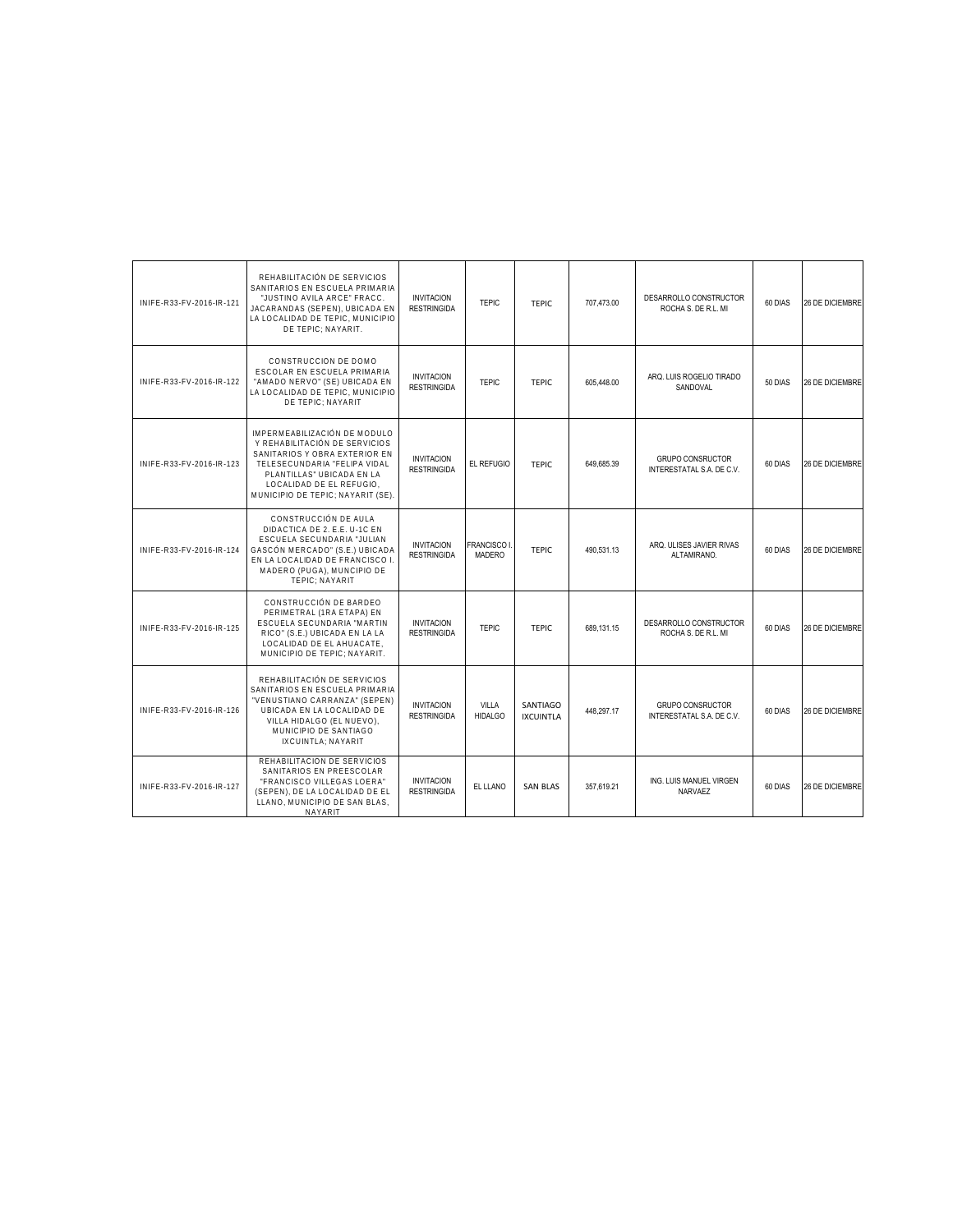| | | | | | | | | |
|---|---|---|---|---|---|---|---|---|
| INIFE-R33-FV-2016-IR-121 | REHABILITACIÓN DE SERVICIOS SANITARIOS EN ESCUELA PRIMARIA "JUSTINO AVILA ARCE" FRACC. JACARANDAS (SEPEN), UBICADA EN LA LOCALIDAD DE TEPIC, MUNICIPIO DE TEPIC; NAYARIT. | INVITACION RESTRINGIDA | TEPIC | TEPIC | 707,473.00 | DESARROLLO CONSTRUCTOR ROCHA S. DE R.L. MI | 60 DIAS | 26 DE DICIEMBRE |
| INIFE-R33-FV-2016-IR-122 | CONSTRUCCION DE DOMO ESCOLAR EN ESCUELA PRIMARIA "AMADO NERVO" (SE) UBICADA EN LA LOCALIDAD DE TEPIC, MUNICIPIO DE TEPIC; NAYARIT | INVITACION RESTRINGIDA | TEPIC | TEPIC | 605,448.00 | ARQ. LUIS ROGELIO TIRADO SANDOVAL | 50 DIAS | 26 DE DICIEMBRE |
| INIFE-R33-FV-2016-IR-123 | IMPERMEABILIZACIÓN DE MODULO Y REHABILITACIÓN DE SERVICIOS SANITARIOS Y OBRA EXTERIOR EN TELESECUNDARIA "FELIPA VIDAL PLANTILLAS" UBICADA EN LA LOCALIDAD DE EL REFUGIO, MUNICIPIO DE TEPIC; NAYARIT (SE). | INVITACION RESTRINGIDA | EL REFUGIO | TEPIC | 649,685.39 | GRUPO CONSRUCTOR INTERESTATAL S.A. DE C.V. | 60 DIAS | 26 DE DICIEMBRE |
| INIFE-R33-FV-2016-IR-124 | CONSTRUCCIÓN DE AULA DIDACTICA DE 2. E.E. U-1C EN ESCUELA SECUNDARIA "JULIAN GASCÓN MERCADO" (S.E.) UBICADA EN LA LOCALIDAD DE FRANCISCO I. MADERO (PUGA), MUNCIPIO DE TEPIC; NAYARIT | INVITACION RESTRINGIDA | FRANCISCO I. MADERO | TEPIC | 490,531.13 | ARQ. ULISES JAVIER RIVAS ALTAMIRANO. | 60 DIAS | 26 DE DICIEMBRE |
| INIFE-R33-FV-2016-IR-125 | CONSTRUCCIÓN DE BARDEO PERIMETRAL (1RA ETAPA) EN ESCUELA SECUNDARIA "MARTIN RICO" (S.E.) UBICADA EN LA LA LOCALIDAD DE EL AHUACATE, MUNICIPIO DE TEPIC; NAYARIT. | INVITACION RESTRINGIDA | TEPIC | TEPIC | 689,131.15 | DESARROLLO CONSTRUCTOR ROCHA S. DE R.L. MI | 60 DIAS | 26 DE DICIEMBRE |
| INIFE-R33-FV-2016-IR-126 | REHABILITACIÓN DE SERVICIOS SANITARIOS EN ESCUELA PRIMARIA "VENUSTIANO CARRANZA" (SEPEN) UBICADA EN LA LOCALIDAD DE VILLA HIDALGO (EL NUEVO), MUNICIPIO DE SANTIAGO IXCUINTLA; NAYARIT | INVITACION RESTRINGIDA | VILLA HIDALGO | SANTIAGO IXCUINTLA | 448,297.17 | GRUPO CONSRUCTOR INTERESTATAL S.A. DE C.V. | 60 DIAS | 26 DE DICIEMBRE |
| INIFE-R33-FV-2016-IR-127 | REHABILITACION DE SERVICIOS SANITARIOS EN PREESCOLAR "FRANCISCO VILLEGAS LOERA" (SEPEN), DE LA LOCALIDAD DE EL LLANO, MUNICIPIO DE SAN BLAS, NAYARIT | INVITACION RESTRINGIDA | EL LLANO | SAN BLAS | 357,619.21 | ING. LUIS MANUEL VIRGEN NARVAEZ | 60 DIAS | 26 DE DICIEMBRE |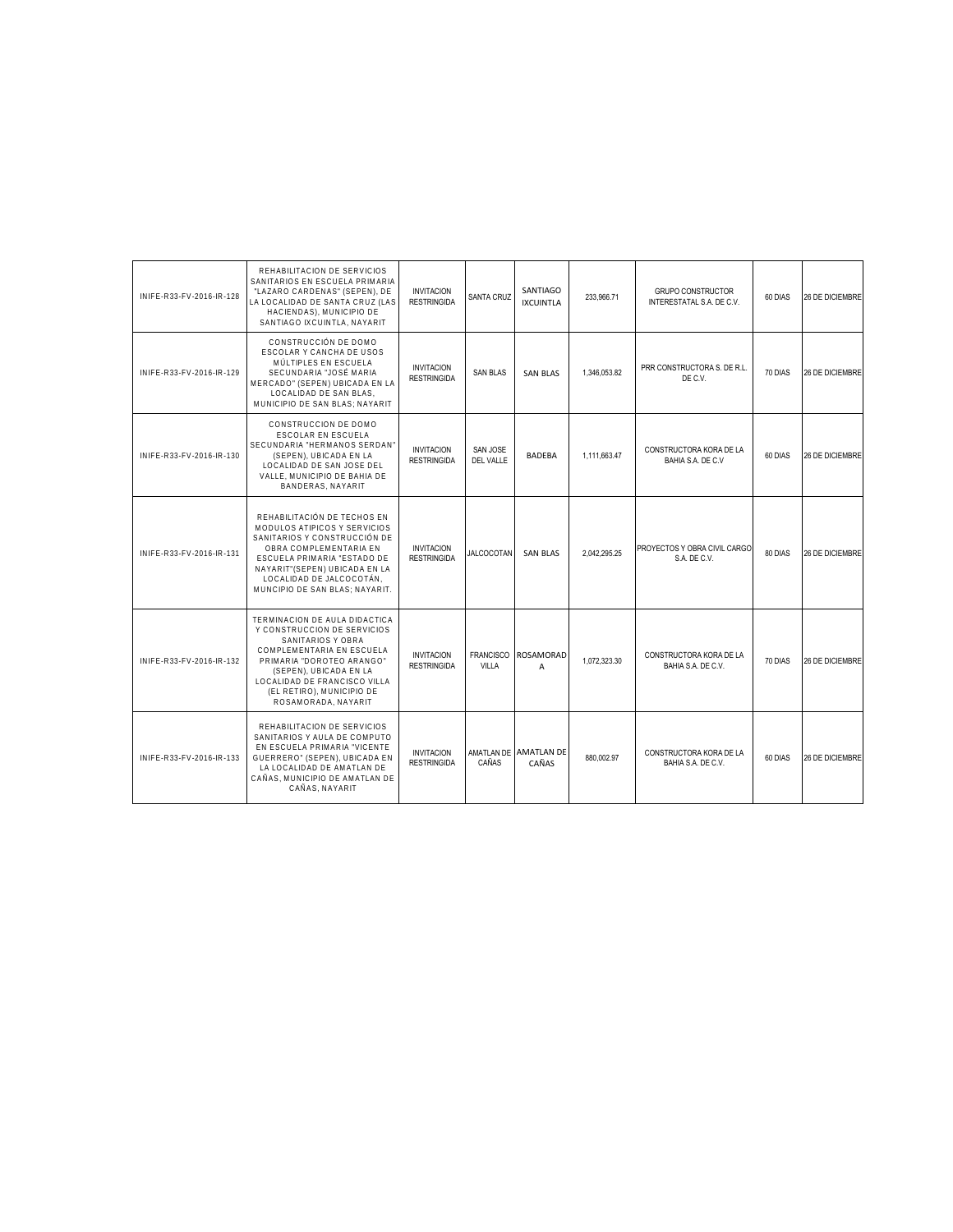| | | | | | | | | |
|---|---|---|---|---|---|---|---|---|
| INIFE-R33-FV-2016-IR-128 | REHABILITACION DE SERVICIOS SANITARIOS EN ESCUELA PRIMARIA "LAZARO CARDENAS" (SEPEN), DE LA LOCALIDAD DE SANTA CRUZ (LAS HACIENDAS), MUNICIPIO DE SANTIAGO IXCUINTLA, NAYARIT | INVITACION RESTRINGIDA | SANTA CRUZ | SANTIAGO IXCUINTLA | 233,966.71 | GRUPO CONSTRUCTOR INTERESTATAL S.A. DE C.V. | 60 DIAS | 26 DE DICIEMBRE |
| INIFE-R33-FV-2016-IR-129 | CONSTRUCCIÓN DE DOMO ESCOLAR Y CANCHA DE USOS MÚLTIPLES EN ESCUELA SECUNDARIA "JOSÉ MARIA MERCADO" (SEPEN) UBICADA EN LA LOCALIDAD DE SAN BLAS, MUNICIPIO DE SAN BLAS; NAYARIT | INVITACION RESTRINGIDA | SAN BLAS | SAN BLAS | 1,346,053.82 | PRR CONSTRUCTORA S. DE R.L. DE C.V. | 70 DIAS | 26 DE DICIEMBRE |
| INIFE-R33-FV-2016-IR-130 | CONSTRUCCION DE DOMO ESCOLAR EN ESCUELA SECUNDARIA "HERMANOS SERDAN" (SEPEN), UBICADA EN LA LOCALIDAD DE SAN JOSE DEL VALLE, MUNICIPIO DE BAHIA DE BANDERAS, NAYARIT | INVITACION RESTRINGIDA | SAN JOSE DEL VALLE | BADEBA | 1,111,663.47 | CONSTRUCTORA KORA DE LA BAHIA S.A. DE C.V | 60 DIAS | 26 DE DICIEMBRE |
| INIFE-R33-FV-2016-IR-131 | REHABILITACIÓN DE TECHOS EN MODULOS ATIPICOS Y SERVICIOS SANITARIOS Y CONSTRUCCIÓN DE OBRA COMPLEMENTARIA EN ESCUELA PRIMARIA "ESTADO DE NAYARIT"(SEPEN) UBICADA EN LA LOCALIDAD DE JALCOCOTÁN, MUNCIPIO DE SAN BLAS; NAYARIT. | INVITACION RESTRINGIDA | JALCOCOTAN | SAN BLAS | 2,042,295.25 | PROYECTOS Y OBRA CIVIL CARGO S.A. DE C.V. | 80 DIAS | 26 DE DICIEMBRE |
| INIFE-R33-FV-2016-IR-132 | TERMINACION DE AULA DIDACTICA Y CONSTRUCCION DE SERVICIOS SANITARIOS Y OBRA COMPLEMENTARIA EN ESCUELA PRIMARIA "DOROTEO ARANGO" (SEPEN), UBICADA EN LA LOCALIDAD DE FRANCISCO VILLA (EL RETIRO), MUNICIPIO DE ROSAMORADA, NAYARIT | INVITACION RESTRINGIDA | FRANCISCO VILLA | ROSAMORADA | 1,072,323.30 | CONSTRUCTORA KORA DE LA BAHIA S.A. DE C.V. | 70 DIAS | 26 DE DICIEMBRE |
| INIFE-R33-FV-2016-IR-133 | REHABILITACION DE SERVICIOS SANITARIOS Y AULA DE COMPUTO EN ESCUELA PRIMARIA "VICENTE GUERRERO" (SEPEN), UBICADA EN LA LOCALIDAD DE AMATLAN DE CAÑAS, MUNICIPIO DE AMATLAN DE CAÑAS, NAYARIT | INVITACION RESTRINGIDA | AMATLAN DE CAÑAS | AMATLAN DE CAÑAS | 880,002.97 | CONSTRUCTORA KORA DE LA BAHIA S.A. DE C.V. | 60 DIAS | 26 DE DICIEMBRE |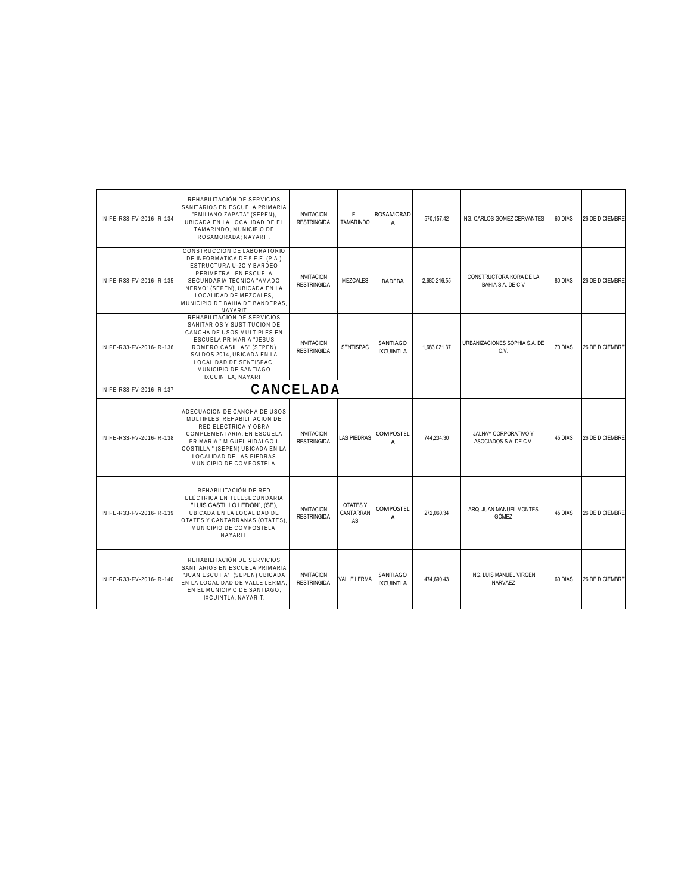| | | | | | | | | |
|---|---|---|---|---|---|---|---|---|
| INIFE-R33-FV-2016-IR-134 | REHABILITACIÓN DE SERVICIOS SANITARIOS EN ESCUELA PRIMARIA "EMILIANO ZAPATA" (SEPEN), UBICADA EN LA LOCALIDAD DE EL TAMARINDO, MUNICIPIO DE ROSAMORADA; NAYARIT. | INVITACION RESTRINGIDA | EL TAMARINDO | ROSAMORADA | 570,157.42 | ING. CARLOS GOMEZ CERVANTES | 60 DIAS | 26 DE DICIEMBRE |
| INIFE-R33-FV-2016-IR-135 | CONSTRUCCION DE LABORATORIO DE INFORMATICA DE 5 E.E. (P.A.) ESTRUCTURA U-2C Y BARDEO PERIMETRAL EN ESCUELA SECUNDARIA TECNICA "AMADO NERVO" (SEPEN), UBICADA EN LA LOCALIDAD DE MEZCALES, MUNICIPIO DE BAHIA DE BANDERAS, NAYARIT | INVITACION RESTRINGIDA | MEZCALES | BADEBA | 2,680,216.55 | CONSTRUCTORA KORA DE LA BAHIA S.A. DE C.V | 80 DIAS | 26 DE DICIEMBRE |
| INIFE-R33-FV-2016-IR-136 | REHABILITACION DE SERVICIOS SANITARIOS Y SUSTITUCION DE CANCHA DE USOS MULTIPLES EN ESCUELA PRIMARIA "JESUS ROMERO CASILLAS" (SEPEN) SALDOS 2014, UBICADA EN LA LOCALIDAD DE SENTISPAC, MUNICIPIO DE SANTIAGO IXCUINTLA, NAYARIT | INVITACION RESTRINGIDA | SENTISPAC | SANTIAGO IXCUINTLA | 1,683,021.37 | URBANIZACIONES SOPHIA S.A. DE C.V. | 70 DIAS | 26 DE DICIEMBRE |
| INIFE-R33-FV-2016-IR-137 | **CANCELADA** | | | | | | | |
| INIFE-R33-FV-2016-IR-138 | ADECUACION DE CANCHA DE USOS MULTIPLES, REHABILITACION DE RED ELECTRICA Y OBRA COMPLEMENTARIA, EN ESCUELA PRIMARIA " MIGUEL HIDALGO I. COSTILLA " (SEPEN) UBICADA EN LA LOCALIDAD DE LAS PIEDRAS MUNICIPIO DE COMPOSTELA. | INVITACION RESTRINGIDA | LAS PIEDRAS | COMPOSTELA | 744,234.30 | JALNAY CORPORATIVO Y ASOCIADOS S.A. DE C.V. | 45 DIAS | 26 DE DICIEMBRE |
| INIFE-R33-FV-2016-IR-139 | REHABILITACIÓN DE RED ELÉCTRICA EN TELESECUNDARIA "LUIS CASTILLO LEDON", (SE), UBICADA EN LA LOCALIDAD DE OTATES Y CANTARRANAS (OTATES), MUNICIPIO DE COMPOSTELA, NAYARIT. | INVITACION RESTRINGIDA | OTATES Y CANTARRANAS | COMPOSTELA | 272,060.34 | ARQ. JUAN MANUEL MONTES GÓMEZ | 45 DIAS | 26 DE DICIEMBRE |
| INIFE-R33-FV-2016-IR-140 | REHABILITACIÓN DE SERVICIOS SANITARIOS EN ESCUELA PRIMARIA "JUAN ESCUTIA", (SEPEN) UBICADA EN LA LOCALIDAD DE VALLE LERMA, EN EL MUNICIPIO DE SANTIAGO, IXCUINTLA, NAYARIT. | INVITACION RESTRINGIDA | VALLE LERMA | SANTIAGO IXCUINTLA | 474,690.43 | ING. LUIS MANUEL VIRGEN NARVAEZ | 60 DIAS | 26 DE DICIEMBRE |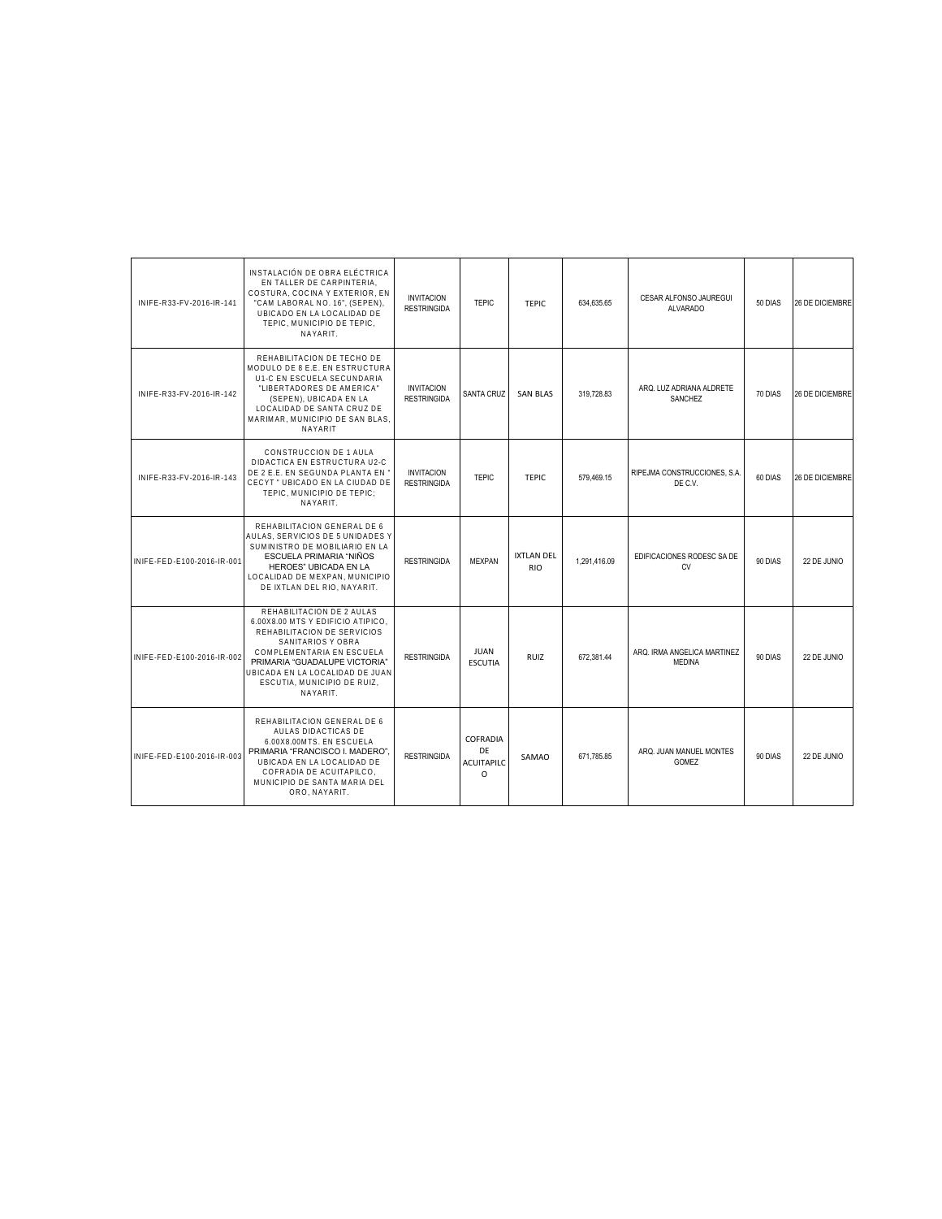| | | | | | | | | |
|---|---|---|---|---|---|---|---|---|
| INIFE-R33-FV-2016-IR-141 | INSTALACIÓN DE OBRA ELÉCTRICA EN TALLER DE CARPINTERIA, COSTURA, COCINA Y EXTERIOR, EN "CAM LABORAL NO. 16", (SEPEN), UBICADO EN LA LOCALIDAD DE TEPIC, MUNICIPIO DE TEPIC, NAYARIT. | INVITACION RESTRINGIDA | TEPIC | TEPIC | 634,635.65 | CESAR ALFONSO JAUREGUI ALVARADO | 50 DIAS | 26 DE DICIEMBRE |
| INIFE-R33-FV-2016-IR-142 | REHABILITACION DE TECHO DE MODULO DE 8 E.E. EN ESTRUCTURA U1-C EN ESCUELA SECUNDARIA "LIBERTADORES DE AMERICA" (SEPEN), UBICADA EN LA LOCALIDAD DE SANTA CRUZ DE MARIMAR, MUNICIPIO DE SAN BLAS, NAYARIT | INVITACION RESTRINGIDA | SANTA CRUZ | SAN BLAS | 319,728.83 | ARQ. LUZ ADRIANA ALDRETE SANCHEZ | 70 DIAS | 26 DE DICIEMBRE |
| INIFE-R33-FV-2016-IR-143 | CONSTRUCCION DE 1 AULA DIDACTICA EN ESTRUCTURA U2-C DE 2 E.E. EN SEGUNDA PLANTA EN " CECYT " UBICADO EN LA CIUDAD DE TEPIC, MUNICIPIO DE TEPIC; NAYARIT. | INVITACION RESTRINGIDA | TEPIC | TEPIC | 579,469.15 | RIPEJMA CONSTRUCCIONES, S.A. DE C.V. | 60 DIAS | 26 DE DICIEMBRE |
| INIFE-FED-E100-2016-IR-001 | REHABILITACION GENERAL DE 6 AULAS, SERVICIOS DE 5 UNIDADES Y SUMINISTRO DE MOBILIARIO EN LA ESCUELA PRIMARIA "NIÑOS HEROES" UBICADA EN LA LOCALIDAD DE MEXPAN, MUNICIPIO DE IXTLAN DEL RIO, NAYARIT. | RESTRINGIDA | MEXPAN | IXTLAN DEL RIO | 1,291,416.09 | EDIFICACIONES RODESC SA DE CV | 90 DIAS | 22 DE JUNIO |
| INIFE-FED-E100-2016-IR-002 | REHABILITACION DE 2 AULAS 6.00X8.00 MTS Y EDIFICIO ATIPICO, REHABILITACION DE SERVICIOS SANITARIOS Y OBRA COMPLEMENTARIA EN ESCUELA PRIMARIA "GUADALUPE VICTORIA" UBICADA EN LA LOCALIDAD DE JUAN ESCUTIA, MUNICIPIO DE RUIZ, NAYARIT. | RESTRINGIDA | JUAN ESCUTIA | RUIZ | 672,381.44 | ARQ. IRMA ANGELICA MARTINEZ MEDINA | 90 DIAS | 22 DE JUNIO |
| INIFE-FED-E100-2016-IR-003 | REHABILITACION GENERAL DE 6 AULAS DIDACTICAS DE 6.00X8.00MTS. EN ESCUELA PRIMARIA "FRANCISCO I. MADERO", UBICADA EN LA LOCALIDAD DE COFRADIA DE ACUITAPILCO, MUNICIPIO DE SANTA MARIA DEL ORO, NAYARIT. | RESTRINGIDA | COFRADIA DE ACUITAPILCO | SAMAO | 671,785.85 | ARQ. JUAN MANUEL MONTES GOMEZ | 90 DIAS | 22 DE JUNIO |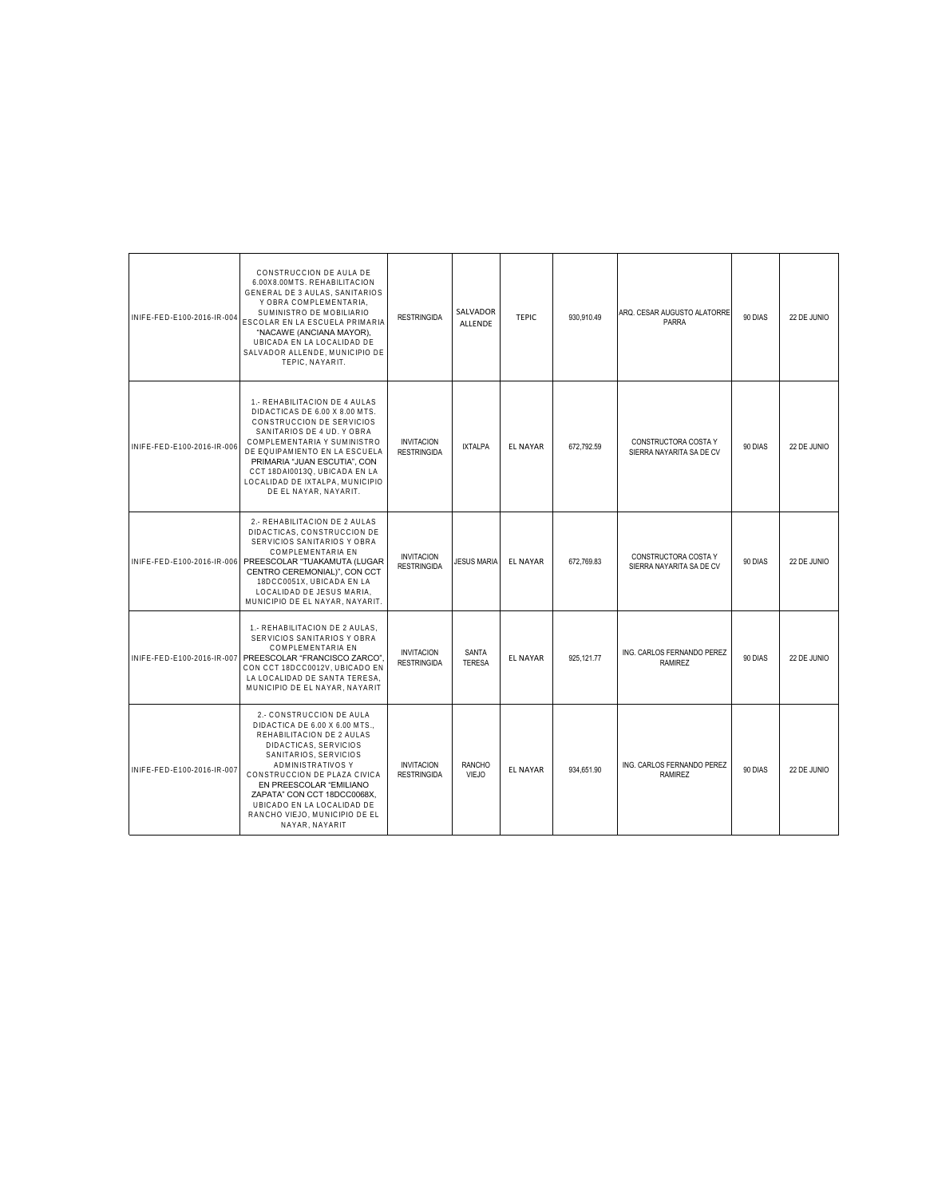| | | | | | | | | |
|---|---|---|---|---|---|---|---|---|
| INIFE-FED-E100-2016-IR-004 | CONSTRUCCION DE AULA DE 6.00X8.00MTS. REHABILITACION GENERAL DE 3 AULAS, SANITARIOS Y OBRA COMPLEMENTARIA, SUMINISTRO DE MOBILIARIO ESCOLAR EN LA ESCUELA PRIMARIA "NACAWE (ANCIANA MAYOR), UBICADA EN LA LOCALIDAD DE SALVADOR ALLENDE, MUNICIPIO DE TEPIC, NAYARIT. | RESTRINGIDA | SALVADOR ALLENDE | TEPIC | 930,910.49 | ARQ. CESAR AUGUSTO ALATORRE PARRA | 90 DIAS | 22 DE JUNIO |
| INIFE-FED-E100-2016-IR-006 | 1.- REHABILITACION DE 4 AULAS DIDACTICAS DE 6.00 X 8.00 MTS. CONSTRUCCION DE SERVICIOS SANITARIOS DE 4 UD. Y OBRA COMPLEMENTARIA Y SUMINISTRO DE EQUIPAMIENTO EN LA ESCUELA PRIMARIA "JUAN ESCUTIA", CON CCT 18DAI0013Q, UBICADA EN LA LOCALIDAD DE IXTALPA, MUNICIPIO DE EL NAYAR, NAYARIT. | INVITACION RESTRINGIDA | IXTALPA | EL NAYAR | 672,792.59 | CONSTRUCTORA COSTA Y SIERRA NAYARITA SA DE CV | 90 DIAS | 22 DE JUNIO |
| INIFE-FED-E100-2016-IR-006 | 2.- REHABILITACION DE 2 AULAS DIDACTICAS, CONSTRUCCION DE SERVICIOS SANITARIOS Y OBRA COMPLEMENTARIA EN PREESCOLAR "TUAKAMUTA (LUGAR CENTRO CEREMONIAL)", CON CCT 18DCC0051X, UBICADA EN LA LOCALIDAD DE JESUS MARIA, MUNICIPIO DE EL NAYAR, NAYARIT. | INVITACION RESTRINGIDA | JESUS MARIA | EL NAYAR | 672,769.83 | CONSTRUCTORA COSTA Y SIERRA NAYARITA SA DE CV | 90 DIAS | 22 DE JUNIO |
| INIFE-FED-E100-2016-IR-007 | 1.- REHABILITACION DE 2 AULAS, SERVICIOS SANITARIOS Y OBRA COMPLEMENTARIA EN PREESCOLAR "FRANCISCO ZARCO", CON CCT 18DCC0012V, UBICADO EN LA LOCALIDAD DE SANTA TERESA, MUNICIPIO DE EL NAYAR, NAYARIT | INVITACION RESTRINGIDA | SANTA TERESA | EL NAYAR | 925,121.77 | ING. CARLOS FERNANDO PEREZ RAMIREZ | 90 DIAS | 22 DE JUNIO |
| INIFE-FED-E100-2016-IR-007 | 2.- CONSTRUCCION DE AULA DIDACTICA DE 6.00 X 6.00 MTS., REHABILITACION DE 2 AULAS DIDACTICAS, SERVICIOS SANITARIOS, SERVICIOS ADMINISTRATIVOS Y CONSTRUCCION DE PLAZA CIVICA EN PREESCOLAR "EMILIANO ZAPATA" CON CCT 18DCC0068X, UBICADO EN LA LOCALIDAD DE RANCHO VIEJO, MUNICIPIO DE EL NAYAR, NAYARIT | INVITACION RESTRINGIDA | RANCHO VIEJO | EL NAYAR | 934,651.90 | ING. CARLOS FERNANDO PEREZ RAMIREZ | 90 DIAS | 22 DE JUNIO |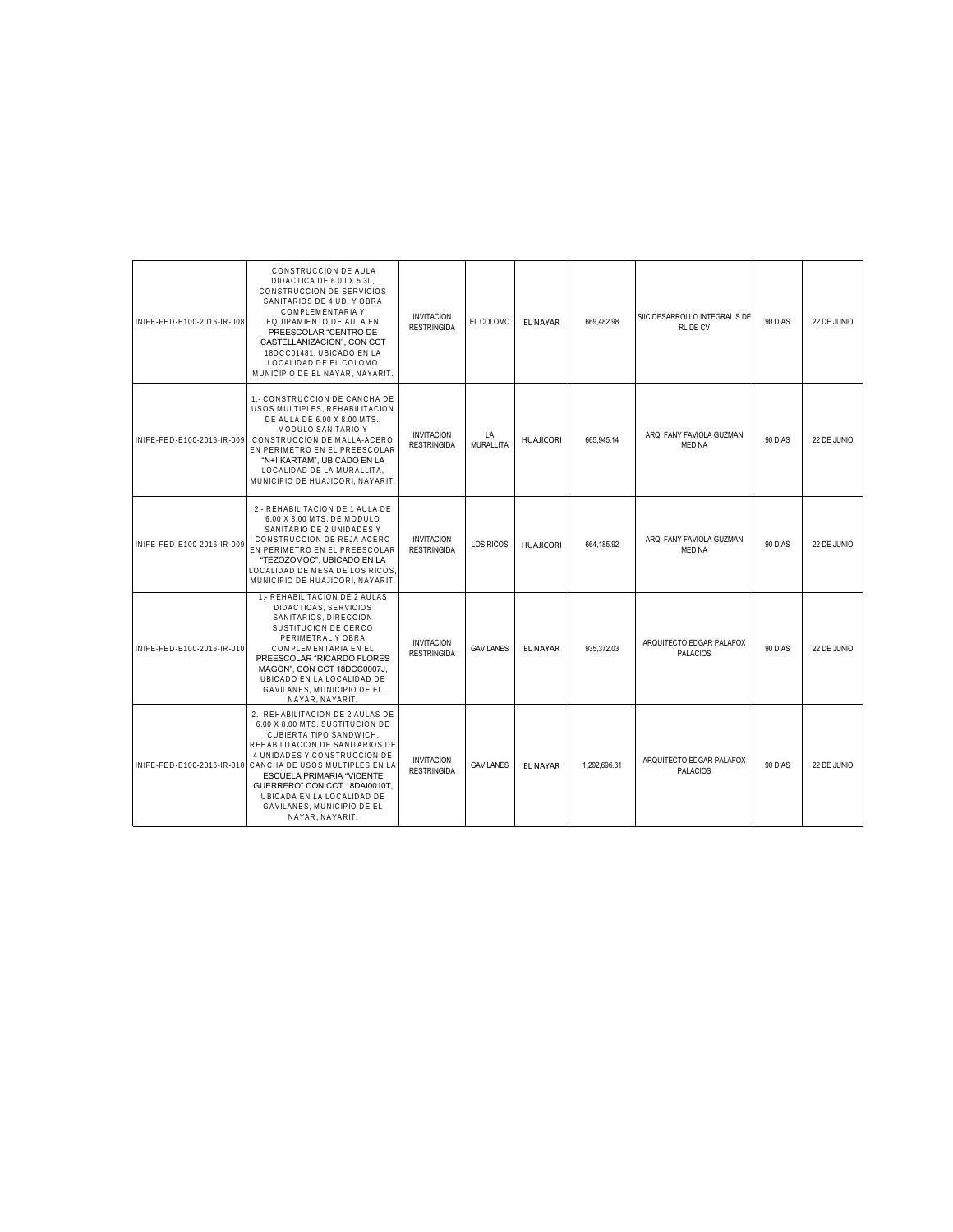| | | | | | | | | |
|---|---|---|---|---|---|---|---|---|
| INIFE-FED-E100-2016-IR-008 | CONSTRUCCION DE AULA DIDACTICA DE 6.00 X 5.30, CONSTRUCCION DE SERVICIOS SANITARIOS DE 4 UD. Y OBRA COMPLEMENTARIA Y EQUIPAMIENTO DE AULA EN PREESCOLAR "CENTRO DE CASTELLANIZACION", CON CCT 18DCC01481, UBICADO EN LA LOCALIDAD DE EL COLOMO MUNICIPIO DE EL NAYAR, NAYARIT. | INVITACION RESTRINGIDA | EL COLOMO | EL NAYAR | 669,482.98 | SIIC DESARROLLO INTEGRAL S DE RL DE CV | 90 DIAS | 22 DE JUNIO |
| INIFE-FED-E100-2016-IR-009 | 1.- CONSTRUCCION DE CANCHA DE USOS MULTIPLES, REHABILITACION DE AULA DE 6.00 X 8.00 MTS., MODULO SANITARIO Y CONSTRUCCION DE MALLA-ACERO EN PERIMETRO EN EL PREESCOLAR "N+I´KARTAM", UBICADO EN LA LOCALIDAD DE LA MURALLITA, MUNICIPIO DE HUAJICORI, NAYARIT. | INVITACION RESTRINGIDA | LA MURALLITA | HUAJICORI | 665,945.14 | ARQ. FANY FAVIOLA GUZMAN MEDINA | 90 DIAS | 22 DE JUNIO |
| INIFE-FED-E100-2016-IR-009 | 2.- REHABILITACION DE 1 AULA DE 6.00 X 8.00 MTS. DE MODULO SANITARIO DE 2 UNIDADES Y CONSTRUCCION DE REJA-ACERO EN PERIMETRO EN EL PREESCOLAR "TEZOZOMOC", UBICADO EN LA LOCALIDAD DE MESA DE LOS RICOS, MUNICIPIO DE HUAJICORI, NAYARIT. | INVITACION RESTRINGIDA | LOS RICOS | HUAJICORI | 664,185.92 | ARQ. FANY FAVIOLA GUZMAN MEDINA | 90 DIAS | 22 DE JUNIO |
| INIFE-FED-E100-2016-IR-010 | 1.- REHABILITACION DE 2 AULAS DIDACTICAS, SERVICIOS SANITARIOS, DIRECCION SUSTITUCION DE CERCO PERIMETRAL Y OBRA COMPLEMENTARIA EN EL PREESCOLAR "RICARDO FLORES MAGON", CON CCT 18DCC0007J, UBICADO EN LA LOCALIDAD DE GAVILANES, MUNICIPIO DE EL NAYAR, NAYARIT. | INVITACION RESTRINGIDA | GAVILANES | EL NAYAR | 935,372.03 | ARQUITECTO EDGAR PALAFOX PALACIOS | 90 DIAS | 22 DE JUNIO |
| INIFE-FED-E100-2016-IR-010 | 2.- REHABILITACION DE 2 AULAS DE 6.00 X 8.00 MTS. SUSTITUCION DE CUBIERTA TIPO SANDWICH, REHABILITACION DE SANITARIOS DE 4 UNIDADES Y CONSTRUCCION DE CANCHA DE USOS MULTIPLES EN LA ESCUELA PRIMARIA "VICENTE GUERRERO" CON CCT 18DAI0010T, UBICADA EN LA LOCALIDAD DE GAVILANES, MUNICIPIO DE EL NAYAR, NAYARIT. | INVITACION RESTRINGIDA | GAVILANES | EL NAYAR | 1,292,696.31 | ARQUITECTO EDGAR PALAFOX PALACIOS | 90 DIAS | 22 DE JUNIO |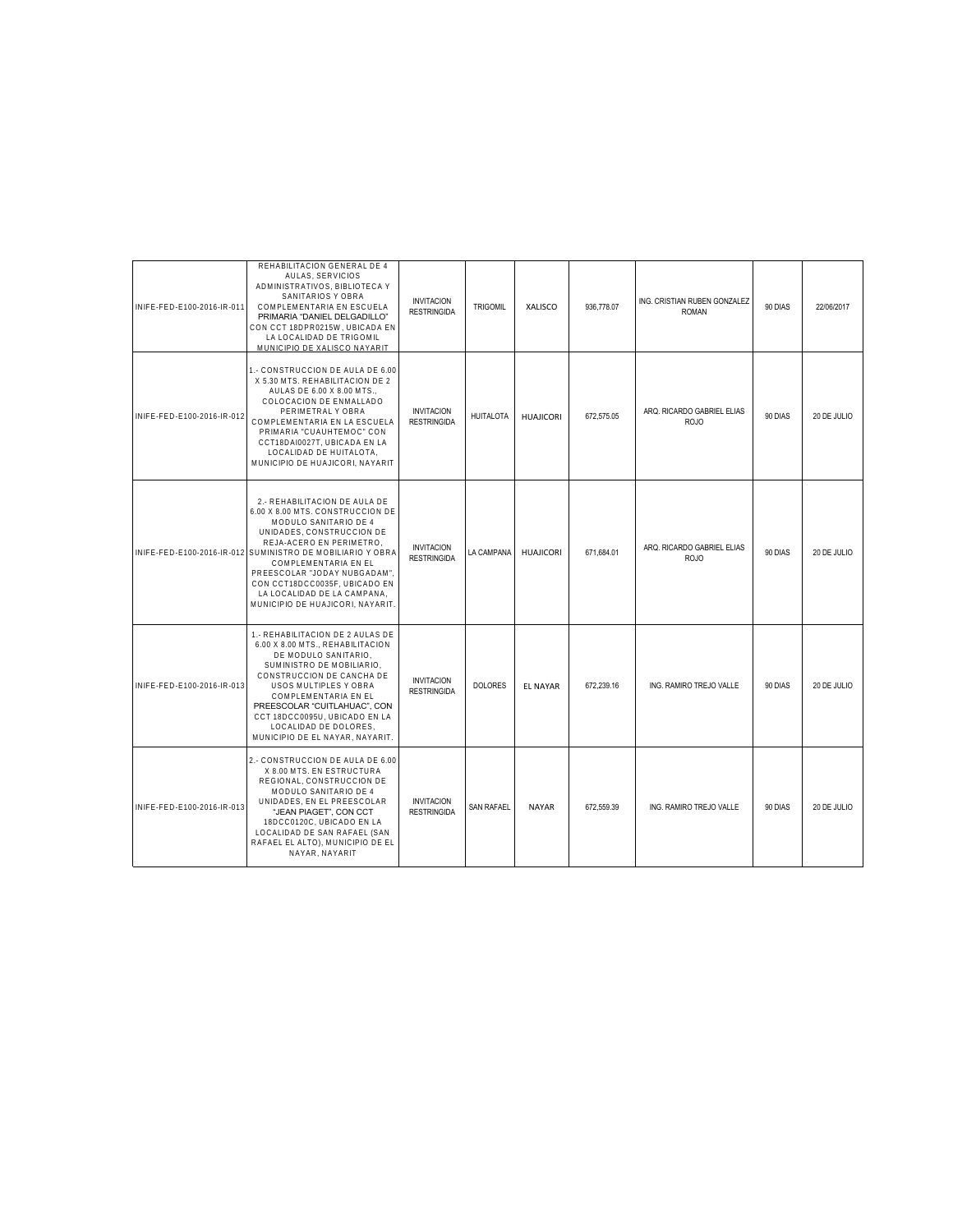| | | | | | | | | |
|---|---|---|---|---|---|---|---|---|
| INIFE-FED-E100-2016-IR-011 | REHABILITACION GENERAL DE 4 AULAS, SERVICIOS ADMINISTRATIVOS, BIBLIOTECA Y SANITARIOS Y OBRA COMPLEMENTARIA EN ESCUELA PRIMARIA "DANIEL DELGADILLO" CON CCT 18DPR0215W, UBICADA EN LA LOCALIDAD DE TRIGOMIL MUNICIPIO DE XALISCO NAYARIT | INVITACION RESTRINGIDA | TRIGOMIL | XALISCO | 936,778.07 | ING. CRISTIAN RUBEN GONZALEZ ROMAN | 90 DIAS | 22/06/2017 |
| INIFE-FED-E100-2016-IR-012 | 1.- CONSTRUCCION DE AULA DE 6.00 X 5.30 MTS. REHABILITACION DE 2 AULAS DE 6.00 X 8.00 MTS., COLOCACION DE ENMALLADO PERIMETRAL Y OBRA COMPLEMENTARIA EN LA ESCUELA PRIMARIA "CUAUHTEMOC" CON CCT18DAI0027T, UBICADA EN LA LOCALIDAD DE HUITALOTA, MUNICIPIO DE HUAJICORI, NAYARIT | INVITACION RESTRINGIDA | HUITALOTA | HUAJICORI | 672,575.05 | ARQ. RICARDO GABRIEL ELIAS ROJO | 90 DIAS | 20 DE JULIO |
| INIFE-FED-E100-2016-IR-012 | 2.- REHABILITACION DE AULA DE 6.00 X 8.00 MTS. CONSTRUCCION DE MODULO SANITARIO DE 4 UNIDADES, CONSTRUCCION DE REJA-ACERO EN PERIMETRO, SUMINISTRO DE MOBILIARIO Y OBRA COMPLEMENTARIA EN EL PREESCOLAR "JODAY NUBGADAM", CON CCT18DCC0035F, UBICADO EN LA LOCALIDAD DE LA CAMPANA, MUNICIPIO DE HUAJICORI, NAYARIT. | INVITACION RESTRINGIDA | LA CAMPANA | HUAJICORI | 671,684.01 | ARQ. RICARDO GABRIEL ELIAS ROJO | 90 DIAS | 20 DE JULIO |
| INIFE-FED-E100-2016-IR-013 | 1.- REHABILITACION DE 2 AULAS DE 6.00 X 8.00 MTS., REHABILITACION DE MODULO SANITARIO, SUMINISTRO DE MOBILIARIO, CONSTRUCCION DE CANCHA DE USOS MULTIPLES Y OBRA COMPLEMENTARIA EN EL PREESCOLAR "CUITLAHUAC", CON CCT 18DCC0095U, UBICADO EN LA LOCALIDAD DE DOLORES, MUNICIPIO DE EL NAYAR, NAYARIT. | INVITACION RESTRINGIDA | DOLORES | EL NAYAR | 672,239.16 | ING. RAMIRO TREJO VALLE | 90 DIAS | 20 DE JULIO |
| INIFE-FED-E100-2016-IR-013 | 2.- CONSTRUCCION DE AULA DE 6.00 X 8.00 MTS. EN ESTRUCTURA REGIONAL, CONSTRUCCION DE MODULO SANITARIO DE 4 UNIDADES, EN EL PREESCOLAR "JEAN PIAGET", CON CCT 18DCC0120C, UBICADO EN LA LOCALIDAD DE SAN RAFAEL (SAN RAFAEL EL ALTO), MUNICIPIO DE EL NAYAR, NAYARIT | INVITACION RESTRINGIDA | SAN RAFAEL | NAYAR | 672,559.39 | ING. RAMIRO TREJO VALLE | 90 DIAS | 20 DE JULIO |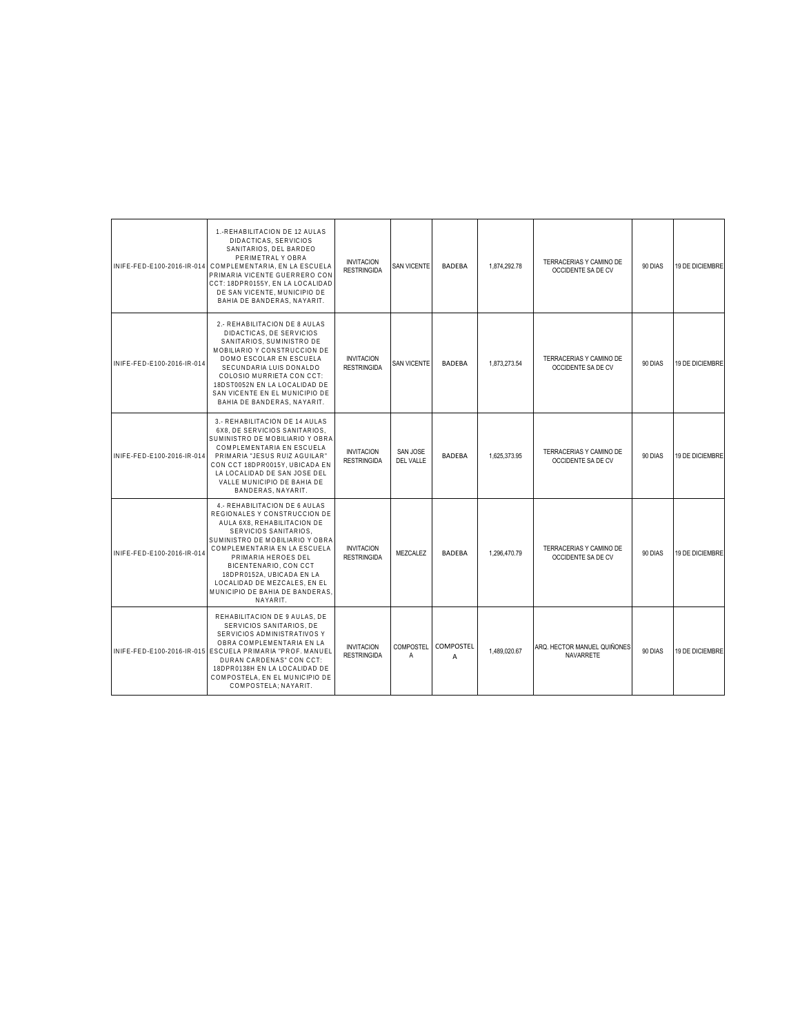| | | | | | | | | |
|---|---|---|---|---|---|---|---|---|
| INIFE-FED-E100-2016-IR-014 | 1.-REHABILITACION DE 12 AULAS DIDACTICAS, SERVICIOS SANITARIOS, DEL BARDEO PERIMETRAL Y OBRA COMPLEMENTARIA, EN LA ESCUELA PRIMARIA VICENTE GUERRERO CON CCT: 18DPR0155Y, EN LA LOCALIDAD DE SAN VICENTE, MUNICIPIO DE BAHIA DE BANDERAS, NAYARIT. | INVITACION RESTRINGIDA | SAN VICENTE | BADEBA | 1,874,292.78 | TERRACERIAS Y CAMINO DE OCCIDENTE SA DE CV | 90 DIAS | 19 DE DICIEMBRE |
| INIFE-FED-E100-2016-IR-014 | 2.- REHABILITACION DE 8 AULAS DIDACTICAS, DE SERVICIOS SANITARIOS, SUMINISTRO DE MOBILIARIO Y CONSTRUCCION DE DOMO ESCOLAR EN ESCUELA SECUNDARIA LUIS DONALDO COLOSIO MURRIETA CON CCT: 18DST0052N EN LA LOCALIDAD DE SAN VICENTE EN EL MUNICIPIO DE BAHIA DE BANDERAS, NAYARIT. | INVITACION RESTRINGIDA | SAN VICENTE | BADEBA | 1,873,273.54 | TERRACERIAS Y CAMINO DE OCCIDENTE SA DE CV | 90 DIAS | 19 DE DICIEMBRE |
| INIFE-FED-E100-2016-IR-014 | 3.- REHABILITACION DE 14 AULAS 6X8, DE SERVICIOS SANITARIOS, SUMINISTRO DE MOBILIARIO Y OBRA COMPLEMENTARIA EN ESCUELA PRIMARIA "JESUS RUIZ AGUILAR" CON CCT 18DPR0015Y, UBICADA EN LA LOCALIDAD DE SAN JOSE DEL VALLE MUNICIPIO DE BAHIA DE BANDERAS, NAYARIT. | INVITACION RESTRINGIDA | SAN JOSE DEL VALLE | BADEBA | 1,625,373.95 | TERRACERIAS Y CAMINO DE OCCIDENTE SA DE CV | 90 DIAS | 19 DE DICIEMBRE |
| INIFE-FED-E100-2016-IR-014 | 4.- REHABILITACION DE 6 AULAS REGIONALES Y CONSTRUCCION DE AULA 6X8, REHABILITACION DE SERVICIOS SANITARIOS, SUMINISTRO DE MOBILIARIO Y OBRA COMPLEMENTARIA EN LA ESCUELA PRIMARIA HEROES DEL BICENTENARIO, CON CCT 18DPR0152A, UBICADA EN LA LOCALIDAD DE MEZCALES, EN EL MUNICIPIO DE BAHIA DE BANDERAS, NAYARIT. | INVITACION RESTRINGIDA | MEZCALEZ | BADEBA | 1,296,470.79 | TERRACERIAS Y CAMINO DE OCCIDENTE SA DE CV | 90 DIAS | 19 DE DICIEMBRE |
| INIFE-FED-E100-2016-IR-015 | REHABILITACION DE 9 AULAS, DE SERVICIOS SANITARIOS, DE SERVICIOS ADMINISTRATIVOS Y OBRA COMPLEMENTARIA EN LA ESCUELA PRIMARIA "PROF. MANUEL DURAN CARDENAS" CON CCT: 18DPR0138H EN LA LOCALIDAD DE COMPOSTELA, EN EL MUNICIPIO DE COMPOSTELA; NAYARIT. | INVITACION RESTRINGIDA | COMPOSTELA | COMPOSTELA | 1,489,020.67 | ARQ. HECTOR MANUEL QUIÑONES NAVARRETE | 90 DIAS | 19 DE DICIEMBRE |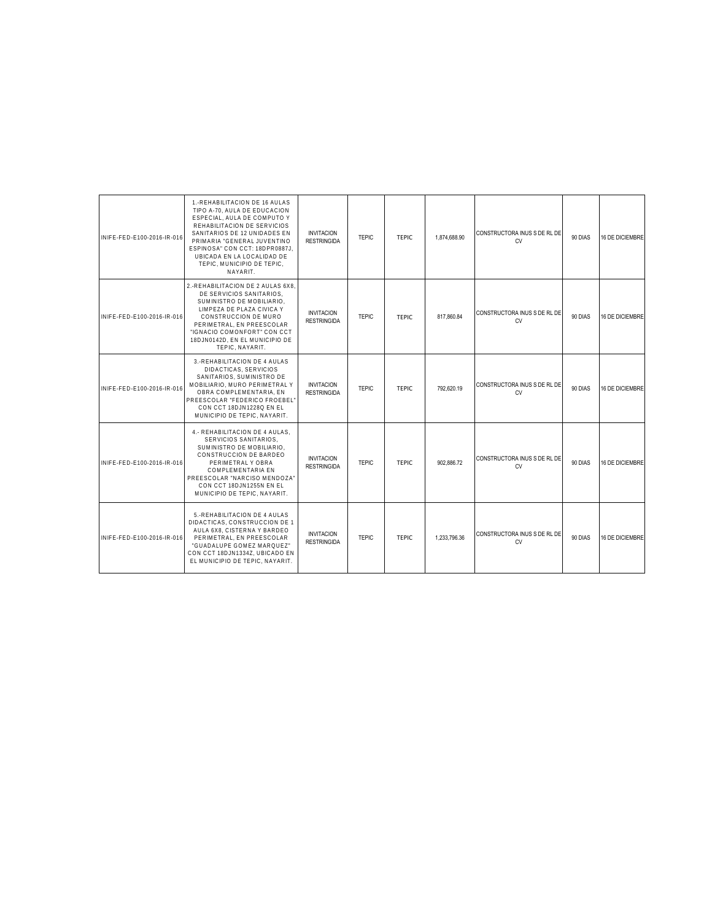| | | | | | | | | |
|---|---|---|---|---|---|---|---|---|
| INIFE-FED-E100-2016-IR-016 | 1.-REHABILITACION DE 16 AULAS TIPO A-70, AULA DE EDUCACION ESPECIAL, AULA DE COMPUTO Y REHABILITACION DE SERVICIOS SANITARIOS DE 12 UNIDADES EN PRIMARIA "GENERAL JUVENTINO ESPINOSA" CON CCT: 18DPR0887J, UBICADA EN LA LOCALIDAD DE TEPIC, MUNICIPIO DE TEPIC, NAYARIT. | INVITACION RESTRINGIDA | TEPIC | TEPIC | 1,874,688.90 | CONSTRUCTORA INUS S DE RL DE CV | 90 DIAS | 16 DE DICIEMBRE |
| INIFE-FED-E100-2016-IR-016 | 2.-REHABILITACION DE 2 AULAS 6X8, DE SERVICIOS SANITARIOS, SUMINISTRO DE MOBILIARIO, LIMPEZA DE PLAZA CIVICA Y CONSTRUCCION DE MURO PERIMETRAL, EN PREESCOLAR "IGNACIO COMONFORT" CON CCT 18DJN0142D, EN EL MUNICIPIO DE TEPIC, NAYARIT. | INVITACION RESTRINGIDA | TEPIC | TEPIC | 817,860.84 | CONSTRUCTORA INUS S DE RL DE CV | 90 DIAS | 16 DE DICIEMBRE |
| INIFE-FED-E100-2016-IR-016 | 3.-REHABILITACION DE 4 AULAS DIDACTICAS, SERVICIOS SANITARIOS, SUMINISTRO DE MOBILIARIO, MURO PERIMETRAL Y OBRA COMPLEMENTARIA, EN PREESCOLAR "FEDERICO FROEBEL" CON CCT 18DJN1228Q EN EL MUNICIPIO DE TEPIC, NAYARIT. | INVITACION RESTRINGIDA | TEPIC | TEPIC | 792,620.19 | CONSTRUCTORA INUS S DE RL DE CV | 90 DIAS | 16 DE DICIEMBRE |
| INIFE-FED-E100-2016-IR-016 | 4.- REHABILITACION DE 4 AULAS, SERVICIOS SANITARIOS, SUMINISTRO DE MOBILIARIO, CONSTRUCCION DE BARDEO PERIMETRAL Y OBRA COMPLEMENTARIA EN PREESCOLAR "NARCISO MENDOZA" CON CCT 18DJN1255N EN EL MUNICIPIO DE TEPIC, NAYARIT. | INVITACION RESTRINGIDA | TEPIC | TEPIC | 902,886.72 | CONSTRUCTORA INUS S DE RL DE CV | 90 DIAS | 16 DE DICIEMBRE |
| INIFE-FED-E100-2016-IR-016 | 5.-REHABILITACION DE 4 AULAS DIDACTICAS, CONSTRUCCION DE 1 AULA 6X8, CISTERNA Y BARDEO PERIMETRAL, EN PREESCOLAR "GUADALUPE GOMEZ MARQUEZ" CON CCT 18DJN1334Z, UBICADO EN EL MUNICIPIO DE TEPIC, NAYARIT. | INVITACION RESTRINGIDA | TEPIC | TEPIC | 1,233,796.36 | CONSTRUCTORA INUS S DE RL DE CV | 90 DIAS | 16 DE DICIEMBRE |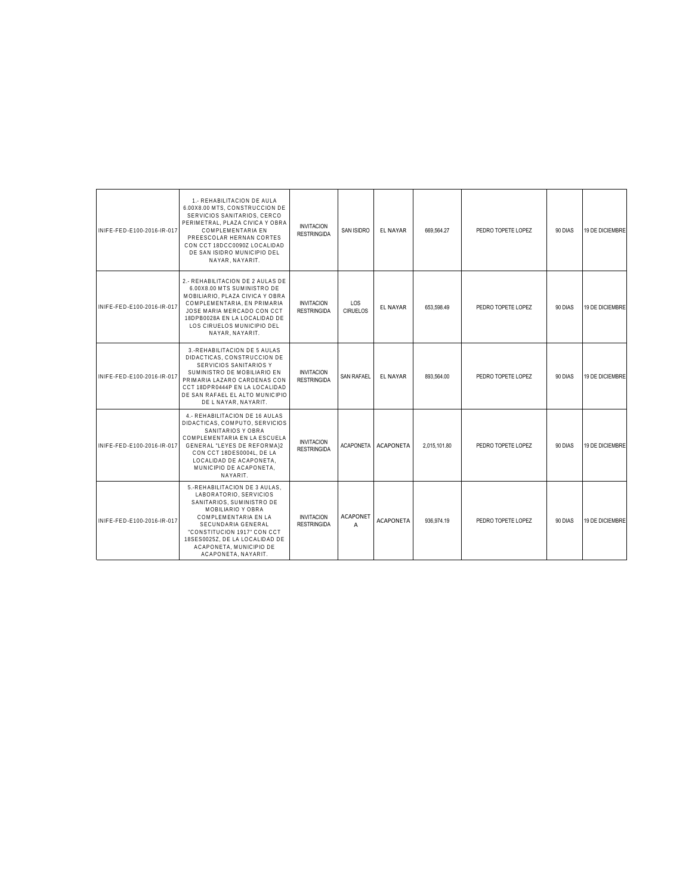| | | | | | | | | |
|---|---|---|---|---|---|---|---|---|
| INIFE-FED-E100-2016-IR-017 | 1.- REHABILITACION DE AULA 6.00X8.00 MTS, CONSTRUCCION DE SERVICIOS SANITARIOS, CERCO PERIMETRAL, PLAZA CIVICA Y OBRA COMPLEMENTARIA EN PREESCOLAR HERNAN CORTES CON CCT 18DCC0090Z LOCALIDAD DE SAN ISIDRO MUNICIPIO DEL NAYAR, NAYARIT. | INVITACION RESTRINGIDA | SAN ISIDRO | EL NAYAR | 669,564.27 | PEDRO TOPETE LOPEZ | 90 DIAS | 19 DE DICIEMBRE |
| INIFE-FED-E100-2016-IR-017 | 2.- REHABILITACION DE 2 AULAS DE 6.00X8.00 MTS SUMINISTRO DE MOBILIARIO, PLAZA CIVICA Y OBRA COMPLEMENTARIA, EN PRIMARIA JOSE MARIA MERCADO CON CCT 18DPB0028A EN LA LOCALIDAD DE LOS CIRUELOS MUNICIPIO DEL NAYAR, NAYARIT. | INVITACION RESTRINGIDA | LOS CIRUELOS | EL NAYAR | 653,598.49 | PEDRO TOPETE LOPEZ | 90 DIAS | 19 DE DICIEMBRE |
| INIFE-FED-E100-2016-IR-017 | 3.-REHABILITACION DE 5 AULAS DIDACTICAS, CONSTRUCCION DE SERVICIOS SANITARIOS Y SUMINISTRO DE MOBILIARIO EN PRIMARIA LAZARO CARDENAS CON CCT 18DPR0444P EN LA LOCALIDAD DE SAN RAFAEL EL ALTO MUNICIPIO DE L NAYAR, NAYARIT. | INVITACION RESTRINGIDA | SAN RAFAEL | EL NAYAR | 893,564.00 | PEDRO TOPETE LOPEZ | 90 DIAS | 19 DE DICIEMBRE |
| INIFE-FED-E100-2016-IR-017 | 4.- REHABILITACION DE 16 AULAS DIDACTICAS, COMPUTO, SERVICIOS SANITARIOS Y OBRA COMPLEMENTARIA EN LA ESCUELA GENERAL "LEYES DE REFORMA}2 CON CCT 18DES0004L, DE LA LOCALIDAD DE ACAPONETA, MUNICIPIO DE ACAPONETA, NAYARIT. | INVITACION RESTRINGIDA | ACAPONETA | ACAPONETA | 2,015,101.80 | PEDRO TOPETE LOPEZ | 90 DIAS | 19 DE DICIEMBRE |
| INIFE-FED-E100-2016-IR-017 | 5.-REHABILITACION DE 3 AULAS, LABORATORIO, SERVICIOS SANITARIOS, SUMINISTRO DE MOBILIARIO Y OBRA COMPLEMENTARIA EN LA SECUNDARIA GENERAL "CONSTITUCION 1917" CON CCT 18SES0025Z, DE LA LOCALIDAD DE ACAPONETA, MUNICIPIO DE ACAPONETA, NAYARIT. | INVITACION RESTRINGIDA | ACAPONETA | ACAPONETA | 936,974.19 | PEDRO TOPETE LOPEZ | 90 DIAS | 19 DE DICIEMBRE |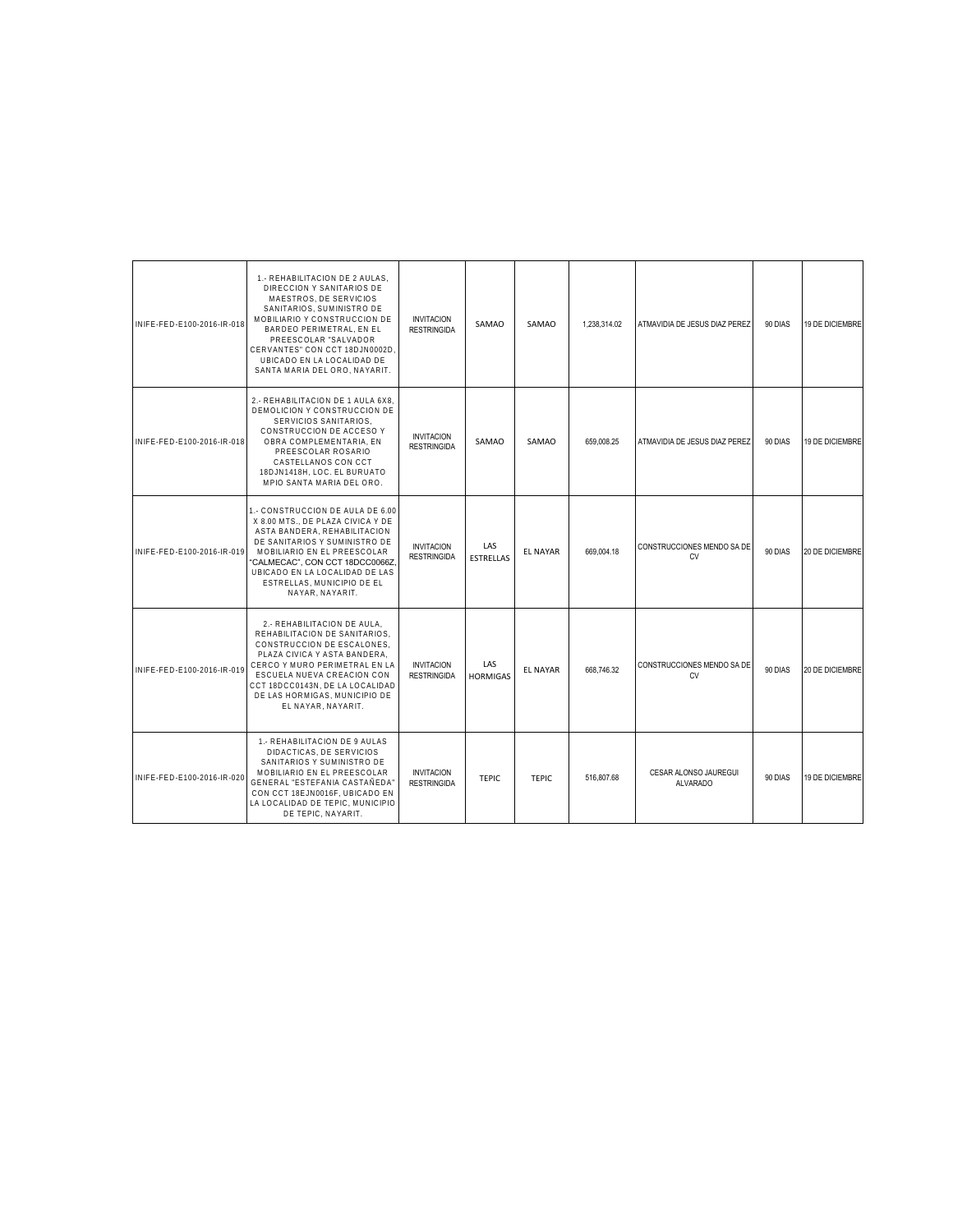| | | | | | | | | |
|---|---|---|---|---|---|---|---|---|
| INIFE-FED-E100-2016-IR-018 | 1.- REHABILITACION DE 2 AULAS, DIRECCION Y SANITARIOS DE MAESTROS, DE SERVICIOS SANITARIOS, SUMINISTRO DE MOBILIARIO Y CONSTRUCCION DE BARDEO PERIMETRAL, EN EL PREESCOLAR "SALVADOR CERVANTES" CON CCT 18DJN0002D, UBICADO EN LA LOCALIDAD DE SANTA MARIA DEL ORO, NAYARIT. | INVITACION RESTRINGIDA | SAMAO | SAMAO | 1,238,314.02 | ATMAVIDIA DE JESUS DIAZ PEREZ | 90 DIAS | 19 DE DICIEMBRE |
| INIFE-FED-E100-2016-IR-018 | 2.- REHABILITACION DE 1 AULA 6X8, DEMOLICION Y CONSTRUCCION DE SERVICIOS SANITARIOS, CONSTRUCCION DE ACCESO Y OBRA COMPLEMENTARIA, EN PREESCOLAR ROSARIO CASTELLANOS CON CCT 18DJN1418H, LOC. EL BURUATO MPIO SANTA MARIA DEL ORO. | INVITACION RESTRINGIDA | SAMAO | SAMAO | 659,008.25 | ATMAVIDIA DE JESUS DIAZ PEREZ | 90 DIAS | 19 DE DICIEMBRE |
| INIFE-FED-E100-2016-IR-019 | 1.- CONSTRUCCION DE AULA DE 6.00 X 8.00 MTS., DE PLAZA CIVICA Y DE ASTA BANDERA, REHABILITACION DE SANITARIOS Y SUMINISTRO DE MOBILIARIO EN EL PREESCOLAR "CALMECAC", CON CCT 18DCC0066Z, UBICADO EN LA LOCALIDAD DE LAS ESTRELLAS, MUNICIPIO DE EL NAYAR, NAYARIT. | INVITACION RESTRINGIDA | LAS ESTRELLAS | EL NAYAR | 669,004.18 | CONSTRUCCIONES MENDO SA DE CV | 90 DIAS | 20 DE DICIEMBRE |
| INIFE-FED-E100-2016-IR-019 | 2.- REHABILITACION DE AULA, REHABILITACION DE SANITARIOS, CONSTRUCCION DE ESCALONES, PLAZA CIVICA Y ASTA BANDERA, CERCO Y MURO PERIMETRAL EN LA ESCUELA NUEVA CREACION CON CCT 18DCC0143N, DE LA LOCALIDAD DE LAS HORMIGAS, MUNICIPIO DE EL NAYAR, NAYARIT. | INVITACION RESTRINGIDA | LAS HORMIGAS | EL NAYAR | 668,746.32 | CONSTRUCCIONES MENDO SA DE CV | 90 DIAS | 20 DE DICIEMBRE |
| INIFE-FED-E100-2016-IR-020 | 1.- REHABILITACION DE 9 AULAS DIDACTICAS, DE SERVICIOS SANITARIOS Y SUMINISTRO DE MOBILIARIO EN EL PREESCOLAR GENERAL "ESTEFANIA CASTAÑEDA" CON CCT 18EJN0016F, UBICADO EN LA LOCALIDAD DE TEPIC, MUNICIPIO DE TEPIC, NAYARIT. | INVITACION RESTRINGIDA | TEPIC | TEPIC | 516,807.68 | CESAR ALONSO JAUREGUI ALVARADO | 90 DIAS | 19 DE DICIEMBRE |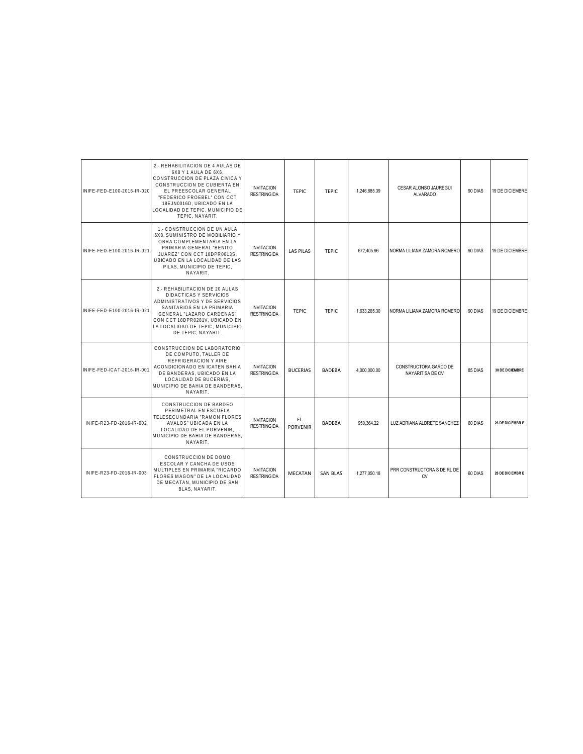| | | | | | | | | |
|---|---|---|---|---|---|---|---|---|
| INIFE-FED-E100-2016-IR-020 | 2.- REHABILITACION DE 4 AULAS DE 6X8 Y 1 AULA DE 6X6, CONSTRUCCION DE PLAZA CIVICA Y CONSTRUCCION DE CUBIERTA EN EL PREESCOLAR GENERAL "FEDERICO FROEBEL" CON CCT 18EJN0016D, UBICADO EN LA LOCALIDAD DE TEPIC, MUNICIPIO DE TEPIC, NAYARIT. | INVITACION RESTRINGIDA | TEPIC | TEPIC | 1,246,885.39 | CESAR ALONSO JAUREGUI ALVARADO | 90 DIAS | 19 DE DICIEMBRE |
| INIFE-FED-E100-2016-IR-021 | 1.- CONSTRUCCION DE UN AULA 6X8, SUMINISTRO DE MOBILIARIO Y OBRA COMPLEMENTARIA EN LA PRIMARIA GENERAL "BENITO JUAREZ" CON CCT 18DPR0813S, UBICADO EN LA LOCALIDAD DE LAS PILAS, MUNICIPIO DE TEPIC, NAYARIT. | INVITACION RESTRINGIDA | LAS PILAS | TEPIC | 672,405.96 | NORMA LILIANA ZAMORA ROMERO | 90 DIAS | 19 DE DICIEMBRE |
| INIFE-FED-E100-2016-IR-021 | 2.- REHABILITACION DE 20 AULAS DIDACTICAS Y SERVICIOS ADMINISTRATIVOS Y DE SERVICIOS SANITARIOS EN LA PRIMARIA GENERAL "LAZARO CARDENAS" CON CCT 18DPR0281V, UBICADO EN LA LOCALIDAD DE TEPIC, MUNICIPIO DE TEPIC, NAYARIT. | INVITACION RESTRINGIDA | TEPIC | TEPIC | 1,633,265.30 | NORMA LILIANA ZAMORA ROMERO | 90 DIAS | 19 DE DICIEMBRE |
| INIFE-FED-ICAT-2016-IR-001 | CONSTRUCCION DE LABORATORIO DE COMPUTO, TALLER DE REFRIGERACION Y AIRE ACONDICIONADO EN ICATEN BAHIA DE BANDERAS, UBICADO EN LA LOCALIDAD DE BUCERIAS, MUNICIPIO DE BAHIA DE BANDERAS, NAYARIT. | INVITACION RESTRINGIDA | BUCERIAS | BADEBA | 4,000,000.00 | CONSTRUCTORA GARCO DE NAYARIT SA DE CV | 85 DIAS | **30 DE DICIEMBRE** |
| INIFE-R23-FD-2016-IR-002 | CONSTRUCCION DE BARDEO PERIMETRAL EN ESCUELA TELESECUNDARIA "RAMON FLORES AVALOS" UBICADA EN LA LOCALIDAD DE EL PORVENIR, MUNICIPIO DE BAHIA DE BANDERAS, NAYARIT. | INVITACION RESTRINGIDA | EL PORVENIR | BADEBA | 950,364.22 | LUZ ADRIANA ALDRETE SANCHEZ | 60 DIAS | **26 DE DICIEMBRE** |
| INIFE-R23-FD-2016-IR-003 | CONSTRUCCION DE DOMO ESCOLAR Y CANCHA DE USOS MULTIPLES EN PRIMARIA "RICARDO FLORES MAGON" DE LA LOCALIDAD DE MECATAN, MUNICIPIO DE SAN BLAS, NAYARIT. | INVITACION RESTRINGIDA | MECATAN | SAN BLAS | 1,277,050.18 | PRR CONSTRUCTORA S DE RL DE CV | 60 DIAS | **26 DE DICIEMBRE** |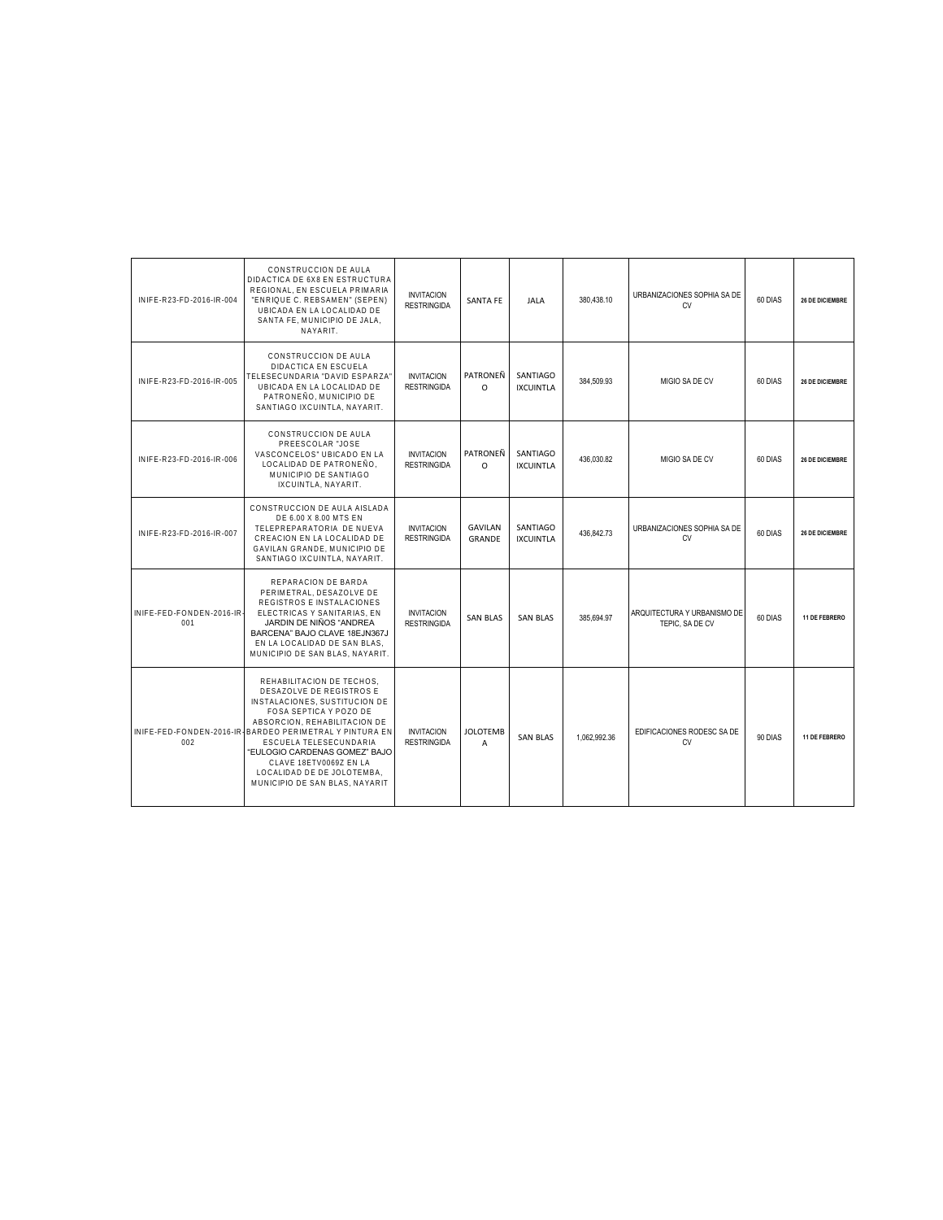| | | | | | | | | |
|---|---|---|---|---|---|---|---|---|
| INIFE-R23-FD-2016-IR-004 | CONSTRUCCION DE AULA DIDACTICA DE 6X8 EN ESTRUCTURA REGIONAL, EN ESCUELA PRIMARIA "ENRIQUE C. REBSAMEN" (SEPEN) UBICADA EN LA LOCALIDAD DE SANTA FE, MUNICIPIO DE JALA, NAYARIT. | INVITACION RESTRINGIDA | SANTA FE | JALA | 380,438.10 | URBANIZACIONES SOPHIA SA DE CV | 60 DIAS | **26 DE DICIEMBRE** |
| INIFE-R23-FD-2016-IR-005 | CONSTRUCCION DE AULA DIDACTICA EN ESCUELA TELESECUNDARIA "DAVID ESPARZA" UBICADA EN LA LOCALIDAD DE PATRONEÑO, MUNICIPIO DE SANTIAGO IXCUINTLA, NAYARIT. | INVITACION RESTRINGIDA | PATRONEÑO | SANTIAGO IXCUINTLA | 384,509.93 | MIGIO SA DE CV | 60 DIAS | **26 DE DICIEMBRE** |
| INIFE-R23-FD-2016-IR-006 | CONSTRUCCION DE AULA PREESCOLAR "JOSE VASCONCELOS" UBICADO EN LA LOCALIDAD DE PATRONEÑO, MUNICIPIO DE SANTIAGO IXCUINTLA, NAYARIT. | INVITACION RESTRINGIDA | PATRONEÑO | SANTIAGO IXCUINTLA | 436,030.82 | MIGIO SA DE CV | 60 DIAS | **26 DE DICIEMBRE** |
| INIFE-R23-FD-2016-IR-007 | CONSTRUCCION DE AULA AISLADA DE 6.00 X 8.00 MTS EN TELEPREPARATORIA DE NUEVA CREACION EN LA LOCALIDAD DE GAVILAN GRANDE, MUNICIPIO DE SANTIAGO IXCUINTLA, NAYARIT. | INVITACION RESTRINGIDA | GAVILAN GRANDE | SANTIAGO IXCUINTLA | 436,842.73 | URBANIZACIONES SOPHIA SA DE CV | 60 DIAS | **26 DE DICIEMBRE** |
| INIFE-FED-FONDEN-2016-IR-001 | REPARACION DE BARDA PERIMETRAL, DESAZOLVE DE REGISTROS E INSTALACIONES ELECTRICAS Y SANITARIAS, EN JARDIN DE NIÑOS "ANDREA BARCENA" BAJO CLAVE 18EJN367J EN LA LOCALIDAD DE SAN BLAS, MUNICIPIO DE SAN BLAS, NAYARIT. | INVITACION RESTRINGIDA | SAN BLAS | SAN BLAS | 385,694.97 | ARQUITECTURA Y URBANISMO DE TEPIC, SA DE CV | 60 DIAS | **11 DE FEBRERO** |
| INIFE-FED-FONDEN-2016-IR-002 | REHABILITACION DE TECHOS, DESAZOLVE DE REGISTROS E INSTALACIONES, SUSTITUCION DE FOSA SEPTICA Y POZO DE ABSORCION, REHABILITACION DE BARDEO PERIMETRAL Y PINTURA EN ESCUELA TELESECUNDARIA "EULOGIO CARDENAS GOMEZ" BAJO CLAVE 18ETV0069Z EN LA LOCALIDAD DE DE JOLOTEMBA, MUNICIPIO DE SAN BLAS, NAYARIT | INVITACION RESTRINGIDA | JOLOTEMBA | SAN BLAS | 1,062,992.36 | EDIFICACIONES RODESC SA DE CV | 90 DIAS | **11 DE FEBRERO** |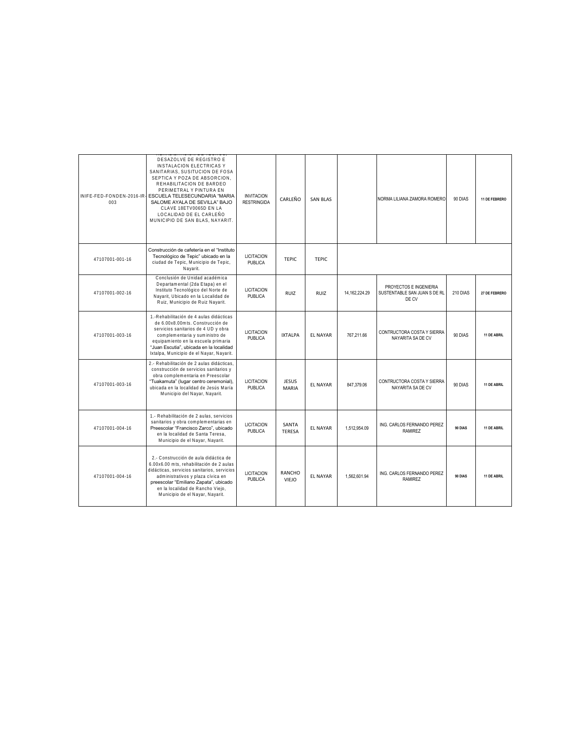| | | | | | | | | |
|---|---|---|---|---|---|---|---|---|
| INIFE-FED-FONDEN-2016-IR-003 | REHABILITACION DE TECHOS, DESAZOLVE DE REGISTRO E INSTALACION ELECTRICAS Y SANITARIAS, SUSITUCION DE FOSA SEPTICA Y POZA DE ABSORCION, REHABILITACION DE BARDEO PERIMETRAL Y PINTURA EN ESCUELA TELESECUNDARIA "MARIA SALOME AYALA DE SEVILLA" BAJO CLAVE 18ETV0065D EN LA LOCALIDAD DE EL CARLEÑO MUNICIPIO DE SAN BLAS, NAYARIT. | INVITACION RESTRINGIDA | CARLEÑO | SAN BLAS | | NORMA LILIANA ZAMORA ROMERO | 90 DIAS | 11 DE FEBRERO |
| 47107001-001-16 | Construcción de cafetería en el "Instituto Tecnológico de Tepic" ubicado en la ciudad de Tepic, Municipio de Tepic, Nayarit. | LICITACION PUBLICA | TEPIC | TEPIC | | | | |
| 47107001-002-16 | Conclusión de Unidad académica Departamental (2da Etapa) en el Instituto Tecnológico del Norte de Nayarit, Ubicado en la Localidad de Ruiz, Municipio de Ruiz Nayarit. | LICITACION PUBLICA | RUIZ | RUIZ | 14,162,224.29 | PROYECTOS E INGENIERIA SUSTENTABLE SAN JUAN S DE RL DE CV | 210 DIAS | 27 DE FEBRERO |
| 47107001-003-16 | 1.-Rehabilitación de 4 aulas didácticas de 6.00x8.00mts. Construcción de servicios sanitarios de 4 UD y obra complementaria y suministro de equipamiento en la escuela primaria "Juan Escutia", ubicada en la localidad Ixtalpa, Municipio de el Nayar, Nayarit. | LICITACION PUBLICA | IXTALPA | EL NAYAR | 767,211.66 | CONTRUCTORA COSTA Y SIERRA NAYARITA SA DE CV | 90 DIAS | 11 DE ABRIL |
| 47107001-003-16 | 2.- Rehabilitación de 2 aulas didácticas, construcción de servicios sanitarios y obra complementaria en Preescolar "Tuakamuta" (lugar centro ceremonial), ubicada en la localidad de Jesús María Municipio del Nayar, Nayarit. | LICITACION PUBLICA | JESUS MARIA | EL NAYAR | 847,379.06 | CONTRUCTORA COSTA Y SIERRA NAYARITA SA DE CV | 90 DIAS | 11 DE ABRIL |
| 47107001-004-16 | 1.- Rehabilitación de 2 aulas, servicios sanitarios y obra complementarias en Preescolar "Francisco Zarco", ubicado en la localidad de Santa Teresa, Municipio de el Nayar, Nayarit. | LICITACION PUBLICA | SANTA TERESA | EL NAYAR | 1,512,954.09 | ING. CARLOS FERNANDO PEREZ RAMIREZ | 90 DIAS | 11 DE ABRIL |
| 47107001-004-16 | 2.- Construcción de aula didáctica de 6.00x6.00 mts, rehabilitación de 2 aulas didácticas, servicios sanitarios, servicios administrativos y plaza cívica en preescolar "Emiliano Zapata", ubicado en la localidad de Rancho Viejo, Municipio de el Nayar, Nayarit. | LICITACION PUBLICA | RANCHO VIEJO | EL NAYAR | 1,562,601.94 | ING. CARLOS FERNANDO PEREZ RAMIREZ | 90 DIAS | 11 DE ABRIL |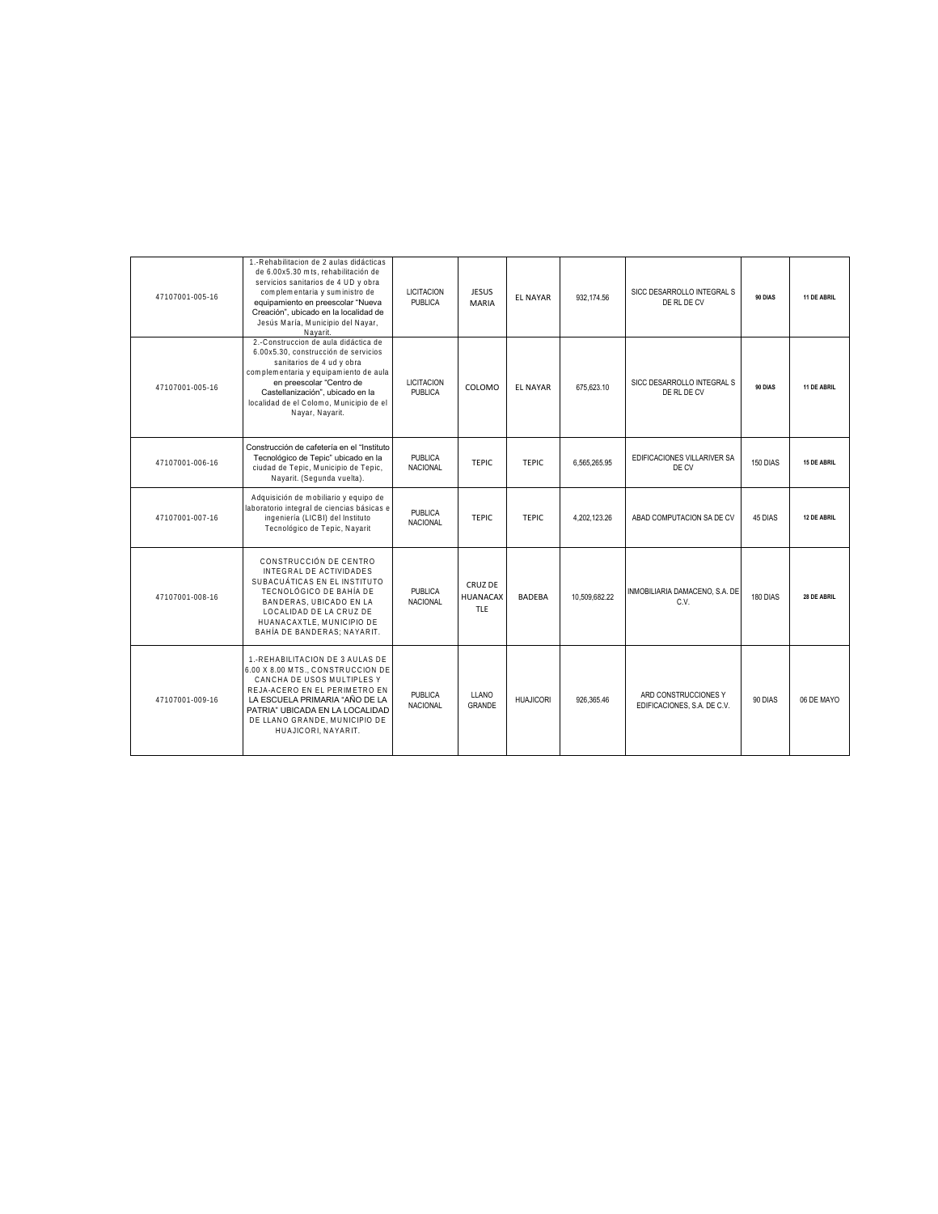| | | | | | | | | |
|---|---|---|---|---|---|---|---|---|
| 47107001-005-16 | 1.-Rehabilitacion de 2 aulas didácticas de 6.00x5.30 mts, rehabilitación de servicios sanitarios de 4 UD y obra complementaria y suministro de equipamiento en preescolar "Nueva Creación", ubicado en la localidad de Jesús María, Municipio del Nayar, Nayarit. | LICITACION PUBLICA | JESUS MARIA | EL NAYAR | 932,174.56 | SICC DESARROLLO INTEGRAL S DE RL DE CV | 90 DIAS | 11 DE ABRIL |
| 47107001-005-16 | 2.-Construccion de aula didáctica de 6.00x5.30, construcción de servicios sanitarios de 4 ud y obra complementaria y equipamiento de aula en preescolar "Centro de Castellanización", ubicado en la localidad de el Colomo, Municipio de el Nayar, Nayarit. | LICITACION PUBLICA | COLOMO | EL NAYAR | 675,623.10 | SICC DESARROLLO INTEGRAL S DE RL DE CV | 90 DIAS | 11 DE ABRIL |
| 47107001-006-16 | Construcción de cafetería en el "Instituto Tecnológico de Tepic" ubicado en la ciudad de Tepic, Municipio de Tepic, Nayarit. (Segunda vuelta). | PUBLICA NACIONAL | TEPIC | TEPIC | 6,565,265.95 | EDIFICACIONES VILLARIVER SA DE CV | 150 DIAS | 15 DE ABRIL |
| 47107001-007-16 | Adquisición de mobiliario y equipo de laboratorio integral de ciencias básicas e ingeniería (LICBI) del Instituto Tecnológico de Tepic, Nayarit | PUBLICA NACIONAL | TEPIC | TEPIC | 4,202,123.26 | ABAD COMPUTACION SA DE CV | 45 DIAS | 12 DE ABRIL |
| 47107001-008-16 | CONSTRUCCIÓN DE CENTRO INTEGRAL DE ACTIVIDADES SUBACUÁTICAS EN EL INSTITUTO TECNOLÓGICO DE BAHÍA DE BANDERAS, UBICADO EN LA LOCALIDAD DE LA CRUZ DE HUANACAXTLE, MUNICIPIO DE BAHÍA DE BANDERAS; NAYARIT. | PUBLICA NACIONAL | CRUZ DE HUANACAXTLE | BADEBA | 10,509,682.22 | INMOBILIARIA DAMACENO, S.A. DE C.V. | 180 DIAS | 28 DE ABRIL |
| 47107001-009-16 | 1.-REHABILITACION DE 3 AULAS DE 6.00 X 8.00 MTS., CONSTRUCCION DE CANCHA DE USOS MULTIPLES Y REJA-ACERO EN EL PERIMETRO EN LA ESCUELA PRIMARIA "AÑO DE LA PATRIA" UBICADA EN LA LOCALIDAD DE LLANO GRANDE, MUNICIPIO DE HUAJICORI, NAYARIT. | PUBLICA NACIONAL | LLANO GRANDE | HUAJICORI | 926,365.46 | ARD CONSTRUCCIONES Y EDIFICACIONES, S.A. DE C.V. | 90 DIAS | 06 DE MAYO |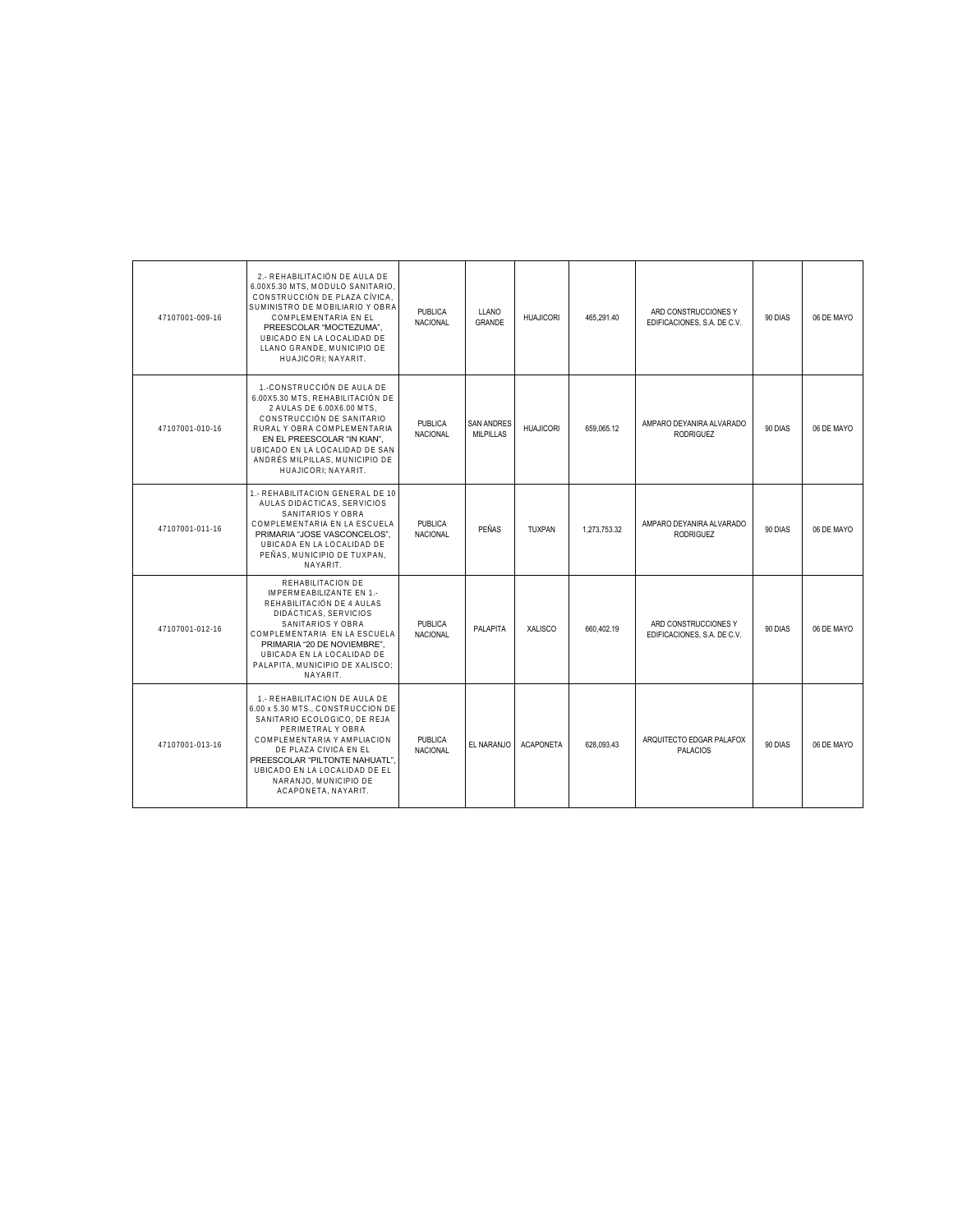| | | | | | | | | |
|---|---|---|---|---|---|---|---|---|
| 47107001-009-16 | 2.- REHABILITACIÓN DE AULA DE 6.00X5.30 MTS, MODULO SANITARIO, CONSTRUCCIÓN DE PLAZA CÍVICA, SUMINISTRO DE MOBILIARIO Y OBRA COMPLEMENTARIA EN EL PREESCOLAR "MOCTEZUMA", UBICADO EN LA LOCALIDAD DE LLANO GRANDE, MUNICIPIO DE HUAJICORI; NAYARIT. | PUBLICA NACIONAL | LLANO GRANDE | HUAJICORI | 465,291.40 | ARD CONSTRUCCIONES Y EDIFICACIONES, S.A. DE C.V. | 90 DIAS | 06 DE MAYO |
| 47107001-010-16 | 1.-CONSTRUCCIÓN DE AULA DE 6.00X5.30 MTS, REHABILITACIÓN DE 2 AULAS DE 6.00X6.00 MTS, CONSTRUCCIÓN DE SANITARIO RURAL Y OBRA COMPLEMENTARIA EN EL PREESCOLAR "IN KIAN", UBICADO EN LA LOCALIDAD DE SAN ANDRÉS MILPILLAS, MUNICIPIO DE HUAJICORI; NAYARIT. | PUBLICA NACIONAL | SAN ANDRES MILPILLAS | HUAJICORI | 659,065.12 | AMPARO DEYANIRA ALVARADO RODRIGUEZ | 90 DIAS | 06 DE MAYO |
| 47107001-011-16 | 1.- REHABILITACION GENERAL DE 10 AULAS DIDACTICAS, SERVICIOS SANITARIOS Y OBRA COMPLEMENTARIA EN LA ESCUELA PRIMARIA "JOSE VASCONCELOS", UBICADA EN LA LOCALIDAD DE PEÑAS, MUNICIPIO DE TUXPAN, NAYARIT. | PUBLICA NACIONAL | PEÑAS | TUXPAN | 1,273,753.32 | AMPARO DEYANIRA ALVARADO RODRIGUEZ | 90 DIAS | 06 DE MAYO |
| 47107001-012-16 | REHABILITACION DE IMPERMEABILIZANTE EN 1.- REHABILITACIÓN DE 4 AULAS DIDÁCTICAS, SERVICIOS SANITARIOS Y OBRA COMPLEMENTARIA EN LA ESCUELA PRIMARIA "20 DE NOVIEMBRE", UBICADA EN LA LOCALIDAD DE PALAPITA, MUNICIPIO DE XALISCO; NAYARIT. | PUBLICA NACIONAL | PALAPITA | XALISCO | 660,402.19 | ARD CONSTRUCCIONES Y EDIFICACIONES, S.A. DE C.V. | 90 DIAS | 06 DE MAYO |
| 47107001-013-16 | 1.- REHABILITACION DE AULA DE 6.00 x 5.30 MTS., CONSTRUCCION DE SANITARIO ECOLOGICO, DE REJA PERIMETRAL Y OBRA COMPLEMENTARIA Y AMPLIACION DE PLAZA CIVICA EN EL PREESCOLAR "PILTONTE NAHUATL", UBICADO EN LA LOCALIDAD DE EL NARANJO, MUNICIPIO DE ACAPONETA, NAYARIT. | PUBLICA NACIONAL | EL NARANJO | ACAPONETA | 628,093.43 | ARQUITECTO EDGAR PALAFOX PALACIOS | 90 DIAS | 06 DE MAYO |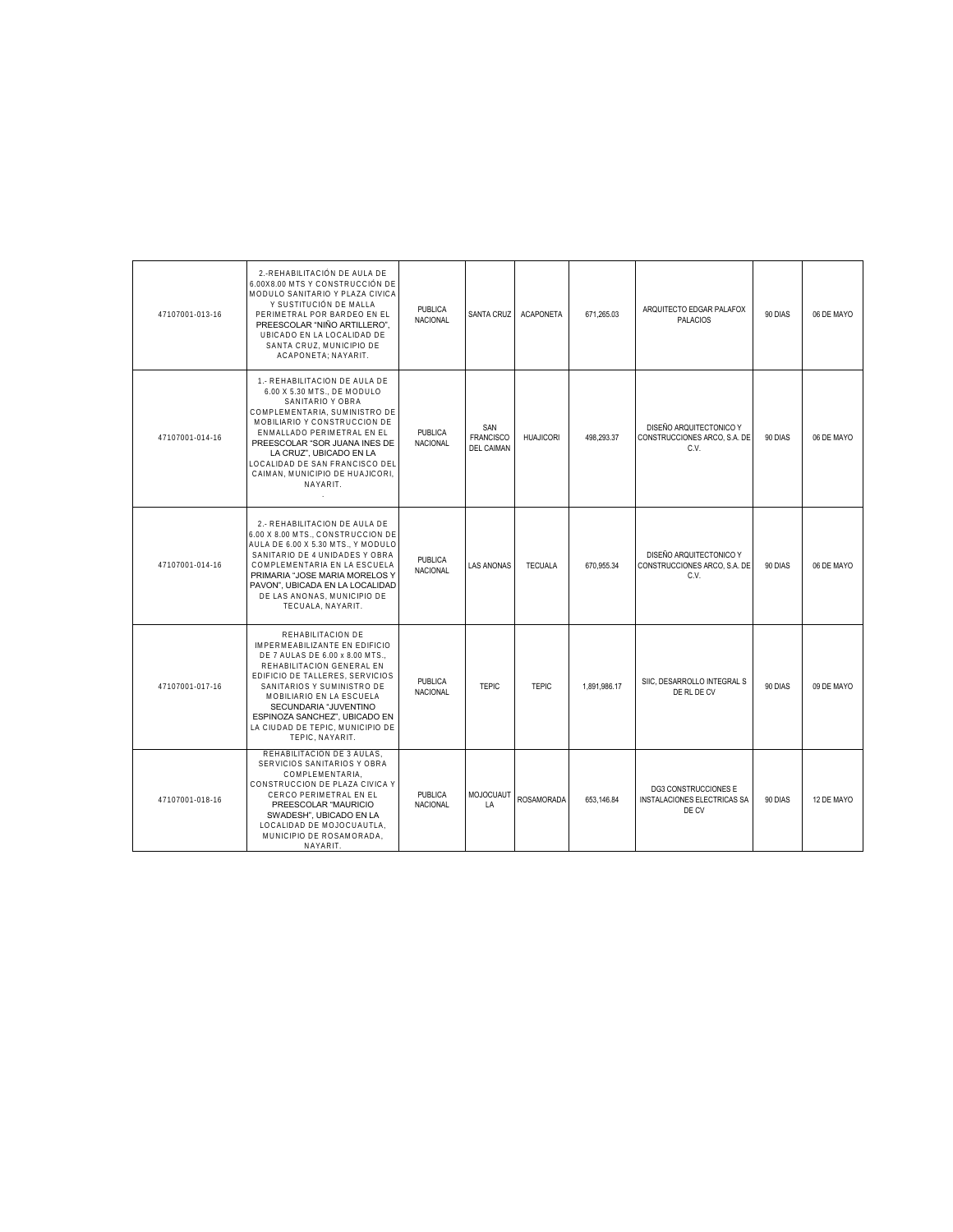| | | | | | | | | |
|---|---|---|---|---|---|---|---|---|
| 47107001-013-16 | 2.-REHABILITACIÓN DE AULA DE 6.00X8.00 MTS Y CONSTRUCCIÓN DE MODULO SANITARIO Y PLAZA CIVICA Y SUSTITUCIÓN DE MALLA PERIMETRAL POR BARDEO EN EL PREESCOLAR "NIÑO ARTILLERO", UBICADO EN LA LOCALIDAD DE SANTA CRUZ, MUNICIPIO DE ACAPONETA; NAYARIT. | PUBLICA NACIONAL | SANTA CRUZ | ACAPONETA | 671,265.03 | ARQUITECTO EDGAR PALAFOX PALACIOS | 90 DIAS | 06 DE MAYO |
| 47107001-014-16 | 1.- REHABILITACION DE AULA DE 6.00 X 5.30 MTS., DE MODULO SANITARIO Y OBRA COMPLEMENTARIA, SUMINISTRO DE MOBILIARIO Y CONSTRUCCION DE ENMALLADO PERIMETRAL EN EL PREESCOLAR "SOR JUANA INES DE LA CRUZ", UBICADO EN LA LOCALIDAD DE SAN FRANCISCO DEL CAIMAN, MUNICIPIO DE HUAJICORI, NAYARIT. . | PUBLICA NACIONAL | SAN FRANCISCO DEL CAIMAN | HUAJICORI | 498,293.37 | DISEÑO ARQUITECTONICO Y CONSTRUCCIONES ARCO, S.A. DE C.V. | 90 DIAS | 06 DE MAYO |
| 47107001-014-16 | 2.- REHABILITACION DE AULA DE 6.00 X 8.00 MTS., CONSTRUCCION DE AULA DE 6.00 X 5.30 MTS., Y MODULO SANITARIO DE 4 UNIDADES Y OBRA COMPLEMENTARIA EN LA ESCUELA PRIMARIA "JOSE MARIA MORELOS Y PAVON", UBICADA EN LA LOCALIDAD DE LAS ANONAS, MUNICIPIO DE TECUALA, NAYARIT. | PUBLICA NACIONAL | LAS ANONAS | TECUALA | 670,955.34 | DISEÑO ARQUITECTONICO Y CONSTRUCCIONES ARCO, S.A. DE C.V. | 90 DIAS | 06 DE MAYO |
| 47107001-017-16 | REHABILITACION DE IMPERMEABILIZANTE EN EDIFICIO DE 7 AULAS DE 6.00 x 8.00 MTS., REHABILITACION GENERAL EN EDIFICIO DE TALLERES, SERVICIOS SANITARIOS Y SUMINISTRO DE MOBILIARIO EN LA ESCUELA SECUNDARIA "JUVENTINO ESPINOZA SANCHEZ", UBICADO EN LA CIUDAD DE TEPIC, MUNICIPIO DE TEPIC, NAYARIT. | PUBLICA NACIONAL | TEPIC | TEPIC | 1,891,986.17 | SIIC, DESARROLLO INTEGRAL S DE RL DE CV | 90 DIAS | 09 DE MAYO |
| 47107001-018-16 | REHABILITACION DE 3 AULAS, SERVICIOS SANITARIOS Y OBRA COMPLEMENTARIA, CONSTRUCCION DE PLAZA CIVICA Y CERCO PERIMETRAL EN EL PREESCOLAR "MAURICIO SWADESH", UBICADO EN LA LOCALIDAD DE MOJOCUAUTLA, MUNICIPIO DE ROSAMORADA, NAYARIT. | PUBLICA NACIONAL | MOJOCUAUTLA | ROSAMORADA | 653,146.84 | DG3 CONSTRUCCIONES E INSTALACIONES ELECTRICAS SA DE CV | 90 DIAS | 12 DE MAYO |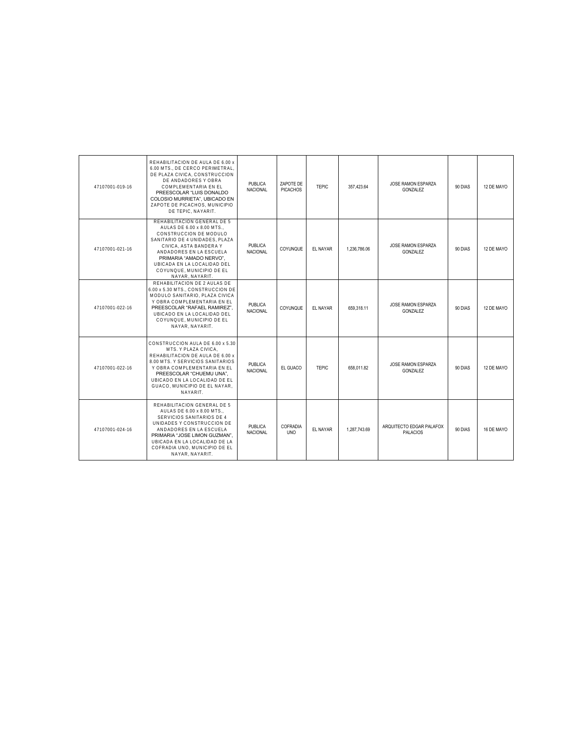| | | | | | | | | |
|---|---|---|---|---|---|---|---|---|
| 47107001-019-16 | REHABILITACION DE AULA DE 6.00 x 6.00 MTS., DE CERCO PERIMETRAL, DE PLAZA CIVICA, CONSTRUCCION DE ANDADORES Y OBRA COMPLEMENTARIA EN EL PREESCOLAR "LUIS DONALDO COLOSIO MURRIETA", UBICADO EN ZAPOTE DE PICACHOS, MUNICIPIO DE TEPIC, NAYARIT. | PUBLICA NACIONAL | ZAPOTE DE PICACHOS | TEPIC | 357,423.64 | JOSE RAMON ESPARZA GONZALEZ | 90 DIAS | 12 DE MAYO |
| 47107001-021-16 | REHABILITACION GENERAL DE 5 AULAS DE 6.00 x 8.00 MTS., CONSTRUCCION DE MODULO SANITARIO DE 4 UNIDADES, PLAZA CIVICA, ASTA BANDERA Y ANDADORES EN LA ESCUELA PRIMARIA "AMADO NERVO", UBICADA EN LA LOCALIDAD DEL COYUNQUE, MUNICIPIO DE EL NAYAR, NAYARIT. | PUBLICA NACIONAL | COYUNQUE | EL NAYAR | 1,236,786.06 | JOSE RAMON ESPARZA GONZALEZ | 90 DIAS | 12 DE MAYO |
| 47107001-022-16 | REHABILITACION DE 2 AULAS DE 6.00 x 5.30 MTS., CONSTRUCCION DE MODULO SANITARIO, PLAZA CIVICA Y OBRA COMPLEMENTARIA EN EL PREESCOLAR "RAFAEL RAMIREZ", UBICADO EN LA LOCALIDAD DEL COYUNQUE, MUNICIPIO DE EL NAYAR, NAYARIT. | PUBLICA NACIONAL | COYUNQUE | EL NAYAR | 659,318.11 | JOSE RAMON ESPARZA GONZALEZ | 90 DIAS | 12 DE MAYO |
| 47107001-022-16 | CONSTRUCCION AULA DE 6.00 x 5.30 MTS. Y PLAZA CIVICA, REHABILITACION DE AULA DE 6.00 x 8.00 MTS. Y SERVICIOS SANITARIOS Y OBRA COMPLEMENTARIA EN EL PREESCOLAR "CHUEMU UNA", UBICADO EN LA LOCALIDAD DE EL GUACO, MUNICIPIO DE EL NAYAR, NAYARIT. | PUBLICA NACIONAL | EL GUACO | TEPIC | 658,011.82 | JOSE RAMON ESPARZA GONZALEZ | 90 DIAS | 12 DE MAYO |
| 47107001-024-16 | REHABILITACION GENERAL DE 5 AULAS DE 6.00 x 8.00 MTS., SERVICIOS SANITARIOS DE 4 UNIDADES Y CONSTRUCCION DE ANDADORES EN LA ESCUELA PRIMARIA "JOSE LIMON GUZMAN", UBICADA EN LA LOCALIDAD DE LA COFRADIA UNO, MUNICIPIO DE EL NAYAR, NAYARIT. | PUBLICA NACIONAL | COFRADIA UNO | EL NAYAR | 1,287,743.69 | ARQUITECTO EDGAR PALAFOX PALACIOS | 90 DIAS | 16 DE MAYO |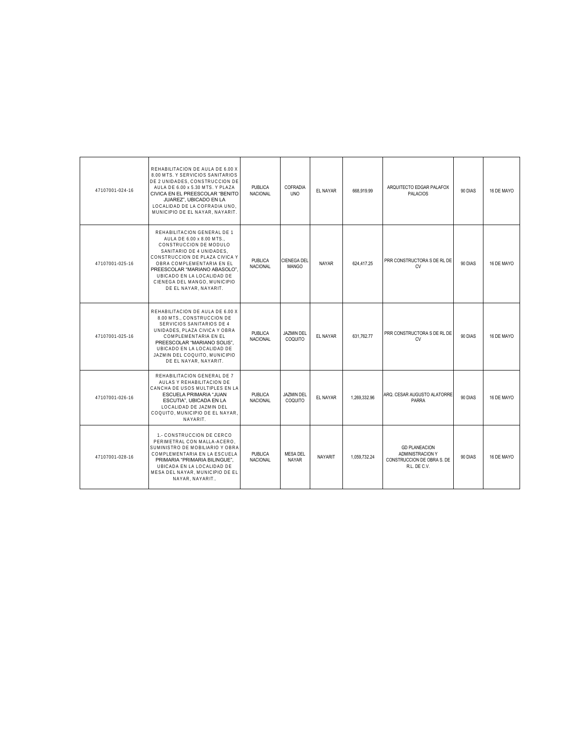| | | | | | | | | |
|---|---|---|---|---|---|---|---|---|
| 47107001-024-16 | REHABILITACION DE AULA DE 6.00 X 8.00 MTS. Y SERVICIOS SANITARIOS DE 2 UNIDADES, CONSTRUCCION DE AULA DE 6.00 x 5.30 MTS. Y PLAZA CIVICA EN EL PREESCOLAR "BENITO JUAREZ", UBICADO EN LA LOCALIDAD DE LA COFRADIA UNO, MUNICIPIO DE EL NAYAR, NAYARIT. | PUBLICA NACIONAL | COFRADIA UNO | EL NAYAR | 668,919.99 | ARQUITECTO EDGAR PALAFOX PALACIOS | 90 DIAS | 16 DE MAYO |
| 47107001-025-16 | REHABILITACION GENERAL DE 1 AULA DE 6.00 x 8.00 MTS., CONSTRUCCION DE MODULO SANITARIO DE 4 UNIDADES, CONSTRUCCION DE PLAZA CIVICA Y OBRA COMPLEMENTARIA EN EL PREESCOLAR "MARIANO ABASOLO", UBICADO EN LA LOCALIDAD DE CIENEGA DEL MANGO, MUNICIPIO DE EL NAYAR, NAYARIT. | PUBLICA NACIONAL | CIENEGA DEL MANGO | NAYAR | 624,417.25 | PRR CONSTRUCTORA S DE RL DE CV | 90 DIAS | 16 DE MAYO |
| 47107001-025-16 | REHABILITACION DE AULA DE 6.00 X 8.00 MTS., CONSTRUCCION DE SERVICIOS SANITARIOS DE 4 UNIDADES, PLAZA CIVICA Y OBRA COMPLEMENTARIA EN EL PREESCOLAR "MARIANO SOLIS", UBICADO EN LA LOCALIDAD DE JAZMIN DEL COQUITO, MUNICIPIO DE EL NAYAR, NAYARIT. | PUBLICA NACIONAL | JAZMIN DEL COQUITO | EL NAYAR | 631,762.77 | PRR CONSTRUCTORA S DE RL DE CV | 90 DIAS | 16 DE MAYO |
| 47107001-026-16 | REHABILITACION GENERAL DE 7 AULAS Y REHABILITACION DE CANCHA DE USOS MULTIPLES EN LA ESCUELA PRIMARIA "JUAN ESCUTIA", UBICADA EN LA LOCALIDAD DE JAZMIN DEL COQUITO, MUNICIPIO DE EL NAYAR, NAYARIT. | PUBLICA NACIONAL | JAZMIN DEL COQUITO | EL NAYAR | 1,269,332.96 | ARQ. CESAR AUGUSTO ALATORRE PARRA | 90 DIAS | 16 DE MAYO |
| 47107001-028-16 | 1.- CONSTRUCCION DE CERCO PERIMETRAL CON MALLA-ACERO, SUMINISTRO DE MOBILIARIO Y OBRA COMPLEMENTARIA EN LA ESCUELA PRIMARIA "PRIMARIA BILINGUE", UBICADA EN LA LOCALIDAD DE MESA DEL NAYAR, MUNICIPIO DE EL NAYAR, NAYARIT.. | PUBLICA NACIONAL | MESA DEL NAYAR | NAYARIT | 1,059,732.24 | GD PLANEACION ADMINISTRACION Y CONSTRUCCION DE OBRA S. DE R.L. DE C.V. | 90 DIAS | 16 DE MAYO |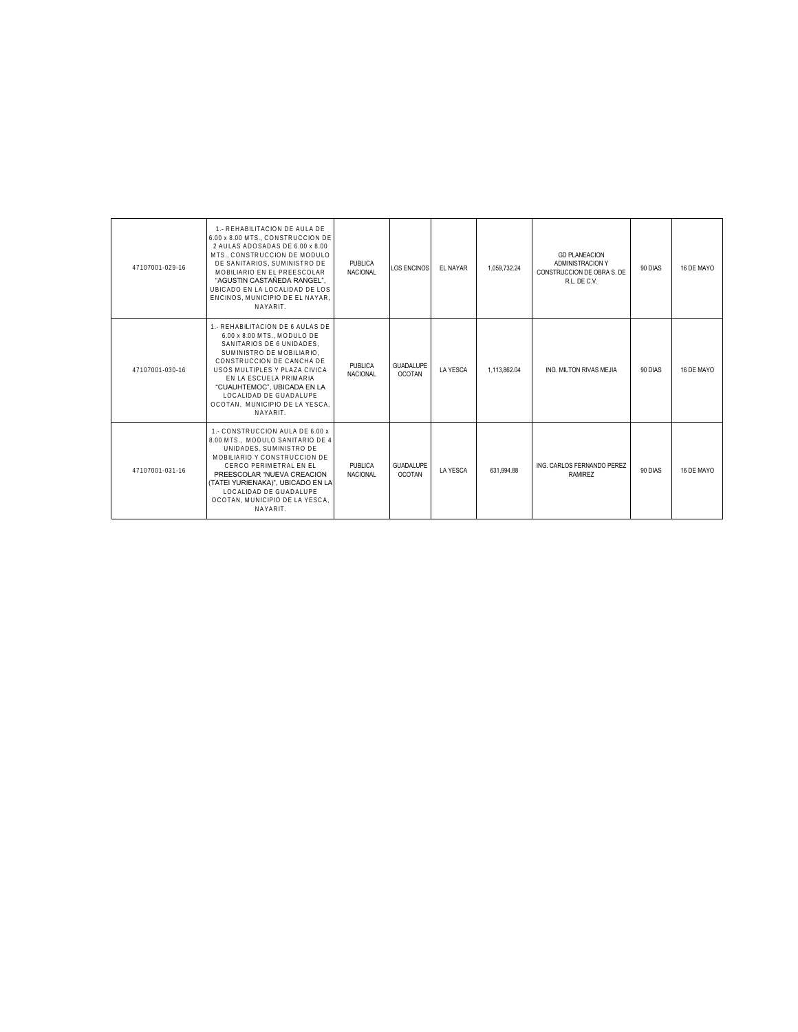| | | | | | | | | |
|---|---|---|---|---|---|---|---|---|
| 47107001-029-16 | 1.- REHABILITACION DE AULA DE 6.00 x 8.00 MTS., CONSTRUCCION DE 2 AULAS ADOSADAS DE 6.00 x 8.00 MTS., CONSTRUCCION DE MODULO DE SANITARIOS, SUMINISTRO DE MOBILIARIO EN EL PREESCOLAR "AGUSTIN CASTAÑEDA RANGEL", UBICADO EN LA LOCALIDAD DE LOS ENCINOS, MUNICIPIO DE EL NAYAR, NAYARIT. | PUBLICA NACIONAL | LOS ENCINOS | EL NAYAR | 1,059,732.24 | GD PLANEACION ADMINISTRACION Y CONSTRUCCION DE OBRA S. DE R.L. DE C.V. | 90 DIAS | 16 DE MAYO |
| 47107001-030-16 | 1.- REHABILITACION DE 6 AULAS DE 6.00 x 8.00 MTS., MODULO DE SANITARIOS DE 6 UNIDADES, SUMINISTRO DE MOBILIARIO, CONSTRUCCION DE CANCHA DE USOS MULTIPLES Y PLAZA CIVICA EN LA ESCUELA PRIMARIA "CUAUHTEMOC", UBICADA EN LA LOCALIDAD DE GUADALUPE OCOTAN, MUNICIPIO DE LA YESCA, NAYARIT. | PUBLICA NACIONAL | GUADALUPE OCOTAN | LA YESCA | 1,113,862.04 | ING. MILTON RIVAS MEJIA | 90 DIAS | 16 DE MAYO |
| 47107001-031-16 | 1.- CONSTRUCCION AULA DE 6.00 x 8.00 MTS., MODULO SANITARIO DE 4 UNIDADES, SUMINISTRO DE MOBILIARIO Y CONSTRUCCION DE CERCO PERIMETRAL EN EL PREESCOLAR "NUEVA CREACION (TATEI YURIENAKA)", UBICADO EN LA LOCALIDAD DE GUADALUPE OCOTAN, MUNICIPIO DE LA YESCA, NAYARIT. | PUBLICA NACIONAL | GUADALUPE OCOTAN | LA YESCA | 631,994.88 | ING. CARLOS FERNANDO PEREZ RAMIREZ | 90 DIAS | 16 DE MAYO |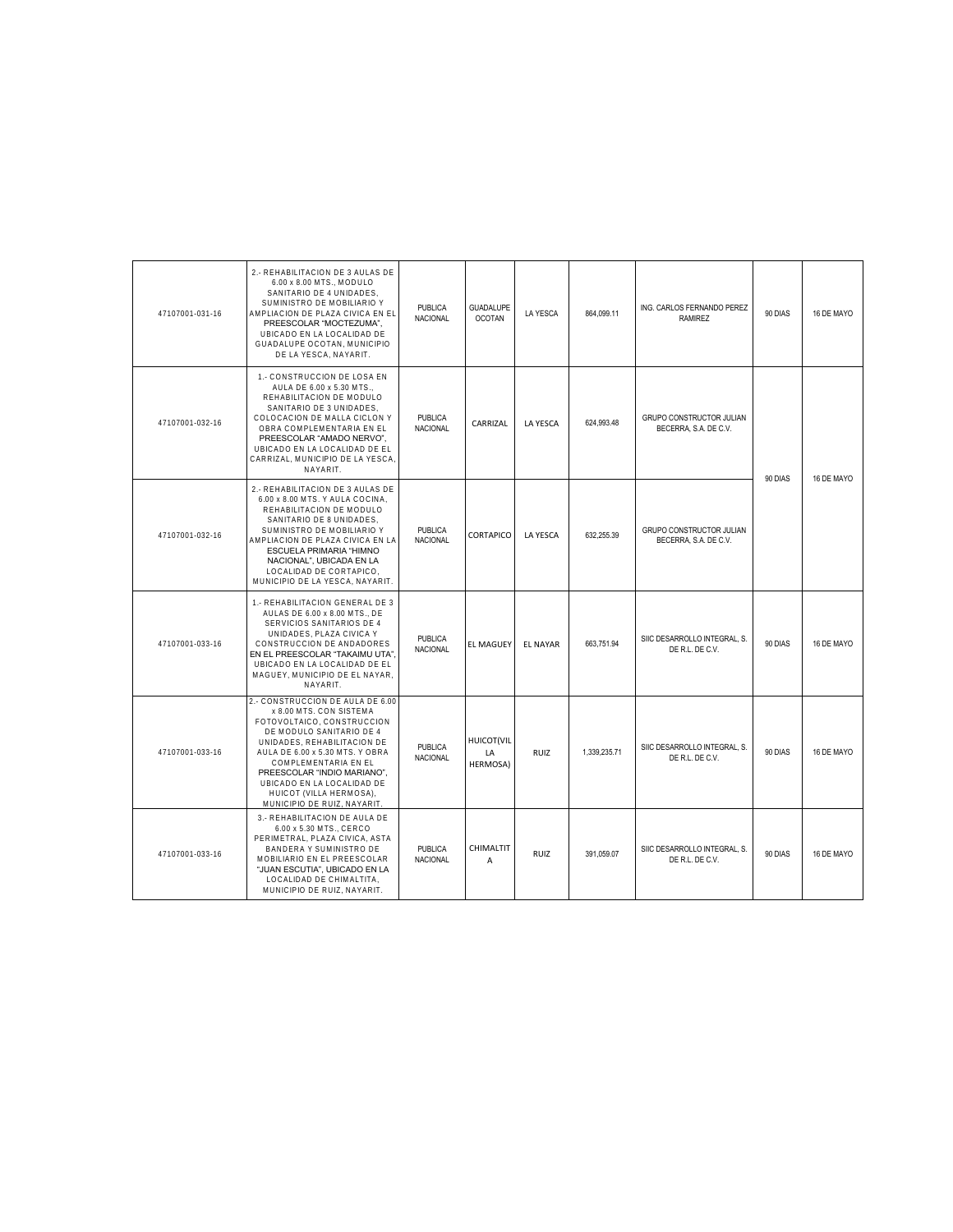| | | | | | | | | |
|---|---|---|---|---|---|---|---|---|
| 47107001-031-16 | 2.- REHABILITACION DE 3 AULAS DE 6.00 x 8.00 MTS., MODULO SANITARIO DE 4 UNIDADES, SUMINISTRO DE MOBILIARIO Y AMPLIACION DE PLAZA CIVICA EN EL PREESCOLAR "MOCTEZUMA", UBICADO EN LA LOCALIDAD DE GUADALUPE OCOTAN, MUNICIPIO DE LA YESCA, NAYARIT. | PUBLICA NACIONAL | GUADALUPE OCOTAN | LA YESCA | 864,099.11 | ING. CARLOS FERNANDO PEREZ RAMIREZ | 90 DIAS | 16 DE MAYO |
| 47107001-032-16 | 1.- CONSTRUCCION DE LOSA EN AULA DE 6.00 x 5.30 MTS., REHABILITACION DE MODULO SANITARIO DE 3 UNIDADES, COLOCACION DE MALLA CICLON Y OBRA COMPLEMENTARIA EN EL PREESCOLAR "AMADO NERVO", UBICADO EN LA LOCALIDAD DE EL CARRIZAL, MUNICIPIO DE LA YESCA, NAYARIT. | PUBLICA NACIONAL | CARRIZAL | LA YESCA | 624,993.48 | GRUPO CONSTRUCTOR JULIAN BECERRA, S.A. DE C.V. | 90 DIAS | 16 DE MAYO |
| 47107001-032-16 | 2.- REHABILITACION DE 3 AULAS DE 6.00 x 8.00 MTS. Y AULA COCINA, REHABILITACION DE MODULO SANITARIO DE 8 UNIDADES, SUMINISTRO DE MOBILIARIO Y AMPLIACION DE PLAZA CIVICA EN LA ESCUELA PRIMARIA "HIMNO NACIONAL", UBICADA EN LA LOCALIDAD DE CORTAPICO, MUNICIPIO DE LA YESCA, NAYARIT. | PUBLICA NACIONAL | CORTAPICO | LA YESCA | 632,255.39 | GRUPO CONSTRUCTOR JULIAN BECERRA, S.A. DE C.V. | | |
| 47107001-033-16 | 1.- REHABILITACION GENERAL DE 3 AULAS DE 6.00 x 8.00 MTS., DE SERVICIOS SANITARIOS DE 4 UNIDADES, PLAZA CIVICA Y CONSTRUCCION DE ANDADORES EN EL PREESCOLAR "TAKAIMU UTA", UBICADO EN LA LOCALIDAD DE EL MAGUEY, MUNICIPIO DE EL NAYAR, NAYARIT. | PUBLICA NACIONAL | EL MAGUEY | EL NAYAR | 663,751.94 | SIIC DESARROLLO INTEGRAL, S. DE R.L. DE C.V. | 90 DIAS | 16 DE MAYO |
| 47107001-033-16 | 2.- CONSTRUCCION DE AULA DE 6.00 x 8.00 MTS. CON SISTEMA FOTOVOLTAICO, CONSTRUCCION DE MODULO SANITARIO DE 4 UNIDADES, REHABILITACION DE AULA DE 6.00 x 5.30 MTS. Y OBRA COMPLEMENTARIA EN EL PREESCOLAR "INDIO MARIANO", UBICADO EN LA LOCALIDAD DE HUICOT (VILLA HERMOSA), MUNICIPIO DE RUIZ, NAYARIT. | PUBLICA NACIONAL | HUICOT(VILLA HERMOSA) | RUIZ | 1,339,235.71 | SIIC DESARROLLO INTEGRAL, S. DE R.L. DE C.V. | 90 DIAS | 16 DE MAYO |
| 47107001-033-16 | 3.- REHABILITACION DE AULA DE 6.00 x 5.30 MTS., CERCO PERIMETRAL, PLAZA CIVICA, ASTA BANDERA Y SUMINISTRO DE MOBILIARIO EN EL PREESCOLAR "JUAN ESCUTIA", UBICADO EN LA LOCALIDAD DE CHIMALTITA, MUNICIPIO DE RUIZ, NAYARIT. | PUBLICA NACIONAL | CHIMALTITA | RUIZ | 391,059.07 | SIIC DESARROLLO INTEGRAL, S. DE R.L. DE C.V. | 90 DIAS | 16 DE MAYO |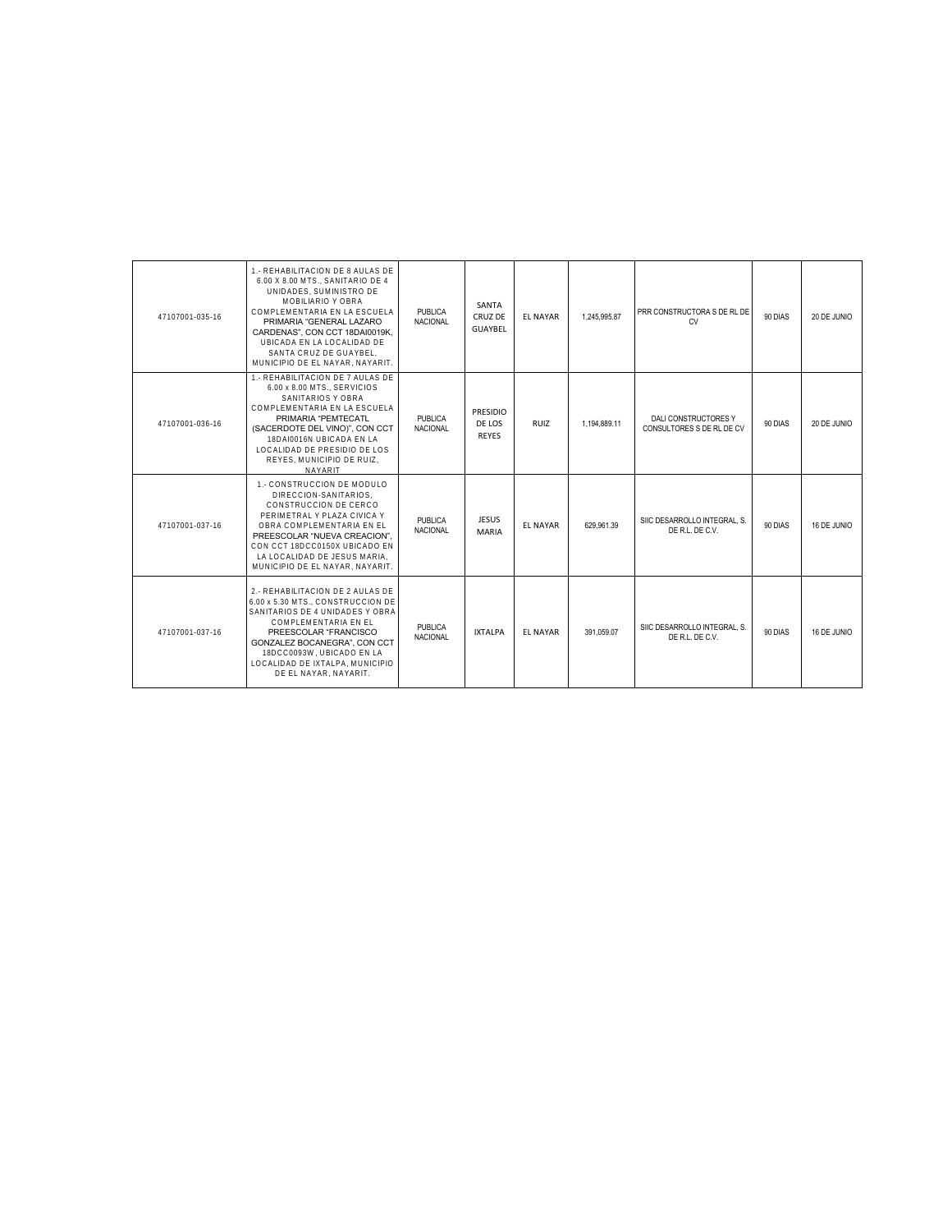| | | | | | | | | |
|---|---|---|---|---|---|---|---|---|
| 47107001-035-16 | 1.- REHABILITACION DE 8 AULAS DE 6.00 X 8.00 MTS., SANITARIO DE 4 UNIDADES, SUMINISTRO DE MOBILIARIO Y OBRA COMPLEMENTARIA EN LA ESCUELA PRIMARIA "GENERAL LAZARO CARDENAS", CON CCT 18DAI0019K, UBICADA EN LA LOCALIDAD DE SANTA CRUZ DE GUAYBEL, MUNICIPIO DE EL NAYAR, NAYARIT. | PUBLICA NACIONAL | SANTA CRUZ DE GUAYBEL | EL NAYAR | 1,245,995.87 | PRR CONSTRUCTORA S DE RL DE CV | 90 DIAS | 20 DE JUNIO |
| 47107001-036-16 | 1.- REHABILITACION DE 7 AULAS DE 6.00 x 8.00 MTS., SERVICIOS SANITARIOS Y OBRA COMPLEMENTARIA EN LA ESCUELA PRIMARIA "PEMTECATL (SACERDOTE DEL VINO)", CON CCT 18DAI0016N UBICADA EN LA LOCALIDAD DE PRESIDIO DE LOS REYES, MUNICIPIO DE RUIZ, NAYARIT | PUBLICA NACIONAL | PRESIDIO DE LOS REYES | RUIZ | 1,194,889.11 | DALI CONSTRUCTORES Y CONSULTORES S DE RL DE CV | 90 DIAS | 20 DE JUNIO |
| 47107001-037-16 | 1.- CONSTRUCCION DE MODULO DIRECCION-SANITARIOS, CONSTRUCCION DE CERCO PERIMETRAL Y PLAZA CIVICA Y OBRA COMPLEMENTARIA EN EL PREESCOLAR "NUEVA CREACION", CON CCT 18DCC0150X UBICADO EN LA LOCALIDAD DE JESUS MARIA, MUNICIPIO DE EL NAYAR, NAYARIT. | PUBLICA NACIONAL | JESUS MARIA | EL NAYAR | 629,961.39 | SIIC DESARROLLO INTEGRAL, S. DE R.L. DE C.V. | 90 DIAS | 16 DE JUNIO |
| 47107001-037-16 | 2.- REHABILITACION DE 2 AULAS DE 6.00 x 5.30 MTS., CONSTRUCCION DE SANITARIOS DE 4 UNIDADES Y OBRA COMPLEMENTARIA EN EL PREESCOLAR "FRANCISCO GONZALEZ BOCANEGRA", CON CCT 18DCC0093W, UBICADO EN LA LOCALIDAD DE IXTALPA, MUNICIPIO DE EL NAYAR, NAYARIT. | PUBLICA NACIONAL | IXTALPA | EL NAYAR | 391,059.07 | SIIC DESARROLLO INTEGRAL, S. DE R.L. DE C.V. | 90 DIAS | 16 DE JUNIO |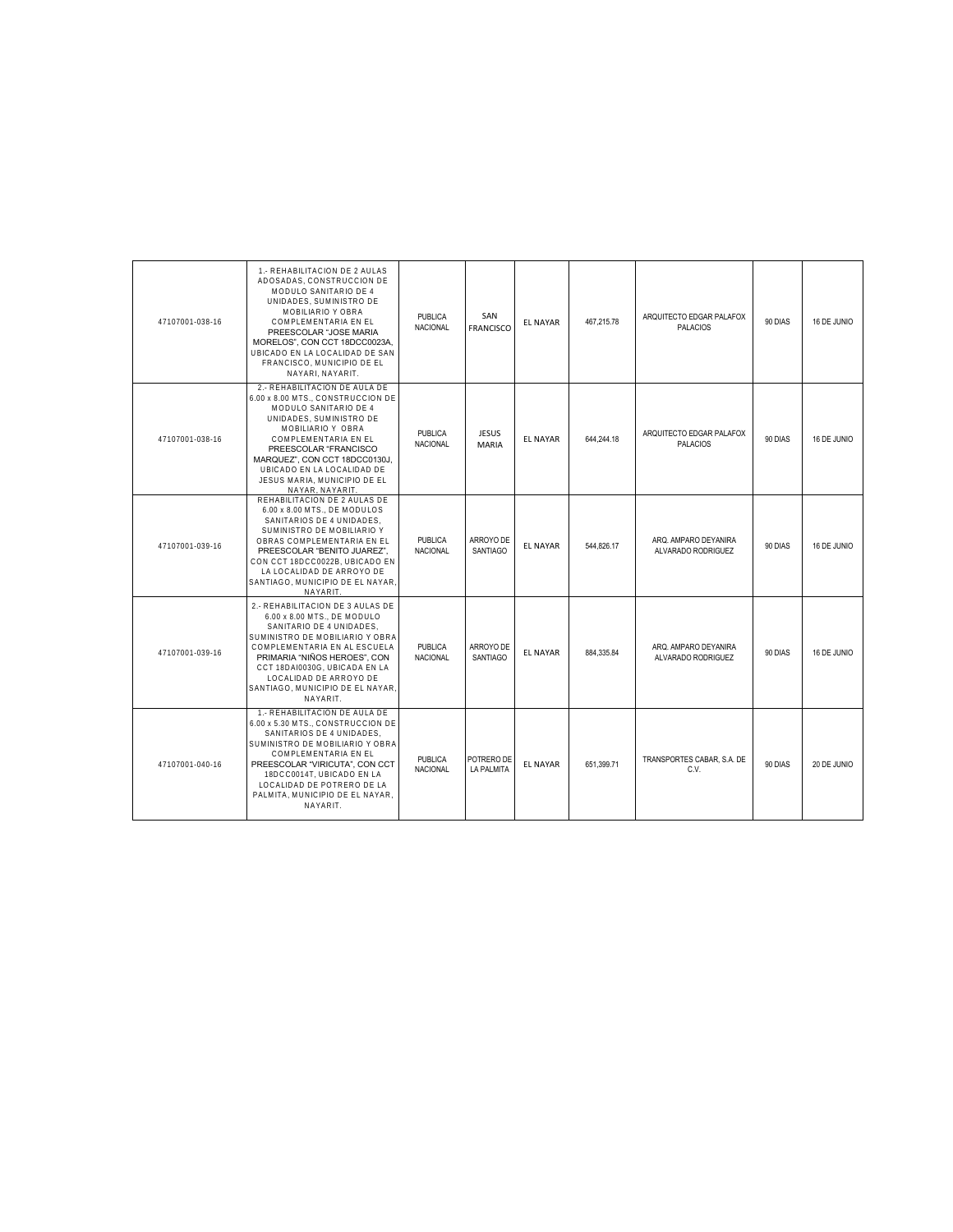| 47107001-038-16 | 1.- REHABILITACION DE 2 AULAS ADOSADAS, CONSTRUCCION DE MODULO SANITARIO DE 4 UNIDADES, SUMINISTRO DE MOBILIARIO Y OBRA COMPLEMENTARIA EN EL PREESCOLAR "JOSE MARIA MORELOS", CON CCT 18DCC0023A, UBICADO EN LA LOCALIDAD DE SAN FRANCISCO, MUNICIPIO DE EL NAYARI, NAYARIT. | PUBLICA NACIONAL | SAN FRANCISCO | EL NAYAR | 467,215.78 | ARQUITECTO EDGAR PALAFOX PALACIOS | 90 DIAS | 16 DE JUNIO |
|---|---|---|---|---|---|---|---|---|
| 47107001-038-16 | 2.- REHABILITACION DE AULA DE 6.00 x 8.00 MTS., CONSTRUCCION DE MODULO SANITARIO DE 4 UNIDADES, SUMINISTRO DE MOBILIARIO Y OBRA COMPLEMENTARIA EN EL PREESCOLAR "FRANCISCO MARQUEZ", CON CCT 18DCC0130J, UBICADO EN LA LOCALIDAD DE JESUS MARIA, MUNICIPIO DE EL NAYAR, NAYARIT. | PUBLICA NACIONAL | JESUS MARIA | EL NAYAR | 644,244.18 | ARQUITECTO EDGAR PALAFOX PALACIOS | 90 DIAS | 16 DE JUNIO |
| 47107001-039-16 | REHABILITACION DE 2 AULAS DE 6.00 x 8.00 MTS., DE MODULOS SANITARIOS DE 4 UNIDADES, SUMINISTRO DE MOBILIARIO Y OBRAS COMPLEMENTARIA EN EL PREESCOLAR "BENITO JUAREZ", CON CCT 18DCC0022B, UBICADO EN LA LOCALIDAD DE ARROYO DE SANTIAGO, MUNICIPIO DE EL NAYAR, NAYARIT. | PUBLICA NACIONAL | ARROYO DE SANTIAGO | EL NAYAR | 544,826.17 | ARQ. AMPARO DEYANIRA ALVARADO RODRIGUEZ | 90 DIAS | 16 DE JUNIO |
| 47107001-039-16 | 2.- REHABILITACION DE 3 AULAS DE 6.00 x 8.00 MTS., DE MODULO SANITARIO DE 4 UNIDADES, SUMINISTRO DE MOBILIARIO Y OBRA COMPLEMENTARIA EN AL ESCUELA PRIMARIA "NIÑOS HEROES", CON CCT 18DAI0030G, UBICADA EN LA LOCALIDAD DE ARROYO DE SANTIAGO, MUNICIPIO DE EL NAYAR, NAYARIT. | PUBLICA NACIONAL | ARROYO DE SANTIAGO | EL NAYAR | 884,335.84 | ARQ. AMPARO DEYANIRA ALVARADO RODRIGUEZ | 90 DIAS | 16 DE JUNIO |
| 47107001-040-16 | 1.- REHABILITACION DE AULA DE 6.00 x 5.30 MTS., CONSTRUCCION DE SANITARIOS DE 4 UNIDADES, SUMINISTRO DE MOBILIARIO Y OBRA COMPLEMENTARIA EN EL PREESCOLAR "VIRICUTA", CON CCT 18DCC0014T, UBICADO EN LA LOCALIDAD DE POTRERO DE LA PALMITA, MUNICIPIO DE EL NAYAR, NAYARIT. | PUBLICA NACIONAL | POTRERO DE LA PALMITA | EL NAYAR | 651,399.71 | TRANSPORTES CABAR, S.A. DE C.V. | 90 DIAS | 20 DE JUNIO |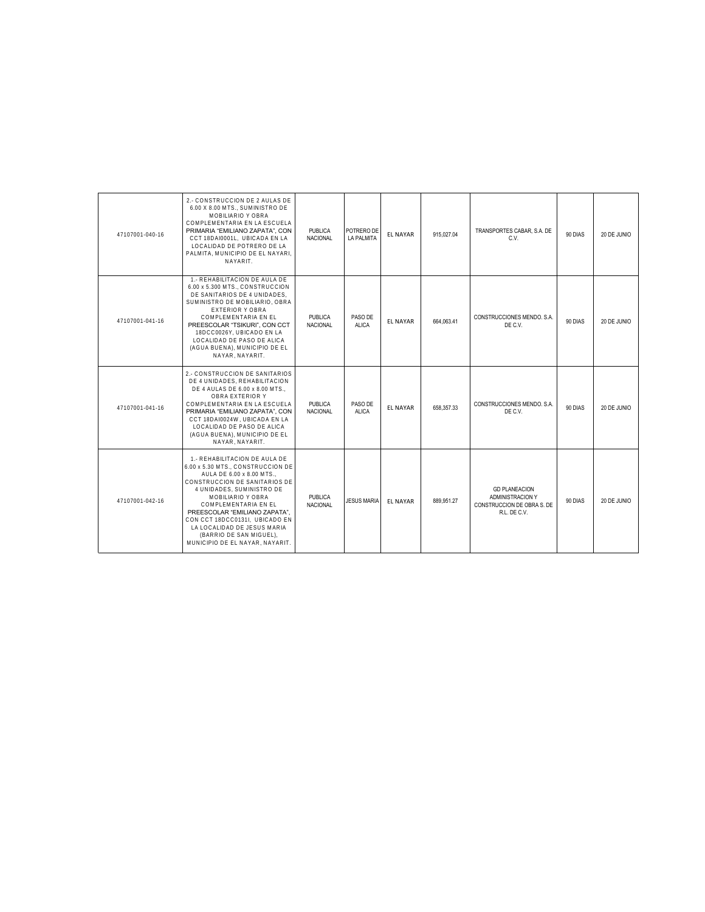| | | | | | | | | |
|---|---|---|---|---|---|---|---|---|
| 47107001-040-16 | 2.- CONSTRUCCION DE 2 AULAS DE 6.00 X 8.00 MTS., SUMINISTRO DE MOBILIARIO Y OBRA COMPLEMENTARIA EN LA ESCUELA PRIMARIA "EMILIANO ZAPATA", CON CCT 18DAI0001L, UBICADA EN LA LOCALIDAD DE POTRERO DE LA PALMITA, MUNICIPIO DE EL NAYARI, NAYARIT. | PUBLICA NACIONAL | POTRERO DE LA PALMITA | EL NAYAR | 915,027.04 | TRANSPORTES CABAR, S.A. DE C.V. | 90 DIAS | 20 DE JUNIO |
| 47107001-041-16 | 1.- REHABILITACION DE AULA DE 6.00 x 5.300 MTS., CONSTRUCCION DE SANITARIOS DE 4 UNIDADES, SUMINISTRO DE MOBILIARIO, OBRA EXTERIOR Y OBRA COMPLEMENTARIA EN EL PREESCOLAR "TSIKURI", CON CCT 18DCC0026Y, UBICADO EN LA LOCALIDAD DE PASO DE ALICA (AGUA BUENA), MUNICIPIO DE EL NAYAR, NAYARIT. | PUBLICA NACIONAL | PASO DE ALICA | EL NAYAR | 664,063.41 | CONSTRUCCIONES MENDO. S.A. DE C.V. | 90 DIAS | 20 DE JUNIO |
| 47107001-041-16 | 2.- CONSTRUCCION DE SANITARIOS DE 4 UNIDADES, REHABILITACION DE 4 AULAS DE 6.00 x 8.00 MTS., OBRA EXTERIOR Y COMPLEMENTARIA EN LA ESCUELA PRIMARIA "EMILIANO ZAPATA", CON CCT 18DAI0024W, UBICADA EN LA LOCALIDAD DE PASO DE ALICA (AGUA BUENA), MUNICIPIO DE EL NAYAR, NAYARIT. | PUBLICA NACIONAL | PASO DE ALICA | EL NAYAR | 658,357.33 | CONSTRUCCIONES MENDO. S.A. DE C.V. | 90 DIAS | 20 DE JUNIO |
| 47107001-042-16 | 1.- REHABILITACION DE AULA DE 6.00 x 5.30 MTS., CONSTRUCCION DE AULA DE 6.00 x 8.00 MTS., CONSTRUCCION DE SANITARIOS DE 4 UNIDADES, SUMINISTRO DE MOBILIARIO Y OBRA COMPLEMENTARIA EN EL PREESCOLAR "EMILIANO ZAPATA", CON CCT 18DCC0131I, UBICADO EN LA LOCALIDAD DE JESUS MARIA (BARRIO DE SAN MIGUEL), MUNICIPIO DE EL NAYAR, NAYARIT. | PUBLICA NACIONAL | JESUS MARIA | EL NAYAR | 889,951.27 | GD PLANEACION ADMINISTRACION Y CONSTRUCCION DE OBRA S. DE R.L. DE C.V. | 90 DIAS | 20 DE JUNIO |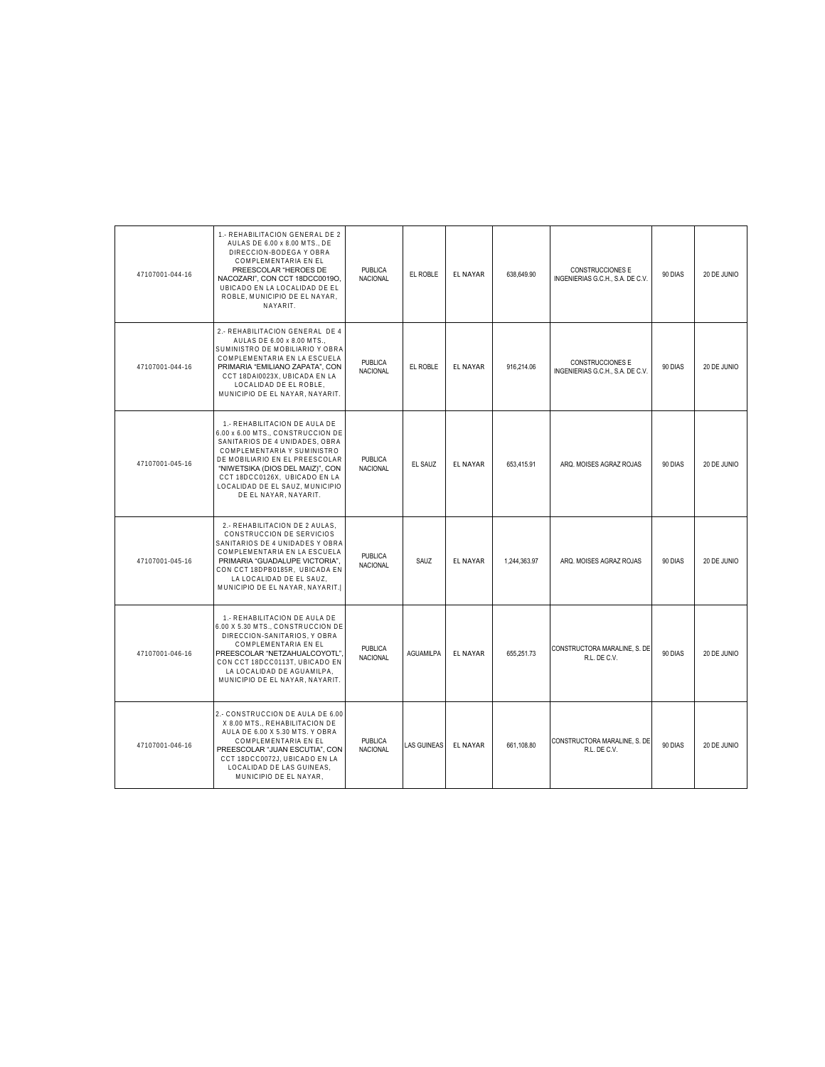| | | | | | | | | | |
|---|---|---|---|---|---|---|---|---|---|
| 47107001-044-16 | 1.- REHABILITACION GENERAL DE 2 AULAS DE 6.00 x 8.00 MTS., DE DIRECCION-BODEGA Y OBRA COMPLEMENTARIA EN EL PREESCOLAR "HEROES DE NACOZARI", CON CCT 18DCC0019O, UBICADO EN LA LOCALIDAD DE EL ROBLE, MUNICIPIO DE EL NAYAR, NAYARIT. | PUBLICA NACIONAL | EL ROBLE | EL NAYAR | 638,649.90 | CONSTRUCCIONES E INGENIERIAS G.C.H., S.A. DE C.V. | 90 DIAS | 20 DE JUNIO |
| 47107001-044-16 | 2.- REHABILITACION GENERAL DE 4 AULAS DE 6.00 x 8.00 MTS., SUMINISTRO DE MOBILIARIO Y OBRA COMPLEMENTARIA EN LA ESCUELA PRIMARIA "EMILIANO ZAPATA", CON CCT 18DAI0023X, UBICADA EN LA LOCALIDAD DE EL ROBLE, MUNICIPIO DE EL NAYAR, NAYARIT. | PUBLICA NACIONAL | EL ROBLE | EL NAYAR | 916,214.06 | CONSTRUCCIONES E INGENIERIAS G.C.H., S.A. DE C.V. | 90 DIAS | 20 DE JUNIO |
| 47107001-045-16 | 1.- REHABILITACION DE AULA DE 6.00 x 6.00 MTS., CONSTRUCCION DE SANITARIOS DE 4 UNIDADES, OBRA COMPLEMENTARIA Y SUMINISTRO DE MOBILIARIO EN EL PREESCOLAR "NIWETSIKA (DIOS DEL MAIZ)", CON CCT 18DCC0126X, UBICADO EN LA LOCALIDAD DE EL SAUZ, MUNICIPIO DE EL NAYAR, NAYARIT. | PUBLICA NACIONAL | EL SAUZ | EL NAYAR | 653,415.91 | ARQ. MOISES AGRAZ ROJAS | 90 DIAS | 20 DE JUNIO |
| 47107001-045-16 | 2.- REHABILITACION DE 2 AULAS, CONSTRUCCION DE SERVICIOS SANITARIOS DE 4 UNIDADES Y OBRA COMPLEMENTARIA EN LA ESCUELA PRIMARIA "GUADALUPE VICTORIA", CON CCT 18DPB0185R, UBICADA EN LA LOCALIDAD DE EL SAUZ, MUNICIPIO DE EL NAYAR, NAYARIT.\| | PUBLICA NACIONAL | SAUZ | EL NAYAR | 1,244,363.97 | ARQ. MOISES AGRAZ ROJAS | 90 DIAS | 20 DE JUNIO |
| 47107001-046-16 | 1.- REHABILITACION DE AULA DE 6.00 X 5.30 MTS., CONSTRUCCION DE DIRECCION-SANITARIOS, Y OBRA COMPLEMENTARIA EN EL PREESCOLAR "NETZAHUALCOYOTL", CON CCT 18DCC0113T, UBICADO EN LA LOCALIDAD DE AGUAMILPA, MUNICIPIO DE EL NAYAR, NAYARIT. | PUBLICA NACIONAL | AGUAMILPA | EL NAYAR | 655,251.73 | CONSTRUCTORA MARALINE, S. DE R.L. DE C.V. | 90 DIAS | 20 DE JUNIO |
| 47107001-046-16 | 2.- CONSTRUCCION DE AULA DE 6.00 X 8.00 MTS., REHABILITACION DE AULA DE 6.00 X 5.30 MTS. Y OBRA COMPLEMENTARIA EN EL PREESCOLAR "JUAN ESCUTIA", CON CCT 18DCC0072J, UBICADO EN LA LOCALIDAD DE LAS GUINEAS, MUNICIPIO DE EL NAYAR, | PUBLICA NACIONAL | LAS GUINEAS | EL NAYAR | 661,108.80 | CONSTRUCTORA MARALINE, S. DE R.L. DE C.V. | 90 DIAS | 20 DE JUNIO |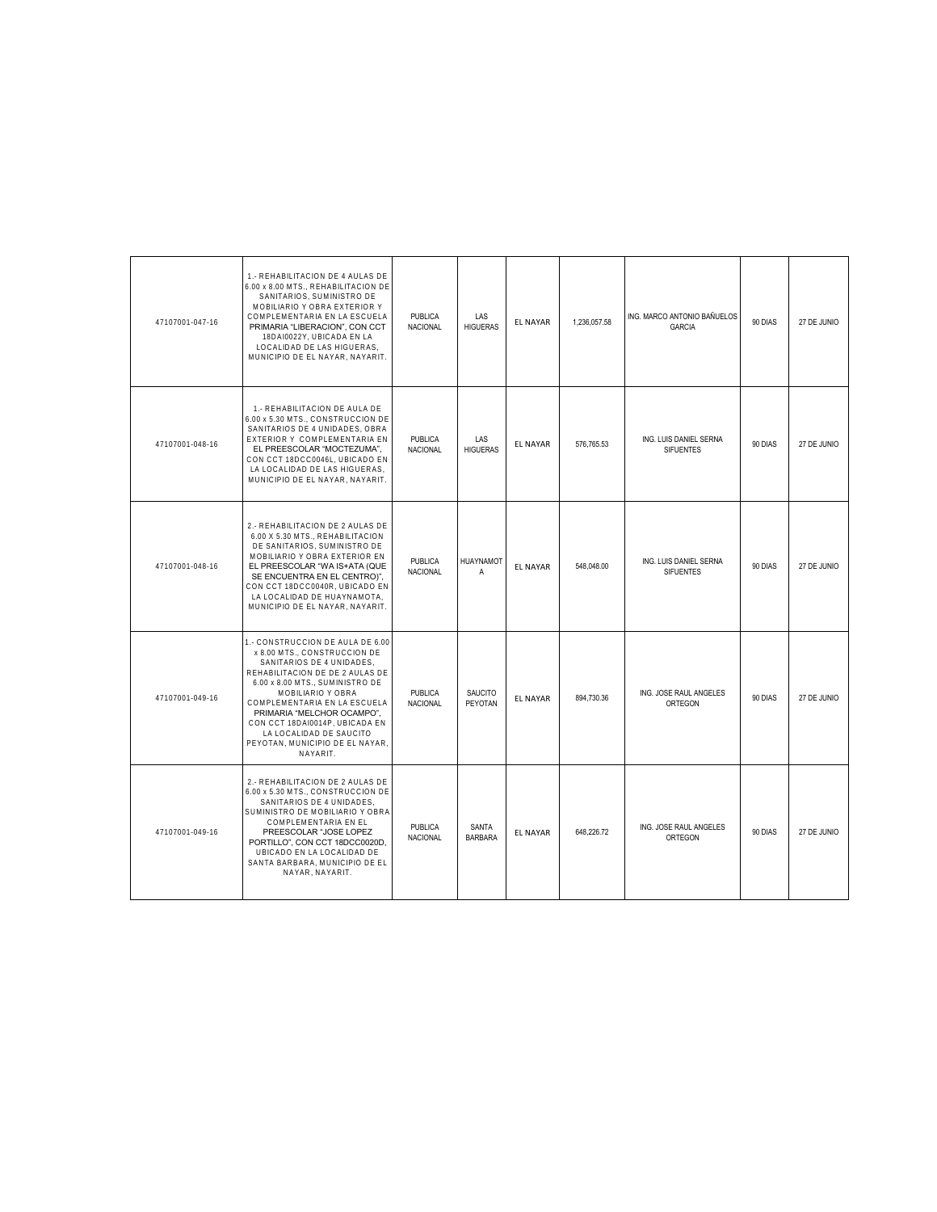| | | | | | | | | | |
|---|---|---|---|---|---|---|---|---|---|
| 47107001-047-16 | 1.- REHABILITACION DE 4 AULAS DE 6.00 x 8.00 MTS., REHABILITACION DE SANITARIOS, SUMINISTRO DE MOBILIARIO Y OBRA EXTERIOR Y COMPLEMENTARIA EN LA ESCUELA PRIMARIA "LIBERACION", CON CCT 18DAI0022Y, UBICADA EN LA LOCALIDAD DE LAS HIGUERAS, MUNICIPIO DE EL NAYAR, NAYARIT. | PUBLICA NACIONAL | LAS HIGUERAS | EL NAYAR | 1,236,057.58 | ING. MARCO ANTONIO BAÑUELOS GARCIA | 90 DIAS | 27 DE JUNIO |
| 47107001-048-16 | 1.- REHABILITACION DE AULA DE 6.00 x 5.30 MTS., CONSTRUCCION DE SANITARIOS DE 4 UNIDADES, OBRA EXTERIOR Y COMPLEMENTARIA EN EL PREESCOLAR "MOCTEZUMA", CON CCT 18DCC0046L, UBICADO EN LA LOCALIDAD DE LAS HIGUERAS, MUNICIPIO DE EL NAYAR, NAYARIT. | PUBLICA NACIONAL | LAS HIGUERAS | EL NAYAR | 576,765.53 | ING. LUIS DANIEL SERNA SIFUENTES | 90 DIAS | 27 DE JUNIO |
| 47107001-048-16 | 2.- REHABILITACION DE 2 AULAS DE 6.00 X 5.30 MTS., REHABILITACION DE SANITARIOS, SUMINISTRO DE MOBILIARIO Y OBRA EXTERIOR EN EL PREESCOLAR "WA IS+ATA (QUE SE ENCUENTRA EN EL CENTRO)", CON CCT 18DCC0040R, UBICADO EN LA LOCALIDAD DE HUAYNAMOTA, MUNICIPIO DE EL NAYAR, NAYARIT. | PUBLICA NACIONAL | HUAYNAMOTA | EL NAYAR | 548,048.00 | ING. LUIS DANIEL SERNA SIFUENTES | 90 DIAS | 27 DE JUNIO |
| 47107001-049-16 | 1.- CONSTRUCCION DE AULA DE 6.00 x 8.00 MTS., CONSTRUCCION DE SANITARIOS DE 4 UNIDADES, REHABILITACION DE DE 2 AULAS DE 6.00 x 8.00 MTS., SUMINISTRO DE MOBILIARIO Y OBRA COMPLEMENTARIA EN LA ESCUELA PRIMARIA "MELCHOR OCAMPO", CON CCT 18DAI0014P, UBICADA EN LA LOCALIDAD DE SAUCITO PEYOTAN, MUNICIPIO DE EL NAYAR, NAYARIT. | PUBLICA NACIONAL | SAUCITO PEYOTAN | EL NAYAR | 894,730.36 | ING. JOSE RAUL ANGELES ORTEGON | 90 DIAS | 27 DE JUNIO |
| 47107001-049-16 | 2.- REHABILITACION DE 2 AULAS DE 6.00 x 5.30 MTS., CONSTRUCCION DE SANITARIOS DE 4 UNIDADES, SUMINISTRO DE MOBILIARIO Y OBRA COMPLEMENTARIA EN EL PREESCOLAR "JOSE LOPEZ PORTILLO", CON CCT 18DCC0020D, UBICADO EN LA LOCALIDAD DE SANTA BARBARA, MUNICIPIO DE EL NAYAR, NAYARIT. | PUBLICA NACIONAL | SANTA BARBARA | EL NAYAR | 648,226.72 | ING. JOSE RAUL ANGELES ORTEGON | 90 DIAS | 27 DE JUNIO |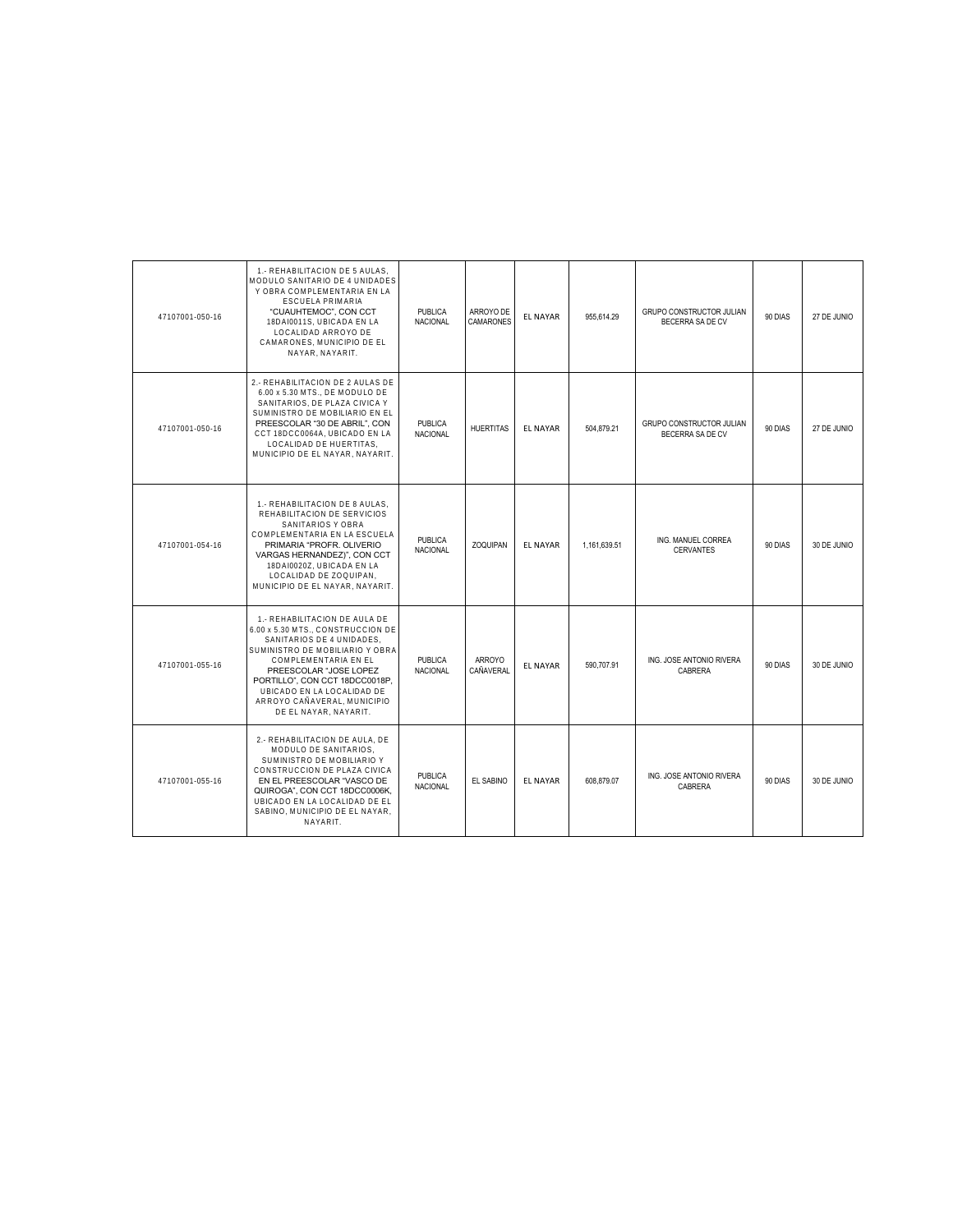| | | | | | | | | |
|---|---|---|---|---|---|---|---|---|
| 47107001-050-16 | 1.- REHABILITACION DE 5 AULAS, MODULO SANITARIO DE 4 UNIDADES Y OBRA COMPLEMENTARIA EN LA ESCUELA PRIMARIA "CUAUHTEMOC", CON CCT 18DAI0011S, UBICADA EN LA LOCALIDAD ARROYO DE CAMARONES, MUNICIPIO DE EL NAYAR, NAYARIT. | PUBLICA NACIONAL | ARROYO DE CAMARONES | EL NAYAR | 955,614.29 | GRUPO CONSTRUCTOR JULIAN BECERRA SA DE CV | 90 DIAS | 27 DE JUNIO |
| 47107001-050-16 | 2.- REHABILITACION DE 2 AULAS DE 6.00 x 5.30 MTS., DE MODULO DE SANITARIOS, DE PLAZA CIVICA Y SUMINISTRO DE MOBILIARIO EN EL PREESCOLAR "30 DE ABRIL", CON CCT 18DCC0064A, UBICADO EN LA LOCALIDAD DE HUERTITAS, MUNICIPIO DE EL NAYAR, NAYARIT. | PUBLICA NACIONAL | HUERTITAS | EL NAYAR | 504,879.21 | GRUPO CONSTRUCTOR JULIAN BECERRA SA DE CV | 90 DIAS | 27 DE JUNIO |
| 47107001-054-16 | 1.- REHABILITACION DE 8 AULAS, REHABILITACION DE SERVICIOS SANITARIOS Y OBRA COMPLEMENTARIA EN LA ESCUELA PRIMARIA "PROFR. OLIVERIO VARGAS HERNANDEZ)", CON CCT 18DAI0020Z, UBICADA EN LA LOCALIDAD DE ZOQUIPAN, MUNICIPIO DE EL NAYAR, NAYARIT. | PUBLICA NACIONAL | ZOQUIPAN | EL NAYAR | 1,161,639.51 | ING. MANUEL CORREA CERVANTES | 90 DIAS | 30 DE JUNIO |
| 47107001-055-16 | 1.- REHABILITACION DE AULA DE 6.00 x 5.30 MTS., CONSTRUCCION DE SANITARIOS DE 4 UNIDADES, SUMINISTRO DE MOBILIARIO Y OBRA COMPLEMENTARIA EN EL PREESCOLAR "JOSE LOPEZ PORTILLO", CON CCT 18DCC0018P, UBICADO EN LA LOCALIDAD DE ARROYO CAÑAVERAL, MUNICIPIO DE EL NAYAR, NAYARIT. | PUBLICA NACIONAL | ARROYO CAÑAVERAL | EL NAYAR | 590,707.91 | ING. JOSE ANTONIO RIVERA CABRERA | 90 DIAS | 30 DE JUNIO |
| 47107001-055-16 | 2.- REHABILITACION DE AULA, DE MODULO DE SANITARIOS, SUMINISTRO DE MOBILIARIO Y CONSTRUCCION DE PLAZA CIVICA EN EL PREESCOLAR "VASCO DE QUIROGA", CON CCT 18DCC0006K, UBICADO EN LA LOCALIDAD DE EL SABINO, MUNICIPIO DE EL NAYAR, NAYARIT. | PUBLICA NACIONAL | EL SABINO | EL NAYAR | 608,879.07 | ING. JOSE ANTONIO RIVERA CABRERA | 90 DIAS | 30 DE JUNIO |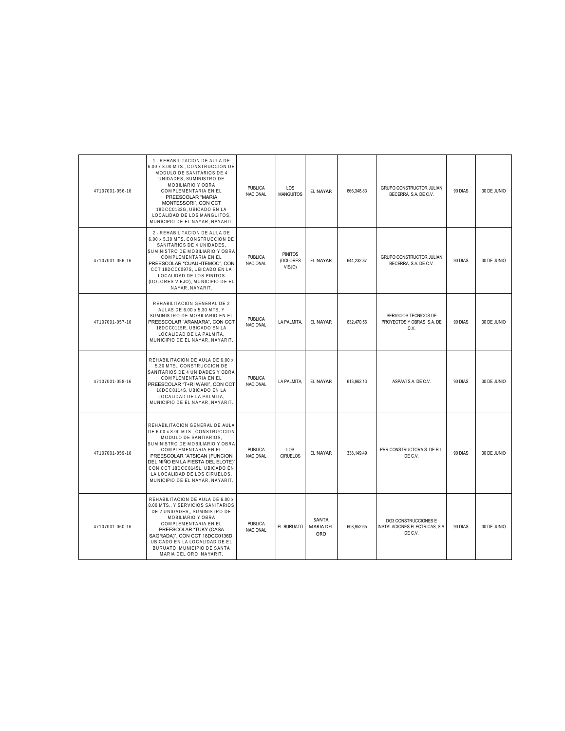| | | | | | | | | |
|---|---|---|---|---|---|---|---|---|
| 47107001-056-16 | 1.- REHABILITACION DE AULA DE 6.00 x 8.00 MTS., CONSTRUCCION DE MODULO DE SANITARIOS DE 4 UNIDADES, SUMINISTRO DE MOBILIARIO Y OBRA COMPLEMENTARIA EN EL PREESCOLAR "MARIA MONTESSORI", CON CCT 18DCC0133G, UBICADO EN LA LOCALIDAD DE LOS MANGUITOS, MUNICIPIO DE EL NAYAR, NAYARIT. | PUBLICA NACIONAL | LOS MANGUITOS | EL NAYAR | 666,348.83 | GRUPO CONSTRUCTOR JULIAN BECERRA, S.A. DE C.V. | 90 DIAS | 30 DE JUNIO |
| 47107001-056-16 | 2.- REHABILITACION DE AULA DE 6.00 x 5.30 MTS. CONSTRUCCION DE SANITARIOS DE 4 UNIDADES, SUMINISTRO DE MOBILIARIO Y OBRA COMPLEMENTARIA EN EL PREESCOLAR "CUAUHTEMOC", CON CCT 18DCC0097S, UBICADO EN LA LOCALIDAD DE LOS PINITOS (DOLORES VIEJO), MUNICIPIO DE EL NAYAR, NAYARIT. | PUBLICA NACIONAL | PINITOS (DOLORES VIEJO) | EL NAYAR | 644,232.87 | GRUPO CONSTRUCTOR JULIAN BECERRA, S.A. DE C.V. | 90 DIAS | 30 DE JUNIO |
| 47107001-057-16 | REHABILITACION GENERAL DE 2 AULAS DE 6.00 x 5.30 MTS. Y SUMINISTRO DE MOBILIARIO EN EL PREESCOLAR "ARAMARA", CON CCT 18DCC0115R, UBICADO EN LA LOCALIDAD DE LA PALMITA, MUNICIPIO DE EL NAYAR, NAYARIT. | PUBLICA NACIONAL | LA PALMITA, | EL NAYAR | 632,470.56 | SERVICIOS TECNICOS DE PROYECTOS Y OBRAS, S.A. DE C.V. | 90 DIAS | 30 DE JUNIO |
| 47107001-058-16 | REHABILITACION DE AULA DE 6.00 x 5.30 MTS., CONSTRUCCION DE SANITARIOS DE 4 UNIDADES Y OBRA COMPLEMENTARIA EN EL PREESCOLAR "T+RI WAKI", CON CCT 18DCC0114S, UBICADO EN LA LOCALIDAD DE LA PALMITA, MUNICIPIO DE EL NAYAR, NAYARIT. | PUBLICA NACIONAL | LA PALMITA, | EL NAYAR | 613,962.13 | ASPAVI S.A. DE C.V. | 90 DIAS | 30 DE JUNIO |
| 47107001-059-16 | REHABILITACION GENERAL DE AULA DE 6.00 x 8.00 MTS., CONSTRUCCION MODULO DE SANITARIOS, SUMINISTRO DE MOBILIARIO Y OBRA COMPLEMENTARIA EN EL PREESCOLAR "ATSICAN (FUNCION DEL NIÑO EN LA FIESTA DEL ELOTE)" CON CCT 18DCC0145L, UBICADO EN LA LOCALIDAD DE LOS CIRUELOS, MUNICIPIO DE EL NAYAR, NAYARIT. | PUBLICA NACIONAL | LOS CIRUELOS | EL NAYAR | 338,149.49 | PRR CONSTRUCTORA S. DE R.L. DE C.V. | 90 DIAS | 30 DE JUNIO |
| 47107001-060-16 | REHABILITACION DE AULA DE 6.00 x 8.00 MTS., Y SERVICIOS SANITARIOS DE 2 UNIDADES,, SUMINISTRO DE MOBILIARIO Y OBRA COMPLEMENTARIA EN EL PREESCOLAR "TUKY (CASA SAGRADA)", CON CCT 18DCC0136D, UBICADO EN LA LOCALIDAD DE EL BURUATO, MUNICIPIO DE SANTA MARIA DEL ORO, NAYARIT. | PUBLICA NACIONAL | EL BURUATO | SANTA MARIA DEL ORO | 608,952.65 | DG3 CONSTRUCCIONES E INSTALACIONES ELECTRICAS, S.A. DE C.V. | 90 DIAS | 30 DE JUNIO |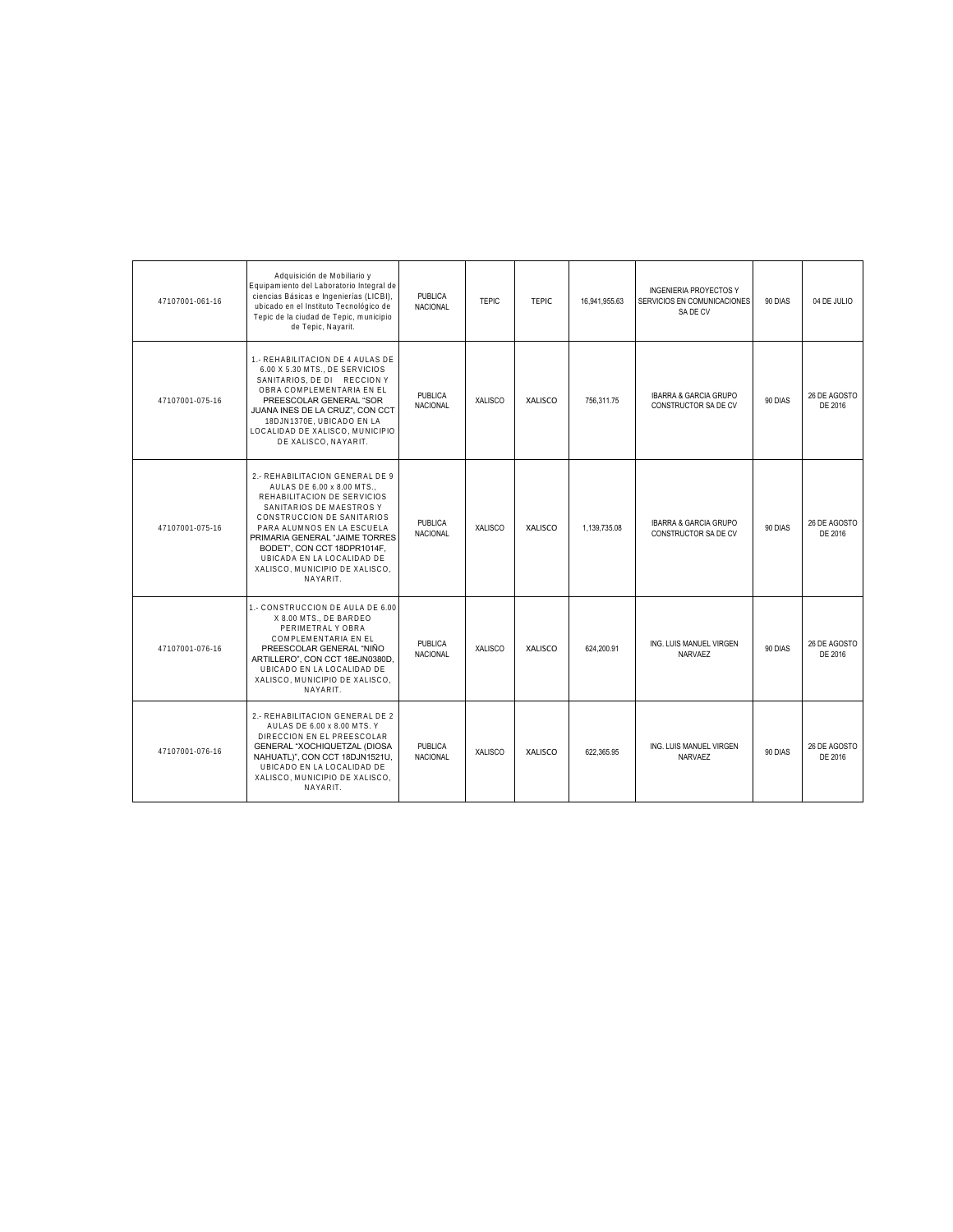| | | | | | | | | |
|---|---|---|---|---|---|---|---|---|
| 47107001-061-16 | Adquisición de Mobiliario y Equipamiento del Laboratorio Integral de ciencias Básicas e Ingenierías (LICBI), ubicado en el Instituto Tecnológico de Tepic de la ciudad de Tepic, municipio de Tepic, Nayarit. | PUBLICA NACIONAL | TEPIC | TEPIC | 16,941,955.63 | INGENIERIA PROYECTOS Y SERVICIOS EN COMUNICACIONES SA DE CV | 90 DIAS | 04 DE JULIO |
| 47107001-075-16 | 1.- REHABILITACION DE 4 AULAS DE 6.00 X 5.30 MTS., DE SERVICIOS SANITARIOS, DE DI RECCION Y OBRA COMPLEMENTARIA EN EL PREESCOLAR GENERAL "SOR JUANA INES DE LA CRUZ", CON CCT 18DJN1370E, UBICADO EN LA LOCALIDAD DE XALISCO, MUNICIPIO DE XALISCO, NAYARIT. | PUBLICA NACIONAL | XALISCO | XALISCO | 756,311.75 | IBARRA & GARCIA GRUPO CONSTRUCTOR SA DE CV | 90 DIAS | 26 DE AGOSTO DE 2016 |
| 47107001-075-16 | 2.- REHABILITACION GENERAL DE 9 AULAS DE 6.00 x 8.00 MTS., REHABILITACION DE SERVICIOS SANITARIOS DE MAESTROS Y CONSTRUCCION DE SANITARIOS PARA ALUMNOS EN LA ESCUELA PRIMARIA GENERAL "JAIME TORRES BODET", CON CCT 18DPR1014F, UBICADA EN LA LOCALIDAD DE XALISCO, MUNICIPIO DE XALISCO, NAYARIT. | PUBLICA NACIONAL | XALISCO | XALISCO | 1,139,735.08 | IBARRA & GARCIA GRUPO CONSTRUCTOR SA DE CV | 90 DIAS | 26 DE AGOSTO DE 2016 |
| 47107001-076-16 | 1.- CONSTRUCCION DE AULA DE 6.00 X 8.00 MTS., DE BARDEO PERIMETRAL Y OBRA COMPLEMENTARIA EN EL PREESCOLAR GENERAL "NIÑO ARTILLERO", CON CCT 18EJN0380D, UBICADO EN LA LOCALIDAD DE XALISCO, MUNICIPIO DE XALISCO, NAYARIT. | PUBLICA NACIONAL | XALISCO | XALISCO | 624,200.91 | ING. LUIS MANUEL VIRGEN NARVAEZ | 90 DIAS | 26 DE AGOSTO DE 2016 |
| 47107001-076-16 | 2.- REHABILITACION GENERAL DE 2 AULAS DE 6.00 x 8.00 MTS. Y DIRECCION EN EL PREESCOLAR GENERAL "XOCHIQUETZAL (DIOSA NAHUATL)", CON CCT 18DJN1521U, UBICADO EN LA LOCALIDAD DE XALISCO, MUNICIPIO DE XALISCO, NAYARIT. | PUBLICA NACIONAL | XALISCO | XALISCO | 622,365.95 | ING. LUIS MANUEL VIRGEN NARVAEZ | 90 DIAS | 26 DE AGOSTO DE 2016 |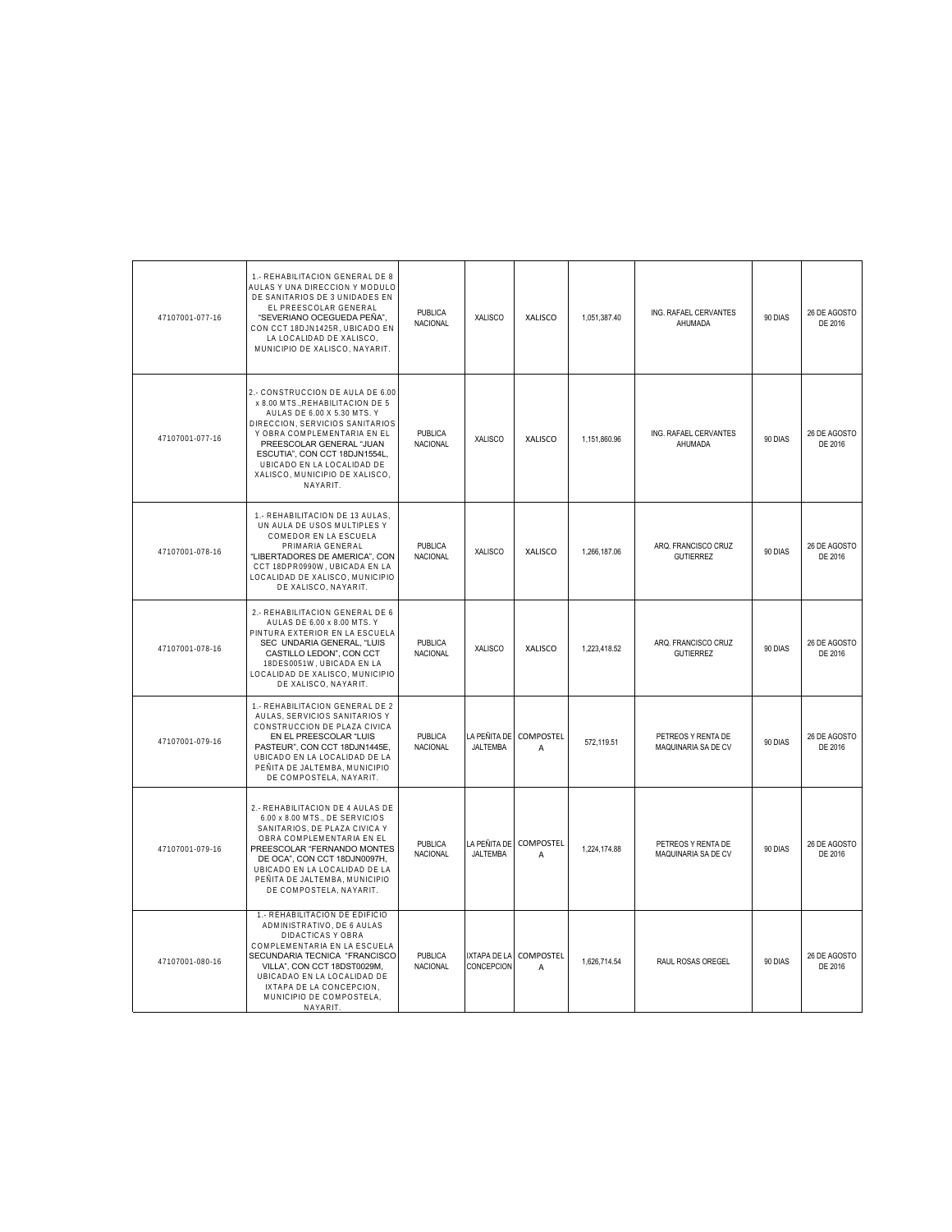| | | | | | | | | |
|---|---|---|---|---|---|---|---|---|
| 47107001-077-16 | 1.- REHABILITACION GENERAL DE 8 AULAS Y UNA DIRECCION Y MODULO DE SANITARIOS DE 3 UNIDADES EN EL PREESCOLAR GENERAL "SEVERIANO OCEGUEDA PEÑA", CON CCT 18DJN1425R, UBICADO EN LA LOCALIDAD DE XALISCO, MUNICIPIO DE XALISCO, NAYARIT. | PUBLICA NACIONAL | XALISCO | XALISCO | 1,051,387.40 | ING. RAFAEL CERVANTES AHUMADA | 90 DIAS | 26 DE AGOSTO DE 2016 |
| 47107001-077-16 | 2.- CONSTRUCCION DE AULA DE 6.00 x 8.00 MTS.,REHABILITACION DE 5 AULAS DE 6.00 X 5.30 MTS. Y DIRECCION, SERVICIOS SANITARIOS Y OBRA COMPLEMENTARIA EN EL PREESCOLAR GENERAL "JUAN ESCUTIA", CON CCT 18DJN1554L, UBICADO EN LA LOCALIDAD DE XALISCO, MUNICIPIO DE XALISCO, NAYARIT. | PUBLICA NACIONAL | XALISCO | XALISCO | 1,151,860.96 | ING. RAFAEL CERVANTES AHUMADA | 90 DIAS | 26 DE AGOSTO DE 2016 |
| 47107001-078-16 | 1.- REHABILITACION DE 13 AULAS, UN AULA DE USOS MULTIPLES Y COMEDOR EN LA ESCUELA PRIMARIA GENERAL "LIBERTADORES DE AMERICA", CON CCT 18DPR0990W, UBICADA EN LA LOCALIDAD DE XALISCO, MUNICIPIO DE XALISCO, NAYARIT. | PUBLICA NACIONAL | XALISCO | XALISCO | 1,266,187.06 | ARQ. FRANCISCO CRUZ GUTIERREZ | 90 DIAS | 26 DE AGOSTO DE 2016 |
| 47107001-078-16 | 2.- REHABILITACION GENERAL DE 6 AULAS DE 6.00 x 8.00 MTS. Y PINTURA EXTERIOR EN LA ESCUELA SEC UNDARIA GENERAL, "LUIS CASTILLO LEDON", CON CCT 18DES0051W, UBICADA EN LA LOCALIDAD DE XALISCO, MUNICIPIO DE XALISCO, NAYARIT. | PUBLICA NACIONAL | XALISCO | XALISCO | 1,223,418.52 | ARQ. FRANCISCO CRUZ GUTIERREZ | 90 DIAS | 26 DE AGOSTO DE 2016 |
| 47107001-079-16 | 1.- REHABILITACION GENERAL DE 2 AULAS, SERVICIOS SANITARIOS Y CONSTRUCCION DE PLAZA CIVICA EN EL PREESCOLAR "LUIS PASTEUR", CON CCT 18DJN1445E, UBICADO EN LA LOCALIDAD DE LA PEÑITA DE JALTEMBA, MUNICIPIO DE COMPOSTELA, NAYARIT. | PUBLICA NACIONAL | LA PEÑITA DE JALTEMBA | COMPOSTELA | 572,119.51 | PETREOS Y RENTA DE MAQUINARIA SA DE CV | 90 DIAS | 26 DE AGOSTO DE 2016 |
| 47107001-079-16 | 2.- REHABILITACION DE 4 AULAS DE 6.00 x 8.00 MTS., DE SERVICIOS SANITARIOS, DE PLAZA CIVICA Y OBRA COMPLEMENTARIA EN EL PREESCOLAR "FERNANDO MONTES DE OCA", CON CCT 18DJN0097H, UBICADO EN LA LOCALIDAD DE LA PEÑITA DE JALTEMBA, MUNICIPIO DE COMPOSTELA, NAYARIT. | PUBLICA NACIONAL | LA PEÑITA DE JALTEMBA | COMPOSTELA | 1,224,174.88 | PETREOS Y RENTA DE MAQUINARIA SA DE CV | 90 DIAS | 26 DE AGOSTO DE 2016 |
| 47107001-080-16 | 1.- REHABILITACION DE EDIFICIO ADMINISTRATIVO, DE 6 AULAS DIDACTICAS Y OBRA COMPLEMENTARIA EN LA ESCUELA SECUNDARIA TECNICA "FRANCISCO VILLA", CON CCT 18DST0029M, UBICADAO EN LA LOCALIDAD DE IXTAPA DE LA CONCEPCION, MUNICIPIO DE COMPOSTELA, NAYARIT. | PUBLICA NACIONAL | IXTAPA DE LA CONCEPCION | COMPOSTELA | 1,626,714.54 | RAUL ROSAS OREGEL | 90 DIAS | 26 DE AGOSTO DE 2016 |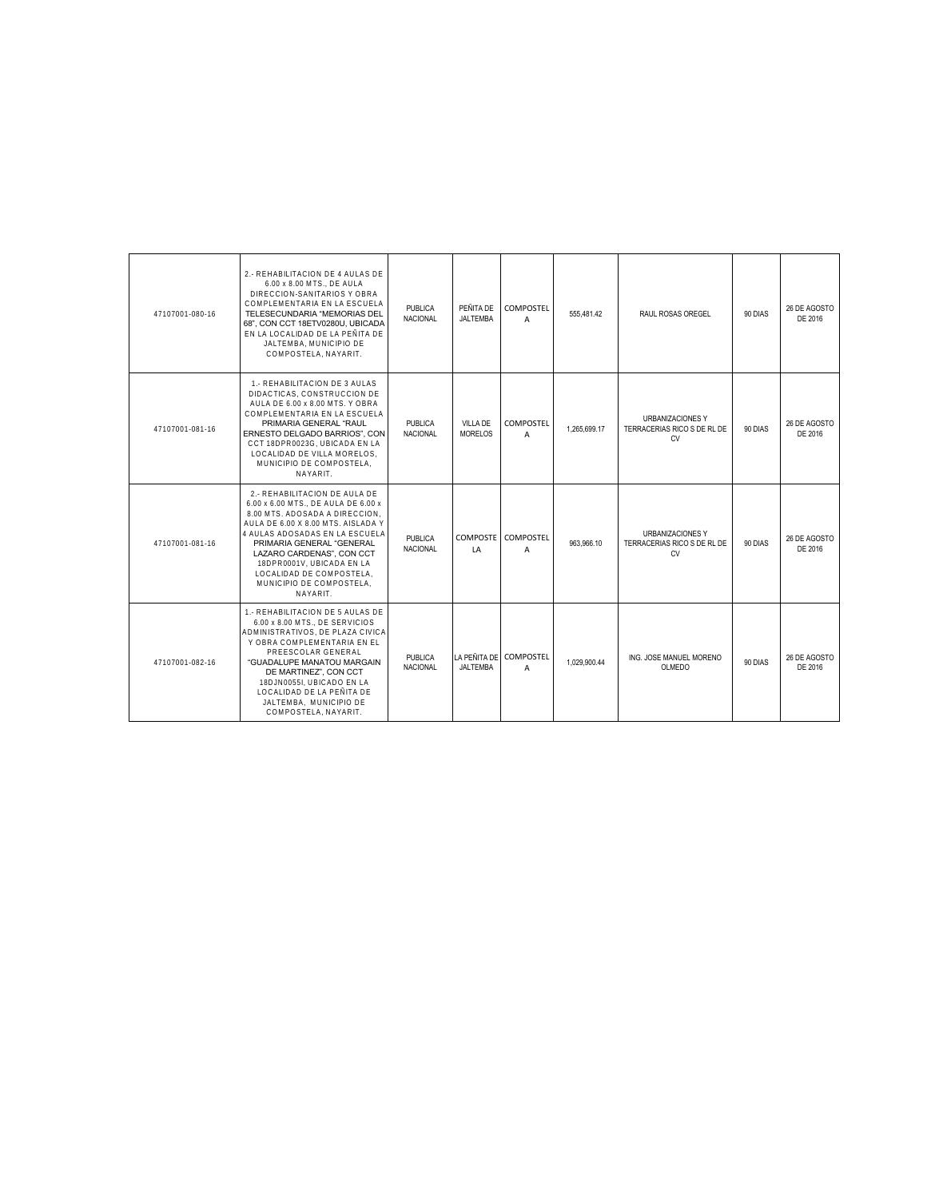| | | | | | | | | |
|---|---|---|---|---|---|---|---|---|
| 47107001-080-16 | 2.- REHABILITACION DE 4 AULAS DE 6.00 x 8.00 MTS., DE AULA DIRECCION-SANITARIOS Y OBRA COMPLEMENTARIA EN LA ESCUELA TELESECUNDARIA "MEMORIAS DEL 68", CON CCT 18ETV0280U, UBICADA EN LA LOCALIDAD DE LA PEÑITA DE JALTEMBA, MUNICIPIO DE COMPOSTELA, NAYARIT. | PUBLICA NACIONAL | PEÑITA DE JALTEMBA | COMPOSTELA | 555,481.42 | RAUL ROSAS OREGEL | 90 DIAS | 26 DE AGOSTO DE 2016 |
| 47107001-081-16 | 1.- REHABILITACION DE 3 AULAS DIDACTICAS, CONSTRUCCION DE AULA DE 6.00 x 8.00 MTS. Y OBRA COMPLEMENTARIA EN LA ESCUELA PRIMARIA GENERAL "RAUL ERNESTO DELGADO BARRIOS", CON CCT 18DPR0023G, UBICADA EN LA LOCALIDAD DE VILLA MORELOS, MUNICIPIO DE COMPOSTELA, NAYARIT. | PUBLICA NACIONAL | VILLA DE MORELOS | COMPOSTELA | 1,265,699.17 | URBANIZACIONES Y TERRACERIAS RICO S DE RL DE CV | 90 DIAS | 26 DE AGOSTO DE 2016 |
| 47107001-081-16 | 2.- REHABILITACION DE AULA DE 6.00 x 6.00 MTS., DE AULA DE 6.00 x 8.00 MTS. ADOSADA A DIRECCION, AULA DE 6.00 X 8.00 MTS. AISLADA Y 4 AULAS ADOSADAS EN LA ESCUELA PRIMARIA GENERAL "GENERAL LAZARO CARDENAS", CON CCT 18DPR0001V, UBICADA EN LA LOCALIDAD DE COMPOSTELA, MUNICIPIO DE COMPOSTELA, NAYARIT. | PUBLICA NACIONAL | COMPOSTELA | COMPOSTELA | 963,966.10 | URBANIZACIONES Y TERRACERIAS RICO S DE RL DE CV | 90 DIAS | 26 DE AGOSTO DE 2016 |
| 47107001-082-16 | 1.- REHABILITACION DE 5 AULAS DE 6.00 x 8.00 MTS., DE SERVICIOS ADMINISTRATIVOS, DE PLAZA CIVICA Y OBRA COMPLEMENTARIA EN EL PREESCOLAR GENERAL "GUADALUPE MANATOU MARGAIN DE MARTINEZ", CON CCT 18DJN0055I, UBICADO EN LA LOCALIDAD DE LA PEÑITA DE JALTEMBA, MUNICIPIO DE COMPOSTELA, NAYARIT. | PUBLICA NACIONAL | LA PEÑITA DE JALTEMBA | COMPOSTELA | 1,029,900.44 | ING. JOSE MANUEL MORENO OLMEDO | 90 DIAS | 26 DE AGOSTO DE 2016 |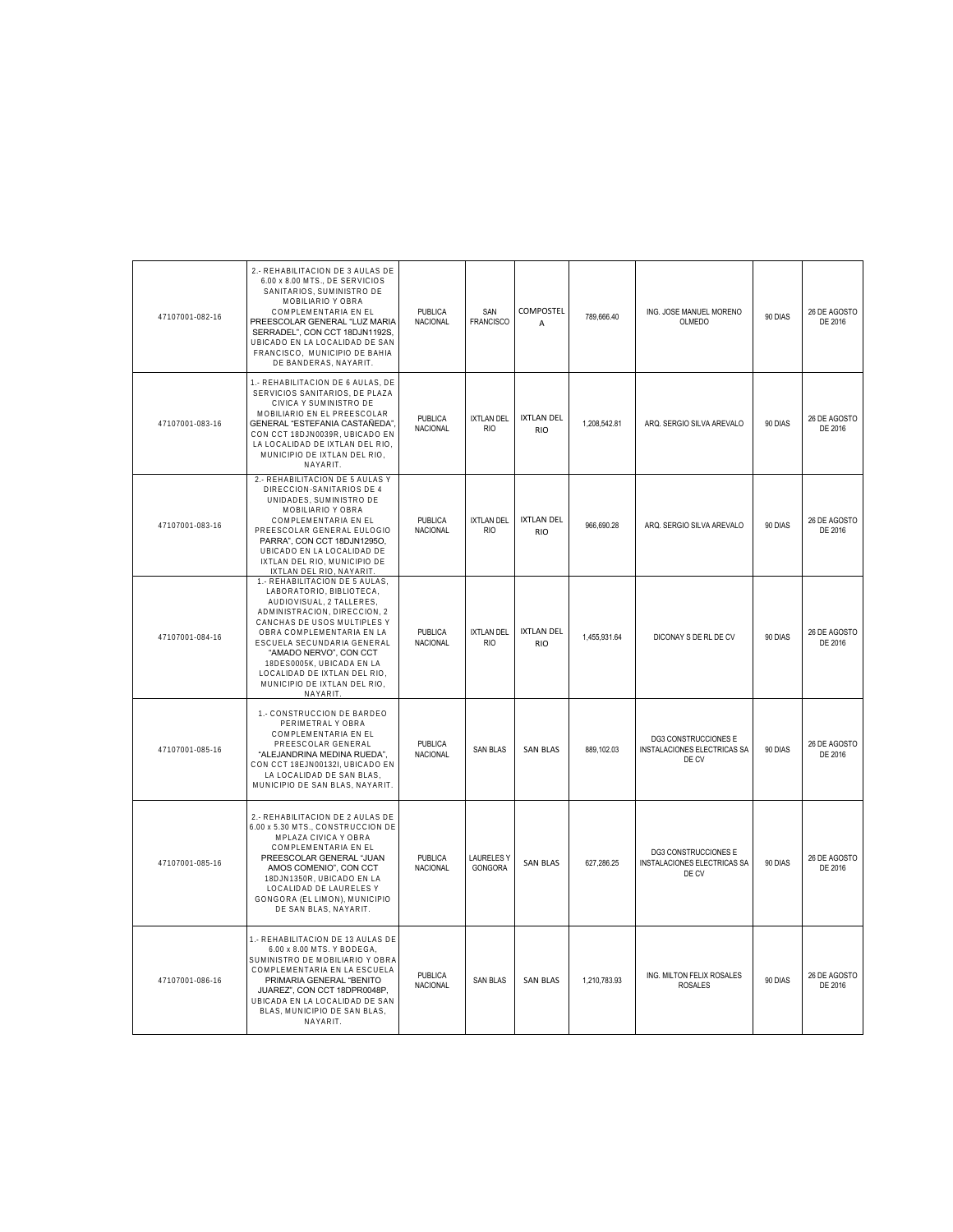| | | | | | | | | |
|---|---|---|---|---|---|---|---|---|
| 47107001-082-16 | 2.- REHABILITACION DE 3 AULAS DE 6.00 x 8.00 MTS., DE SERVICIOS SANITARIOS, SUMINISTRO DE MOBILIARIO Y OBRA COMPLEMENTARIA EN EL PREESCOLAR GENERAL "LUZ MARIA SERRADEL", CON CCT 18DJN1192S, UBICADO EN LA LOCALIDAD DE SAN FRANCISCO, MUNICIPIO DE BAHIA DE BANDERAS, NAYARIT. | PUBLICA NACIONAL | SAN FRANCISCO | COMPOSTELA | 789,666.40 | ING. JOSE MANUEL MORENO OLMEDO | 90 DIAS | 26 DE AGOSTO DE 2016 |
| 47107001-083-16 | 1.- REHABILITACION DE 6 AULAS, DE SERVICIOS SANITARIOS, DE PLAZA CIVICA Y SUMINISTRO DE MOBILIARIO EN EL PREESCOLAR GENERAL "ESTEFANIA CASTAÑEDA", CON CCT 18DJN0039R, UBICADO EN LA LOCALIDAD DE IXTLAN DEL RIO, MUNICIPIO DE IXTLAN DEL RIO, NAYARIT. | PUBLICA NACIONAL | IXTLAN DEL RIO | IXTLAN DEL RIO | 1,208,542.81 | ARQ. SERGIO SILVA AREVALO | 90 DIAS | 26 DE AGOSTO DE 2016 |
| 47107001-083-16 | 2.- REHABILITACION DE 5 AULAS Y DIRECCION-SANITARIOS DE 4 UNIDADES, SUMINISTRO DE MOBILIARIO Y OBRA COMPLEMENTARIA EN EL PREESCOLAR GENERAL EULOGIO PARRA", CON CCT 18DJN1295O, UBICADO EN LA LOCALIDAD DE IXTLAN DEL RIO, MUNICIPIO DE IXTLAN DEL RIO, NAYARIT. | PUBLICA NACIONAL | IXTLAN DEL RIO | IXTLAN DEL RIO | 966,690.28 | ARQ. SERGIO SILVA AREVALO | 90 DIAS | 26 DE AGOSTO DE 2016 |
| 47107001-084-16 | 1.- REHABILITACION DE 5 AULAS, LABORATORIO, BIBLIOTECA, AUDIOVISUAL, 2 TALLERES, ADMINISTRACION, DIRECCION, 2 CANCHAS DE USOS MULTIPLES Y OBRA COMPLEMENTARIA EN LA ESCUELA SECUNDARIA GENERAL "AMADO NERVO", CON CCT 18DES0005K, UBICADA EN LA LOCALIDAD DE IXTLAN DEL RIO, MUNICIPIO DE IXTLAN DEL RIO, NAYARIT. | PUBLICA NACIONAL | IXTLAN DEL RIO | IXTLAN DEL RIO | 1,455,931.64 | DICONAY S DE RL DE CV | 90 DIAS | 26 DE AGOSTO DE 2016 |
| 47107001-085-16 | 1.- CONSTRUCCION DE BARDEO PERIMETRAL Y OBRA COMPLEMENTARIA EN EL PREESCOLAR GENERAL "ALEJANDRINA MEDINA RUEDA", CON CCT 18EJN00132I, UBICADO EN LA LOCALIDAD DE SAN BLAS, MUNICIPIO DE SAN BLAS, NAYARIT. | PUBLICA NACIONAL | SAN BLAS | SAN BLAS | 889,102.03 | DG3 CONSTRUCCIONES E INSTALACIONES ELECTRICAS SA DE CV | 90 DIAS | 26 DE AGOSTO DE 2016 |
| 47107001-085-16 | 2.- REHABILITACION DE 2 AULAS DE 6.00 x 5.30 MTS., CONSTRUCCION DE MPLAZA CIVICA Y OBRA COMPLEMENTARIA EN EL PREESCOLAR GENERAL "JUAN AMOS COMENIO", CON CCT 18DJN1350R, UBICADO EN LA LOCALIDAD DE LAURELES Y GONGORA (EL LIMON), MUNICIPIO DE SAN BLAS, NAYARIT. | PUBLICA NACIONAL | LAURELES Y GONGORA | SAN BLAS | 627,286.25 | DG3 CONSTRUCCIONES E INSTALACIONES ELECTRICAS SA DE CV | 90 DIAS | 26 DE AGOSTO DE 2016 |
| 47107001-086-16 | 1.- REHABILITACION DE 13 AULAS DE 6.00 x 8.00 MTS. Y BODEGA, SUMINISTRO DE MOBILIARIO Y OBRA COMPLEMENTARIA EN LA ESCUELA PRIMARIA GENERAL "BENITO JUAREZ", CON CCT 18DPR0048P, UBICADA EN LA LOCALIDAD DE SAN BLAS, MUNICIPIO DE SAN BLAS, NAYARIT. | PUBLICA NACIONAL | SAN BLAS | SAN BLAS | 1,210,783.93 | ING. MILTON FELIX ROSALES ROSALES | 90 DIAS | 26 DE AGOSTO DE 2016 |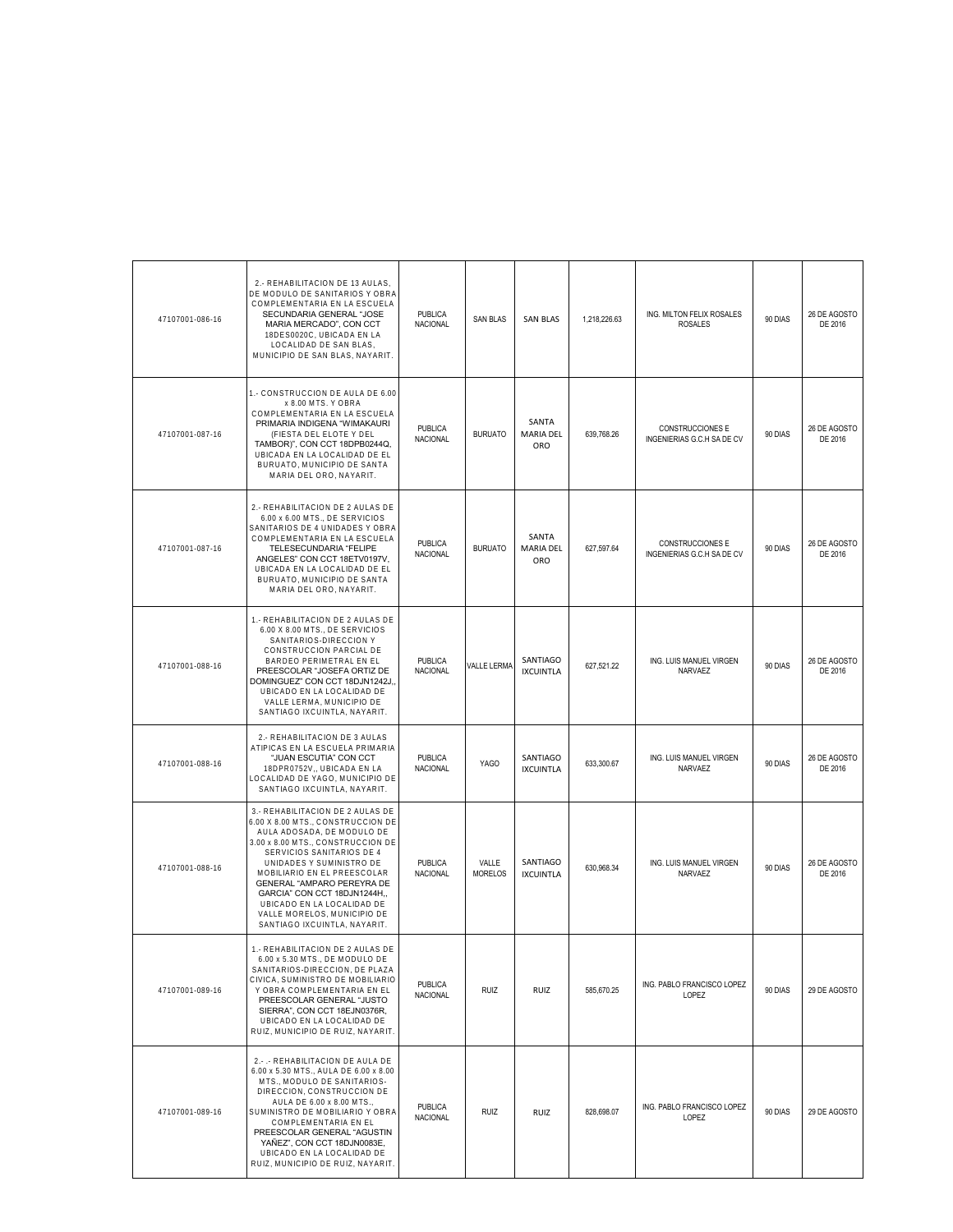| | | | | | | | | |
|---|---|---|---|---|---|---|---|---|
| 47107001-086-16 | 2.- REHABILITACION DE 13 AULAS, DE MODULO DE SANITARIOS Y OBRA COMPLEMENTARIA EN LA ESCUELA SECUNDARIA GENERAL "JOSE MARIA MERCADO", CON CCT 18DES0020C, UBICADA EN LA LOCALIDAD DE SAN BLAS, MUNICIPIO DE SAN BLAS, NAYARIT. | PUBLICA NACIONAL | SAN BLAS | SAN BLAS | 1,218,226.63 | ING. MILTON FELIX ROSALES ROSALES | 90 DIAS | 26 DE AGOSTO DE 2016 |
| 47107001-087-16 | 1.- CONSTRUCCION DE AULA DE 6.00 x 8.00 MTS. Y OBRA COMPLEMENTARIA EN LA ESCUELA PRIMARIA INDIGENA "WIMAKAURI (FIESTA DEL ELOTE Y DEL TAMBOR)", CON CCT 18DPB0244Q, UBICADA EN LA LOCALIDAD DE EL BURUATO, MUNICIPIO DE SANTA MARIA DEL ORO, NAYARIT. | PUBLICA NACIONAL | BURUATO | SANTA MARIA DEL ORO | 639,768.26 | CONSTRUCCIONES E INGENIERIAS G.C.H SA DE CV | 90 DIAS | 26 DE AGOSTO DE 2016 |
| 47107001-087-16 | 2.- REHABILITACION DE 2 AULAS DE 6.00 x 6.00 MTS., DE SERVICIOS SANITARIOS DE 4 UNIDADES Y OBRA COMPLEMENTARIA EN LA ESCUELA TELESECUNDARIA "FELIPE ANGELES" CON CCT 18ETV0197V, UBICADA EN LA LOCALIDAD DE EL BURUATO, MUNICIPIO DE SANTA MARIA DEL ORO, NAYARIT. | PUBLICA NACIONAL | BURUATO | SANTA MARIA DEL ORO | 627,597.64 | CONSTRUCCIONES E INGENIERIAS G.C.H SA DE CV | 90 DIAS | 26 DE AGOSTO DE 2016 |
| 47107001-088-16 | 1.- REHABILITACION DE 2 AULAS DE 6.00 X 8.00 MTS., DE SERVICIOS SANITARIOS-DIRECCION Y CONSTRUCCION PARCIAL DE BARDEO PERIMETRAL EN EL PREESCOLAR "JOSEFA ORTIZ DE DOMINGUEZ" CON CCT 18DJN1242J,, UBICADO EN LA LOCALIDAD DE VALLE LERMA, MUNICIPIO DE SANTIAGO IXCUINTLA, NAYARIT. | PUBLICA NACIONAL | VALLE LERMA | SANTIAGO IXCUINTLA | 627,521.22 | ING. LUIS MANUEL VIRGEN NARVAEZ | 90 DIAS | 26 DE AGOSTO DE 2016 |
| 47107001-088-16 | 2.- REHABILITACION DE 3 AULAS ATIPICAS EN LA ESCUELA PRIMARIA "JUAN ESCUTIA" CON CCT 18DPR0752V,, UBICADA EN LA LOCALIDAD DE YAGO, MUNICIPIO DE SANTIAGO IXCUINTLA, NAYARIT. | PUBLICA NACIONAL | YAGO | SANTIAGO IXCUINTLA | 633,300.67 | ING. LUIS MANUEL VIRGEN NARVAEZ | 90 DIAS | 26 DE AGOSTO DE 2016 |
| 47107001-088-16 | 3.- REHABILITACION DE 2 AULAS DE 6.00 X 8.00 MTS., CONSTRUCCION DE AULA ADOSADA, DE MODULO DE 3.00 x 8.00 MTS., CONSTRUCCION DE SERVICIOS SANITARIOS DE 4 UNIDADES Y SUMINISTRO DE MOBILIARIO EN EL PREESCOLAR GENERAL "AMPARO PEREYRA DE GARCIA" CON CCT 18DJN1244H,, UBICADO EN LA LOCALIDAD DE VALLE MORELOS, MUNICIPIO DE SANTIAGO IXCUINTLA, NAYARIT. | PUBLICA NACIONAL | VALLE MORELOS | SANTIAGO IXCUINTLA | 630,968.34 | ING. LUIS MANUEL VIRGEN NARVAEZ | 90 DIAS | 26 DE AGOSTO DE 2016 |
| 47107001-089-16 | 1.- REHABILITACION DE 2 AULAS DE 6.00 x 5.30 MTS., DE MODULO DE SANITARIOS-DIRECCION, DE PLAZA CIVICA, SUMINISTRO DE MOBILIARIO Y OBRA COMPLEMENTARIA EN EL PREESCOLAR GENERAL "JUSTO SIERRA", CON CCT 18EJN0376R, UBICADO EN LA LOCALIDAD DE RUIZ, MUNICIPIO DE RUIZ, NAYARIT. | PUBLICA NACIONAL | RUIZ | RUIZ | 585,670.25 | ING. PABLO FRANCISCO LOPEZ LOPEZ | 90 DIAS | 29 DE AGOSTO |
| 47107001-089-16 | 2.- .- REHABILITACION DE AULA DE 6.00 x 5.30 MTS., AULA DE 6.00 x 8.00 MTS., MODULO DE SANITARIOS-DIRECCION, CONSTRUCCION DE AULA DE 6.00 x 8.00 MTS., SUMINISTRO DE MOBILIARIO Y OBRA COMPLEMENTARIA EN EL PREESCOLAR GENERAL "AGUSTIN YAÑEZ", CON CCT 18DJN0083E, UBICADO EN LA LOCALIDAD DE RUIZ, MUNICIPIO DE RUIZ, NAYARIT. | PUBLICA NACIONAL | RUIZ | RUIZ | 828,698.07 | ING. PABLO FRANCISCO LOPEZ LOPEZ | 90 DIAS | 29 DE AGOSTO |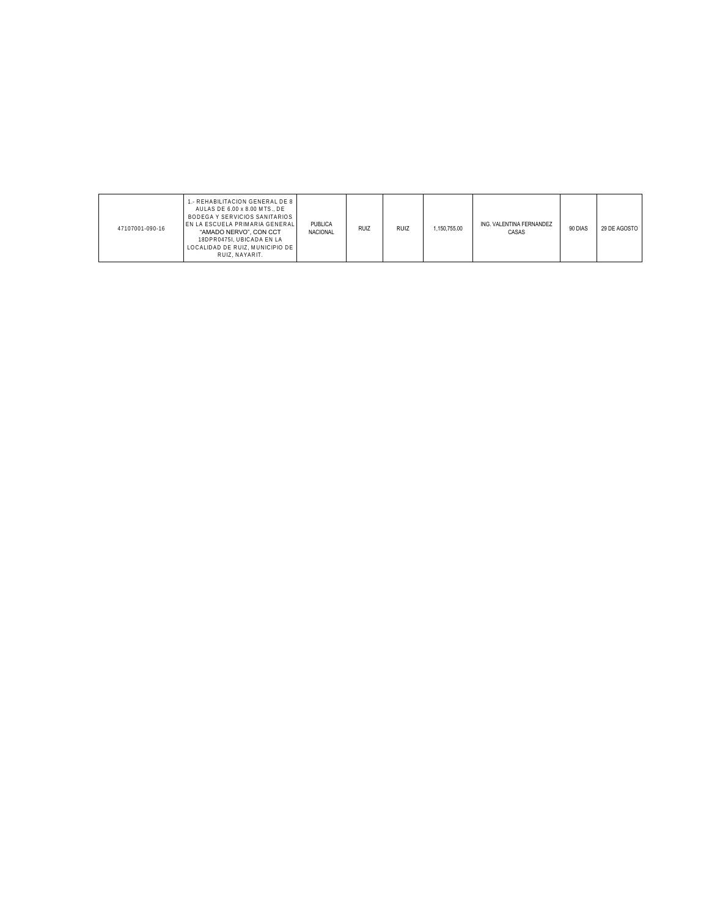| | | | | | | | | |
|---|---|---|---|---|---|---|---|---|
| 47107001-090-16 | 1.- REHABILITACION GENERAL DE 8 AULAS DE 6.00 x 8.00 MTS., DE BODEGA Y SERVICIOS SANITARIOS EN LA ESCUELA PRIMARIA GENERAL "AMADO NERVO", CON CCT 18DPR0475I, UBICADA EN LA LOCALIDAD DE RUIZ, MUNICIPIO DE RUIZ, NAYARIT. | PUBLICA NACIONAL | RUIZ | RUIZ | 1,150,755.00 | ING. VALENTINA FERNANDEZ CASAS | 90 DIAS | 29 DE AGOSTO |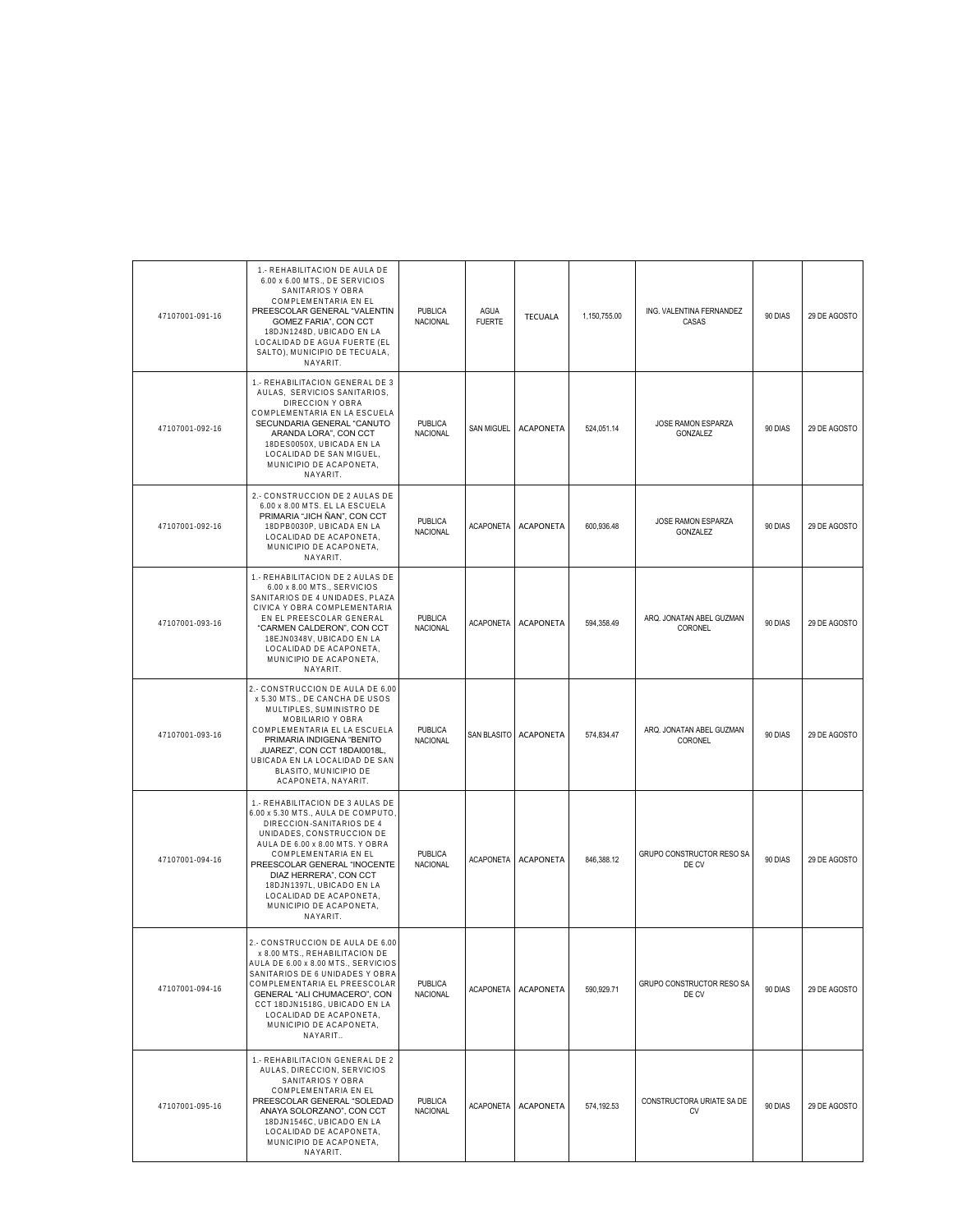| | | | | | | | | |
|---|---|---|---|---|---|---|---|---|
| 47107001-091-16 | 1.- REHABILITACION DE AULA DE 6.00 x 6.00 MTS., DE SERVICIOS SANITARIOS Y OBRA COMPLEMENTARIA EN EL PREESCOLAR GENERAL "VALENTIN GOMEZ FARIA", CON CCT 18DJN1248D, UBICADO EN LA LOCALIDAD DE AGUA FUERTE (EL SALTO), MUNICIPIO DE TECUALA, NAYARIT. | PUBLICA NACIONAL | AGUA FUERTE | TECUALA | 1,150,755.00 | ING. VALENTINA FERNANDEZ CASAS | 90 DIAS | 29 DE AGOSTO |
| 47107001-092-16 | 1.- REHABILITACION GENERAL DE 3 AULAS, SERVICIOS SANITARIOS, DIRECCION Y OBRA COMPLEMENTARIA EN LA ESCUELA SECUNDARIA GENERAL "CANUTO ARANDA LORA", CON CCT 18DES0050X, UBICADA EN LA LOCALIDAD DE SAN MIGUEL, MUNICIPIO DE ACAPONETA, NAYARIT. | PUBLICA NACIONAL | SAN MIGUEL | ACAPONETA | 524,051.14 | JOSE RAMON ESPARZA GONZALEZ | 90 DIAS | 29 DE AGOSTO |
| 47107001-092-16 | 2.- CONSTRUCCION DE 2 AULAS DE 6.00 x 8.00 MTS. EL LA ESCUELA PRIMARIA "JICH ÑAN", CON CCT 18DPB0030P, UBICADA EN LA LOCALIDAD DE ACAPONETA, MUNICIPIO DE ACAPONETA, NAYARIT. | PUBLICA NACIONAL | ACAPONETA | ACAPONETA | 600,936.48 | JOSE RAMON ESPARZA GONZALEZ | 90 DIAS | 29 DE AGOSTO |
| 47107001-093-16 | 1.- REHABILITACION DE 2 AULAS DE 6.00 x 8.00 MTS., SERVICIOS SANITARIOS DE 4 UNIDADES, PLAZA CIVICA Y OBRA COMPLEMENTARIA EN EL PREESCOLAR GENERAL "CARMEN CALDERON", CON CCT 18EJN0348V, UBICADO EN LA LOCALIDAD DE ACAPONETA, MUNICIPIO DE ACAPONETA, NAYARIT. | PUBLICA NACIONAL | ACAPONETA | ACAPONETA | 594,358.49 | ARQ. JONATAN ABEL GUZMAN CORONEL | 90 DIAS | 29 DE AGOSTO |
| 47107001-093-16 | 2.- CONSTRUCCION DE AULA DE 6.00 x 5.30 MTS., DE CANCHA DE USOS MULTIPLES, SUMINISTRO DE MOBILIARIO Y OBRA COMPLEMENTARIA EL LA ESCUELA PRIMARIA INDIGENA "BENITO JUAREZ", CON CCT 18DAI0018L, UBICADA EN LA LOCALIDAD DE SAN BLASITO, MUNICIPIO DE ACAPONETA, NAYARIT. | PUBLICA NACIONAL | SAN BLASITO | ACAPONETA | 574,834.47 | ARQ. JONATAN ABEL GUZMAN CORONEL | 90 DIAS | 29 DE AGOSTO |
| 47107001-094-16 | 1.- REHABILITACION DE 3 AULAS DE 6.00 x 5.30 MTS., AULA DE COMPUTO, DIRECCION-SANITARIOS DE 4 UNIDADES, CONSTRUCCION DE AULA DE 6.00 x 8.00 MTS. Y OBRA COMPLEMENTARIA EN EL PREESCOLAR GENERAL "INOCENTE DIAZ HERRERA", CON CCT 18DJN1397L, UBICADO EN LA LOCALIDAD DE ACAPONETA, MUNICIPIO DE ACAPONETA, NAYARIT. | PUBLICA NACIONAL | ACAPONETA | ACAPONETA | 846,388.12 | GRUPO CONSTRUCTOR RESO SA DE CV | 90 DIAS | 29 DE AGOSTO |
| 47107001-094-16 | 2.- CONSTRUCCION DE AULA DE 6.00 x 8.00 MTS., REHABILITACION DE AULA DE 6.00 x 8.00 MTS., SERVICIOS SANITARIOS DE 6 UNIDADES Y OBRA COMPLEMENTARIA EL PREESCOLAR GENERAL "ALI CHUMACERO", CON CCT 18DJN1518G, UBICADO EN LA LOCALIDAD DE ACAPONETA, MUNICIPIO DE ACAPONETA, NAYARIT.. | PUBLICA NACIONAL | ACAPONETA | ACAPONETA | 590,929.71 | GRUPO CONSTRUCTOR RESO SA DE CV | 90 DIAS | 29 DE AGOSTO |
| 47107001-095-16 | 1.- REHABILITACION GENERAL DE 2 AULAS, DIRECCION, SERVICIOS SANITARIOS Y OBRA COMPLEMENTARIA EN EL PREESCOLAR GENERAL "SOLEDAD ANAYA SOLORZANO", CON CCT 18DJN1546C, UBICADO EN LA LOCALIDAD DE ACAPONETA, MUNICIPIO DE ACAPONETA, NAYARIT. | PUBLICA NACIONAL | ACAPONETA | ACAPONETA | 574,192.53 | CONSTRUCTORA URIATE SA DE CV | 90 DIAS | 29 DE AGOSTO |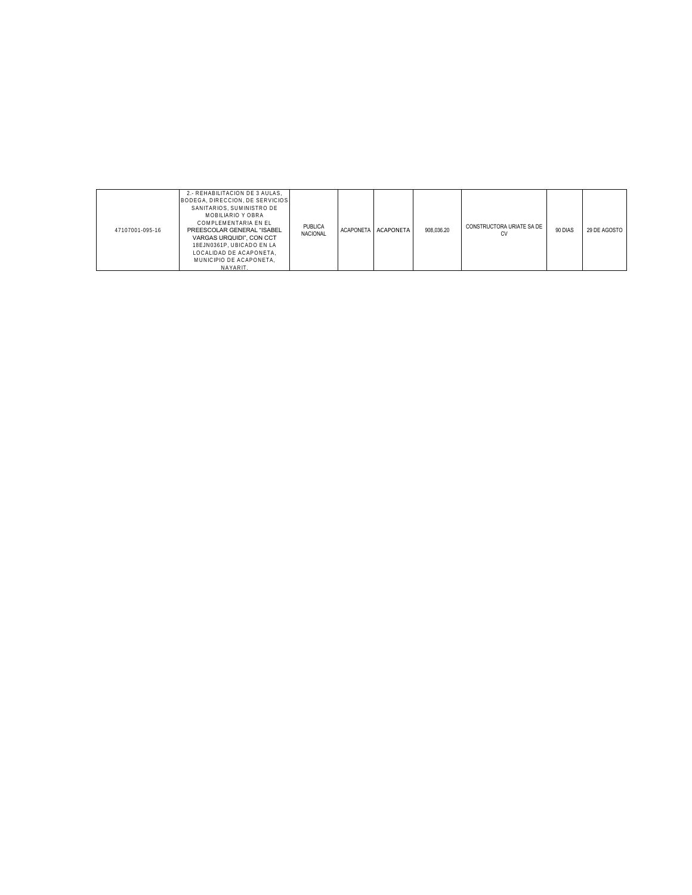| | | | | | | | | |
|---|---|---|---|---|---|---|---|---|
| 47107001-095-16 | 2.- REHABILITACION DE 3 AULAS, BODEGA, DIRECCION, DE SERVICIOS SANITARIOS, SUMINISTRO DE MOBILIARIO Y OBRA COMPLEMENTARIA EN EL PREESCOLAR GENERAL "ISABEL VARGAS URQUIDI", CON CCT 18EJN0361P, UBICADO EN LA LOCALIDAD DE ACAPONETA, MUNICIPIO DE ACAPONETA, NAYARIT. | PUBLICA NACIONAL | ACAPONETA | ACAPONETA | 908,036.20 | CONSTRUCTORA URIATE SA DE CV | 90 DIAS | 29 DE AGOSTO |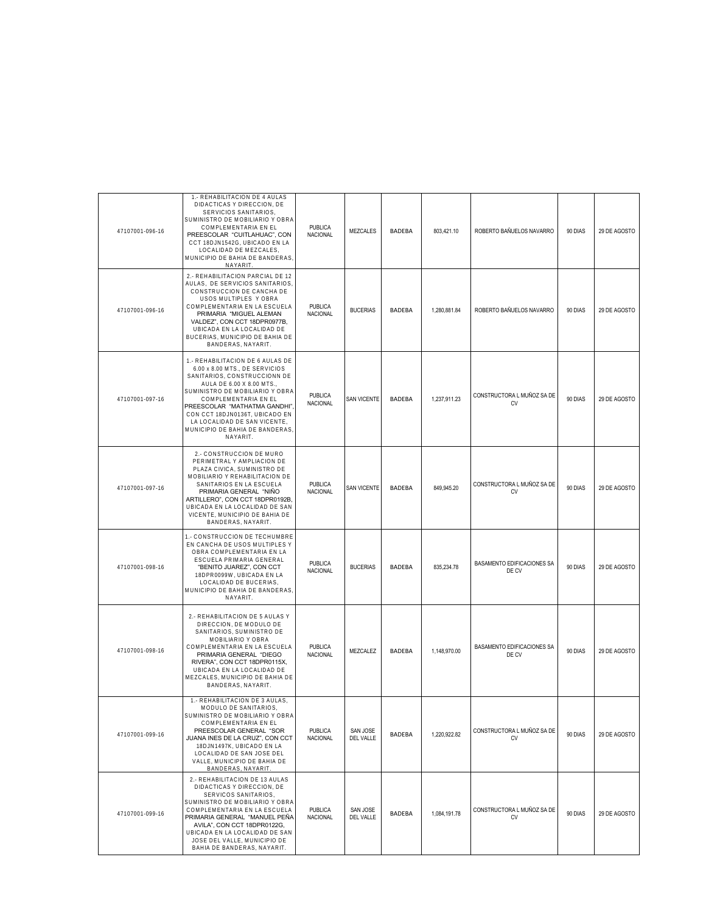| | | | | | | | | |
|---|---|---|---|---|---|---|---|---|
| 47107001-096-16 | 1.- REHABILITACION DE 4 AULAS DIDACTICAS Y DIRECCION, DE SERVICIOS SANITARIOS, SUMINISTRO DE MOBILIARIO Y OBRA COMPLEMENTARIA EN EL PREESCOLAR "CUITLAHUAC", CON CCT 18DJN1542G, UBICADO EN LA LOCALIDAD DE MEZCALES, MUNICIPIO DE BAHIA DE BANDERAS, NAYARIT. | PUBLICA NACIONAL | MEZCALES | BADEBA | 803,421.10 | ROBERTO BAÑUELOS NAVARRO | 90 DIAS | 29 DE AGOSTO |
| 47107001-096-16 | 2.- REHABILITACION PARCIAL DE 12 AULAS, DE SERVICIOS SANITARIOS, CONSTRUCCION DE CANCHA DE USOS MULTIPLES Y OBRA COMPLEMENTARIA EN LA ESCUELA PRIMARIA "MIGUEL ALEMAN VALDEZ", CON CCT 18DPR0977B, UBICADA EN LA LOCALIDAD DE BUCERIAS, MUNICIPIO DE BAHIA DE BANDERAS, NAYARIT. | PUBLICA NACIONAL | BUCERIAS | BADEBA | 1,280,881.84 | ROBERTO BAÑUELOS NAVARRO | 90 DIAS | 29 DE AGOSTO |
| 47107001-097-16 | 1.- REHABILITACION DE 6 AULAS DE 6.00 x 8.00 MTS., DE SERVICIOS SANITARIOS, CONSTRUCCIONN DE AULA DE 6.00 X 8.00 MTS., SUMINISTRO DE MOBILIARIO Y OBRA COMPLEMENTARIA EN EL PREESCOLAR "MATHATMA GANDHI", CON CCT 18DJN0136T, UBICADO EN LA LOCALIDAD DE SAN VICENTE, MUNICIPIO DE BAHIA DE BANDERAS, NAYARIT. | PUBLICA NACIONAL | SAN VICENTE | BADEBA | 1,237,911.23 | CONSTRUCTORA L MUÑOZ SA DE CV | 90 DIAS | 29 DE AGOSTO |
| 47107001-097-16 | 2.- CONSTRUCCION DE MURO PERIMETRAL Y AMPLIACION DE PLAZA CIVICA, SUMINISTRO DE MOBILIARIO Y REHABILITACION DE SANITARIOS EN LA ESCUELA PRIMARIA GENERAL "NIÑO ARTILLERO", CON CCT 18DPR0192B, UBICADA EN LA LOCALIDAD DE SAN VICENTE, MUNICIPIO DE BAHIA DE BANDERAS, NAYARIT. | PUBLICA NACIONAL | SAN VICENTE | BADEBA | 849,945.20 | CONSTRUCTORA L MUÑOZ SA DE CV | 90 DIAS | 29 DE AGOSTO |
| 47107001-098-16 | 1.- CONSTRUCCION DE TECHUMBRE EN CANCHA DE USOS MULTIPLES Y OBRA COMPLEMENTARIA EN LA ESCUELA PRIMARIA GENERAL "BENITO JUAREZ", CON CCT 18DPR0099W, UBICADA EN LA LOCALIDAD DE BUCERIAS, MUNICIPIO DE BAHIA DE BANDERAS, NAYARIT. | PUBLICA NACIONAL | BUCERIAS | BADEBA | 835,234.78 | BASAMENTO EDIFICACIONES SA DE CV | 90 DIAS | 29 DE AGOSTO |
| 47107001-098-16 | 2.- REHABILITACION DE 5 AULAS Y DIRECCION, DE MODULO DE SANITARIOS, SUMINISTRO DE MOBILIARIO Y OBRA COMPLEMENTARIA EN LA ESCUELA PRIMARIA GENERAL "DIEGO RIVERA", CON CCT 18DPR0115X, UBICADA EN LA LOCALIDAD DE MEZCALES, MUNICIPIO DE BAHIA DE BANDERAS, NAYARIT. | PUBLICA NACIONAL | MEZCALEZ | BADEBA | 1,148,970.00 | BASAMENTO EDIFICACIONES SA DE CV | 90 DIAS | 29 DE AGOSTO |
| 47107001-099-16 | 1.- REHABILITACION DE 3 AULAS, MODULO DE SANITARIOS, SUMINISTRO DE MOBILIARIO Y OBRA COMPLEMENTARIA EN EL PREESCOLAR GENERAL "SOR JUANA INES DE LA CRUZ", CON CCT 18DJN1497K, UBICADO EN LA LOCALIDAD DE SAN JOSE DEL VALLE, MUNICIPIO DE BAHIA DE BANDERAS, NAYARIT. | PUBLICA NACIONAL | SAN JOSE DEL VALLE | BADEBA | 1,220,922.82 | CONSTRUCTORA L MUÑOZ SA DE CV | 90 DIAS | 29 DE AGOSTO |
| 47107001-099-16 | 2.- REHABILITACION DE 13 AULAS DIDACTICAS Y DIRECCION, DE SERVICOS SANITARIOS, SUMINISTRO DE MOBILIARIO Y OBRA COMPLEMENTARIA EN LA ESCUELA PRIMARIA GENERAL "MANUEL PEÑA AVILA", CON CCT 18DPR0122G, UBICADA EN LA LOCALIDAD DE SAN JOSE DEL VALLE, MUNICIPIO DE BAHIA DE BANDERAS, NAYARIT. | PUBLICA NACIONAL | SAN JOSE DEL VALLE | BADEBA | 1,084,191.78 | CONSTRUCTORA L MUÑOZ SA DE CV | 90 DIAS | 29 DE AGOSTO |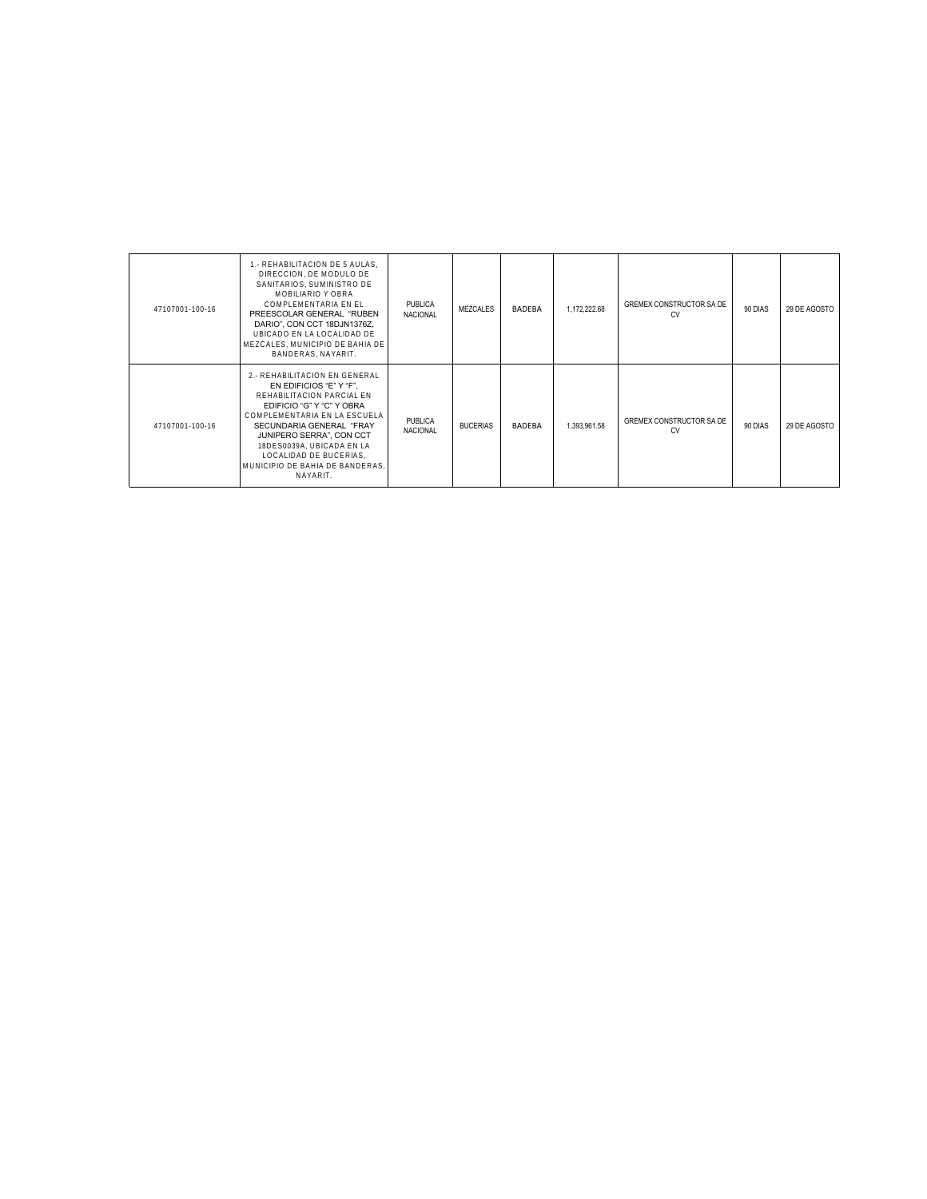| | | | | | | | | |
|---|---|---|---|---|---|---|---|---|
| 47107001-100-16 | 1.- REHABILITACION DE 5 AULAS, DIRECCION, DE MODULO DE SANITARIOS, SUMINISTRO DE MOBILIARIO Y OBRA COMPLEMENTARIA EN EL PREESCOLAR GENERAL "RUBEN DARIO", CON CCT 18DJN1376Z, UBICADO EN LA LOCALIDAD DE MEZCALES, MUNICIPIO DE BAHIA DE BANDERAS, NAYARIT. | PUBLICA NACIONAL | MEZCALES | BADEBA | 1,172,222.68 | GREMEX CONSTRUCTOR SA DE CV | 90 DIAS | 29 DE AGOSTO |
| 47107001-100-16 | 2.- REHABILITACION EN GENERAL EN EDIFICIOS "E" Y "F", REHABILITACION PARCIAL EN EDIFICIO "G" Y "C" Y OBRA COMPLEMENTARIA EN LA ESCUELA SECUNDARIA GENERAL "FRAY JUNIPERO SERRA", CON CCT 18DES0039A, UBICADA EN LA LOCALIDAD DE BUCERIAS, MUNICIPIO DE BAHIA DE BANDERAS, NAYARIT. | PUBLICA NACIONAL | BUCERIAS | BADEBA | 1,393,961.58 | GREMEX CONSTRUCTOR SA DE CV | 90 DIAS | 29 DE AGOSTO |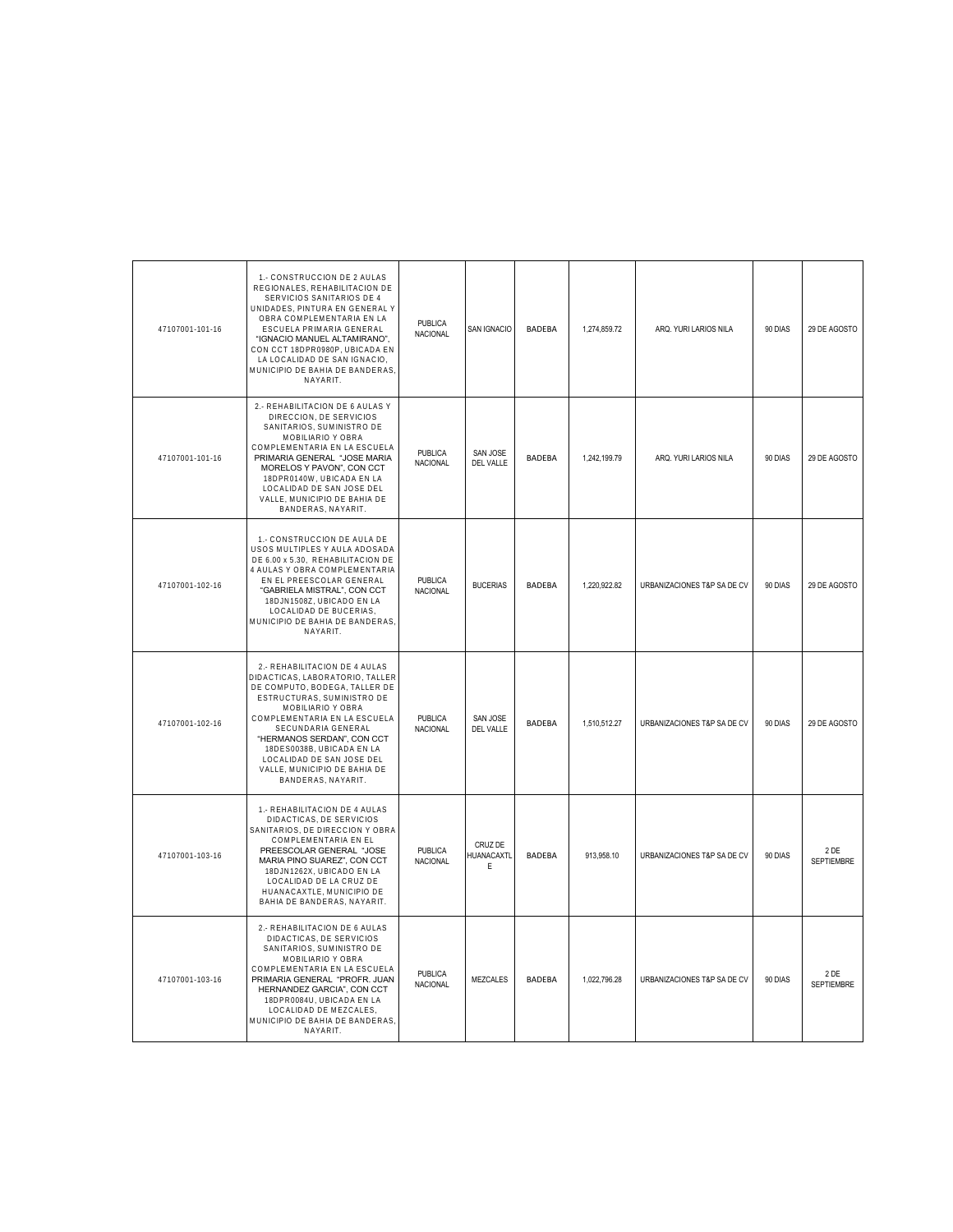| | | | | | | | | |
|---|---|---|---|---|---|---|---|---|
| 47107001-101-16 | 1.- CONSTRUCCION DE 2 AULAS REGIONALES, REHABILITACION DE SERVICIOS SANITARIOS DE 4 UNIDADES, PINTURA EN GENERAL Y OBRA COMPLEMENTARIA EN LA ESCUELA PRIMARIA GENERAL "IGNACIO MANUEL ALTAMIRANO", CON CCT 18DPR0980P, UBICADA EN LA LOCALIDAD DE SAN IGNACIO, MUNICIPIO DE BAHIA DE BANDERAS, NAYARIT. | PUBLICA NACIONAL | SAN IGNACIO | BADEBA | 1,274,859.72 | ARQ. YURI LARIOS NILA | 90 DIAS | 29 DE AGOSTO |
| 47107001-101-16 | 2.- REHABILITACION DE 6 AULAS Y DIRECCION, DE SERVICIOS SANITARIOS, SUMINISTRO DE MOBILIARIO Y OBRA COMPLEMENTARIA EN LA ESCUELA PRIMARIA GENERAL "JOSE MARIA MORELOS Y PAVON", CON CCT 18DPR0140W, UBICADA EN LA LOCALIDAD DE SAN JOSE DEL VALLE, MUNICIPIO DE BAHIA DE BANDERAS, NAYARIT. | PUBLICA NACIONAL | SAN JOSE DEL VALLE | BADEBA | 1,242,199.79 | ARQ. YURI LARIOS NILA | 90 DIAS | 29 DE AGOSTO |
| 47107001-102-16 | 1.- CONSTRUCCION DE AULA DE USOS MULTIPLES Y AULA ADOSADA DE 6.00 x 5.30, REHABILITACION DE 4 AULAS Y OBRA COMPLEMENTARIA EN EL PREESCOLAR GENERAL "GABRIELA MISTRAL", CON CCT 18DJN1508Z, UBICADO EN LA LOCALIDAD DE BUCERIAS, MUNICIPIO DE BAHIA DE BANDERAS, NAYARIT. | PUBLICA NACIONAL | BUCERIAS | BADEBA | 1,220,922.82 | URBANIZACIONES T&P SA DE CV | 90 DIAS | 29 DE AGOSTO |
| 47107001-102-16 | 2.- REHABILITACION DE 4 AULAS DIDACTICAS, LABORATORIO, TALLER DE COMPUTO, BODEGA, TALLER DE ESTRUCTURAS, SUMINISTRO DE MOBILIARIO Y OBRA COMPLEMENTARIA EN LA ESCUELA SECUNDARIA GENERAL "HERMANOS SERDAN", CON CCT 18DES0038B, UBICADA EN LA LOCALIDAD DE SAN JOSE DEL VALLE, MUNICIPIO DE BAHIA DE BANDERAS, NAYARIT. | PUBLICA NACIONAL | SAN JOSE DEL VALLE | BADEBA | 1,510,512.27 | URBANIZACIONES T&P SA DE CV | 90 DIAS | 29 DE AGOSTO |
| 47107001-103-16 | 1.- REHABILITACION DE 4 AULAS DIDACTICAS, DE SERVICIOS SANITARIOS, DE DIRECCION Y OBRA COMPLEMENTARIA EN EL PREESCOLAR GENERAL "JOSE MARIA PINO SUAREZ", CON CCT 18DJN1262X, UBICADO EN LA LOCALIDAD DE LA CRUZ DE HUANACAXTLE, MUNICIPIO DE BAHIA DE BANDERAS, NAYARIT. | PUBLICA NACIONAL | CRUZ DE HUANACAXTLE | BADEBA | 913,958.10 | URBANIZACIONES T&P SA DE CV | 90 DIAS | 2 DE SEPTIEMBRE |
| 47107001-103-16 | 2.- REHABILITACION DE 6 AULAS DIDACTICAS, DE SERVICIOS SANITARIOS, SUMINISTRO DE MOBILIARIO Y OBRA COMPLEMENTARIA EN LA ESCUELA PRIMARIA GENERAL "PROFR. JUAN HERNANDEZ GARCIA", CON CCT 18DPR0084U, UBICADA EN LA LOCALIDAD DE MEZCALES, MUNICIPIO DE BAHIA DE BANDERAS, NAYARIT. | PUBLICA NACIONAL | MEZCALES | BADEBA | 1,022,796.28 | URBANIZACIONES T&P SA DE CV | 90 DIAS | 2 DE SEPTIEMBRE |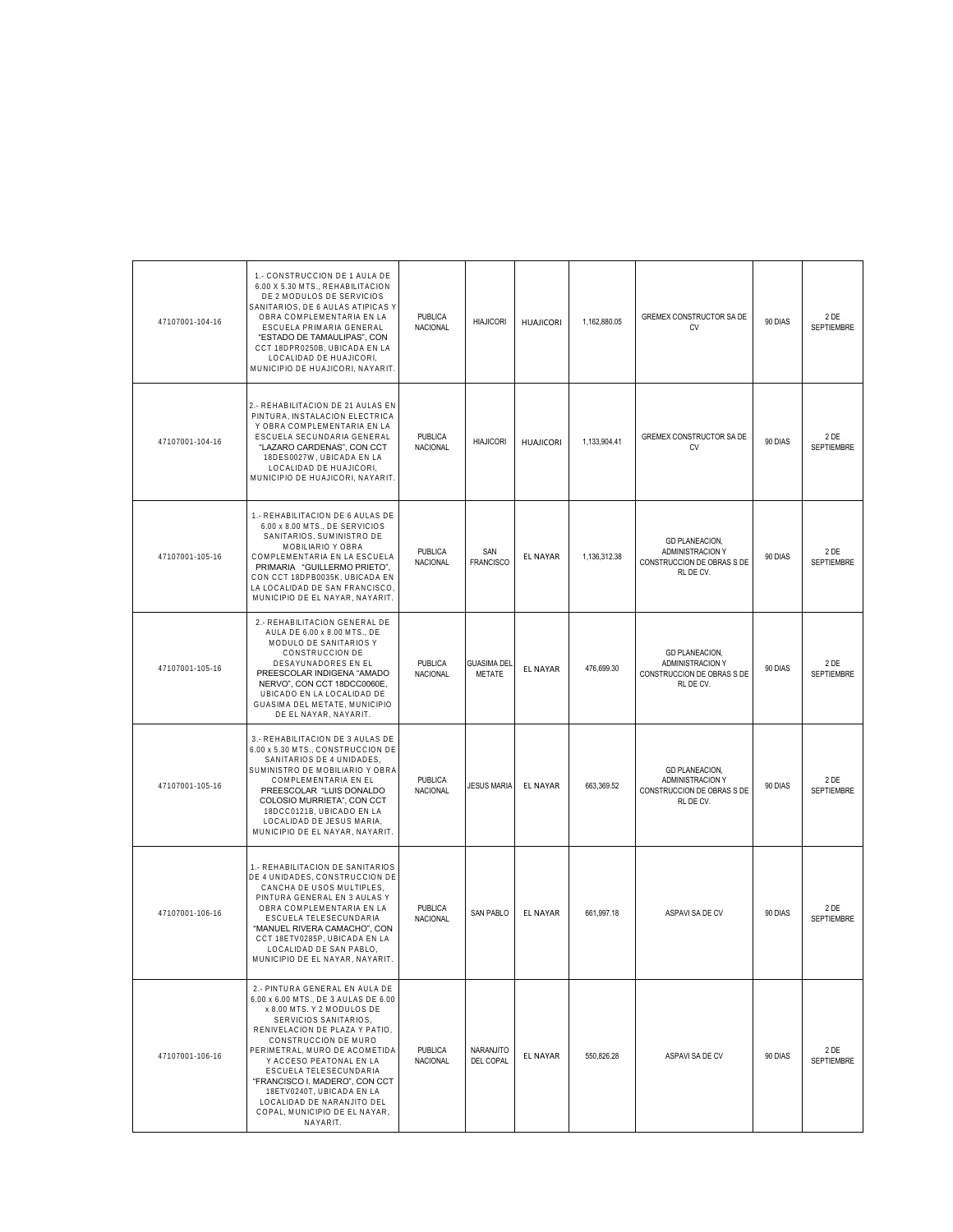| | | | | | | | | |
|---|---|---|---|---|---|---|---|---|
| 47107001-104-16 | 1.- CONSTRUCCION DE 1 AULA DE 6.00 X 5.30 MTS., REHABILITACION DE 2 MODULOS DE SERVICIOS SANITARIOS, DE 6 AULAS ATIPICAS Y OBRA COMPLEMENTARIA EN LA ESCUELA PRIMARIA GENERAL "ESTADO DE TAMAULIPAS", CON CCT 18DPR0250B, UBICADA EN LA LOCALIDAD DE HUAJICORI, MUNICIPIO DE HUAJICORI, NAYARIT. | PUBLICA NACIONAL | HIAJICORI | HUAJICORI | 1,162,880.05 | GREMEX CONSTRUCTOR SA DE CV | 90 DIAS | 2 DE SEPTIEMBRE |
| 47107001-104-16 | 2.- REHABILITACION DE 21 AULAS EN PINTURA, INSTALACION ELECTRICA Y OBRA COMPLEMENTARIA EN LA ESCUELA SECUNDARIA GENERAL "LAZARO CARDENAS", CON CCT 18DES0027W, UBICADA EN LA LOCALIDAD DE HUAJICORI, MUNICIPIO DE HUAJICORI, NAYARIT. | PUBLICA NACIONAL | HIAJICORI | HUAJICORI | 1,133,904.41 | GREMEX CONSTRUCTOR SA DE CV | 90 DIAS | 2 DE SEPTIEMBRE |
| 47107001-105-16 | 1.- REHABILITACION DE 6 AULAS DE 6.00 x 8.00 MTS., DE SERVICIOS SANITARIOS, SUMINISTRO DE MOBILIARIO Y OBRA COMPLEMENTARIA EN LA ESCUELA PRIMARIA "GUILLERMO PRIETO", CON CCT 18DPB0035K, UBICADA EN LA LOCALIDAD DE SAN FRANCISCO, MUNICIPIO DE EL NAYAR, NAYARIT. | PUBLICA NACIONAL | SAN FRANCISCO | EL NAYAR | 1,136,312.38 | GD PLANEACION, ADMINISTRACION Y CONSTRUCCION DE OBRAS S DE RL DE CV. | 90 DIAS | 2 DE SEPTIEMBRE |
| 47107001-105-16 | 2.- REHABILITACION GENERAL DE AULA DE 6.00 x 8.00 MTS., DE MODULO DE SANITARIOS Y CONSTRUCCION DE DESAYUNADORES EN EL PREESCOLAR INDIGENA "AMADO NERVO", CON CCT 18DCC0060E, UBICADO EN LA LOCALIDAD DE GUASIMA DEL METATE, MUNICIPIO DE EL NAYAR, NAYARIT. | PUBLICA NACIONAL | GUASIMA DEL METATE | EL NAYAR | 476,699.30 | GD PLANEACION, ADMINISTRACION Y CONSTRUCCION DE OBRAS S DE RL DE CV. | 90 DIAS | 2 DE SEPTIEMBRE |
| 47107001-105-16 | 3.- REHABILITACION DE 3 AULAS DE 6.00 x 5.30 MTS., CONSTRUCCION DE SANITARIOS DE 4 UNIDADES, SUMINISTRO DE MOBILIARIO Y OBRA COMPLEMENTARIA EN EL PREESCOLAR "LUIS DONALDO COLOSIO MURRIETA", CON CCT 18DCC0121B, UBICADO EN LA LOCALIDAD DE JESUS MARIA, MUNICIPIO DE EL NAYAR, NAYARIT. | PUBLICA NACIONAL | JESUS MARIA | EL NAYAR | 663,369.52 | GD PLANEACION, ADMINISTRACION Y CONSTRUCCION DE OBRAS S DE RL DE CV. | 90 DIAS | 2 DE SEPTIEMBRE |
| 47107001-106-16 | 1.- REHABILITACION DE SANITARIOS DE 4 UNIDADES, CONSTRUCCION DE CANCHA DE USOS MULTIPLES, PINTURA GENERAL EN 3 AULAS Y OBRA COMPLEMENTARIA EN LA ESCUELA TELESECUNDARIA "MANUEL RIVERA CAMACHO", CON CCT 18ETV0285P, UBICADA EN LA LOCALIDAD DE SAN PABLO, MUNICIPIO DE EL NAYAR, NAYARIT. | PUBLICA NACIONAL | SAN PABLO | EL NAYAR | 661,997.18 | ASPAVI SA DE CV | 90 DIAS | 2 DE SEPTIEMBRE |
| 47107001-106-16 | 2.- PINTURA GENERAL EN AULA DE 6.00 x 6.00 MTS., DE 3 AULAS DE 6.00 x 8.00 MTS. Y 2 MODULOS DE SERVICIOS SANITARIOS, RENIVELACION DE PLAZA Y PATIO, CONSTRUCCION DE MURO PERIMETRAL, MURO DE ACOMETIDA Y ACCESO PEATONAL EN LA ESCUELA TELESECUNDARIA "FRANCISCO I. MADERO", CON CCT 18ETV0240T, UBICADA EN LA LOCALIDAD DE NARANJITO DEL COPAL, MUNICIPIO DE EL NAYAR, NAYARIT. | PUBLICA NACIONAL | NARANJITO DEL COPAL | EL NAYAR | 550,826.28 | ASPAVI SA DE CV | 90 DIAS | 2 DE SEPTIEMBRE |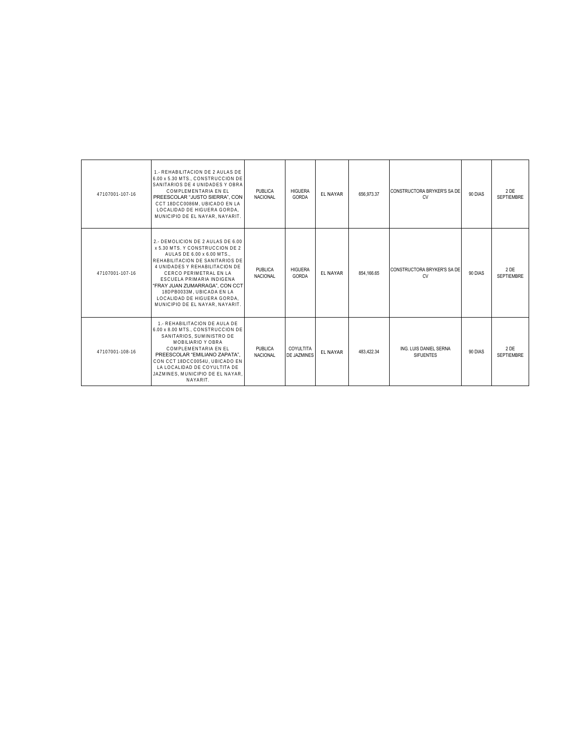| | | | | | | | | |
|---|---|---|---|---|---|---|---|---|
| 47107001-107-16 | 1.- REHABILITACION DE 2 AULAS DE 6.00 x 5.30 MTS., CONSTRUCCION DE SANITARIOS DE 4 UNIDADES Y OBRA COMPLEMENTARIA EN EL PREESCOLAR "JUSTO SIERRA", CON CCT 18DCC0086M, UBICADO EN LA LOCALIDAD DE HIGUERA GORDA, MUNICIPIO DE EL NAYAR, NAYARIT. | PUBLICA NACIONAL | HIGUERA GORDA | EL NAYAR | 656,973.37 | CONSTRUCTORA BRYKER'S SA DE CV | 90 DIAS | 2 DE SEPTIEMBRE |
| 47107001-107-16 | 2.- DEMOLICION DE 2 AULAS DE 6.00 x 5.30 MTS. Y CONSTRUCCION DE 2 AULAS DE 6.00 x 6.00 MTS., REHABILITACION DE SANITARIOS DE 4 UNIDADES Y REHABILITACION DE CERCO PERIMETRAL EN LA ESCUELA PRIMARIA INDIGENA "FRAY JUAN ZUMARRAGA", CON CCT 18DPB0033M, UBICADA EN LA LOCALIDAD DE HIGUERA GORDA, MUNICIPIO DE EL NAYAR, NAYARIT. | PUBLICA NACIONAL | HIGUERA GORDA | EL NAYAR | 854,166.65 | CONSTRUCTORA BRYKER'S SA DE CV | 90 DIAS | 2 DE SEPTIEMBRE |
| 47107001-108-16 | 1.- REHABILITACION DE AULA DE 6.00 x 8.00 MTS., CONSTRUCCION DE SANITARIOS, SUMINISTRO DE MOBILIARIO Y OBRA COMPLEMENTARIA EN EL PREESCOLAR "EMILIANO ZAPATA", CON CCT 18DCC0054U, UBICADO EN LA LOCALIDAD DE COYULTITA DE JAZMINES, MUNICIPIO DE EL NAYAR, NAYARIT. | PUBLICA NACIONAL | COYULTITA DE JAZMINES | EL NAYAR | 483,422.34 | ING. LUIS DANIEL SERNA SIFUENTES | 90 DIAS | 2 DE SEPTIEMBRE |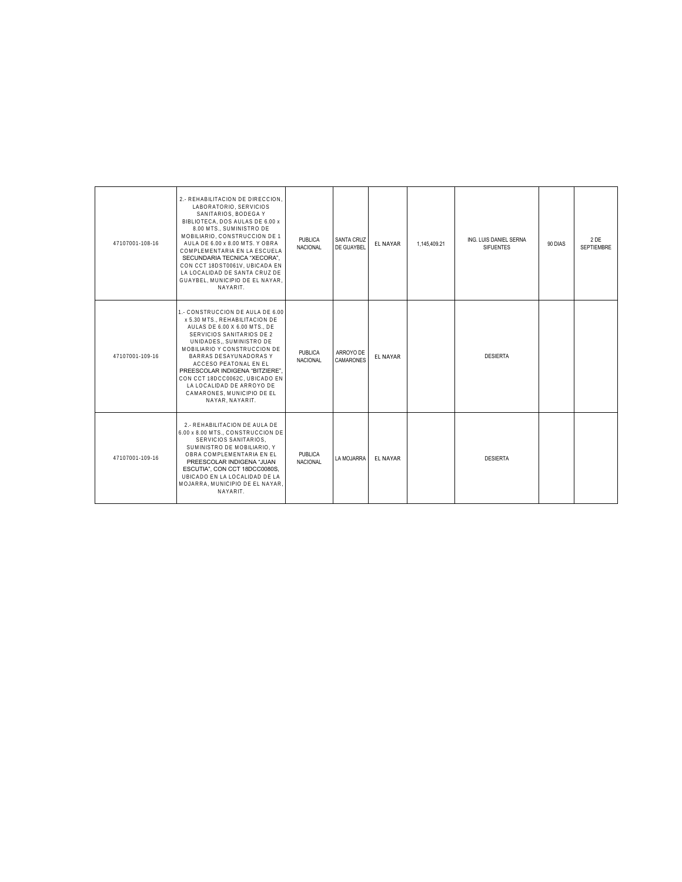| | | | | | | | | |
|---|---|---|---|---|---|---|---|---|
| 47107001-108-16 | 2.- REHABILITACION DE DIRECCION, LABORATORIO, SERVICIOS SANITARIOS, BODEGA Y BIBLIOTECA, DOS AULAS DE 6.00 x 8.00 MTS., SUMINISTRO DE MOBILIARIO, CONSTRUCCION DE 1 AULA DE 6.00 x 8.00 MTS. Y OBRA COMPLEMENTARIA EN LA ESCUELA SECUNDARIA TECNICA "XECORA", CON CCT 18DST0061V, UBICADA EN LA LOCALIDAD DE SANTA CRUZ DE GUAYBEL, MUNICIPIO DE EL NAYAR, NAYARIT. | PUBLICA NACIONAL | SANTA CRUZ DE GUAYBEL | EL NAYAR | 1,145,409.21 | ING. LUIS DANIEL SERNA SIFUENTES | 90 DIAS | 2 DE SEPTIEMBRE |
| 47107001-109-16 | 1.- CONSTRUCCION DE AULA DE 6.00 x 5.30 MTS., REHABILITACION DE AULAS DE 6.00 X 6.00 MTS., DE SERVICIOS SANITARIOS DE 2 UNIDADES,, SUMINISTRO DE MOBILIARIO Y CONSTRUCCION DE BARRAS DESAYUNADORAS Y ACCESO PEATONAL EN EL PREESCOLAR INDIGENA "BITZIERE", CON CCT 18DCC0062C, UBICADO EN LA LOCALIDAD DE ARROYO DE CAMARONES, MUNICIPIO DE EL NAYAR, NAYARIT. | PUBLICA NACIONAL | ARROYO DE CAMARONES | EL NAYAR | | DESIERTA | | |
| 47107001-109-16 | 2.- REHABILITACION DE AULA DE 6.00 x 8.00 MTS., CONSTRUCCION DE SERVICIOS SANITARIOS, SUMINISTRO DE MOBILIARIO, Y OBRA COMPLEMENTARIA EN EL PREESCOLAR INDIGENA "JUAN ESCUTIA", CON CCT 18DCC0080S, UBICADO EN LA LOCALIDAD DE LA MOJARRA, MUNICIPIO DE EL NAYAR, NAYARIT. | PUBLICA NACIONAL | LA MOJARRA | EL NAYAR | | DESIERTA | | |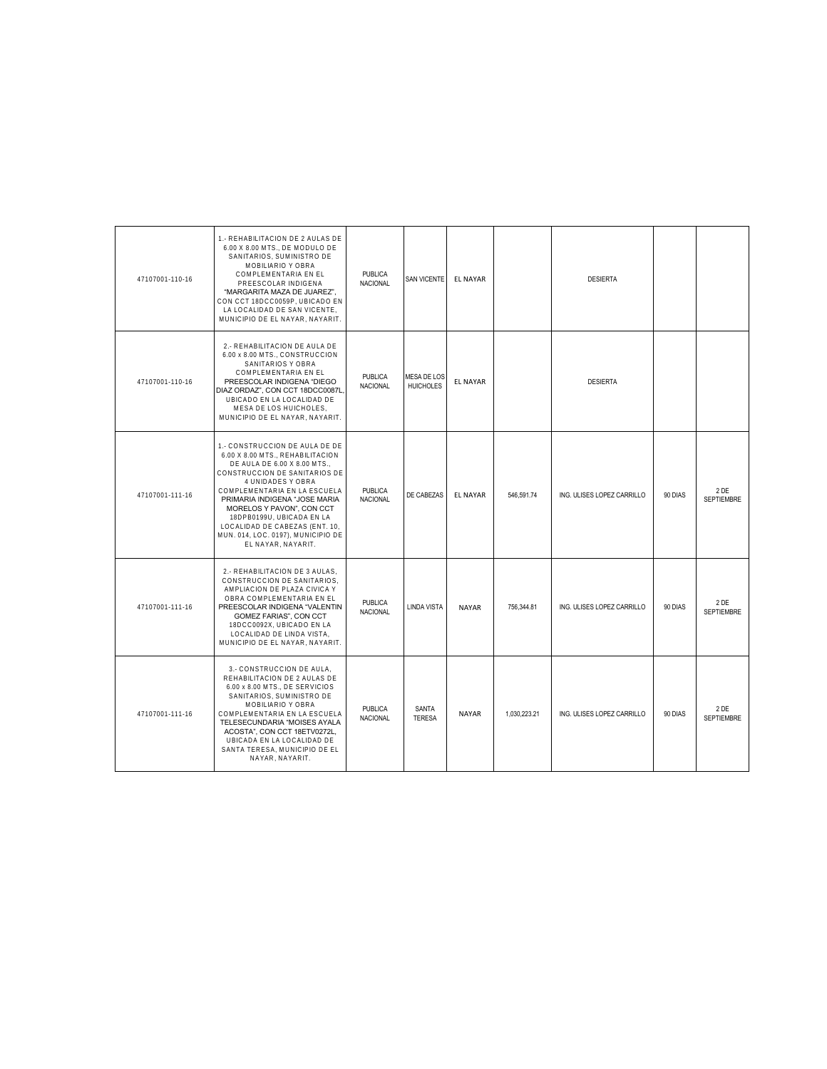| | | | | | | | | |
|---|---|---|---|---|---|---|---|---|
| 47107001-110-16 | 1.- REHABILITACION DE 2 AULAS DE 6.00 X 8.00 MTS., DE MODULO DE SANITARIOS, SUMINISTRO DE MOBILIARIO Y OBRA COMPLEMENTARIA EN EL PREESCOLAR INDIGENA "MARGARITA MAZA DE JUAREZ", CON CCT 18DCC0059P, UBICADO EN LA LOCALIDAD DE SAN VICENTE, MUNICIPIO DE EL NAYAR, NAYARIT. | PUBLICA NACIONAL | SAN VICENTE | EL NAYAR | | DESIERTA | | |
| 47107001-110-16 | 2.- REHABILITACION DE AULA DE 6.00 x 8.00 MTS., CONSTRUCCION SANITARIOS Y OBRA COMPLEMENTARIA EN EL PREESCOLAR INDIGENA "DIEGO DIAZ ORDAZ", CON CCT 18DCC0087L, UBICADO EN LA LOCALIDAD DE MESA DE LOS HUICHOLES, MUNICIPIO DE EL NAYAR, NAYARIT. | PUBLICA NACIONAL | MESA DE LOS HUICHOLES | EL NAYAR | | DESIERTA | | |
| 47107001-111-16 | 1.- CONSTRUCCION DE AULA DE DE 6.00 X 8.00 MTS., REHABILITACION DE AULA DE 6.00 X 8.00 MTS., CONSTRUCCION DE SANITARIOS DE 4 UNIDADES Y OBRA COMPLEMENTARIA EN LA ESCUELA PRIMARIA INDIGENA "JOSE MARIA MORELOS Y PAVON", CON CCT 18DPB0199U, UBICADA EN LA LOCALIDAD DE CABEZAS (ENT. 10, MUN. 014, LOC. 0197), MUNICIPIO DE EL NAYAR, NAYARIT. | PUBLICA NACIONAL | DE CABEZAS | EL NAYAR | 546,591.74 | ING. ULISES LOPEZ CARRILLO | 90 DIAS | 2 DE SEPTIEMBRE |
| 47107001-111-16 | 2.- REHABILITACION DE 3 AULAS, CONSTRUCCION DE SANITARIOS, AMPLIACION DE PLAZA CIVICA Y OBRA COMPLEMENTARIA EN EL PREESCOLAR INDIGENA "VALENTIN GOMEZ FARIAS", CON CCT 18DCC0092X, UBICADO EN LA LOCALIDAD DE LINDA VISTA, MUNICIPIO DE EL NAYAR, NAYARIT. | PUBLICA NACIONAL | LINDA VISTA | NAYAR | 756,344.81 | ING. ULISES LOPEZ CARRILLO | 90 DIAS | 2 DE SEPTIEMBRE |
| 47107001-111-16 | 3.- CONSTRUCCION DE AULA, REHABILITACION DE 2 AULAS DE 6.00 x 8.00 MTS., DE SERVICIOS SANITARIOS, SUMINISTRO DE MOBILIARIO Y OBRA COMPLEMENTARIA EN LA ESCUELA TELESECUNDARIA "MOISES AYALA ACOSTA", CON CCT 18ETV0272L, UBICADA EN LA LOCALIDAD DE SANTA TERESA, MUNICIPIO DE EL NAYAR, NAYARIT. | PUBLICA NACIONAL | SANTA TERESA | NAYAR | 1,030,223.21 | ING. ULISES LOPEZ CARRILLO | 90 DIAS | 2 DE SEPTIEMBRE |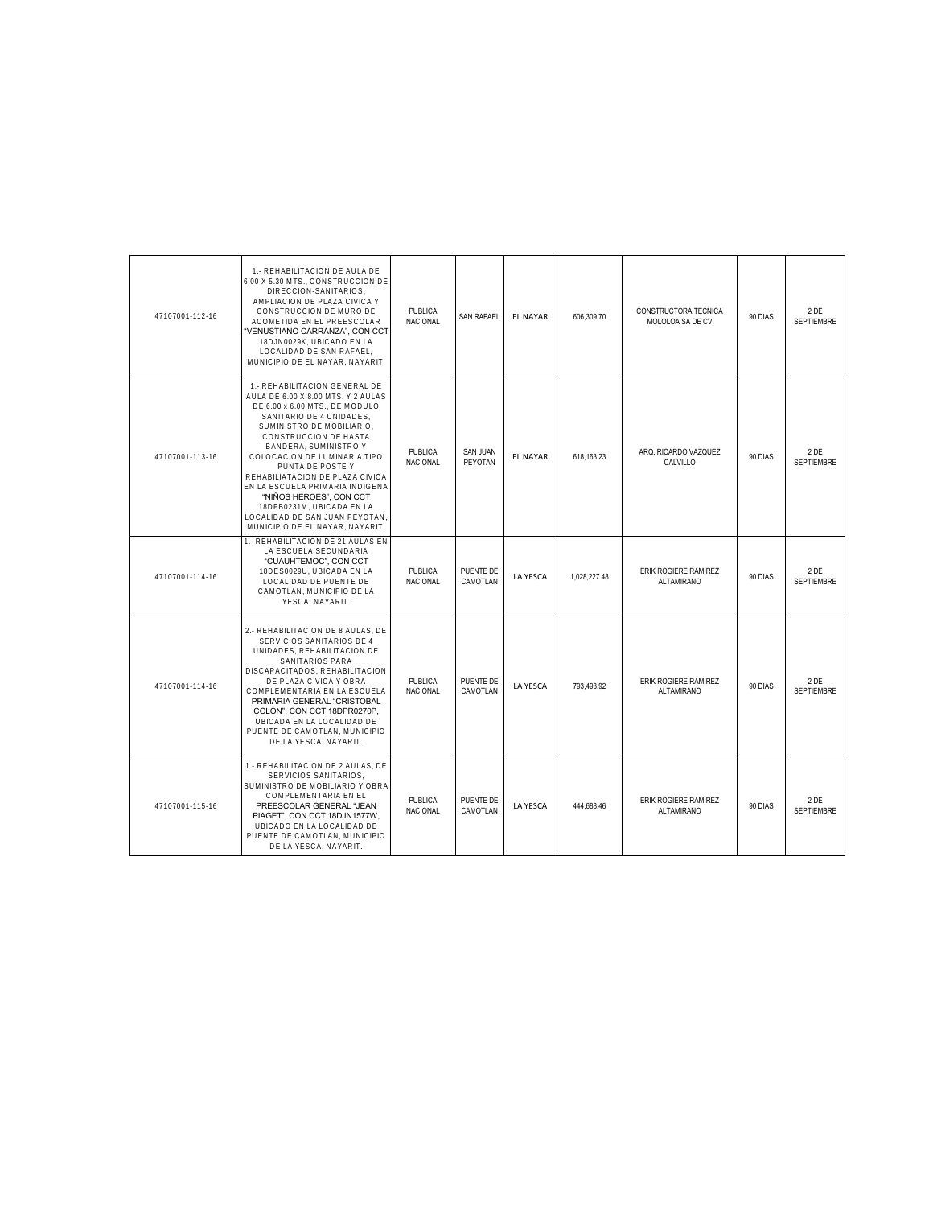| | | | | | | | | |
|---|---|---|---|---|---|---|---|---|
| 47107001-112-16 | 1.- REHABILITACION DE AULA DE 6.00 X 5.30 MTS., CONSTRUCCION DE DIRECCION-SANITARIOS, AMPLIACION DE PLAZA CIVICA Y CONSTRUCCION DE MURO DE ACOMETIDA EN EL PREESCOLAR "VENUSTIANO CARRANZA", CON CCT 18DJN0029K, UBICADO EN LA LOCALIDAD DE SAN RAFAEL, MUNICIPIO DE EL NAYAR, NAYARIT. | PUBLICA NACIONAL | SAN RAFAEL | EL NAYAR | 606,309.70 | CONSTRUCTORA TECNICA MOLOLOA SA DE CV | 90 DIAS | 2 DE SEPTIEMBRE |
| 47107001-113-16 | 1.- REHABILITACION GENERAL DE AULA DE 6.00 X 8.00 MTS. Y 2 AULAS DE 6.00 x 6.00 MTS., DE MODULO SANITARIO DE 4 UNIDADES, SUMINISTRO DE MOBILIARIO, CONSTRUCCION DE HASTA BANDERA, SUMINISTRO Y COLOCACION DE LUMINARIA TIPO PUNTA DE POSTE Y REHABILIATACION DE PLAZA CIVICA EN LA ESCUELA PRIMARIA INDIGENA "NIÑOS HEROES", CON CCT 18DPB0231M, UBICADA EN LA LOCALIDAD DE SAN JUAN PEYOTAN, MUNICIPIO DE EL NAYAR, NAYARIT. | PUBLICA NACIONAL | SAN JUAN PEYOTAN | EL NAYAR | 618,163.23 | ARQ. RICARDO VAZQUEZ CALVILLO | 90 DIAS | 2 DE SEPTIEMBRE |
| 47107001-114-16 | 1.- REHABILITACION DE 21 AULAS EN LA ESCUELA SECUNDARIA "CUAUHTEMOC", CON CCT 18DES0029U, UBICADA EN LA LOCALIDAD DE PUENTE DE CAMOTLAN, MUNICIPIO DE LA YESCA, NAYARIT. | PUBLICA NACIONAL | PUENTE DE CAMOTLAN | LA YESCA | 1,028,227.48 | ERIK ROGIERE RAMIREZ ALTAMIRANO | 90 DIAS | 2 DE SEPTIEMBRE |
| 47107001-114-16 | 2.- REHABILITACION DE 8 AULAS, DE SERVICIOS SANITARIOS DE 4 UNIDADES, REHABILITACION DE SANITARIOS PARA DISCAPACITADOS, REHABILITACION DE PLAZA CIVICA Y OBRA COMPLEMENTARIA EN LA ESCUELA PRIMARIA GENERAL "CRISTOBAL COLON", CON CCT 18DPR0270P, UBICADA EN LA LOCALIDAD DE PUENTE DE CAMOTLAN, MUNICIPIO DE LA YESCA, NAYARIT. | PUBLICA NACIONAL | PUENTE DE CAMOTLAN | LA YESCA | 793,493.92 | ERIK ROGIERE RAMIREZ ALTAMIRANO | 90 DIAS | 2 DE SEPTIEMBRE |
| 47107001-115-16 | 1.- REHABILITACION DE 2 AULAS, DE SERVICIOS SANITARIOS, SUMINISTRO DE MOBILIARIO Y OBRA COMPLEMENTARIA EN EL PREESCOLAR GENERAL "JEAN PIAGET", CON CCT 18DJN1577W, UBICADO EN LA LOCALIDAD DE PUENTE DE CAMOTLAN, MUNICIPIO DE LA YESCA, NAYARIT. | PUBLICA NACIONAL | PUENTE DE CAMOTLAN | LA YESCA | 444,688.46 | ERIK ROGIERE RAMIREZ ALTAMIRANO | 90 DIAS | 2 DE SEPTIEMBRE |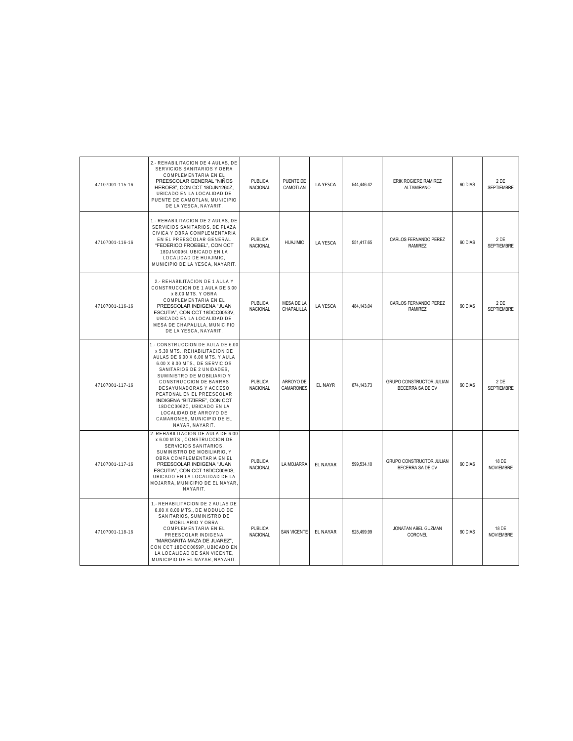| | | | | | | | | |
|---|---|---|---|---|---|---|---|---|
| 47107001-115-16 | 2.- REHABILITACION DE 4 AULAS, DE SERVICIOS SANITARIOS Y OBRA COMPLEMENTARIA EN EL PREESCOLAR GENERAL "NIÑOS HEROES", CON CCT 18DJN1260Z, UBICADO EN LA LOCALIDAD DE PUENTE DE CAMOTLAN, MUNICIPIO DE LA YESCA, NAYARIT. | PUBLICA NACIONAL | PUENTE DE CAMOTLAN | LA YESCA | 544,446.42 | ERIK ROGIERE RAMIREZ ALTAMIRANO | 90 DIAS | 2 DE SEPTIEMBRE |
| 47107001-116-16 | 1.- REHABILITACION DE 2 AULAS, DE SERVICIOS SANITARIOS, DE PLAZA CIVICA Y OBRA COMPLEMENTARIA EN EL PREESCOLAR GENERAL "FEDERICO FROEBEL", CON CCT 18DJN0096I, UBICADO EN LA LOCALIDAD DE HUAJIMIC, MUNICIPIO DE LA YESCA, NAYARIT. | PUBLICA NACIONAL | HUAJIMIC | LA YESCA | 551,417.65 | CARLOS FERNANDO PEREZ RAMIREZ | 90 DIAS | 2 DE SEPTIEMBRE |
| 47107001-116-16 | 2.- REHABILITACION DE 1 AULA Y CONSTRUCCION DE 1 AULA DE 6.00 x 8.00 MTS. Y OBRA COMPLEMENTARIA EN EL PREESCOLAR INDIGENA "JUAN ESCUTIA", CON CCT 18DCC0053V, UBICADO EN LA LOCALIDAD DE MESA DE CHAPALILLA, MUNICIPIO DE LA YESCA, NAYARIT. | PUBLICA NACIONAL | MESA DE LA CHAPALILLA | LA YESCA | 484,143.04 | CARLOS FERNANDO PEREZ RAMIREZ | 90 DIAS | 2 DE SEPTIEMBRE |
| 47107001-117-16 | 1.- CONSTRUCCION DE AULA DE 6.00 x 5.30 MTS., REHABILITACION DE AULAS DE 6.00 X 6.00 MTS. Y AULA 6.00 X 8.00 MTS., DE SERVICIOS SANITARIOS DE 2 UNIDADES, SUMINISTRO DE MOBILIARIO Y CONSTRUCCION DE BARRAS DESAYUNADORAS Y ACCESO PEATONAL EN EL PREESCOLAR INDIGENA "BITZIERE", CON CCT 18DCC0062C, UBICADO EN LA LOCALIDAD DE ARROYO DE CAMARONES, MUNICIPIO DE EL NAYAR, NAYARIT. | PUBLICA NACIONAL | ARROYO DE CAMARONES | EL NAYR | 674,143.73 | GRUPO CONSTRUCTOR JULIAN BECERRA SA DE CV | 90 DIAS | 2 DE SEPTIEMBRE |
| 47107001-117-16 | 2. REHABILITACION DE AULA DE 6.00 x 6.00 MTS., CONSTRUCCION DE SERVICIOS SANITARIOS, SUMINISTRO DE MOBILIARIO, Y OBRA COMPLEMENTARIA EN EL PREESCOLAR INDIGENA "JUAN ESCUTIA", CON CCT 18DCC0080S, UBICADO EN LA LOCALIDAD DE LA MOJARRA, MUNICIPIO DE EL NAYAR, NAYARIT. | PUBLICA NACIONAL | LA MOJARRA | EL NAYAR | 599,534.10 | GRUPO CONSTRUCTOR JULIAN BECERRA SA DE CV | 90 DIAS | 18 DE NOVIEMBRE |
| 47107001-118-16 | 1.- REHABILITACION DE 2 AULAS DE 6.00 X 8.00 MTS., DE MODULO DE SANITARIOS, SUMINISTRO DE MOBILIARIO Y OBRA COMPLEMENTARIA EN EL PREESCOLAR INDIGENA "MARGARITA MAZA DE JUAREZ", CON CCT 18DCC0059P, UBICADO EN LA LOCALIDAD DE SAN VICENTE, MUNICIPIO DE EL NAYAR, NAYARIT. | PUBLICA NACIONAL | SAN VICENTE | EL NAYAR | 528,499.99 | JONATAN ABEL GUZMAN CORONEL | 90 DIAS | 18 DE NOVIEMBRE |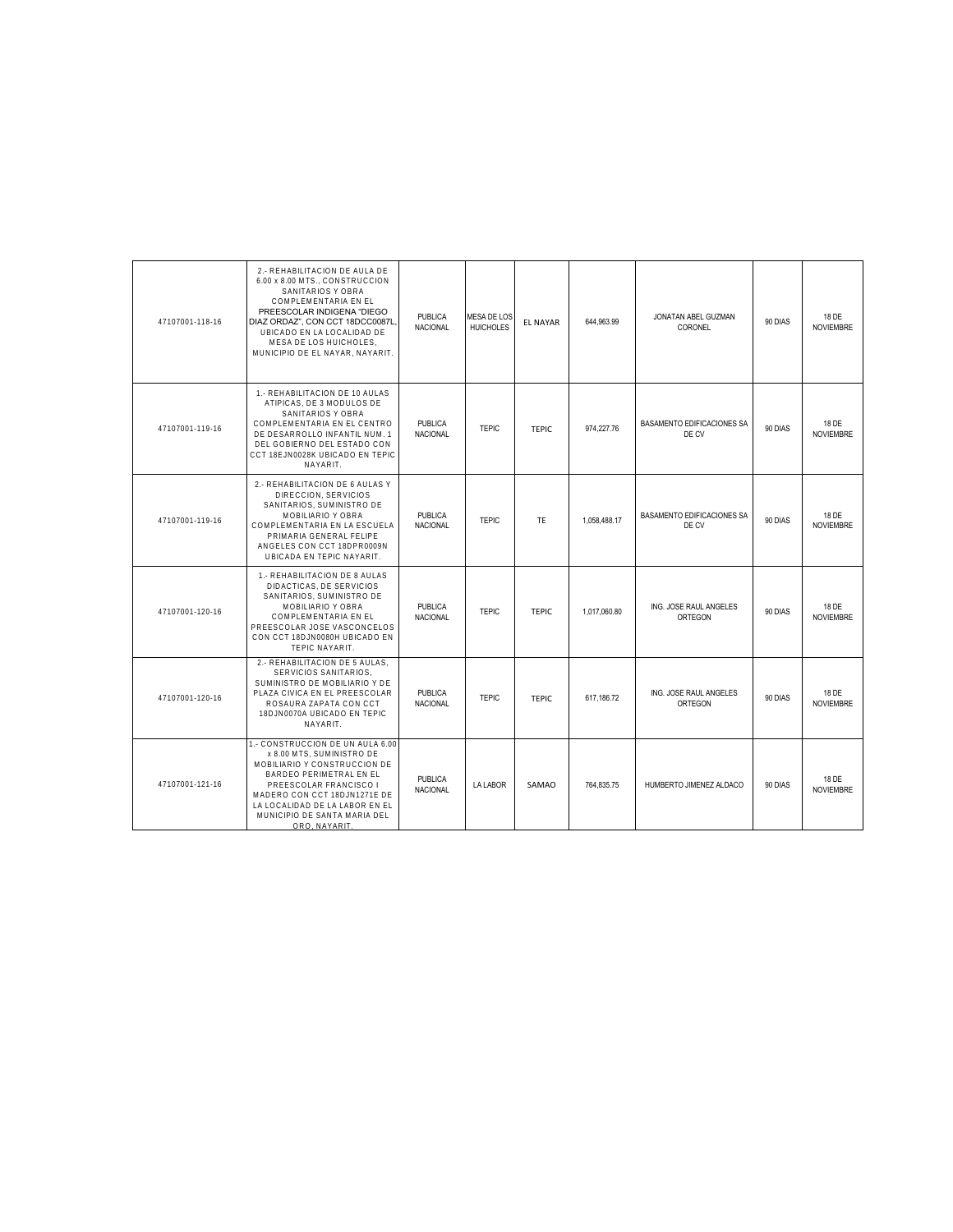| | | | | | | | | |
|---|---|---|---|---|---|---|---|---|
| 47107001-118-16 | 2.- REHABILITACION DE AULA DE 6.00 x 8.00 MTS., CONSTRUCCION SANITARIOS Y OBRA COMPLEMENTARIA EN EL PREESCOLAR INDIGENA "DIEGO DIAZ ORDAZ", CON CCT 18DCC0087L, UBICADO EN LA LOCALIDAD DE MESA DE LOS HUICHOLES, MUNICIPIO DE EL NAYAR, NAYARIT. | PUBLICA NACIONAL | MESA DE LOS HUICHOLES | EL NAYAR | 644,963.99 | JONATAN ABEL GUZMAN CORONEL | 90 DIAS | 18 DE NOVIEMBRE |
| 47107001-119-16 | 1.- REHABILITACION DE 10 AULAS ATIPICAS, DE 3 MODULOS DE SANITARIOS Y OBRA COMPLEMENTARIA EN EL CENTRO DE DESARROLLO INFANTIL NUM. 1 DEL GOBIERNO DEL ESTADO CON CCT 18EJN0028K UBICADO EN TEPIC NAYARIT. | PUBLICA NACIONAL | TEPIC | TEPIC | 974,227.76 | BASAMENTO EDIFICACIONES SA DE CV | 90 DIAS | 18 DE NOVIEMBRE |
| 47107001-119-16 | 2.- REHABILITACION DE 6 AULAS Y DIRECCION, SERVICIOS SANITARIOS, SUMINISTRO DE MOBILIARIO Y OBRA COMPLEMENTARIA EN LA ESCUELA PRIMARIA GENERAL FELIPE ANGELES CON CCT 18DPR0009N UBICADA EN TEPIC NAYARIT. | PUBLICA NACIONAL | TEPIC | TE | 1,058,488.17 | BASAMENTO EDIFICACIONES SA DE CV | 90 DIAS | 18 DE NOVIEMBRE |
| 47107001-120-16 | 1.- REHABILITACION DE 8 AULAS DIDACTICAS, DE SERVICIOS SANITARIOS, SUMINISTRO DE MOBILIARIO Y OBRA COMPLEMENTARIA EN EL PREESCOLAR JOSE VASCONCELOS CON CCT 18DJN0080H UBICADO EN TEPIC NAYARIT. | PUBLICA NACIONAL | TEPIC | TEPIC | 1,017,060.80 | ING. JOSE RAUL ANGELES ORTEGON | 90 DIAS | 18 DE NOVIEMBRE |
| 47107001-120-16 | 2.- REHABILITACION DE 5 AULAS, SERVICIOS SANITARIOS, SUMINISTRO DE MOBILIARIO Y DE PLAZA CIVICA EN EL PREESCOLAR ROSAURA ZAPATA CON CCT 18DJN0070A UBICADO EN TEPIC NAYARIT. | PUBLICA NACIONAL | TEPIC | TEPIC | 617,186.72 | ING. JOSE RAUL ANGELES ORTEGON | 90 DIAS | 18 DE NOVIEMBRE |
| 47107001-121-16 | 1.- CONSTRUCCION DE UN AULA 6.00 x 8.00 MTS, SUMINISTRO DE MOBILIARIO Y CONSTRUCCION DE BARDEO PERIMETRAL EN EL PREESCOLAR FRANCISCO I MADERO CON CCT 18DJN1271E DE LA LOCALIDAD DE LA LABOR EN EL MUNICIPIO DE SANTA MARIA DEL ORO, NAYARIT. | PUBLICA NACIONAL | LA LABOR | SAMAO | 764,835.75 | HUMBERTO JIMENEZ ALDACO | 90 DIAS | 18 DE NOVIEMBRE |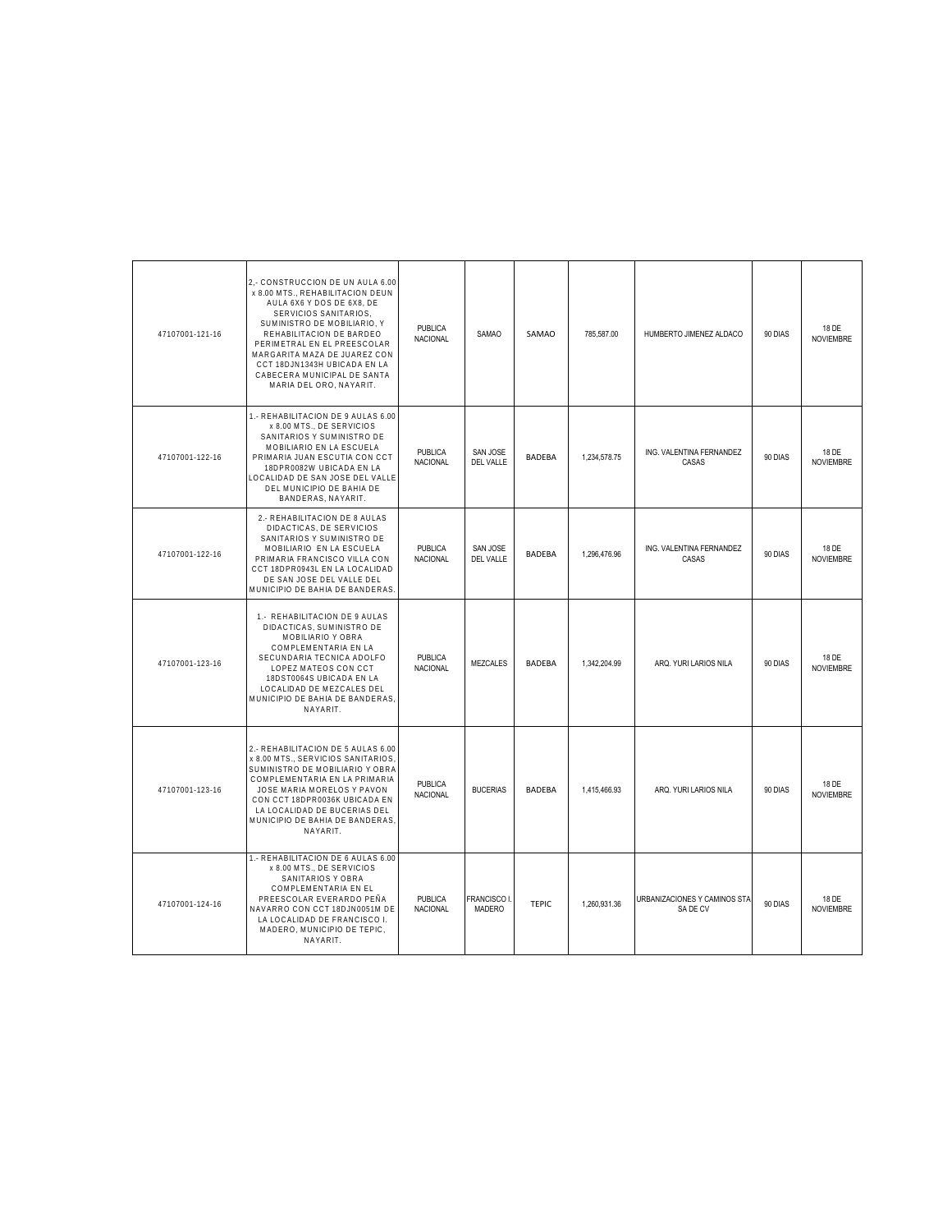| | | | | | | | | |
|---|---|---|---|---|---|---|---|---|
| 47107001-121-16 | 2,- CONSTRUCCION DE UN AULA 6.00 x 8.00 MTS., REHABILITACION DEUN AULA 6X6 Y DOS DE 6X8, DE SERVICIOS SANITARIOS, SUMINISTRO DE MOBILIARIO, Y REHABILITACION DE BARDEO PERIMETRAL EN EL PREESCOLAR MARGARITA MAZA DE JUAREZ CON CCT 18DJN1343H UBICADA EN LA CABECERA MUNICIPAL DE SANTA MARIA DEL ORO, NAYARIT. | PUBLICA NACIONAL | SAMAO | SAMAO | 785,587.00 | HUMBERTO JIMENEZ ALDACO | 90 DIAS | 18 DE NOVIEMBRE |
| 47107001-122-16 | 1.- REHABILITACION DE 9 AULAS 6.00 x 8.00 MTS., DE SERVICIOS SANITARIOS Y SUMINISTRO DE MOBILIARIO EN LA ESCUELA PRIMARIA JUAN ESCUTIA CON CCT 18DPR0082W UBICADA EN LA LOCALIDAD DE SAN JOSE DEL VALLE DEL MUNICIPIO DE BAHIA DE BANDERAS, NAYARIT. | PUBLICA NACIONAL | SAN JOSE DEL VALLE | BADEBA | 1,234,578.75 | ING. VALENTINA FERNANDEZ CASAS | 90 DIAS | 18 DE NOVIEMBRE |
| 47107001-122-16 | 2.- REHABILITACION DE 8 AULAS DIDACTICAS, DE SERVICIOS SANITARIOS Y SUMINISTRO DE MOBILIARIO EN LA ESCUELA PRIMARIA FRANCISCO VILLA CON CCT 18DPR0943L EN LA LOCALIDAD DE SAN JOSE DEL VALLE DEL MUNICIPIO DE BAHIA DE BANDERAS. | PUBLICA NACIONAL | SAN JOSE DEL VALLE | BADEBA | 1,296,476.96 | ING. VALENTINA FERNANDEZ CASAS | 90 DIAS | 18 DE NOVIEMBRE |
| 47107001-123-16 | 1.- REHABILITACION DE 9 AULAS DIDACTICAS, SUMINISTRO DE MOBILIARIO Y OBRA COMPLEMENTARIA EN LA SECUNDARIA TECNICA ADOLFO LOPEZ MATEOS CON CCT 18DST0064S UBICADA EN LA LOCALIDAD DE MEZCALES DEL MUNICIPIO DE BAHIA DE BANDERAS, NAYARIT. | PUBLICA NACIONAL | MEZCALES | BADEBA | 1,342,204.99 | ARQ. YURI LARIOS NILA | 90 DIAS | 18 DE NOVIEMBRE |
| 47107001-123-16 | 2.- REHABILITACION DE 5 AULAS 6.00 x 8.00 MTS., SERVICIOS SANITARIOS, SUMINISTRO DE MOBILIARIO Y OBRA COMPLEMENTARIA EN LA PRIMARIA JOSE MARIA MORELOS Y PAVON CON CCT 18DPR0036K UBICADA EN LA LOCALIDAD DE BUCERIAS DEL MUNICIPIO DE BAHIA DE BANDERAS, NAYARIT. | PUBLICA NACIONAL | BUCERIAS | BADEBA | 1,415,466.93 | ARQ. YURI LARIOS NILA | 90 DIAS | 18 DE NOVIEMBRE |
| 47107001-124-16 | 1.- REHABILITACION DE 6 AULAS 6.00 x 8.00 MTS., DE SERVICIOS SANITARIOS Y OBRA COMPLEMENTARIA EN EL PREESCOLAR EVERARDO PEÑA NAVARRO CON CCT 18DJN0051M DE LA LOCALIDAD DE FRANCISCO I. MADERO, MUNICIPIO DE TEPIC, NAYARIT. | PUBLICA NACIONAL | FRANCISCO I. MADERO | TEPIC | 1,260,931.36 | URBANIZACIONES Y CAMINOS STA SA DE CV | 90 DIAS | 18 DE NOVIEMBRE |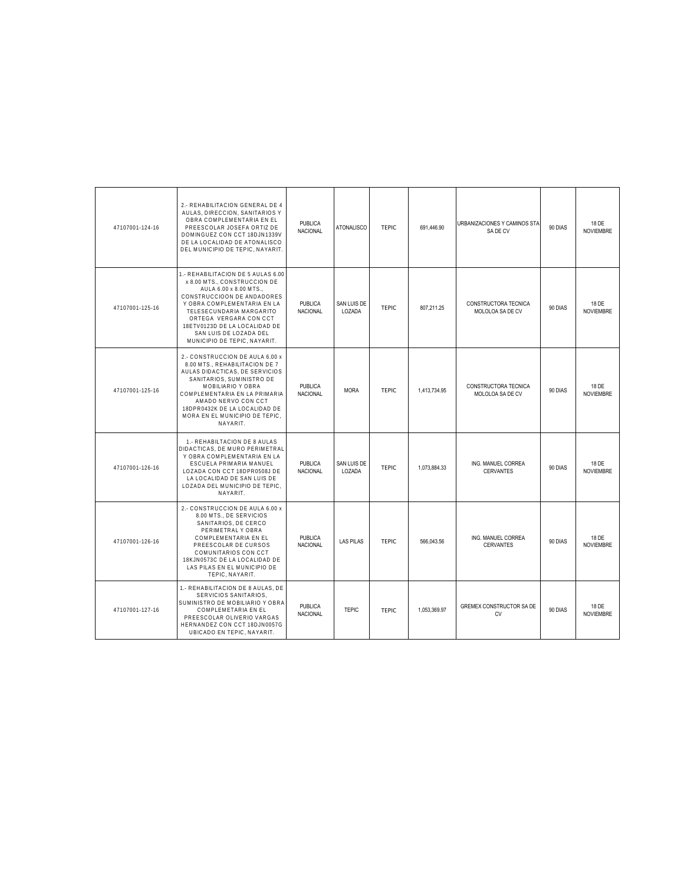| | | | | | | | | |
|---|---|---|---|---|---|---|---|---|
| 47107001-124-16 | 2.- REHABILITACION GENERAL DE 4 AULAS, DIRECCION, SANITARIOS Y OBRA COMPLEMENTARIA EN EL PREESCOLAR JOSEFA ORTIZ DE DOMINGUEZ CON CCT 18DJN1339V DE LA LOCALIDAD DE ATONALISCO DEL MUNICIPIO DE TEPIC, NAYARIT. | PUBLICA NACIONAL | ATONALISCO | TEPIC | 691,446.90 | URBANIZACIONES Y CAMINOS STA SA DE CV | 90 DIAS | 18 DE NOVIEMBRE |
| 47107001-125-16 | 1.- REHABILITACION DE 5 AULAS 6.00 x 8.00 MTS., CONSTRUCCION DE AULA 6.00 x 8.00 MTS., CONSTRUCCIOON DE ANDADORES Y OBRA COMPLEMENTARIA EN LA TELESECUNDARIA MARGARITO ORTEGA VERGARA CON CCT 18ETV0123D DE LA LOCALIDAD DE SAN LUIS DE LOZADA DEL MUNICIPIO DE TEPIC, NAYARIT. | PUBLICA NACIONAL | SAN LUIS DE LOZADA | TEPIC | 807,211.25 | CONSTRUCTORA TECNICA MOLOLOA SA DE CV | 90 DIAS | 18 DE NOVIEMBRE |
| 47107001-125-16 | 2.- CONSTRUCCION DE AULA 6.00 x 8.00 MTS., REHABILITACION DE 7 AULAS DIDACTICAS, DE SERVICIOS SANITARIOS, SUMINISTRO DE MOBILIARIO Y OBRA COMPLEMENTARIA EN LA PRIMARIA AMADO NERVO CON CCT 18DPR0432K DE LA LOCALIDAD DE MORA EN EL MUNICIPIO DE TEPIC, NAYARIT. | PUBLICA NACIONAL | MORA | TEPIC | 1,413,734.95 | CONSTRUCTORA TECNICA MOLOLOA SA DE CV | 90 DIAS | 18 DE NOVIEMBRE |
| 47107001-126-16 | 1.- REHABILTACION DE 8 AULAS DIDACTICAS, DE MURO PERIMETRAL Y OBRA COMPLEMENTARIA EN LA ESCUELA PRIMARIA MANUEL LOZADA CON CCT 18DPR0508J DE LA LOCALIDAD DE SAN LUIS DE LOZADA DEL MUNICIPIO DE TEPIC, NAYARIT. | PUBLICA NACIONAL | SAN LUIS DE LOZADA | TEPIC | 1,073,884.33 | ING. MANUEL CORREA CERVANTES | 90 DIAS | 18 DE NOVIEMBRE |
| 47107001-126-16 | 2.- CONSTRUCCION DE AULA 6.00 x 8.00 MTS., DE SERVICIOS SANITARIOS, DE CERCO PERIMETRAL Y OBRA COMPLEMENTARIA EN EL PREESCOLAR DE CURSOS COMUNITARIOS CON CCT 18KJN0573C DE LA LOCALIDAD DE LAS PILAS EN EL MUNICIPIO DE TEPIC, NAYARIT. | PUBLICA NACIONAL | LAS PILAS | TEPIC | 566,043.56 | ING. MANUEL CORREA CERVANTES | 90 DIAS | 18 DE NOVIEMBRE |
| 47107001-127-16 | 1.- REHABILITACION DE 8 AULAS, DE SERVICIOS SANITARIOS, SUMINISTRO DE MOBILIARIO Y OBRA COMPLEMETARIA EN EL PREESCOLAR OLIVERIO VARGAS HERNANDEZ CON CCT 18DJN0057G UBICADO EN TEPIC, NAYARIT. | PUBLICA NACIONAL | TEPIC | TEPIC | 1,053,369.97 | GREMEX CONSTRUCTOR SA DE CV | 90 DIAS | 18 DE NOVIEMBRE |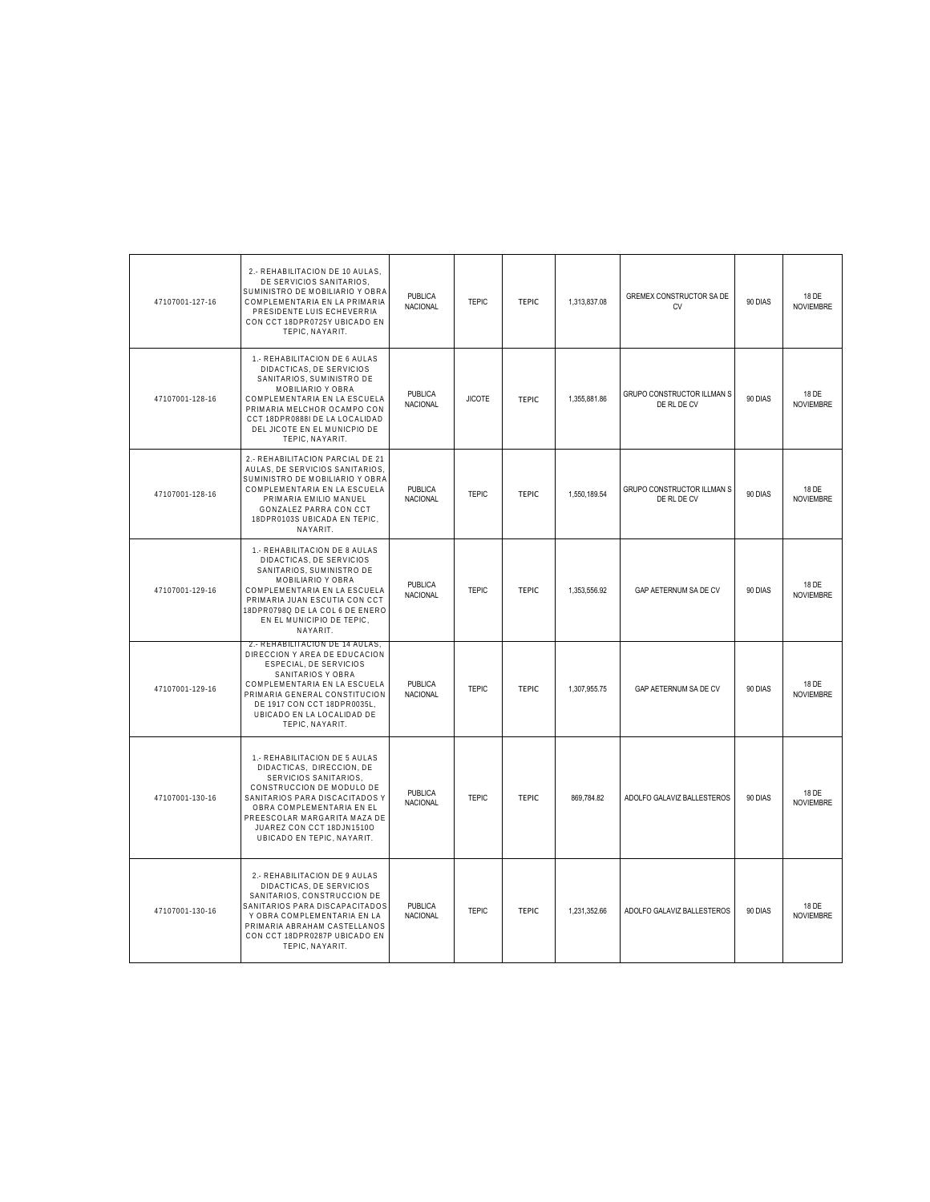| | | | | | | | | |
|---|---|---|---|---|---|---|---|---|
| 47107001-127-16 | 2.- REHABILITACION DE 10 AULAS, DE SERVICIOS SANITARIOS, SUMINISTRO DE MOBILIARIO Y OBRA COMPLEMENTARIA EN LA PRIMARIA PRESIDENTE LUIS ECHEVERRIA CON CCT 18DPR0725Y UBICADO EN TEPIC, NAYARIT. | PUBLICA NACIONAL | TEPIC | TEPIC | 1,313,837.08 | GREMEX CONSTRUCTOR SA DE CV | 90 DIAS | 18 DE NOVIEMBRE |
| 47107001-128-16 | 1.- REHABILITACION DE 6 AULAS DIDACTICAS, DE SERVICIOS SANITARIOS, SUMINISTRO DE MOBILIARIO Y OBRA COMPLEMENTARIA EN LA ESCUELA PRIMARIA MELCHOR OCAMPO CON CCT 18DPR0888I DE LA LOCALIDAD DEL JICOTE EN EL MUNICIPIO DE TEPIC, NAYARIT. | PUBLICA NACIONAL | JICOTE | TEPIC | 1,355,881.86 | GRUPO CONSTRUCTOR ILLMAN S DE RL DE CV | 90 DIAS | 18 DE NOVIEMBRE |
| 47107001-128-16 | 2.- REHABILITACION PARCIAL DE 21 AULAS, DE SERVICIOS SANITARIOS, SUMINISTRO DE MOBILIARIO Y OBRA COMPLEMENTARIA EN LA ESCUELA PRIMARIA EMILIO MANUEL GONZALEZ PARRA CON CCT 18DPR0103S UBICADA EN TEPIC, NAYARIT. | PUBLICA NACIONAL | TEPIC | TEPIC | 1,550,189.54 | GRUPO CONSTRUCTOR ILLMAN S DE RL DE CV | 90 DIAS | 18 DE NOVIEMBRE |
| 47107001-129-16 | 1.- REHABILITACION DE 8 AULAS DIDACTICAS, DE SERVICIOS SANITARIOS, SUMINISTRO DE MOBILIARIO Y OBRA COMPLEMENTARIA EN LA ESCUELA PRIMARIA JUAN ESCUTIA CON CCT 18DPR0798Q DE LA COL 6 DE ENERO EN EL MUNICIPIO DE TEPIC, NAYARIT. | PUBLICA NACIONAL | TEPIC | TEPIC | 1,353,556.92 | GAP AETERNUM SA DE CV | 90 DIAS | 18 DE NOVIEMBRE |
| 47107001-129-16 | 2.- REHABILITACION DE 14 AULAS, DIRECCION Y AREA DE EDUCACION ESPECIAL, DE SERVICIOS SANITARIOS Y OBRA COMPLEMENTARIA EN LA ESCUELA PRIMARIA GENERAL CONSTITUCION DE 1917 CON CCT 18DPR0035L, UBICADO EN LA LOCALIDAD DE TEPIC, NAYARIT. | PUBLICA NACIONAL | TEPIC | TEPIC | 1,307,955.75 | GAP AETERNUM SA DE CV | 90 DIAS | 18 DE NOVIEMBRE |
| 47107001-130-16 | 1.- REHABILITACION DE 5 AULAS DIDACTICAS, DIRECCION, DE SERVICIOS SANITARIOS, CONSTRUCCION DE MODULO DE SANITARIOS PARA DISCACITADOS Y OBRA COMPLEMENTARIA EN EL PREESCOLAR MARGARITA MAZA DE JUAREZ CON CCT 18DJN1510O UBICADO EN TEPIC, NAYARIT. | PUBLICA NACIONAL | TEPIC | TEPIC | 869,784.82 | ADOLFO GALAVIZ BALLESTEROS | 90 DIAS | 18 DE NOVIEMBRE |
| 47107001-130-16 | 2.- REHABILITACION DE 9 AULAS DIDACTICAS, DE SERVICIOS SANITARIOS, CONSTRUCCION DE SANITARIOS PARA DISCAPACITADOS Y OBRA COMPLEMENTARIA EN LA PRIMARIA ABRAHAM CASTELLANOS CON CCT 18DPR0287P UBICADO EN TEPIC, NAYARIT. | PUBLICA NACIONAL | TEPIC | TEPIC | 1,231,352.66 | ADOLFO GALAVIZ BALLESTEROS | 90 DIAS | 18 DE NOVIEMBRE |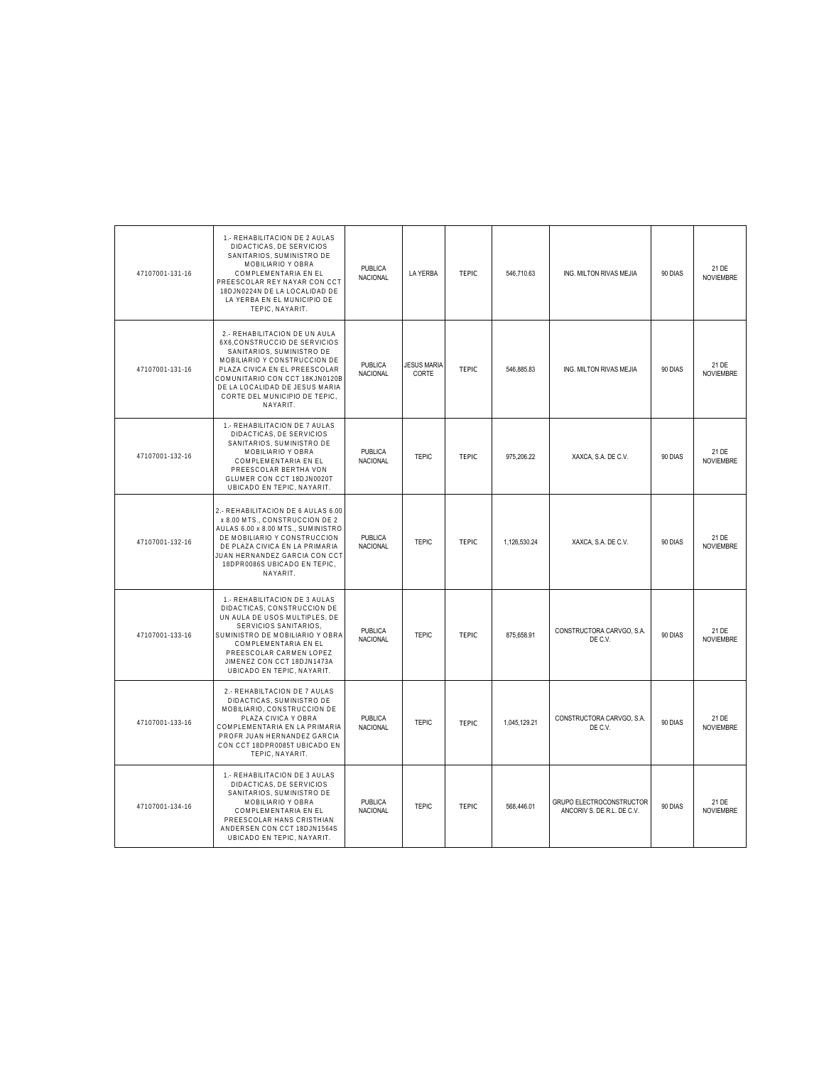| | | | | | | | | |
|---|---|---|---|---|---|---|---|---|
| 47107001-131-16 | 1.- REHABILITACION DE 2 AULAS DIDACTICAS, DE SERVICIOS SANITARIOS, SUMINISTRO DE MOBILIARIO Y OBRA COMPLEMENTARIA EN EL PREESCOLAR REY NAYAR CON CCT 18DJN0224N DE LA LOCALIDAD DE LA YERBA EN EL MUNICIPIO DE TEPIC, NAYARIT. | PUBLICA NACIONAL | LA YERBA | TEPIC | 546,710.63 | ING. MILTON RIVAS MEJIA | 90 DIAS | 21 DE NOVIEMBRE |
| 47107001-131-16 | 2.- REHABILITACION DE UN AULA 6X6,CONSTRUCCIO DE SERVICIOS SANITARIOS, SUMINISTRO DE MOBILIARIO Y CONSTRUCCION DE PLAZA CIVICA EN EL PREESCOLAR COMUNITARIO CON CCT 18KJN0120B DE LA LOCALIDAD DE JESUS MARIA CORTE DEL MUNICIPIO DE TEPIC, NAYARIT. | PUBLICA NACIONAL | JESUS MARIA CORTE | TEPIC | 546,885.83 | ING. MILTON RIVAS MEJIA | 90 DIAS | 21 DE NOVIEMBRE |
| 47107001-132-16 | 1.- REHABILITACION DE 7 AULAS DIDACTICAS, DE SERVICIOS SANITARIOS, SUMINISTRO DE MOBILIARIO Y OBRA COMPLEMENTARIA EN EL PREESCOLAR BERTHA VON GLUMER CON CCT 18DJN0020T UBICADO EN TEPIC, NAYARIT. | PUBLICA NACIONAL | TEPIC | TEPIC | 975,206.22 | XAXCA, S.A. DE C.V. | 90 DIAS | 21 DE NOVIEMBRE |
| 47107001-132-16 | 2.- REHABILITACION DE 6 AULAS 6.00 x 8.00 MTS., CONSTRUCCION DE 2 AULAS 6.00 x 8.00 MTS., SUMINISTRO DE MOBILIARIO Y CONSTRUCCION DE PLAZA CIVICA EN LA PRIMARIA JUAN HERNANDEZ GARCIA CON CCT 18DPR0086S UBICADO EN TEPIC, NAYARIT. | PUBLICA NACIONAL | TEPIC | TEPIC | 1,126,530.24 | XAXCA, S.A. DE C.V. | 90 DIAS | 21 DE NOVIEMBRE |
| 47107001-133-16 | 1.- REHABILITACION DE 3 AULAS DIDACTICAS, CONSTRUCCION DE UN AULA DE USOS MULTIPLES, DE SERVICIOS SANITARIOS, SUMINISTRO DE MOBILIARIO Y OBRA COMPLEMENTARIA EN EL PREESCOLAR CARMEN LOPEZ JIMENEZ CON CCT 18DJN1473A UBICADO EN TEPIC, NAYARIT. | PUBLICA NACIONAL | TEPIC | TEPIC | 875,658.91 | CONSTRUCTORA CARVGO, S.A. DE C.V. | 90 DIAS | 21 DE NOVIEMBRE |
| 47107001-133-16 | 2.- REHABILTACION DE 7 AULAS DIDACTICAS, SUMINISTRO DE MOBILIARIO, CONSTRUCCION DE PLAZA CIVICA Y OBRA COMPLEMENTARIA EN LA PRIMARIA PROFR JUAN HERNANDEZ GARCIA CON CCT 18DPR0085T UBICADO EN TEPIC, NAYARIT. | PUBLICA NACIONAL | TEPIC | TEPIC | 1,045,129.21 | CONSTRUCTORA CARVGO, S.A. DE C.V. | 90 DIAS | 21 DE NOVIEMBRE |
| 47107001-134-16 | 1.- REHABILITACION DE 3 AULAS DIDACTICAS, DE SERVICIOS SANITARIOS, SUMINISTRO DE MOBILIARIO Y OBRA COMPLEMENTARIA EN EL PREESCOLAR HANS CRISTHIAN ANDERSEN CON CCT 18DJN1564S UBICADO EN TEPIC, NAYARIT. | PUBLICA NACIONAL | TEPIC | TEPIC | 568,446.01 | GRUPO ELECTROCONSTRUCTOR ANCORIV S. DE R.L. DE C.V. | 90 DIAS | 21 DE NOVIEMBRE |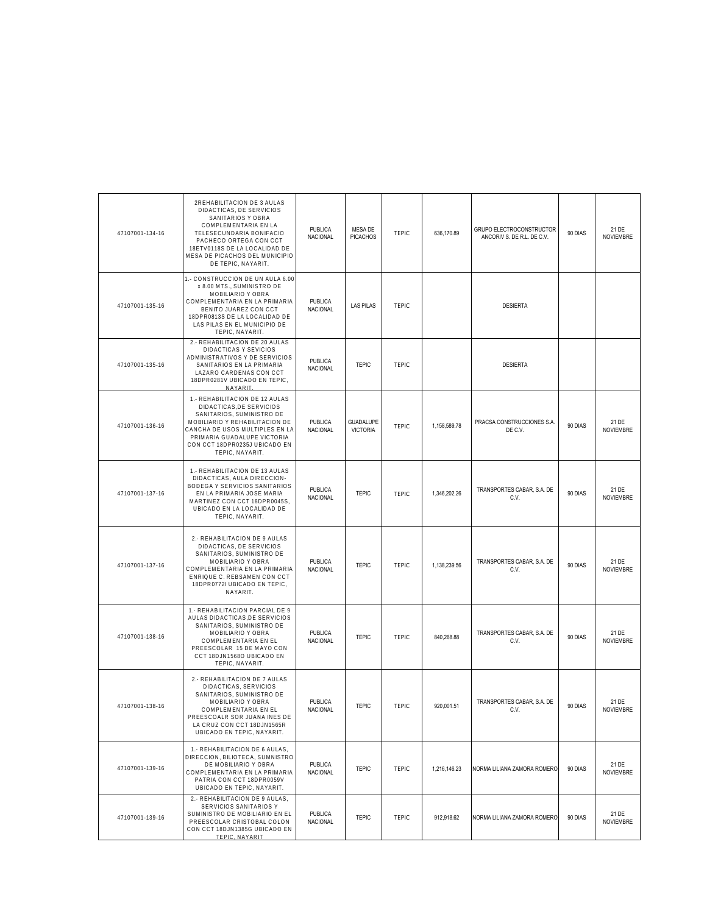| | | | | | | | | |
|---|---|---|---|---|---|---|---|---|
| 47107001-134-16 | 2REHABILITACION DE 3 AULAS DIDACTICAS, DE SERVICIOS SANITARIOS Y OBRA COMPLEMENTARIA EN LA TELESECUNDARIA BONIFACIO PACHECO ORTEGA CON CCT 18ETV0118S DE LA LOCALIDAD DE MESA DE PICACHOS DEL MUNICIPIO DE TEPIC, NAYARIT. | PUBLICA NACIONAL | MESA DE PICACHOS | TEPIC | 636,170.89 | GRUPO ELECTROCONSTRUCTOR ANCORIV S. DE R.L. DE C.V. | 90 DIAS | 21 DE NOVIEMBRE |
| 47107001-135-16 | 1.- CONSTRUCCION DE UN AULA 6.00 x 8.00 MTS., SUMINISTRO DE MOBILIARIO Y OBRA COMPLEMENTARIA EN LA PRIMARIA BENITO JUAREZ CON CCT 18DPR0813S DE LA LOCALIDAD DE LAS PILAS EN EL MUNICIPIO DE TEPIC, NAYARIT. | PUBLICA NACIONAL | LAS PILAS | TEPIC | | DESIERTA | | |
| 47107001-135-16 | 2.- REHABILITACION DE 20 AULAS DIDACTICAS Y SEVICIOS ADMINISTRATIVOS Y DE SERVICIOS SANITARIOS EN LA PRIMARIA LAZARO CARDENAS CON CCT 18DPR0281V UBICADO EN TEPIC, NAYARIT. | PUBLICA NACIONAL | TEPIC | TEPIC | | DESIERTA | | |
| 47107001-136-16 | 1.- REHABILITACION DE 12 AULAS DIDACTICAS,DE SERVICIOS SANITARIOS, SUMINISTRO DE MOBILIARIO Y REHABILITACION DE CANCHA DE USOS MULTIPLES EN LA PRIMARIA GUADALUPE VICTORIA CON CCT 18DPR0235J UBICADO EN TEPIC, NAYARIT. | PUBLICA NACIONAL | GUADALUPE VICTORIA | TEPIC | 1,158,589.78 | PRACSA CONSTRUCCIONES S.A. DE C.V. | 90 DIAS | 21 DE NOVIEMBRE |
| 47107001-137-16 | 1.- REHABILITACION DE 13 AULAS DIDACTICAS, AULA DIRECCION-BODEGA Y SERVICIOS SANITARIOS EN LA PRIMARIA JOSE MARIA MARTINEZ CON CCT 18DPR0045S, UBICADO EN LA LOCALIDAD DE TEPIC, NAYARIT. | PUBLICA NACIONAL | TEPIC | TEPIC | 1,346,202.26 | TRANSPORTES CABAR, S.A. DE C.V. | 90 DIAS | 21 DE NOVIEMBRE |
| 47107001-137-16 | 2.- REHABILITACION DE 9 AULAS DIDACTICAS, DE SERVICIOS SANITARIOS, SUMINISTRO DE MOBILIARIO Y OBRA COMPLEMENTARIA EN LA PRIMARIA ENRIQUE C. REBSAMEN CON CCT 18DPR0772I UBICADO EN TEPIC, NAYARIT. | PUBLICA NACIONAL | TEPIC | TEPIC | 1,138,239.56 | TRANSPORTES CABAR, S.A. DE C.V. | 90 DIAS | 21 DE NOVIEMBRE |
| 47107001-138-16 | 1.- REHABILITACION PARCIAL DE 9 AULAS DIDACTICAS,DE SERVICIOS SANITARIOS, SUMINISTRO DE MOBILIARIO Y OBRA COMPLEMENTARIA EN EL PREESCOLAR 15 DE MAYO CON CCT 18DJN1568O UBICADO EN TEPIC, NAYARIT. | PUBLICA NACIONAL | TEPIC | TEPIC | 840,268.88 | TRANSPORTES CABAR, S.A. DE C.V. | 90 DIAS | 21 DE NOVIEMBRE |
| 47107001-138-16 | 2.- REHABILITACION DE 7 AULAS DIDACTICAS, SERVICIOS SANITARIOS, SUMINISTRO DE MOBILIARIO Y OBRA COMPLEMENTARIA EN EL PREESCOALR SOR JUANA INES DE LA CRUZ CON CCT 18DJN1565R UBICADO EN TEPIC, NAYARIT. | PUBLICA NACIONAL | TEPIC | TEPIC | 920,001.51 | TRANSPORTES CABAR, S.A. DE C.V. | 90 DIAS | 21 DE NOVIEMBRE |
| 47107001-139-16 | 1.- REHABILITACION DE 6 AULAS, DIRECCION, BILIOTECA, SUMNISTRO DE MOBILIARIO Y OBRA COMPLEMENTARIA EN LA PRIMARIA PATRIA CON CCT 18DPR0059V UBICADO EN TEPIC, NAYARIT. | PUBLICA NACIONAL | TEPIC | TEPIC | 1,216,146.23 | NORMA LILIANA ZAMORA ROMERO | 90 DIAS | 21 DE NOVIEMBRE |
| 47107001-139-16 | 2.- REHABILITACION DE 9 AULAS, SERVICIOS SANITARIOS Y SUMINISTRO DE MOBILIARIO EN EL PREESCOLAR CRISTOBAL COLON CON CCT 18DJN1385G UBICADO EN TEPIC, NAYARIT | PUBLICA NACIONAL | TEPIC | TEPIC | 912,918.62 | NORMA LILIANA ZAMORA ROMERO | 90 DIAS | 21 DE NOVIEMBRE |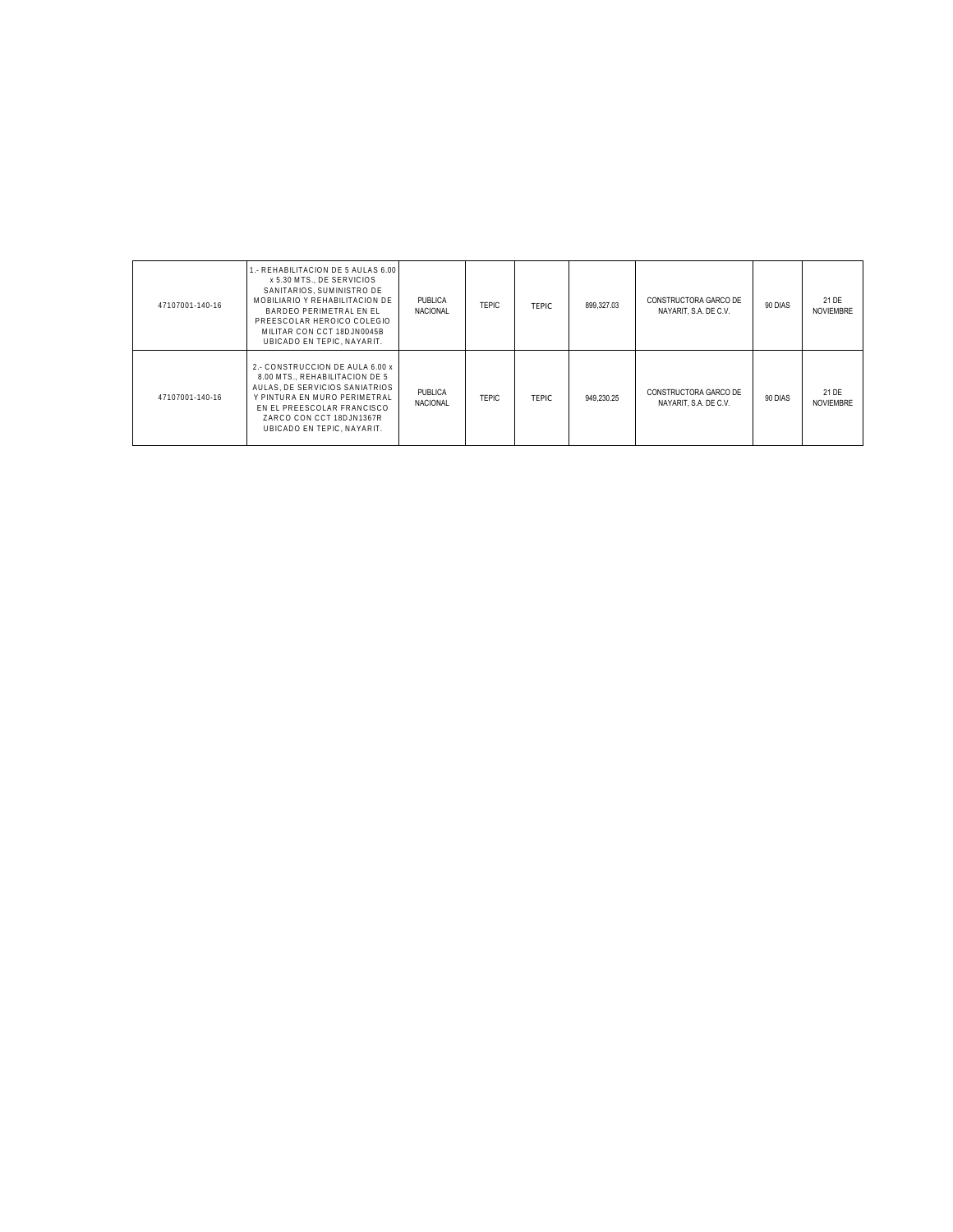| | | | | | | | | |
|---|---|---|---|---|---|---|---|---|
| 47107001-140-16 | 1.- REHABILITACION DE 5 AULAS 6.00 x 5.30 MTS., DE SERVICIOS SANITARIOS, SUMINISTRO DE MOBILIARIO Y REHABILITACION DE BARDEO PERIMETRAL EN EL PREESCOLAR HEROICO COLEGIO MILITAR CON CCT 18DJN0045B UBICADO EN TEPIC, NAYARIT. | PUBLICA NACIONAL | TEPIC | TEPIC | 899,327.03 | CONSTRUCTORA GARCO DE NAYARIT, S.A. DE C.V. | 90 DIAS | 21 DE NOVIEMBRE |
| 47107001-140-16 | 2.- CONSTRUCCION DE AULA 6.00 x 8.00 MTS., REHABILITACION DE 5 AULAS, DE SERVICIOS SANIATRIOS Y PINTURA EN MURO PERIMETRAL EN EL PREESCOLAR FRANCISCO ZARCO CON CCT 18DJN1367R UBICADO EN TEPIC, NAYARIT. | PUBLICA NACIONAL | TEPIC | TEPIC | 949,230.25 | CONSTRUCTORA GARCO DE NAYARIT, S.A. DE C.V. | 90 DIAS | 21 DE NOVIEMBRE |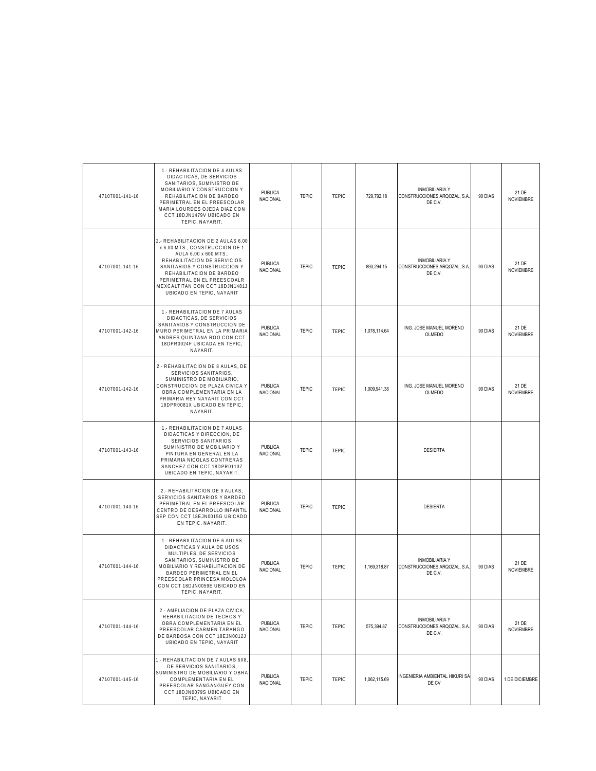| | | | | | | | | |
|---|---|---|---|---|---|---|---|---|
| 47107001-141-16 | 1.- REHABILITACION DE 4 AULAS DIDACTICAS, DE SERVICIOS SANITARIOS, SUMINISTRO DE MOBILIARIO Y CONSTRUCCION Y REHABILITACION DE BARDEO PERIMETRAL EN EL PREESCOLAR MARIA LOURDES OJEDA DIAZ CON CCT 18DJN1479V UBICADO EN TEPIC, NAYARIT. | PUBLICA NACIONAL | TEPIC | TEPIC | 729,792.18 | INMOBILIARIA Y CONSTRUCCIONES ARQOZAL, S.A. DE C.V. | 90 DIAS | 21 DE NOVIEMBRE |
| 47107001-141-16 | 2.- REHABILITACION DE 2 AULAS 6.00 x 6.00 MTS., CONSTRUCCION DE 1 AULA 6.00 x 600 MTS., REHABILITACION DE SERVICIOS SANITARIOS Y CONSTRUCCION Y REHABILITACION DE BARDEO PERIMETRAL EN EL PREESCOALR MEXCALTITAN CON CCT 18DJN1481J UBICADO EN TEPIC, NAYARIT | PUBLICA NACIONAL | TEPIC | TEPIC | 893,294.15 | INMOBILIARIA Y CONSTRUCCIONES ARQOZAL, S.A. DE C.V. | 90 DIAS | 21 DE NOVIEMBRE |
| 47107001-142-16 | 1.- REHABILITACION DE 7 AULAS DIDACTICAS, DE SERVICIOS SANITARIOS Y CONSTRUCCION DE MURO PERIMETRAL EN LA PRIMARIA ANDRES QUINTANA ROO CON CCT 18DPR0024F UBICADA EN TEPIC, NAYARIT. | PUBLICA NACIONAL | TEPIC | TEPIC | 1,078,114.64 | ING. JOSE MANUEL MORENO OLMEDO | 90 DIAS | 21 DE NOVIEMBRE |
| 47107001-142-16 | 2.- REHABILITACION DE 8 AULAS, DE SERVICIOS SANITARIOS, SUMINISTRO DE MOBILIARIO, CONSTRUCCION DE PLAZA CIVICA Y OBRA COMPLEMENTARIA EN LA PRIMARIA REY NAYARIT CON CCT 18DPR0081X UBICADO EN TEPIC, NAYARIT. | PUBLICA NACIONAL | TEPIC | TEPIC | 1,009,941.38 | ING. JOSE MANUEL MORENO OLMEDO | 90 DIAS | 21 DE NOVIEMBRE |
| 47107001-143-16 | 1.- REHABILITACION DE 7 AULAS DIDACTICAS Y DIRECCION, DE SERVICIOS SANITARIOS, SUMINISTRO DE MOBILIARIO Y PINTURA EN GENERAL EN LA PRIMARIA NICOLAS CONTRERAS SANCHEZ CON CCT 18DPR0113Z UBICADO EN TEPIC, NAYARIT. | PUBLICA NACIONAL | TEPIC | TEPIC | | DESIERTA | | |
| 47107001-143-16 | 2.- REHABILITACION DE 9 AULAS, SERVICIOS SANITARIOS Y BARDEO PERIMETRAL EN EL PREESCOLAR CENTRO DE DESARROLLO INFANTIL SEP CON CCT 18EJN0015G UBICADO EN TEPIC, NAYARIT. | PUBLICA NACIONAL | TEPIC | TEPIC | | DESIERTA | | |
| 47107001-144-16 | 1.- REHABILITACION DE 6 AULAS DIDACTICAS Y AULA DE USOS MULTIPLES, DE SERVICIOS SANITARIOS, SUMINISTRO DE MOBILIARIO Y REHABILITACION DE BARDEO PERIMETRAL EN EL PREESCOLAR PRINCESA MOLOLOA CON CCT 18DJN0059E UBICADO EN TEPIC, NAYARIT. | PUBLICA NACIONAL | TEPIC | TEPIC | 1,169,318.87 | INMOBILIARIA Y CONSTRUCCIONES ARQOZAL, S.A. DE C.V. | 90 DIAS | 21 DE NOVIEMBRE |
| 47107001-144-16 | 2.- AMPLIACION DE PLAZA CIVICA, REHABILITACION DE TECHOS Y OBRA COMPLEMENTARIA EN EL PREESCOLAR CARMEN TARANGO DE BARBOSA CON CCT 18EJN0012J UBICADO EN TEPIC, NAYARIT | PUBLICA NACIONAL | TEPIC | TEPIC | 575,394.87 | INMOBILIARIA Y CONSTRUCCIONES ARQOZAL, S.A. DE C.V. | 90 DIAS | 21 DE NOVIEMBRE |
| 47107001-145-16 | 1.- REHABILITACION DE 7 AULAS 6X8, DE SERVICIOS SANITARIOS, SUMINISTRO DE MOBILIARIO Y OBRA COMPLEMENTARIA EN EL PREESCOLAR SANGANGUEY CON CCT 18DJN0079S UBICADO EN TEPIC, NAYARIT | PUBLICA NACIONAL | TEPIC | TEPIC | 1,062,115.69 | INGENIERIA AMBIENTAL HIKURI SA DE CV | 90 DIAS | 1 DE DICIEMBRE |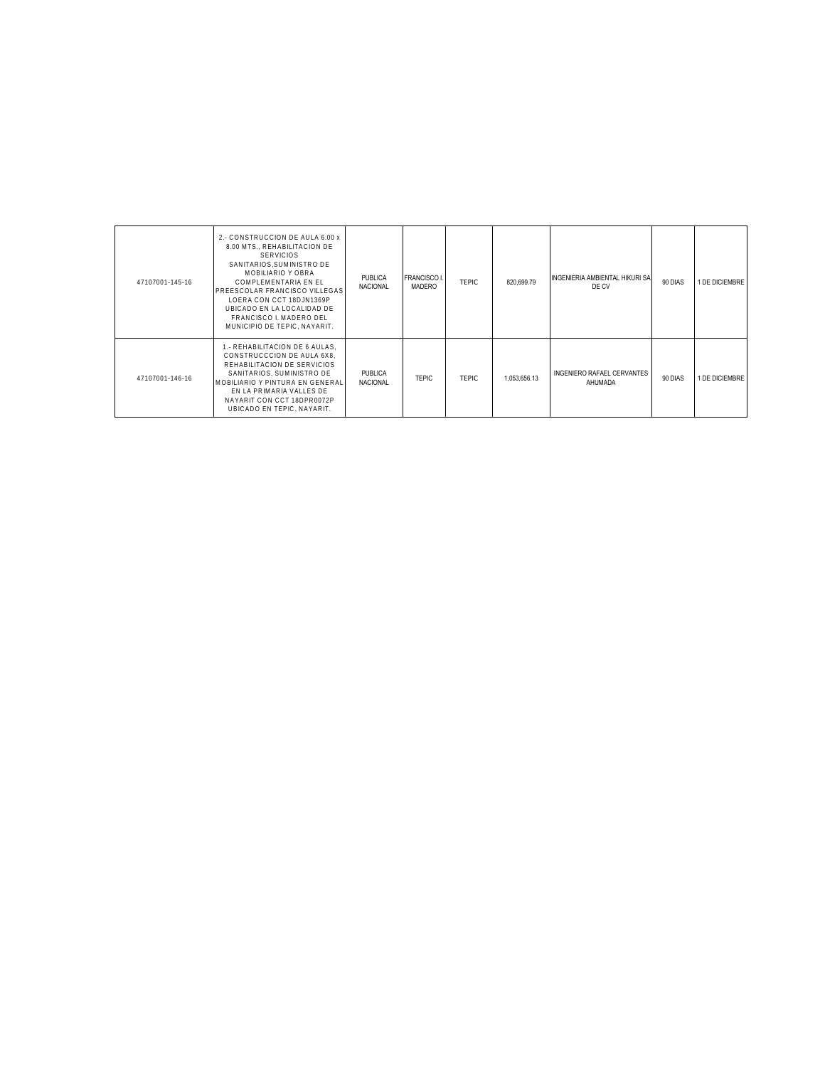| | | | | | | | | |
|---|---|---|---|---|---|---|---|---|
| 47107001-145-16 | 2.- CONSTRUCCION DE AULA 6.00 x 8.00 MTS., REHABILITACION DE SERVICIOS SANITARIOS,SUMINISTRO DE MOBILIARIO Y OBRA COMPLEMENTARIA EN EL PREESCOLAR FRANCISCO VILLEGAS LOERA CON CCT 18DJN1369P UBICADO EN LA LOCALIDAD DE FRANCISCO I. MADERO DEL MUNICIPIO DE TEPIC, NAYARIT. | PUBLICA NACIONAL | FRANCISCO I. MADERO | TEPIC | 820,699.79 | INGENIERIA AMBIENTAL HIKURI SA DE CV | 90 DIAS | 1 DE DICIEMBRE |
| 47107001-146-16 | 1.- REHABILITACION DE 6 AULAS, CONSTRUCCCION DE AULA 6X8, REHABILITACION DE SERVICIOS SANITARIOS, SUMINISTRO DE MOBILIARIO Y PINTURA EN GENERAL EN LA PRIMARIA VALLES DE NAYARIT CON CCT 18DPR0072P UBICADO EN TEPIC, NAYARIT. | PUBLICA NACIONAL | TEPIC | TEPIC | 1,053,656.13 | INGENIERO RAFAEL CERVANTES AHUMADA | 90 DIAS | 1 DE DICIEMBRE |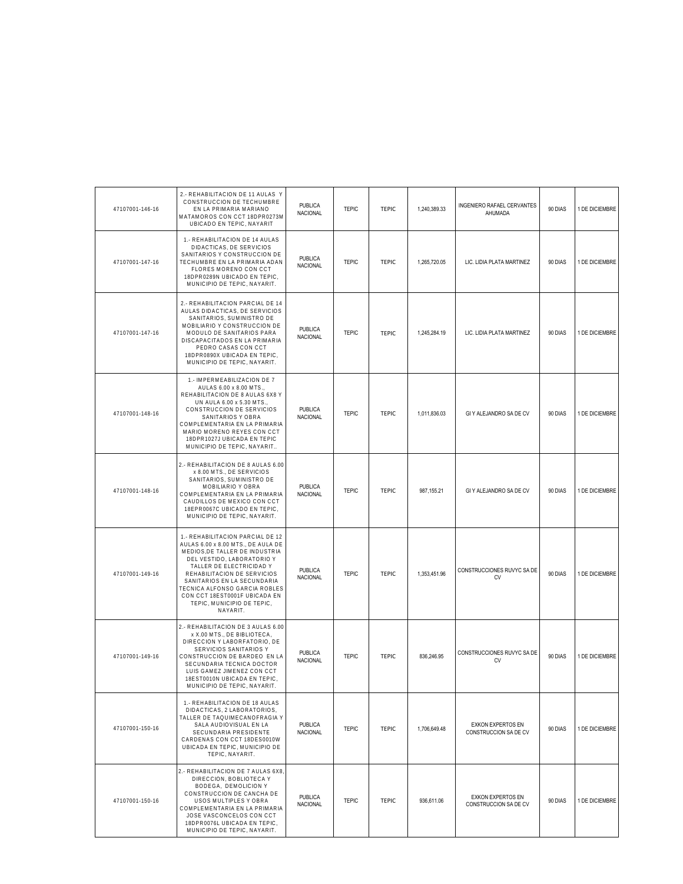| | | | | | | | | |
|---|---|---|---|---|---|---|---|---|
| 47107001-146-16 | 2.- REHABILITACION DE 11 AULAS Y CONSTRUCCION DE TECHUMBRE EN LA PRIMARIA MARIANO MATAMOROS CON CCT 18DPR0273M UBICADO EN TEPIC, NAYARIT | PUBLICA NACIONAL | TEPIC | TEPIC | 1,240,389.33 | INGENIERO RAFAEL CERVANTES AHUMADA | 90 DIAS | 1 DE DICIEMBRE |
| 47107001-147-16 | 1.- REHABILITACION DE 14 AULAS DIDACTICAS, DE SERVICIOS SANITARIOS Y CONSTRUCCION DE TECHUMBRE EN LA PRIMARIA ADAN FLORES MORENO CON CCT 18DPR0289N UBICADO EN TEPIC, MUNICIPIO DE TEPIC, NAYARIT. | PUBLICA NACIONAL | TEPIC | TEPIC | 1,265,720.05 | LIC. LIDIA PLATA MARTINEZ | 90 DIAS | 1 DE DICIEMBRE |
| 47107001-147-16 | 2.- REHABILITACION PARCIAL DE 14 AULAS DIDACTICAS, DE SERVICIOS SANITARIOS, SUMINISTRO DE MOBILIARIO Y CONSTRUCCION DE MODULO DE SANITARIOS PARA DISCAPACITADOS EN LA PRIMARIA PEDRO CASAS CON CCT 18DPR0890X UBICADA EN TEPIC, MUNICIPIO DE TEPIC, NAYARIT. | PUBLICA NACIONAL | TEPIC | TEPIC | 1,245,284.19 | LIC. LIDIA PLATA MARTINEZ | 90 DIAS | 1 DE DICIEMBRE |
| 47107001-148-16 | 1.- IMPERMEABILIZACION DE 7 AULAS 6.00 x 8.00 MTS., REHABILITACION DE 8 AULAS 6X8 Y UN AULA 6.00 x 5.30 MTS., CONSTRUCCION DE SERVICIOS SANITARIOS Y OBRA COMPLEMENTARIA EN LA PRIMARIA MARIO MORENO REYES CON CCT 18DPR1027J UBICADA EN TEPIC MUNICIPIO DE TEPIC, NAYARIT.. | PUBLICA NACIONAL | TEPIC | TEPIC | 1,011,836.03 | GI Y ALEJANDRO SA DE CV | 90 DIAS | 1 DE DICIEMBRE |
| 47107001-148-16 | 2.- REHABILITACION DE 8 AULAS 6.00 x 8.00 MTS., DE SERVICIOS SANITARIOS, SUMINISTRO DE MOBILIARIO Y OBRA COMPLEMENTARIA EN LA PRIMARIA CAUDILLOS DE MEXICO CON CCT 18EPR0067C UBICADO EN TEPIC, MUNICIPIO DE TEPIC, NAYARIT. | PUBLICA NACIONAL | TEPIC | TEPIC | 987,155.21 | GI Y ALEJANDRO SA DE CV | 90 DIAS | 1 DE DICIEMBRE |
| 47107001-149-16 | 1.- REHABILITACION PARCIAL DE 12 AULAS 6.00 x 8.00 MTS., DE AULA DE MEDIOS,DE TALLER DE INDUSTRIA DEL VESTIDO, LABORATORIO Y TALLER DE ELECTRICIDAD Y REHABILITACION DE SERVICIOS SANITARIOS EN LA SECUNDARIA TECNICA ALFONSO GARCIA ROBLES CON CCT 18EST0001F UBICADA EN TEPIC, MUNICIPIO DE TEPIC, NAYARIT. | PUBLICA NACIONAL | TEPIC | TEPIC | 1,353,451.96 | CONSTRUCCIONES RUVYC SA DE CV | 90 DIAS | 1 DE DICIEMBRE |
| 47107001-149-16 | 2.- REHABILITACION DE 3 AULAS 6.00 x X.00 MTS., DE BIBLIOTECA, DIRECCION Y LABORFATORIO, DE SERVICIOS SANITARIOS Y CONSTRUCCION DE BARDEO EN LA SECUNDARIA TECNICA DOCTOR LUIS GAMEZ JIMENEZ CON CCT 18EST0010N UBICADA EN TEPIC, MUNICIPIO DE TEPIC, NAYARIT. | PUBLICA NACIONAL | TEPIC | TEPIC | 836,246.95 | CONSTRUCCIONES RUVYC SA DE CV | 90 DIAS | 1 DE DICIEMBRE |
| 47107001-150-16 | 1.- REHABILITACION DE 18 AULAS DIDACTICAS, 2 LABORATORIOS, TALLER DE TAQUIMECANOFRAGIA Y SALA AUDIOVISUAL EN LA SECUNDARIA PRESIDENTE CARDENAS CON CCT 18DES0010W UBICADA EN TEPIC, MUNICIPIO DE TEPIC, NAYARIT. | PUBLICA NACIONAL | TEPIC | TEPIC | 1,706,649.48 | EXKON EXPERTOS EN CONSTRUCCION SA DE CV | 90 DIAS | 1 DE DICIEMBRE |
| 47107001-150-16 | 2.- REHABILITACION DE 7 AULAS 6X8, DIRECCION, BOBLIOTECA Y BODEGA, DEMOLICION Y CONSTRUCCION DE CANCHA DE USOS MULTIPLES Y OBRA COMPLEMENTARIA EN LA PRIMARIA JOSE VASCONCELOS CON CCT 18DPR0076L UBICADA EN TEPIC, MUNICIPIO DE TEPIC, NAYARIT. | PUBLICA NACIONAL | TEPIC | TEPIC | 936,611.06 | EXKON EXPERTOS EN CONSTRUCCION SA DE CV | 90 DIAS | 1 DE DICIEMBRE |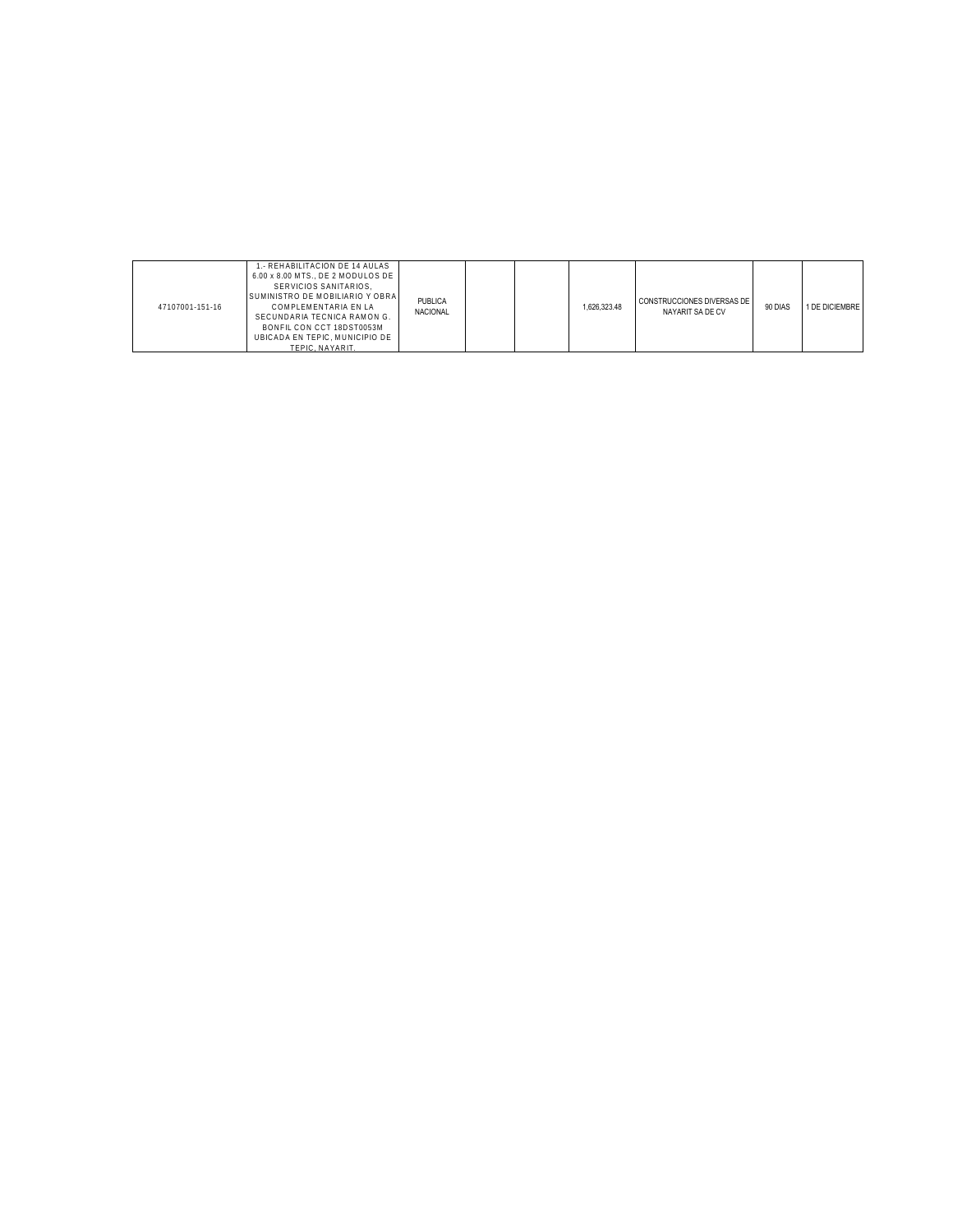| | | | | | | | | |
|---|---|---|---|---|---|---|---|---|
| 47107001-151-16 | 1.- REHABILITACION DE 14 AULAS 6.00 x 8.00 MTS., DE 2 MODULOS DE SERVICIOS SANITARIOS, SUMINISTRO DE MOBILIARIO Y OBRA COMPLEMENTARIA EN LA SECUNDARIA TECNICA RAMON G. BONFIL CON CCT 18DST0053M UBICADA EN TEPIC, MUNICIPIO DE TEPIC, NAYARIT. | PUBLICA NACIONAL | | | 1,626,323.48 | CONSTRUCCIONES DIVERSAS DE NAYARIT SA DE CV | 90 DIAS | 1 DE DICIEMBRE |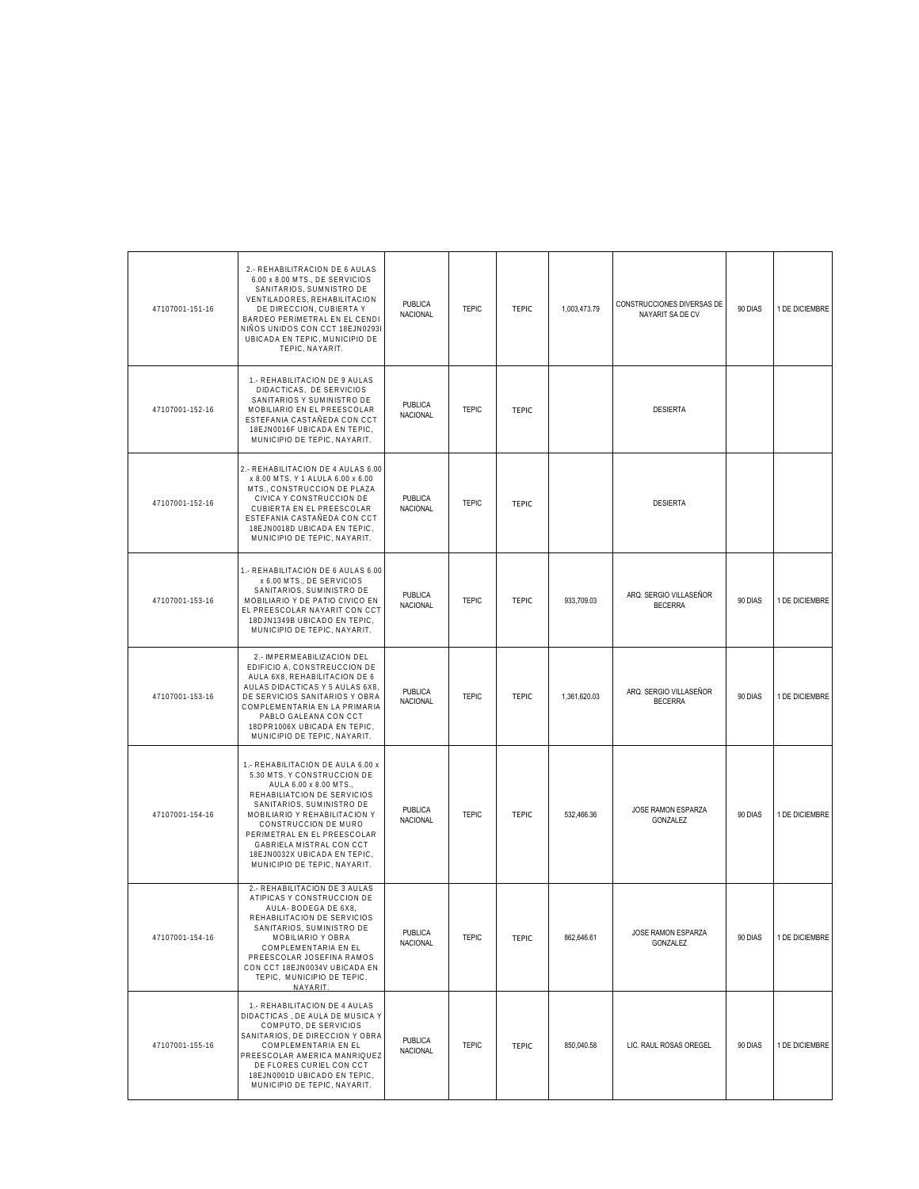| | | | | | | | | |
|---|---|---|---|---|---|---|---|---|
| 47107001-151-16 | 2.- REHABILITRACION DE 6 AULAS 6.00 x 8.00 MTS., DE SERVICIOS SANITARIOS, SUMNISTRO DE VENTILADORES, REHABILITACION DE DIRECCION, CUBIERTA Y BARDEO PERIMETRAL EN EL CENDI NIÑOS UNIDOS CON CCT 18EJN0293I UBICADA EN TEPIC, MUNICIPIO DE TEPIC, NAYARIT. | PUBLICA NACIONAL | TEPIC | TEPIC | 1,003,473.79 | CONSTRUCCIONES DIVERSAS DE NAYARIT SA DE CV | 90 DIAS | 1 DE DICIEMBRE |
| 47107001-152-16 | 1.- REHABILITACION DE 9 AULAS DIDACTICAS, DE SERVICIOS SANITARIOS Y SUMINISTRO DE MOBILIARIO EN EL PREESCOLAR ESTEFANIA CASTAÑEDA CON CCT 18EJN0016F UBICADA EN TEPIC, MUNICIPIO DE TEPIC, NAYARIT. | PUBLICA NACIONAL | TEPIC | TEPIC | | DESIERTA | | |
| 47107001-152-16 | 2.- REHABILITACION DE 4 AULAS 6.00 x 8.00 MTS. Y 1 ALULA 6.00 x 6.00 MTS., CONSTRUCCION DE PLAZA CIVICA Y CONSTRUCCION DE CUBIERTA EN EL PREESCOLAR ESTEFANIA CASTAÑEDA CON CCT 18EJN0018D UBICADA EN TEPIC, MUNICIPIO DE TEPIC, NAYARIT. | PUBLICA NACIONAL | TEPIC | TEPIC | | DESIERTA | | |
| 47107001-153-16 | 1.- REHABILITACION DE 6 AULAS 6.00 x 6.00 MTS., DE SERVICIOS SANITARIOS, SUMINISTRO DE MOBILIARIO Y DE PATIO CIVICO EN EL PREESCOLAR NAYARIT CON CCT 18DJN1349B UBICADO EN TEPIC, MUNICIPIO DE TEPIC, NAYARIT. | PUBLICA NACIONAL | TEPIC | TEPIC | 933,709.03 | ARQ. SERGIO VILLASEÑOR BECERRA | 90 DIAS | 1 DE DICIEMBRE |
| 47107001-153-16 | 2.- IMPERMEABILIZACION DEL EDIFICIO A, CONSTREUCCION DE AULA 6X8, REHABILITACION DE 6 AULAS DIDACTICAS Y 5 AULAS 6X8, DE SERVICIOS SANITARIOS Y OBRA COMPLEMENTARIA EN LA PRIMARIA PABLO GALEANA CON CCT 18DPR1006X UBICADA EN TEPIC, MUNICIPIO DE TEPIC, NAYARIT. | PUBLICA NACIONAL | TEPIC | TEPIC | 1,361,620.03 | ARQ. SERGIO VILLASEÑOR BECERRA | 90 DIAS | 1 DE DICIEMBRE |
| 47107001-154-16 | 1.- REHABILITACION DE AULA 6.00 x 5.30 MTS. Y CONSTRUCCION DE AULA 6.00 x 8.00 MTS., REHABILIATCION DE SERVICIOS SANITARIOS, SUMINISTRO DE MOBILIARIO Y REHABILITACION Y CONSTRUCCION DE MURO PERIMETRAL EN EL PREESCOLAR GABRIELA MISTRAL CON CCT 18EJN0032X UBICADA EN TEPIC, MUNICIPIO DE TEPIC, NAYARIT. | PUBLICA NACIONAL | TEPIC | TEPIC | 532,466.36 | JOSE RAMON ESPARZA GONZALEZ | 90 DIAS | 1 DE DICIEMBRE |
| 47107001-154-16 | 2.- REHABILITACION DE 3 AULAS ATIPICAS Y CONSTRUCCION DE AULA- BODEGA DE 6X8, REHABILITACION DE SERVICIOS SANITARIOS, SUMINISTRO DE MOBILIARIO Y OBRA COMPLEMENTARIA EN EL PREESCOLAR JOSEFINA RAMOS CON CCT 18EJN0034V UBICADA EN TEPIC, MUNICIPIO DE TEPIC, NAYARIT. | PUBLICA NACIONAL | TEPIC | TEPIC | 862,646.61 | JOSE RAMON ESPARZA GONZALEZ | 90 DIAS | 1 DE DICIEMBRE |
| 47107001-155-16 | 1.- REHABILITACION DE 4 AULAS DIDACTICAS , DE AULA DE MUSICA Y COMPUTO, DE SERVICIOS SANITARIOS, DE DIRECCION Y OBRA COMPLEMENTARIA EN EL PREESCOLAR AMERICA MANRIQUEZ DE FLORES CURIEL CON CCT 18EJN0001D UBICADO EN TEPIC, MUNICIPIO DE TEPIC, NAYARIT. | PUBLICA NACIONAL | TEPIC | TEPIC | 850,040.58 | LIC. RAUL ROSAS OREGEL | 90 DIAS | 1 DE DICIEMBRE |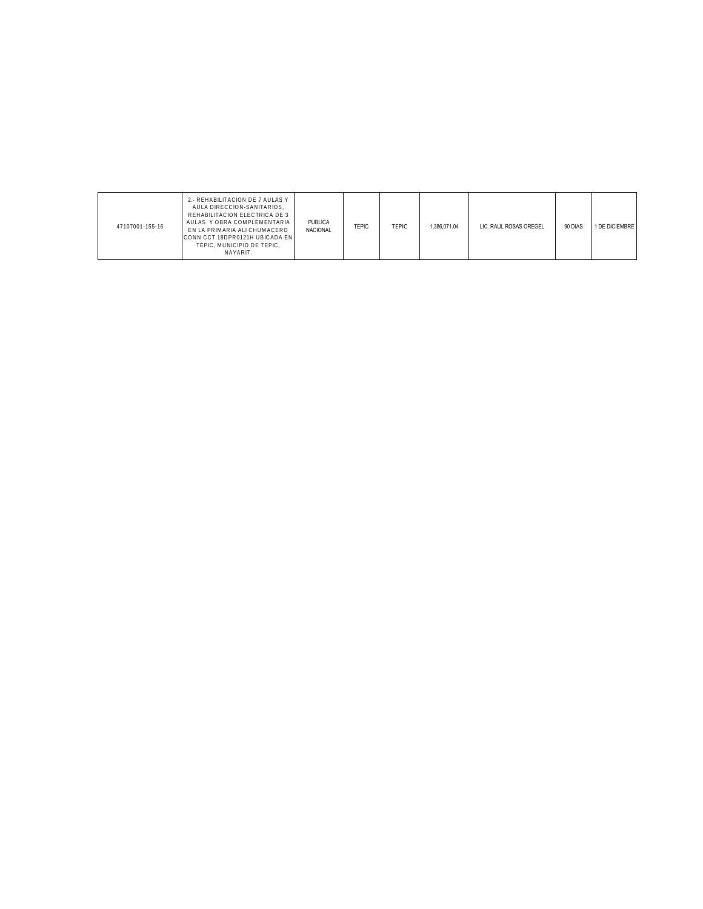| | | | | | | | | |
|---|---|---|---|---|---|---|---|---|
| 47107001-155-16 | 2.- REHABILITACION DE 7 AULAS Y AULA DIRECCION-SANITARIOS, REHABILITACION ELECTRICA DE 3 AULAS Y OBRA COMPLEMENTARIA EN LA PRIMARIA ALI CHUMACERO CONN CCT 18DPR0121H UBICADA EN TEPIC, MUNICIPIO DE TEPIC, NAYARIT. | PUBLICA NACIONAL | TEPIC | TEPIC | 1,386,071.04 | LIC. RAUL ROSAS OREGEL | 90 DIAS | 1 DE DICIEMBRE |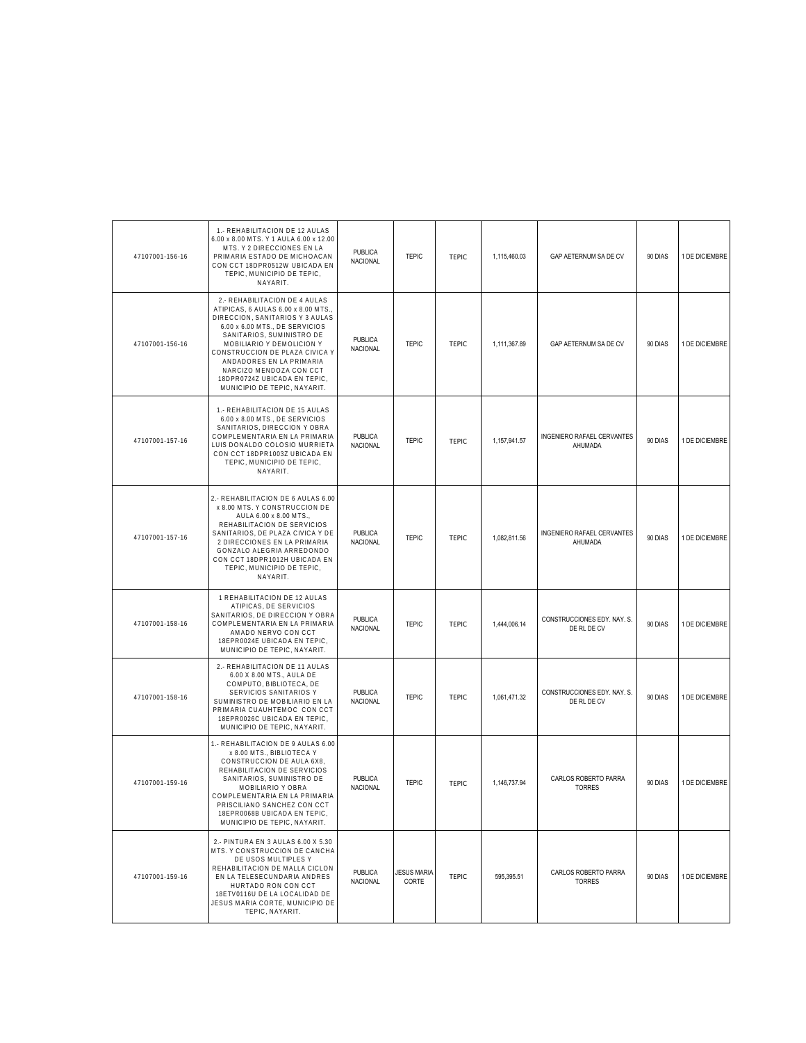| | | | | | | | | |
|---|---|---|---|---|---|---|---|---|
| 47107001-156-16 | 1.- REHABILITACION DE 12 AULAS 6.00 x 8.00 MTS. Y 1 AULA 6.00 x 12.00 MTS. Y 2 DIRECCIONES EN LA PRIMARIA ESTADO DE MICHOACAN CON CCT 18DPR0512W UBICADA EN TEPIC, MUNICIPIO DE TEPIC, NAYARIT. | PUBLICA NACIONAL | TEPIC | TEPIC | 1,115,460.03 | GAP AETERNUM SA DE CV | 90 DIAS | 1 DE DICIEMBRE |
| 47107001-156-16 | 2.- REHABILITACION DE 4 AULAS ATIPICAS, 6 AULAS 6.00 x 8.00 MTS., DIRECCION, SANITARIOS Y 3 AULAS 6.00 x 6.00 MTS., DE SERVICIOS SANITARIOS, SUMINISTRO DE MOBILIARIO Y DEMOLICION Y CONSTRUCCION DE PLAZA CIVICA Y ANDADORES EN LA PRIMARIA NARCIZO MENDOZA CON CCT 18DPR0724Z UBICADA EN TEPIC, MUNICIPIO DE TEPIC, NAYARIT. | PUBLICA NACIONAL | TEPIC | TEPIC | 1,111,367.89 | GAP AETERNUM SA DE CV | 90 DIAS | 1 DE DICIEMBRE |
| 47107001-157-16 | 1.- REHABILITACION DE 15 AULAS 6.00 x 8.00 MTS., DE SERVICIOS SANITARIOS, DIRECCION Y OBRA COMPLEMENTARIA EN LA PRIMARIA LUIS DONALDO COLOSIO MURRIETA CON CCT 18DPR1003Z UBICADA EN TEPIC, MUNICIPIO DE TEPIC, NAYARIT. | PUBLICA NACIONAL | TEPIC | TEPIC | 1,157,941.57 | INGENIERO RAFAEL CERVANTES AHUMADA | 90 DIAS | 1 DE DICIEMBRE |
| 47107001-157-16 | 2.- REHABILITACION DE 6 AULAS 6.00 x 8.00 MTS. Y CONSTRUCCION DE AULA 6.00 x 8.00 MTS., REHABILITACION DE SERVICIOS SANITARIOS, DE PLAZA CIVICA Y DE 2 DIRECCIONES EN LA PRIMARIA GONZALO ALEGRIA ARREDONDO CON CCT 18DPR1012H UBICADA EN TEPIC, MUNICIPIO DE TEPIC, NAYARIT. | PUBLICA NACIONAL | TEPIC | TEPIC | 1,082,811.56 | INGENIERO RAFAEL CERVANTES AHUMADA | 90 DIAS | 1 DE DICIEMBRE |
| 47107001-158-16 | 1 REHABILITACION DE 12 AULAS ATIPICAS, DE SERVICIOS SANITARIOS, DE DIRECCION Y OBRA COMPLEMENTARIA EN LA PRIMARIA AMADO NERVO CON CCT 18EPR0024E UBICADA EN TEPIC, MUNICIPIO DE TEPIC, NAYARIT. | PUBLICA NACIONAL | TEPIC | TEPIC | 1,444,006.14 | CONSTRUCCIONES EDY. NAY. S. DE RL DE CV | 90 DIAS | 1 DE DICIEMBRE |
| 47107001-158-16 | 2.- REHABILITACION DE 11 AULAS 6.00 X 8.00 MTS., AULA DE COMPUTO, BIBLIOTECA, DE SERVICIOS SANITARIOS Y SUMINISTRO DE MOBILIARIO EN LA PRIMARIA CUAUHTEMOC CON CCT 18EPR0026C UBICADA EN TEPIC, MUNICIPIO DE TEPIC, NAYARIT. | PUBLICA NACIONAL | TEPIC | TEPIC | 1,061,471.32 | CONSTRUCCIONES EDY. NAY. S. DE RL DE CV | 90 DIAS | 1 DE DICIEMBRE |
| 47107001-159-16 | 1.- REHABILITACION DE 9 AULAS 6.00 x 8.00 MTS., BIBLIOTECA Y CONSTRUCCION DE AULA 6X8, REHABILITACION DE SERVICIOS SANITARIOS, SUMINISTRO DE MOBILIARIO Y OBRA COMPLEMENTARIA EN LA PRIMARIA PRISCILIANO SANCHEZ CON CCT 18EPR0068B UBICADA EN TEPIC, MUNICIPIO DE TEPIC, NAYARIT. | PUBLICA NACIONAL | TEPIC | TEPIC | 1,146,737.94 | CARLOS ROBERTO PARRA TORRES | 90 DIAS | 1 DE DICIEMBRE |
| 47107001-159-16 | 2.- PINTURA EN 3 AULAS 6.00 X 5.30 MTS. Y CONSTRUCCION DE CANCHA DE USOS MULTIPLES Y REHABILITACION DE MALLA CICLON EN LA TELESECUNDARIA ANDRES HURTADO RON CON CCT 18ETV0116U DE LA LOCALIDAD DE JESUS MARIA CORTE, MUNICIPIO DE TEPIC, NAYARIT. | PUBLICA NACIONAL | JESUS MARIA CORTE | TEPIC | 595,395.51 | CARLOS ROBERTO PARRA TORRES | 90 DIAS | 1 DE DICIEMBRE |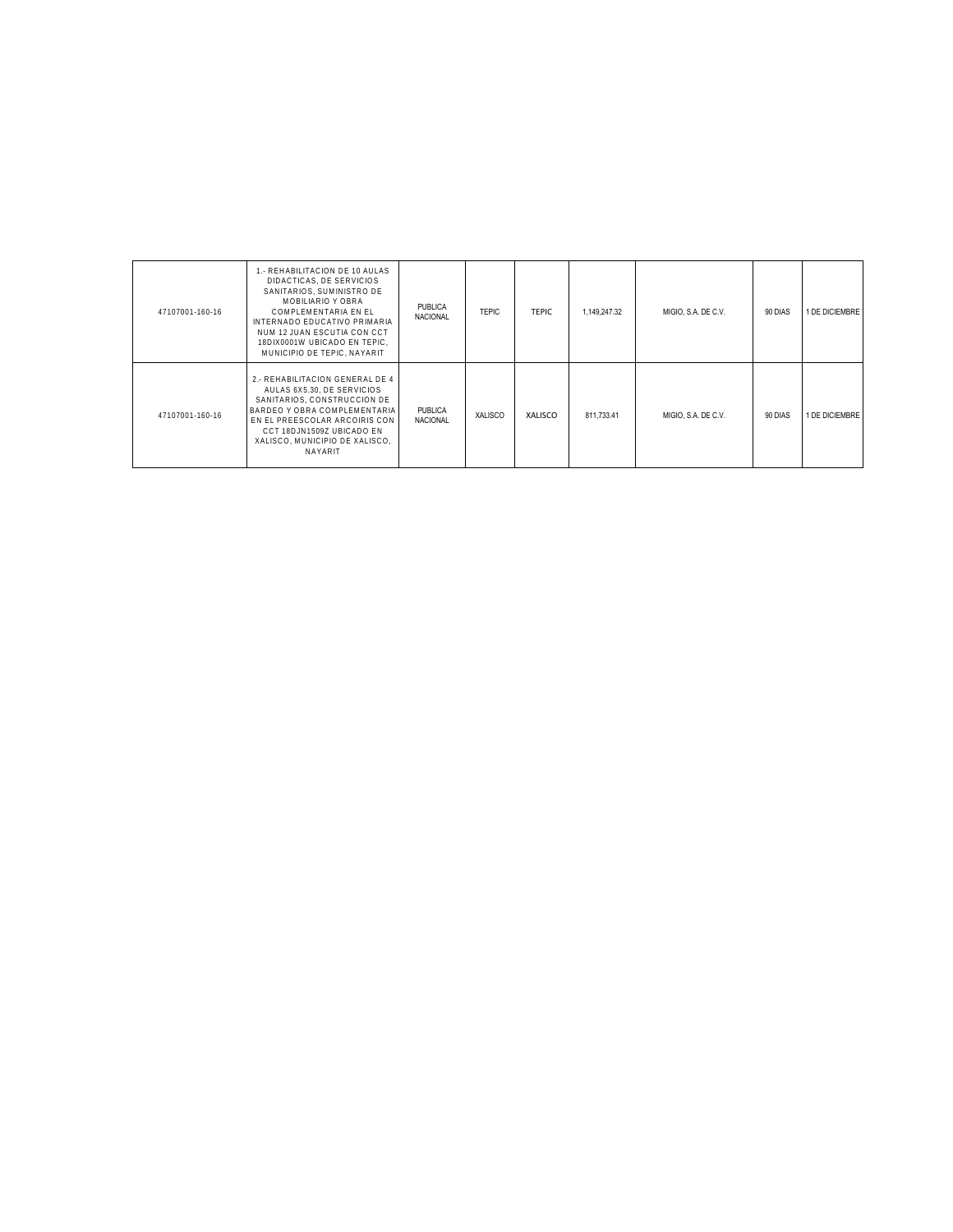| | | | | | | | | |
|---|---|---|---|---|---|---|---|---|
| 47107001-160-16 | 1.- REHABILITACION DE 10 AULAS DIDACTICAS, DE SERVICIOS SANITARIOS, SUMINISTRO DE MOBILIARIO Y OBRA COMPLEMENTARIA EN EL INTERNADO EDUCATIVO PRIMARIA NUM 12 JUAN ESCUTIA CON CCT 18DIX0001W UBICADO EN TEPIC, MUNICIPIO DE TEPIC, NAYARIT | PUBLICA NACIONAL | TEPIC | TEPIC | 1,149,247.32 | MIGIO, S.A. DE C.V. | 90 DIAS | 1 DE DICIEMBRE |
| 47107001-160-16 | 2.- REHABILITACION GENERAL DE 4 AULAS 6X5.30, DE SERVICIOS SANITARIOS, CONSTRUCCION DE BARDEO Y OBRA COMPLEMENTARIA EN EL PREESCOLAR ARCOIRIS CON CCT 18DJN1509Z UBICADO EN XALISCO, MUNICIPIO DE XALISCO, NAYARIT | PUBLICA NACIONAL | XALISCO | XALISCO | 811,733.41 | MIGIO, S.A. DE C.V. | 90 DIAS | 1 DE DICIEMBRE |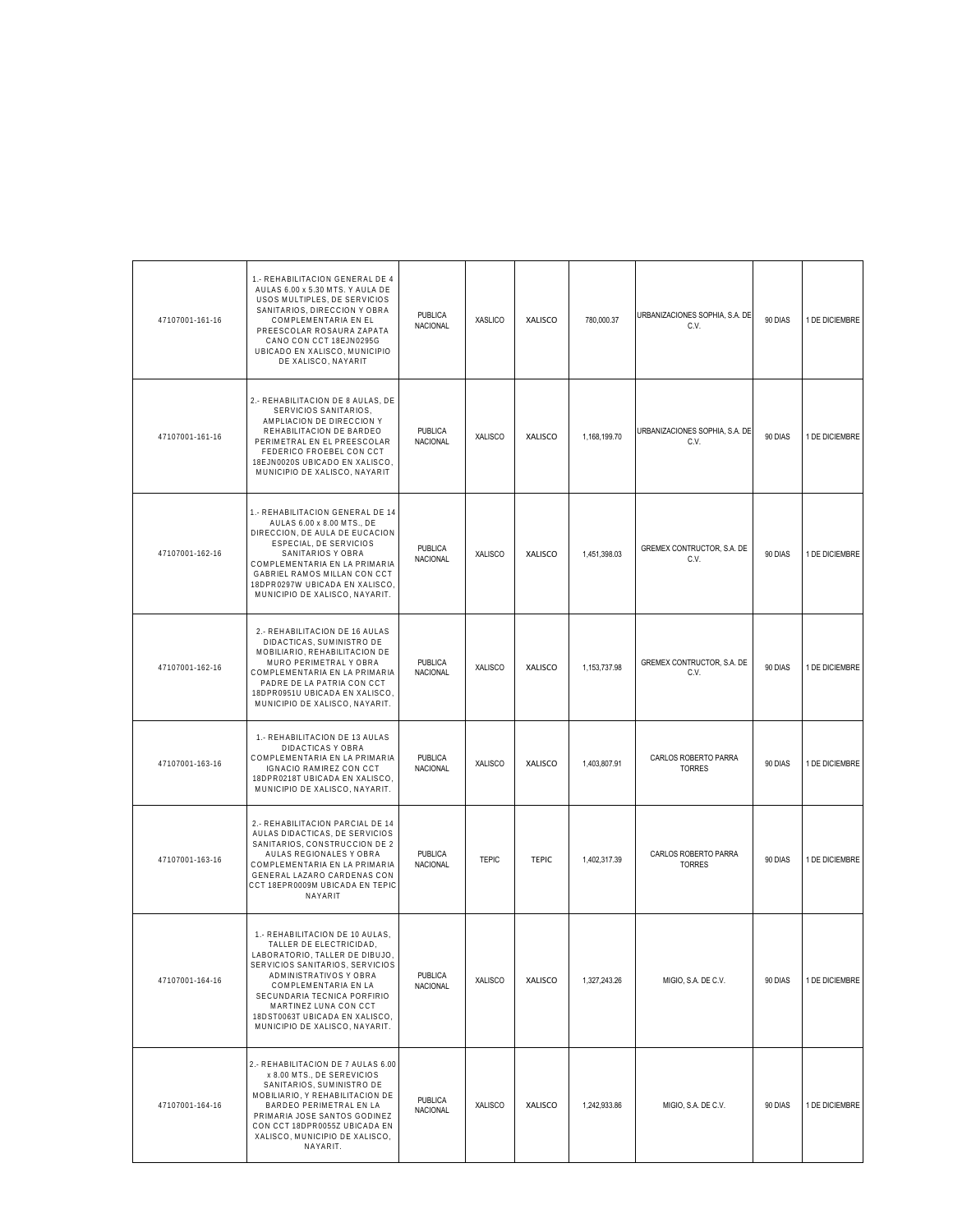| | | | | | | | | |
|---|---|---|---|---|---|---|---|---|
| 47107001-161-16 | 1.- REHABILITACION GENERAL DE 4 AULAS 6.00 x 5.30 MTS. Y AULA DE USOS MULTIPLES, DE SERVICIOS SANITARIOS, DIRECCION Y OBRA COMPLEMENTARIA EN EL PREESCOLAR ROSAURA ZAPATA CANO CON CCT 18EJN0295G UBICADO EN XALISCO, MUNICIPIO DE XALISCO, NAYARIT | PUBLICA NACIONAL | XASLICO | XALISCO | 780,000.37 | URBANIZACIONES SOPHIA, S.A. DE C.V. | 90 DIAS | 1 DE DICIEMBRE |
| 47107001-161-16 | 2.- REHABILITACION DE 8 AULAS, DE SERVICIOS SANITARIOS, AMPLIACION DE DIRECCION Y REHABILITACION DE BARDEO PERIMETRAL EN EL PREESCOLAR FEDERICO FROEBEL CON CCT 18EJN0020S UBICADO EN XALISCO, MUNICIPIO DE XALISCO, NAYARIT | PUBLICA NACIONAL | XALISCO | XALISCO | 1,168,199.70 | URBANIZACIONES SOPHIA, S.A. DE C.V. | 90 DIAS | 1 DE DICIEMBRE |
| 47107001-162-16 | 1.- REHABILITACION GENERAL DE 14 AULAS 6.00 x 8.00 MTS., DE DIRECCION, DE AULA DE EUCACION ESPECIAL, DE SERVICIOS SANITARIOS Y OBRA COMPLEMENTARIA EN LA PRIMARIA GABRIEL RAMOS MILLAN CON CCT 18DPR0297W UBICADA EN XALISCO, MUNICIPIO DE XALISCO, NAYARIT. | PUBLICA NACIONAL | XALISCO | XALISCO | 1,451,398.03 | GREMEX CONTRUCTOR, S.A. DE C.V. | 90 DIAS | 1 DE DICIEMBRE |
| 47107001-162-16 | 2.- REHABILITACION DE 16 AULAS DIDACTICAS, SUMINISTRO DE MOBILIARIO, REHABILITACION DE MURO PERIMETRAL Y OBRA COMPLEMENTARIA EN LA PRIMARIA PADRE DE LA PATRIA CON CCT 18DPR0951U UBICADA EN XALISCO, MUNICIPIO DE XALISCO, NAYARIT. | PUBLICA NACIONAL | XALISCO | XALISCO | 1,153,737.98 | GREMEX CONTRUCTOR, S.A. DE C.V. | 90 DIAS | 1 DE DICIEMBRE |
| 47107001-163-16 | 1.- REHABILITACION DE 13 AULAS DIDACTICAS Y OBRA COMPLEMENTARIA EN LA PRIMARIA IGNACIO RAMIREZ CON CCT 18DPR0218T UBICADA EN XALISCO, MUNICIPIO DE XALISCO, NAYARIT. | PUBLICA NACIONAL | XALISCO | XALISCO | 1,403,807.91 | CARLOS ROBERTO PARRA TORRES | 90 DIAS | 1 DE DICIEMBRE |
| 47107001-163-16 | 2.- REHABILITACION PARCIAL DE 14 AULAS DIDACTICAS, DE SERVICIOS SANITARIOS, CONSTRUCCION DE 2 AULAS REGIONALES Y OBRA COMPLEMENTARIA EN LA PRIMARIA GENERAL LAZARO CARDENAS CON CCT 18EPR0009M UBICADA EN TEPIC NAYARIT | PUBLICA NACIONAL | TEPIC | TEPIC | 1,402,317.39 | CARLOS ROBERTO PARRA TORRES | 90 DIAS | 1 DE DICIEMBRE |
| 47107001-164-16 | 1.- REHABILITACION DE 10 AULAS, TALLER DE ELECTRICIDAD, LABORATORIO, TALLER DE DIBUJO, SERVICIOS SANITARIOS, SERVICIOS ADMINISTRATIVOS Y OBRA COMPLEMENTARIA EN LA SECUNDARIA TECNICA PORFIRIO MARTINEZ LUNA CON CCT 18DST0063T UBICADA EN XALISCO, MUNICIPIO DE XALISCO, NAYARIT. | PUBLICA NACIONAL | XALISCO | XALISCO | 1,327,243.26 | MIGIO, S.A. DE C.V. | 90 DIAS | 1 DE DICIEMBRE |
| 47107001-164-16 | 2.- REHABILITACION DE 7 AULAS 6.00 x 8.00 MTS., DE SEREVICIOS SANITARIOS, SUMINISTRO DE MOBILIARIO, Y REHABILITACION DE BARDEO PERIMETRAL EN LA PRIMARIA JOSE SANTOS GODINEZ CON CCT 18DPR0055Z UBICADA EN XALISCO, MUNICIPIO DE XALISCO, NAYARIT. | PUBLICA NACIONAL | XALISCO | XALISCO | 1,242,933.86 | MIGIO, S.A. DE C.V. | 90 DIAS | 1 DE DICIEMBRE |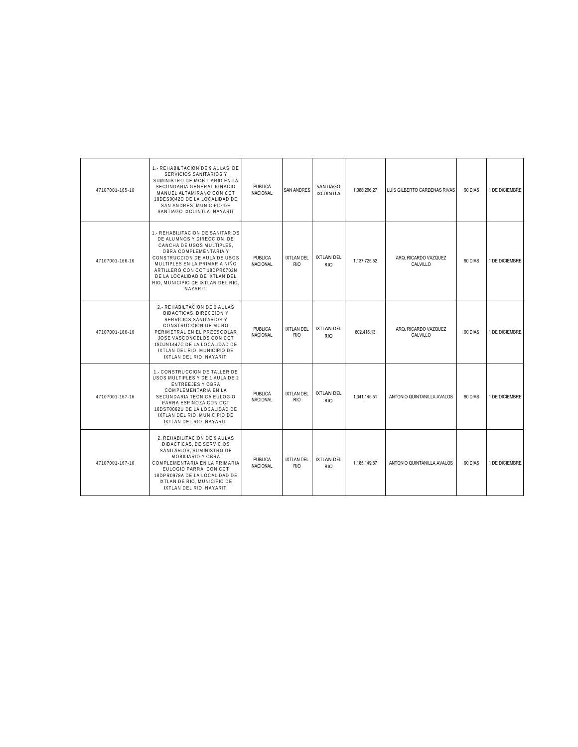| | | | | | | | | |
|---|---|---|---|---|---|---|---|---|
| 47107001-165-16 | 1.- REHABILTACION DE 9 AULAS, DE SERVICIOS SANITARIOS Y SUMINISTRO DE MOBILIARIO EN LA SECUNDARIA GENERAL IGNACIO MANUEL ALTAMIRANO CON CCT 18DES0042O DE LA LOCALIDAD DE SAN ANDRES, MUNICIPIO DE SANTIAGO IXCUINTLA, NAYARIT | PUBLICA NACIONAL | SAN ANDRES | SANTIAGO IXCUINTLA | 1,088,206.27 | LUIS GILBERTO CARDENAS RIVAS | 90 DIAS | 1 DE DICIEMBRE |
| 47107001-166-16 | 1.- REHABILITACION DE SANITARIOS DE ALUMNOS Y DIRECCION, DE CANCHA DE USOS MULTIPLES, OBRA COMPLEMENTARIA Y CONSTRUCCION DE AULA DE USOS MULTIPLES EN LA PRIMARIA NIÑO ARTILLERO CON CCT 18DPR0702N DE LA LOCALIDAD DE IXTLAN DEL RIO, MUNICIPIO DE IXTLAN DEL RIO, NAYARIT. | PUBLICA NACIONAL | IXTLAN DEL RIO | IXTLAN DEL RIO | 1,137,725.52 | ARQ. RICARDO VAZQUEZ CALVILLO | 90 DIAS | 1 DE DICIEMBRE |
| 47107001-166-16 | 2.- REHABILTACION DE 3 AULAS DIDACTICAS, DIRECCION Y SERVICIOS SANITARIOS Y CONSTRUCCION DE MURO PERIMETRAL EN EL PREESCOLAR JOSE VASCONCELOS CON CCT 18DJN1447C DE LA LOCALIDAD DE IXTLAN DEL RIO, MUNICIPIO DE IXTLAN DEL RIO, NAYARIT. | PUBLICA NACIONAL | IXTLAN DEL RIO | IXTLAN DEL RIO | 802,416.13 | ARQ. RICARDO VAZQUEZ CALVILLO | 90 DIAS | 1 DE DICIEMBRE |
| 47107001-167-16 | 1.- CONSTRUCCION DE TALLER DE USOS MULTIPLES Y DE 1 AULA DE 2 ENTREEJES Y OBRA COMPLEMENTARIA EN LA SECUNDARIA TECNICA EULOGIO PARRA ESPINOZA CON CCT 18DST0062U DE LA LOCALIDAD DE IXTLAN DEL RIO, MUNICIPIO DE IXTLAN DEL RIO, NAYARIT. | PUBLICA NACIONAL | IXTLAN DEL RIO | IXTLAN DEL RIO | 1,341,145.51 | ANTONIO QUINTANILLA AVALOS | 90 DIAS | 1 DE DICIEMBRE |
| 47107001-167-16 | 2. REHABILITACION DE 9 AULAS DIDACTICAS, DE SERVICIOS SANITARIOS, SUMINISTRO DE MOBILIARIO Y OBRA COMPLEMENTARIA EN LA PRIMARIA EULOGIO PARRA CON CCT 18DPR0978A DE LA LOCALIDAD DE IXTLAN DE RIO, MUNICIPIO DE IXTLAN DEL RIO, NAYARIT. | PUBLICA NACIONAL | IXTLAN DEL RIO | IXTLAN DEL RIO | 1,165,149.87 | ANTONIO QUINTANILLA AVALOS | 90 DIAS | 1 DE DICIEMBRE |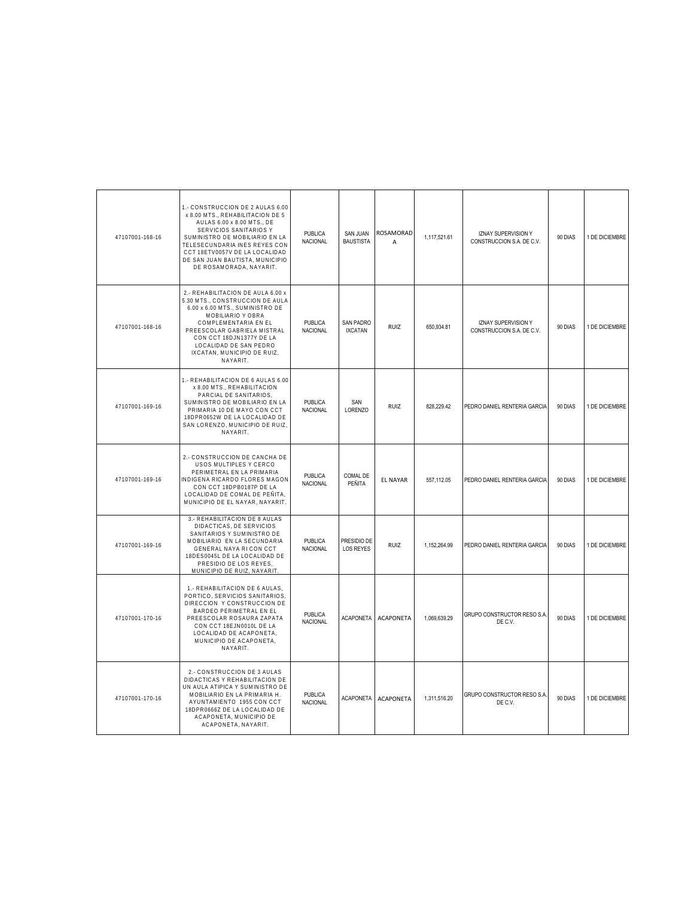| | | | | | | | | |
|---|---|---|---|---|---|---|---|---|
| 47107001-168-16 | 1.- CONSTRUCCION DE 2 AULAS 6.00 x 8.00 MTS., REHABILITACION DE 5 AULAS 6.00 x 8.00 MTS., DE SERVICIOS SANITARIOS Y SUMINISTRO DE MOBILIARIO EN LA TELESECUNDARIA INES REYES CON CCT 18ETV0057V DE LA LOCALIDAD DE SAN JUAN BAUTISTA, MUNICIPIO DE ROSAMORADA, NAYARIT. | PUBLICA NACIONAL | SAN JUAN BAUSTISTA | ROSAMORADA | 1,117,521.61 | IZNAY SUPERVISION Y CONSTRUCCION S.A. DE C.V. | 90 DIAS | 1 DE DICIEMBRE |
| 47107001-168-16 | 2.- REHABILITACION DE AULA 6.00 x 5.30 MTS., CONSTRUCCION DE AULA 6.00 x 6.00 MTS., SUMINISTRO DE MOBILIARIO Y OBRA COMPLEMENTARIA EN EL PREESCOLAR GABRIELA MISTRAL CON CCT 18DJN1377Y DE LA LOCALIDAD DE SAN PEDRO IXCATAN, MUNICIPIO DE RUIZ, NAYARIT. | PUBLICA NACIONAL | SAN PADRO IXCATAN | RUIZ | 650,934.81 | IZNAY SUPERVISION Y CONSTRUCCION S.A. DE C.V. | 90 DIAS | 1 DE DICIEMBRE |
| 47107001-169-16 | 1.- REHABILITACION DE 6 AULAS 6.00 x 8.00 MTS., REHABILITACION PARCIAL DE SANITARIOS, SUMINISTRO DE MOBILIARIO EN LA PRIMARIA 10 DE MAYO CON CCT 18DPR0652W DE LA LOCALIDAD DE SAN LORENZO, MUNICIPIO DE RUIZ, NAYARIT. | PUBLICA NACIONAL | SAN LORENZO | RUIZ | 828,229.42 | PEDRO DANIEL RENTERIA GARCIA | 90 DIAS | 1 DE DICIEMBRE |
| 47107001-169-16 | 2.- CONSTRUCCION DE CANCHA DE USOS MULTIPLES Y CERCO PERIMETRAL EN LA PRIMARIA INDIGENA RICARDO FLORES MAGON CON CCT 18DPB0187P DE LA LOCALIDAD DE COMAL DE PEÑITA, MUNICIPIO DE EL NAYAR, NAYARIT. | PUBLICA NACIONAL | COMAL DE PEÑITA | EL NAYAR | 557,112.05 | PEDRO DANIEL RENTERIA GARCIA | 90 DIAS | 1 DE DICIEMBRE |
| 47107001-169-16 | 3.- REHABILITACION DE 8 AULAS DIDACTICAS, DE SERVICIOS SANITARIOS Y SUMINISTRO DE MOBILIARIO EN LA SECUNDARIA GENERAL NAYA RI CON CCT 18DES0045L DE LA LOCALIDAD DE PRESIDIO DE LOS REYES, MUNICIPIO DE RUIZ, NAYARIT. | PUBLICA NACIONAL | PRESIDIO DE LOS REYES | RUIZ | 1,152,264.99 | PEDRO DANIEL RENTERIA GARCIA | 90 DIAS | 1 DE DICIEMBRE |
| 47107001-170-16 | 1.- REHABILITACION DE 6 AULAS, PORTICO, SERVICIOS SANITARIOS, DIRECCION Y CONSTRUCCION DE BARDEO PERIMETRAL EN EL PREESCOLAR ROSAURA ZAPATA CON CCT 18EJN0010L DE LA LOCALIDAD DE ACAPONETA, MUNICIPIO DE ACAPONETA, NAYARIT. | PUBLICA NACIONAL | ACAPONETA | ACAPONETA | 1,069,639.29 | GRUPO CONSTRUCTOR RESO S.A. DE C.V. | 90 DIAS | 1 DE DICIEMBRE |
| 47107001-170-16 | 2.- CONSTRUCCION DE 3 AULAS DIDACTICAS Y REHABILITACION DE UN AULA ATIPICA Y SUMINISTRO DE MOBILIARIO EN LA PRIMARIA H. AYUNTAMIENTO 1955 CON CCT 18DPR0666Z DE LA LOCALIDAD DE ACAPONETA, MUNICIPIO DE ACAPONETA, NAYARIT. | PUBLICA NACIONAL | ACAPONETA | ACAPONETA | 1,311,516.20 | GRUPO CONSTRUCTOR RESO S.A. DE C.V. | 90 DIAS | 1 DE DICIEMBRE |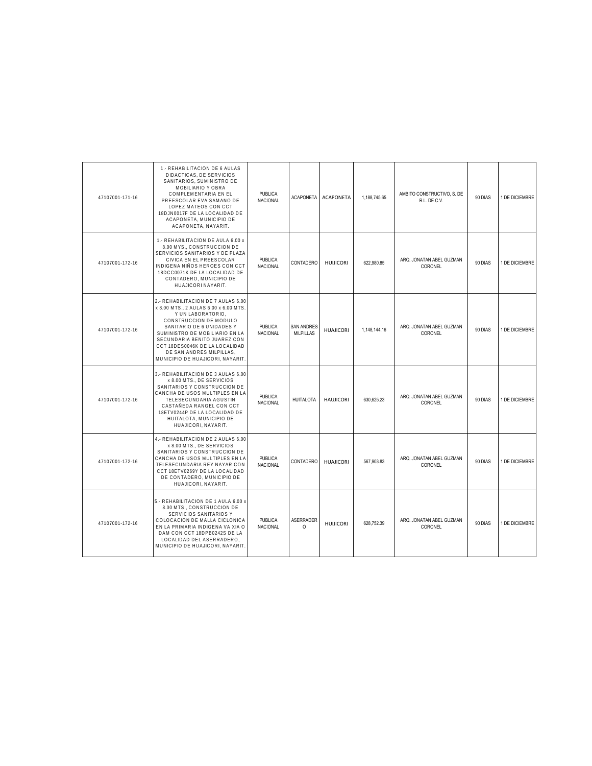| | | | | | | | | |
|---|---|---|---|---|---|---|---|---|
| 47107001-171-16 | 1.- REHABILITACION DE 6 AULAS DIDACTICAS, DE SERVICIOS SANITARIOS, SUMINISTRO DE MOBILIARIO Y OBRA COMPLEMENTARIA EN EL PREESCOLAR EVA SAMANO DE LOPEZ MATEOS CON CCT 18DJN0017F DE LA LOCALIDAD DE ACAPONETA, MUNICIPIO DE ACAPONETA, NAYARIT. | PUBLICA NACIONAL | ACAPONETA | ACAPONETA | 1,188,745.65 | AMBITO CONSTRUCTIVO, S. DE R.L. DE C.V. | 90 DIAS | 1 DE DICIEMBRE |
| 47107001-172-16 | 1.- REHABILITACION DE AULA 6.00 x 8.00 MYS., CONSTRUCCION DE SERVICIOS SANITARIOS Y DE PLAZA CIVICA EN EL PREESCOLAR INDIGENA NIÑOS HEROES CON CCT 18DCC0071K DE LA LOCALIDAD DE CONTADERO, MUNICIPIO DE HUAJICORI NAYARIT. | PUBLICA NACIONAL | CONTADERO | HUIJICORI | 622,980.85 | ARQ. JONATAN ABEL GUZMAN CORONEL | 90 DIAS | 1 DE DICIEMBRE |
| 47107001-172-16 | 2.- REHABILITACION DE 7 AULAS 6.00 x 8.00 MTS., 2 AULAS 6.00 x 6.00 MTS. Y UN LABORATORIO, CONSTRUCCION DE MODULO SANITARIO DE 6 UNIDADES Y SUMINISTRO DE MOBILIARIO EN LA SECUNDARIA BENITO JUAREZ CON CCT 18DES0046K DE LA LOCALIDAD DE SAN ANDRES MILPILLAS, MUNICIPIO DE HUAJICORI, NAYARIT. | PUBLICA NACIONAL | SAN ANDRES MILPILLAS | HUAJICORI | 1,148,144.16 | ARQ. JONATAN ABEL GUZMAN CORONEL | 90 DIAS | 1 DE DICIEMBRE |
| 47107001-172-16 | 3.- REHABILITACION DE 3 AULAS 6.00 x 8.00 MTS., DE SERVICIOS SANITARIOS Y CONSTRUCCION DE CANCHA DE USOS MULTIPLES EN LA TELESECUNDARIA AGUSTIN CASTAÑEDA RANGEL CON CCT 18ETV0244P DE LA LOCALIDAD DE HUITALOTA, MUNICIPIO DE HUAJICORI, NAYARIT. | PUBLICA NACIONAL | HUITALOTA | HAUJICORI | 630,625.23 | ARQ. JONATAN ABEL GUZMAN CORONEL | 90 DIAS | 1 DE DICIEMBRE |
| 47107001-172-16 | 4.- REHABILITACION DE 2 AULAS 6.00 x 8.00 MTS., DE SERVICIOS SANITARIOS Y CONSTRUCCION DE CANCHA DE USOS MULTIPLES EN LA TELESECUNDARIA REY NAYAR CON CCT 18ETV0269Y DE LA LOCALIDAD DE CONTADERO, MUNICIPIO DE HUAJICORI, NAYARIT. | PUBLICA NACIONAL | CONTADERO | HUAJICORI | 567,903.83 | ARQ. JONATAN ABEL GUZMAN CORONEL | 90 DIAS | 1 DE DICIEMBRE |
| 47107001-172-16 | 5.- REHABILITACION DE 1 AULA 6.00 x 8.00 MTS., CONSTRUCCION DE SERVICIOS SANITARIOS Y COLOCACION DE MALLA CICLONICA EN LA PRIMARIA INDIGENA VA XIA O DAM CON CCT 18DPB0242S DE LA LOCALIDAD DEL ASERRADERO, MUNICIPIO DE HUAJICORI, NAYARIT. | PUBLICA NACIONAL | ASERRADERO | HUIJICORI | 628,752.39 | ARQ. JONATAN ABEL GUZMAN CORONEL | 90 DIAS | 1 DE DICIEMBRE |